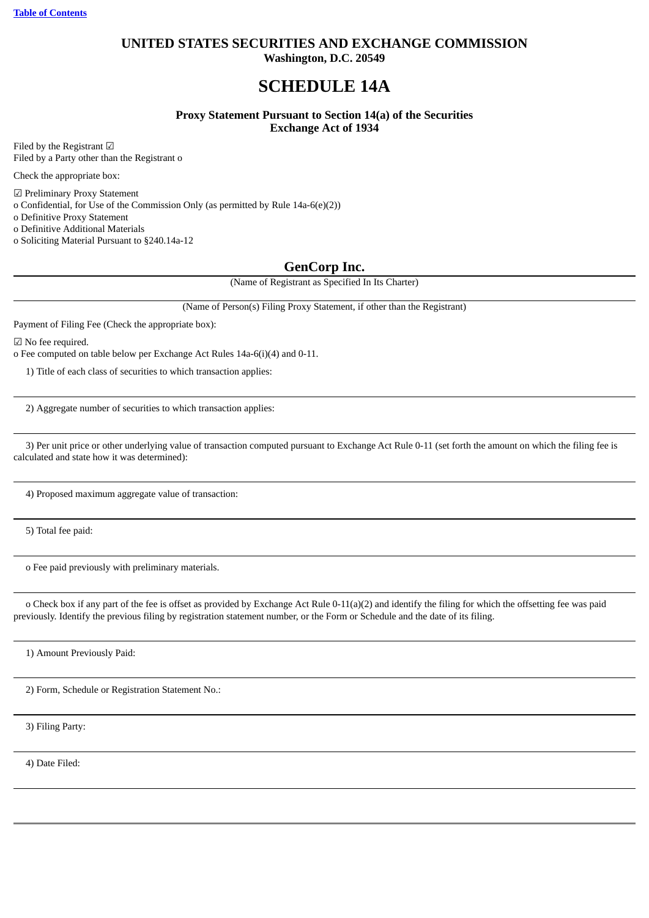[Table of Contents](#)

# UNITED STATES SECURITIES AND EXCHANGE COMMISSION

**Washington, D.C. 20549**

# SCHEDULE 14A

**Proxy Statement Pursuant to Section 14(a) of the Securities Exchange Act of 1934**

Filed by the Registrant ☑
Filed by a Party other than the Registrant o

Check the appropriate box:

☑ Preliminary Proxy Statement
o Confidential, for Use of the Commission Only (as permitted by Rule 14a-6(e)(2))
o Definitive Proxy Statement
o Definitive Additional Materials
o Soliciting Material Pursuant to §240.14a-12

## GenCorp Inc.

(Name of Registrant as Specified In Its Charter)

(Name of Person(s) Filing Proxy Statement, if other than the Registrant)

Payment of Filing Fee (Check the appropriate box):

☑ No fee required.
o Fee computed on table below per Exchange Act Rules 14a-6(i)(4) and 0-11.

1) Title of each class of securities to which transaction applies:

2) Aggregate number of securities to which transaction applies:

3) Per unit price or other underlying value of transaction computed pursuant to Exchange Act Rule 0-11 (set forth the amount on which the filing fee is calculated and state how it was determined):

4) Proposed maximum aggregate value of transaction:

5) Total fee paid:

o Fee paid previously with preliminary materials.

o Check box if any part of the fee is offset as provided by Exchange Act Rule 0-11(a)(2) and identify the filing for which the offsetting fee was paid previously. Identify the previous filing by registration statement number, or the Form or Schedule and the date of its filing.

1) Amount Previously Paid:

2) Form, Schedule or Registration Statement No.:

3) Filing Party:

4) Date Filed: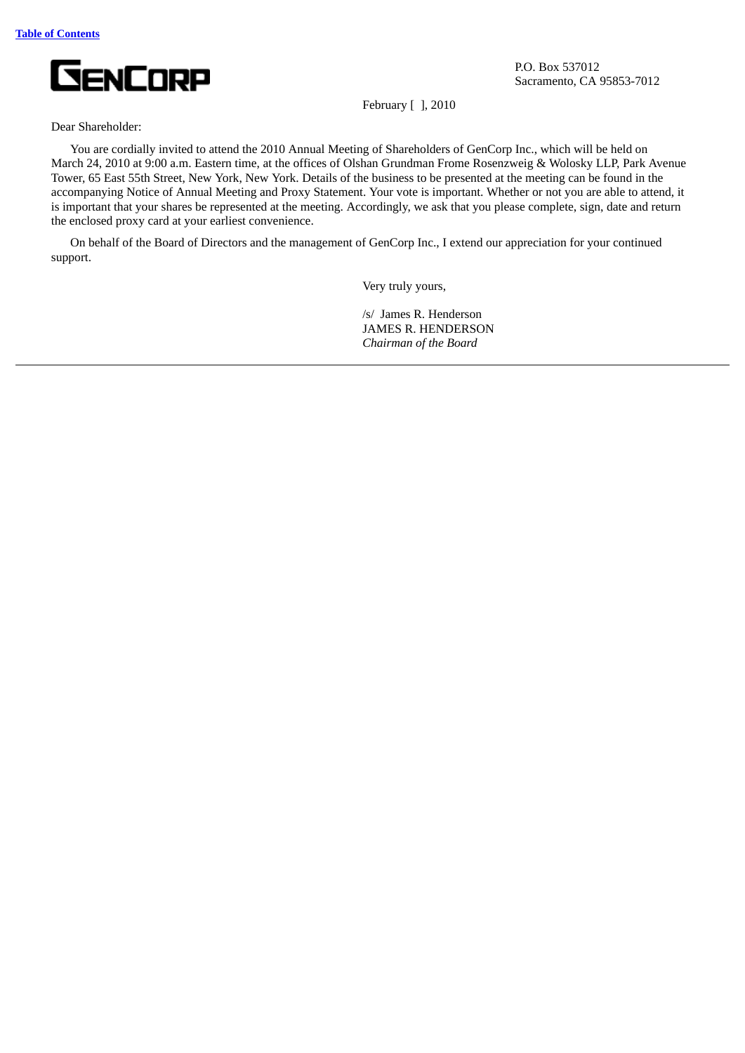**GENCORP**

P.O. Box 537012
Sacramento, CA 95853-7012

February [ ], 2010

Dear Shareholder:

You are cordially invited to attend the 2010 Annual Meeting of Shareholders of GenCorp Inc., which will be held on March 24, 2010 at 9:00 a.m. Eastern time, at the offices of Olshan Grundman Frome Rosenzweig & Wolosky LLP, Park Avenue Tower, 65 East 55th Street, New York, New York. Details of the business to be presented at the meeting can be found in the accompanying Notice of Annual Meeting and Proxy Statement. Your vote is important. Whether or not you are able to attend, it is important that your shares be represented at the meeting. Accordingly, we ask that you please complete, sign, date and return the enclosed proxy card at your earliest convenience.

On behalf of the Board of Directors and the management of GenCorp Inc., I extend our appreciation for your continued support.

Very truly yours,

/s/ James R. Henderson
JAMES R. HENDERSON
*Chairman of the Board*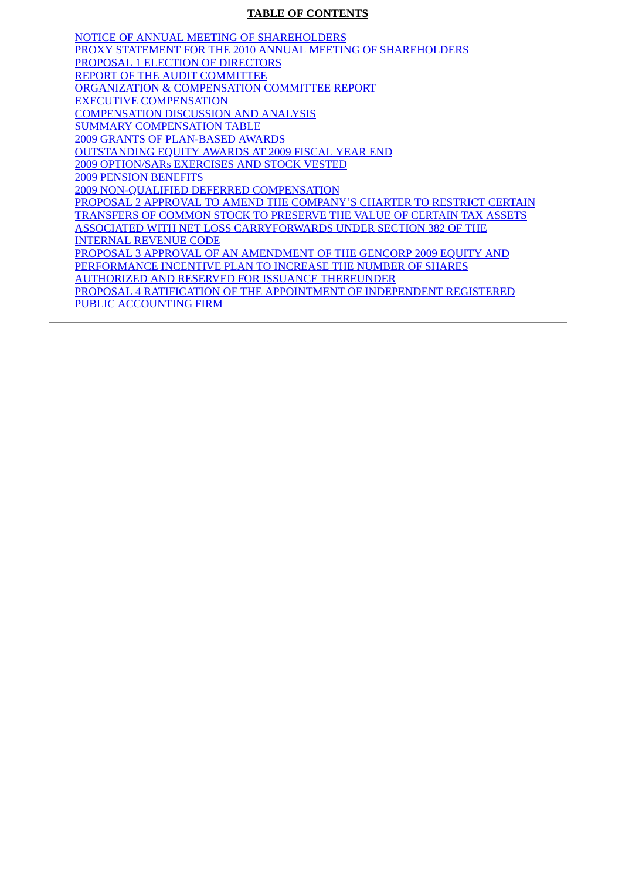**TABLE OF CONTENTS**

- NOTICE OF ANNUAL MEETING OF SHAREHOLDERS
- PROXY STATEMENT FOR THE 2010 ANNUAL MEETING OF SHAREHOLDERS
- PROPOSAL 1 ELECTION OF DIRECTORS
- REPORT OF THE AUDIT COMMITTEE
- ORGANIZATION & COMPENSATION COMMITTEE REPORT
- EXECUTIVE COMPENSATION
- COMPENSATION DISCUSSION AND ANALYSIS
- SUMMARY COMPENSATION TABLE
- 2009 GRANTS OF PLAN-BASED AWARDS
- OUTSTANDING EQUITY AWARDS AT 2009 FISCAL YEAR END
- 2009 OPTION/SARs EXERCISES AND STOCK VESTED
- 2009 PENSION BENEFITS
- 2009 NON-QUALIFIED DEFERRED COMPENSATION
- PROPOSAL 2 APPROVAL TO AMEND THE COMPANY'S CHARTER TO RESTRICT CERTAIN TRANSFERS OF COMMON STOCK TO PRESERVE THE VALUE OF CERTAIN TAX ASSETS ASSOCIATED WITH NET LOSS CARRYFORWARDS UNDER SECTION 382 OF THE INTERNAL REVENUE CODE
- PROPOSAL 3 APPROVAL OF AN AMENDMENT OF THE GENCORP 2009 EQUITY AND PERFORMANCE INCENTIVE PLAN TO INCREASE THE NUMBER OF SHARES AUTHORIZED AND RESERVED FOR ISSUANCE THEREUNDER
- PROPOSAL 4 RATIFICATION OF THE APPOINTMENT OF INDEPENDENT REGISTERED PUBLIC ACCOUNTING FIRM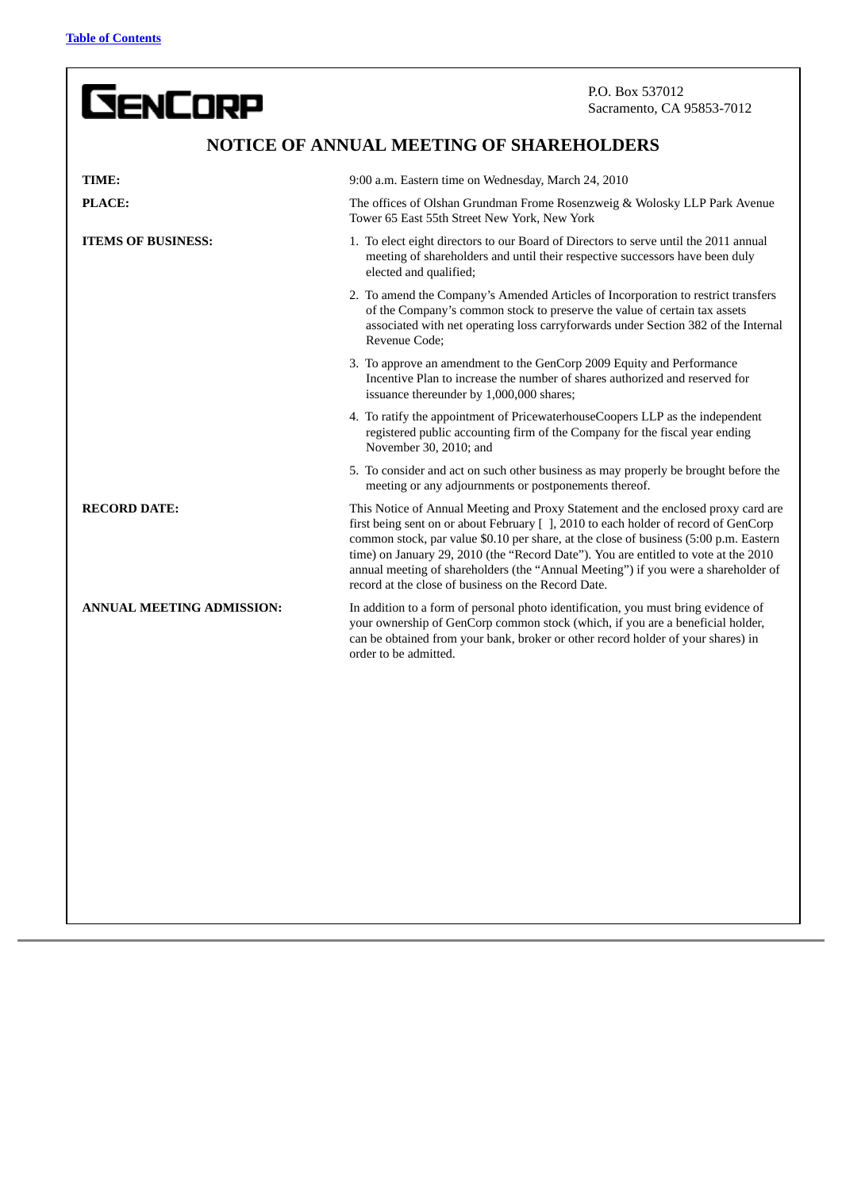GENCORP

P.O. Box 537012
Sacramento, CA 95853-7012

# NOTICE OF ANNUAL MEETING OF SHAREHOLDERS

**TIME:** 9:00 a.m. Eastern time on Wednesday, March 24, 2010

**PLACE:** The offices of Olshan Grundman Frome Rosenzweig & Wolosky LLP Park Avenue Tower 65 East 55th Street New York, New York

**ITEMS OF BUSINESS:**

1. To elect eight directors to our Board of Directors to serve until the 2011 annual meeting of shareholders and until their respective successors have been duly elected and qualified;
2. To amend the Company's Amended Articles of Incorporation to restrict transfers of the Company's common stock to preserve the value of certain tax assets associated with net operating loss carryforwards under Section 382 of the Internal Revenue Code;
3. To approve an amendment to the GenCorp 2009 Equity and Performance Incentive Plan to increase the number of shares authorized and reserved for issuance thereunder by 1,000,000 shares;
4. To ratify the appointment of PricewaterhouseCoopers LLP as the independent registered public accounting firm of the Company for the fiscal year ending November 30, 2010; and
5. To consider and act on such other business as may properly be brought before the meeting or any adjournments or postponements thereof.

**RECORD DATE:** This Notice of Annual Meeting and Proxy Statement and the enclosed proxy card are first being sent on or about February [ ], 2010 to each holder of record of GenCorp common stock, par value $0.10 per share, at the close of business (5:00 p.m. Eastern time) on January 29, 2010 (the "Record Date"). You are entitled to vote at the 2010 annual meeting of shareholders (the "Annual Meeting") if you were a shareholder of record at the close of business on the Record Date.

**ANNUAL MEETING ADMISSION:** In addition to a form of personal photo identification, you must bring evidence of your ownership of GenCorp common stock (which, if you are a beneficial holder, can be obtained from your bank, broker or other record holder of your shares) in order to be admitted.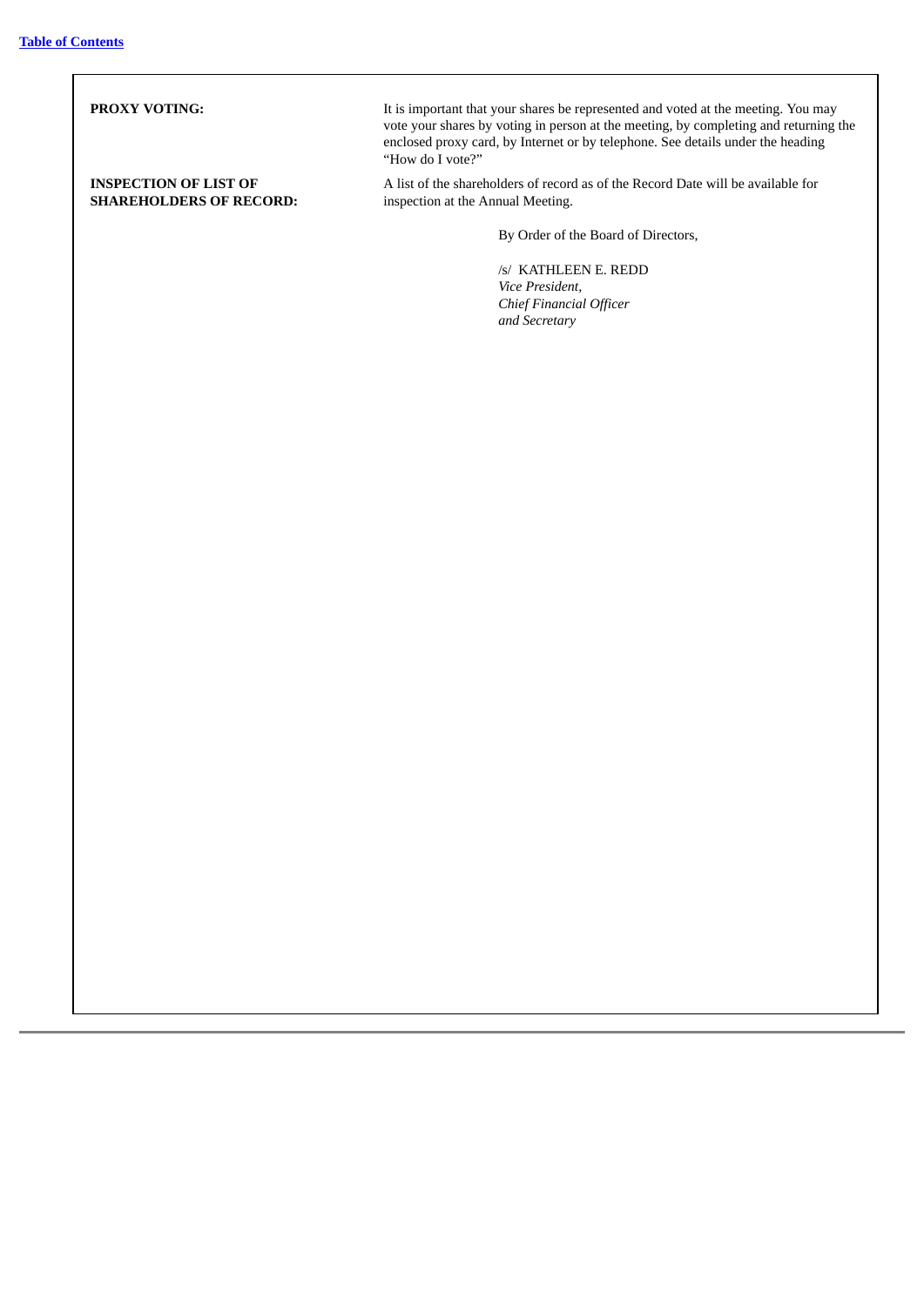| | |
|---|---|
| **PROXY VOTING:** | It is important that your shares be represented and voted at the meeting. You may vote your shares by voting in person at the meeting, by completing and returning the enclosed proxy card, by Internet or by telephone. See details under the heading "How do I vote?" |
| **INSPECTION OF LIST OF SHAREHOLDERS OF RECORD:** | A list of the shareholders of record as of the Record Date will be available for inspection at the Annual Meeting. |

By Order of the Board of Directors,

/s/ KATHLEEN E. REDD
*Vice President,*
*Chief Financial Officer*
*and Secretary*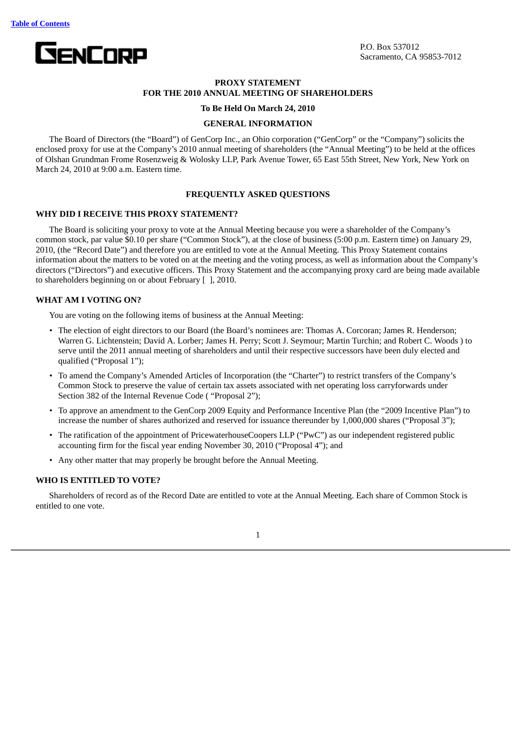GENCORP

P.O. Box 537012
Sacramento, CA 95853-7012

# PROXY STATEMENT
# FOR THE 2010 ANNUAL MEETING OF SHAREHOLDERS

**To Be Held On March 24, 2010**

## GENERAL INFORMATION

The Board of Directors (the "Board") of GenCorp Inc., an Ohio corporation ("GenCorp" or the "Company") solicits the enclosed proxy for use at the Company's 2010 annual meeting of shareholders (the "Annual Meeting") to be held at the offices of Olshan Grundman Frome Rosenzweig & Wolosky LLP, Park Avenue Tower, 65 East 55th Street, New York, New York on March 24, 2010 at 9:00 a.m. Eastern time.

## FREQUENTLY ASKED QUESTIONS

### WHY DID I RECEIVE THIS PROXY STATEMENT?

The Board is soliciting your proxy to vote at the Annual Meeting because you were a shareholder of the Company's common stock, par value $0.10 per share ("Common Stock"), at the close of business (5:00 p.m. Eastern time) on January 29, 2010, (the "Record Date") and therefore you are entitled to vote at the Annual Meeting. This Proxy Statement contains information about the matters to be voted on at the meeting and the voting process, as well as information about the Company's directors ("Directors") and executive officers. This Proxy Statement and the accompanying proxy card are being made available to shareholders beginning on or about February [ ], 2010.

### WHAT AM I VOTING ON?

You are voting on the following items of business at the Annual Meeting:

- The election of eight directors to our Board (the Board's nominees are: Thomas A. Corcoran; James R. Henderson; Warren G. Lichtenstein; David A. Lorber; James H. Perry; Scott J. Seymour; Martin Turchin; and Robert C. Woods ) to serve until the 2011 annual meeting of shareholders and until their respective successors have been duly elected and qualified ("Proposal 1");
- To amend the Company's Amended Articles of Incorporation (the "Charter") to restrict transfers of the Company's Common Stock to preserve the value of certain tax assets associated with net operating loss carryforwards under Section 382 of the Internal Revenue Code ( "Proposal 2");
- To approve an amendment to the GenCorp 2009 Equity and Performance Incentive Plan (the "2009 Incentive Plan") to increase the number of shares authorized and reserved for issuance thereunder by 1,000,000 shares ("Proposal 3");
- The ratification of the appointment of PricewaterhouseCoopers LLP ("PwC") as our independent registered public accounting firm for the fiscal year ending November 30, 2010 ("Proposal 4"); and
- Any other matter that may properly be brought before the Annual Meeting.

### WHO IS ENTITLED TO VOTE?

Shareholders of record as of the Record Date are entitled to vote at the Annual Meeting. Each share of Common Stock is entitled to one vote.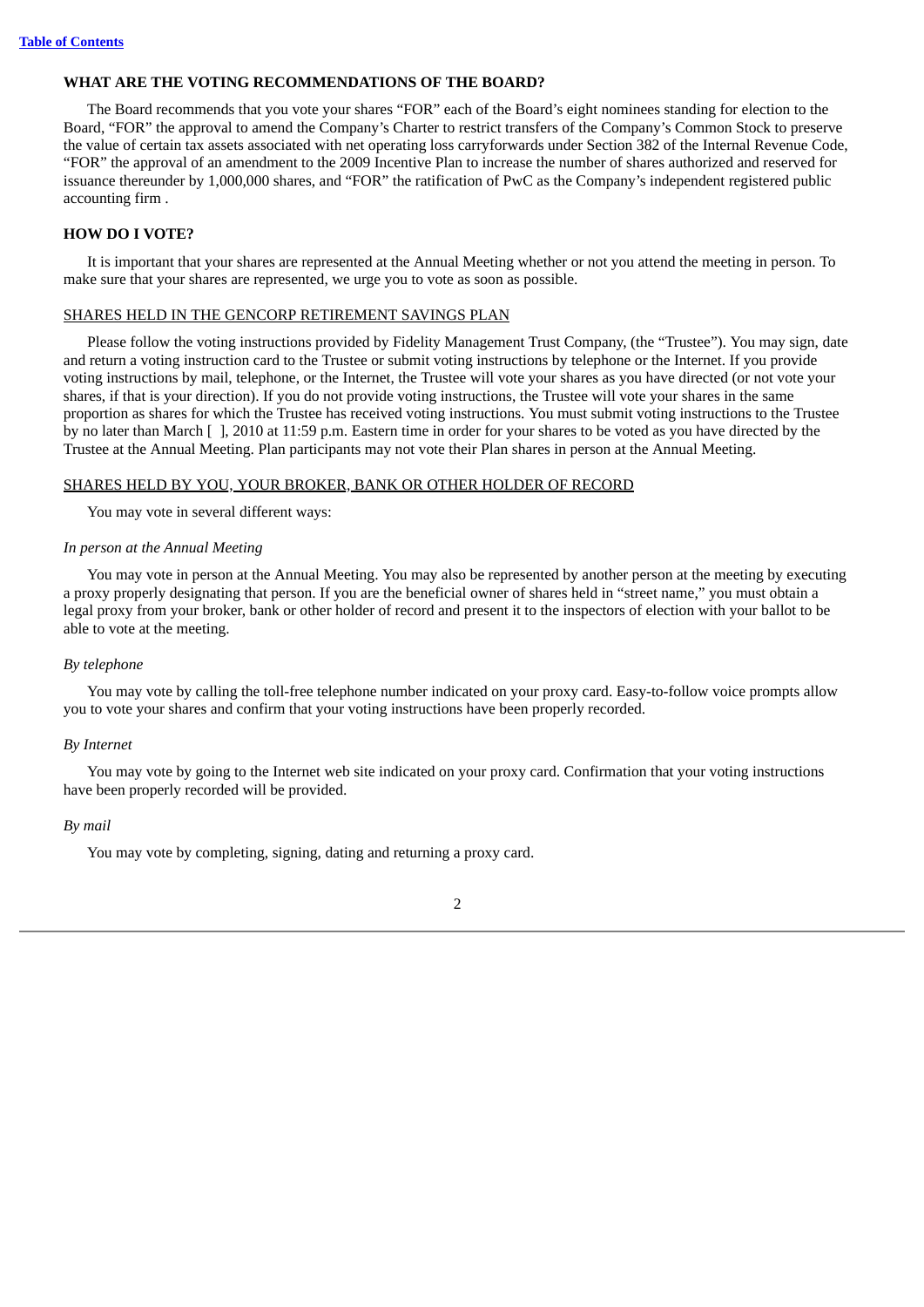**WHAT ARE THE VOTING RECOMMENDATIONS OF THE BOARD?**

The Board recommends that you vote your shares "FOR" each of the Board's eight nominees standing for election to the Board, "FOR" the approval to amend the Company's Charter to restrict transfers of the Company's Common Stock to preserve the value of certain tax assets associated with net operating loss carryforwards under Section 382 of the Internal Revenue Code, "FOR" the approval of an amendment to the 2009 Incentive Plan to increase the number of shares authorized and reserved for issuance thereunder by 1,000,000 shares, and "FOR" the ratification of PwC as the Company's independent registered public accounting firm .

**HOW DO I VOTE?**

It is important that your shares are represented at the Annual Meeting whether or not you attend the meeting in person. To make sure that your shares are represented, we urge you to vote as soon as possible.

SHARES HELD IN THE GENCORP RETIREMENT SAVINGS PLAN

Please follow the voting instructions provided by Fidelity Management Trust Company, (the "Trustee"). You may sign, date and return a voting instruction card to the Trustee or submit voting instructions by telephone or the Internet. If you provide voting instructions by mail, telephone, or the Internet, the Trustee will vote your shares as you have directed (or not vote your shares, if that is your direction). If you do not provide voting instructions, the Trustee will vote your shares in the same proportion as shares for which the Trustee has received voting instructions. You must submit voting instructions to the Trustee by no later than March [ ], 2010 at 11:59 p.m. Eastern time in order for your shares to be voted as you have directed by the Trustee at the Annual Meeting. Plan participants may not vote their Plan shares in person at the Annual Meeting.

SHARES HELD BY YOU, YOUR BROKER, BANK OR OTHER HOLDER OF RECORD

You may vote in several different ways:

*In person at the Annual Meeting*

You may vote in person at the Annual Meeting. You may also be represented by another person at the meeting by executing a proxy properly designating that person. If you are the beneficial owner of shares held in "street name," you must obtain a legal proxy from your broker, bank or other holder of record and present it to the inspectors of election with your ballot to be able to vote at the meeting.

*By telephone*

You may vote by calling the toll-free telephone number indicated on your proxy card. Easy-to-follow voice prompts allow you to vote your shares and confirm that your voting instructions have been properly recorded.

*By Internet*

You may vote by going to the Internet web site indicated on your proxy card. Confirmation that your voting instructions have been properly recorded will be provided.

*By mail*

You may vote by completing, signing, dating and returning a proxy card.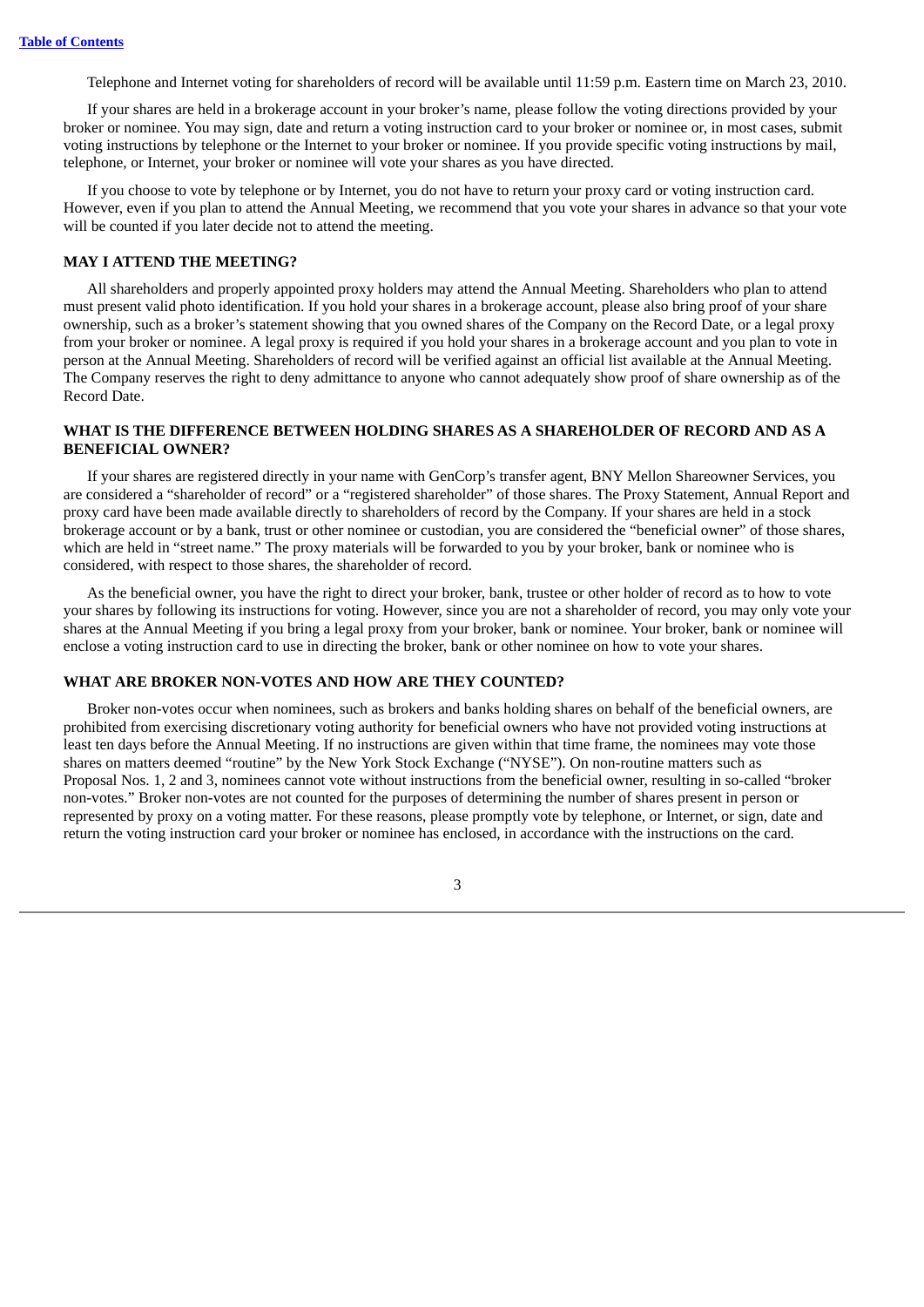Telephone and Internet voting for shareholders of record will be available until 11:59 p.m. Eastern time on March 23, 2010.

If your shares are held in a brokerage account in your broker's name, please follow the voting directions provided by your broker or nominee. You may sign, date and return a voting instruction card to your broker or nominee or, in most cases, submit voting instructions by telephone or the Internet to your broker or nominee. If you provide specific voting instructions by mail, telephone, or Internet, your broker or nominee will vote your shares as you have directed.

If you choose to vote by telephone or by Internet, you do not have to return your proxy card or voting instruction card. However, even if you plan to attend the Annual Meeting, we recommend that you vote your shares in advance so that your vote will be counted if you later decide not to attend the meeting.

### MAY I ATTEND THE MEETING?

All shareholders and properly appointed proxy holders may attend the Annual Meeting. Shareholders who plan to attend must present valid photo identification. If you hold your shares in a brokerage account, please also bring proof of your share ownership, such as a broker's statement showing that you owned shares of the Company on the Record Date, or a legal proxy from your broker or nominee. A legal proxy is required if you hold your shares in a brokerage account and you plan to vote in person at the Annual Meeting. Shareholders of record will be verified against an official list available at the Annual Meeting. The Company reserves the right to deny admittance to anyone who cannot adequately show proof of share ownership as of the Record Date.

### WHAT IS THE DIFFERENCE BETWEEN HOLDING SHARES AS A SHAREHOLDER OF RECORD AND AS A BENEFICIAL OWNER?

If your shares are registered directly in your name with GenCorp's transfer agent, BNY Mellon Shareowner Services, you are considered a "shareholder of record" or a "registered shareholder" of those shares. The Proxy Statement, Annual Report and proxy card have been made available directly to shareholders of record by the Company. If your shares are held in a stock brokerage account or by a bank, trust or other nominee or custodian, you are considered the "beneficial owner" of those shares, which are held in "street name." The proxy materials will be forwarded to you by your broker, bank or nominee who is considered, with respect to those shares, the shareholder of record.

As the beneficial owner, you have the right to direct your broker, bank, trustee or other holder of record as to how to vote your shares by following its instructions for voting. However, since you are not a shareholder of record, you may only vote your shares at the Annual Meeting if you bring a legal proxy from your broker, bank or nominee. Your broker, bank or nominee will enclose a voting instruction card to use in directing the broker, bank or other nominee on how to vote your shares.

### WHAT ARE BROKER NON-VOTES AND HOW ARE THEY COUNTED?

Broker non-votes occur when nominees, such as brokers and banks holding shares on behalf of the beneficial owners, are prohibited from exercising discretionary voting authority for beneficial owners who have not provided voting instructions at least ten days before the Annual Meeting. If no instructions are given within that time frame, the nominees may vote those shares on matters deemed "routine" by the New York Stock Exchange ("NYSE"). On non-routine matters such as Proposal Nos. 1, 2 and 3, nominees cannot vote without instructions from the beneficial owner, resulting in so-called "broker non-votes." Broker non-votes are not counted for the purposes of determining the number of shares present in person or represented by proxy on a voting matter. For these reasons, please promptly vote by telephone, or Internet, or sign, date and return the voting instruction card your broker or nominee has enclosed, in accordance with the instructions on the card.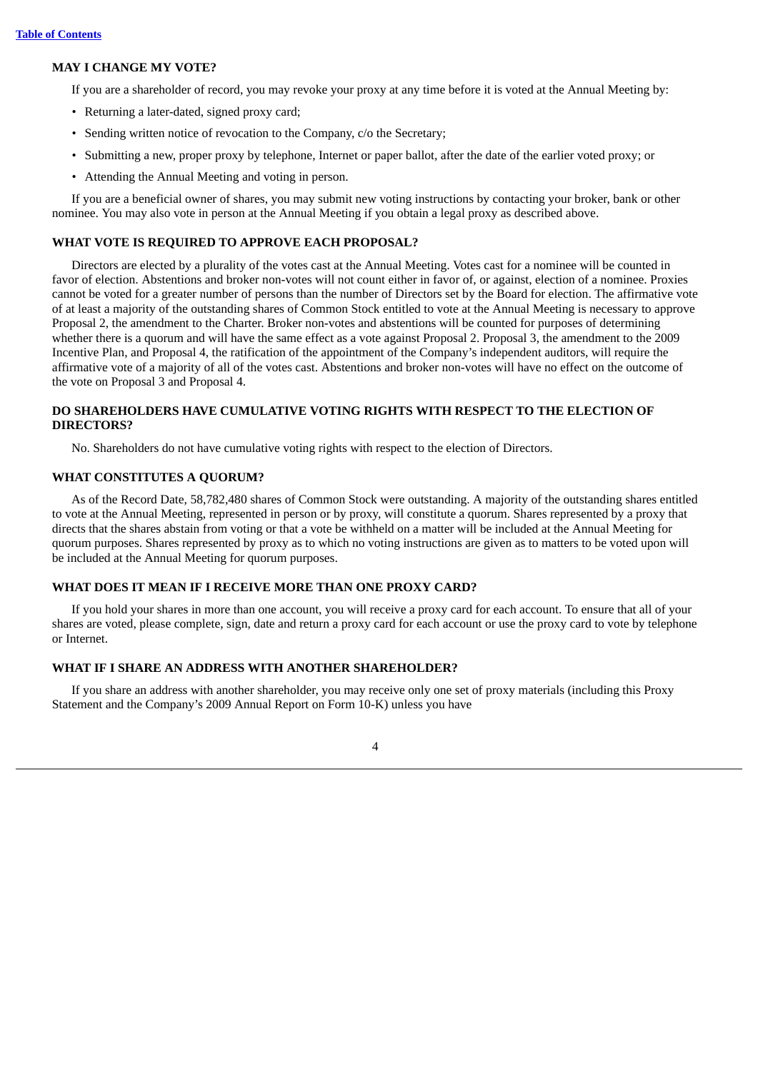### MAY I CHANGE MY VOTE?

If you are a shareholder of record, you may revoke your proxy at any time before it is voted at the Annual Meeting by:

- Returning a later-dated, signed proxy card;
- Sending written notice of revocation to the Company, c/o the Secretary;
- Submitting a new, proper proxy by telephone, Internet or paper ballot, after the date of the earlier voted proxy; or
- Attending the Annual Meeting and voting in person.

If you are a beneficial owner of shares, you may submit new voting instructions by contacting your broker, bank or other nominee. You may also vote in person at the Annual Meeting if you obtain a legal proxy as described above.

### WHAT VOTE IS REQUIRED TO APPROVE EACH PROPOSAL?

Directors are elected by a plurality of the votes cast at the Annual Meeting. Votes cast for a nominee will be counted in favor of election. Abstentions and broker non-votes will not count either in favor of, or against, election of a nominee. Proxies cannot be voted for a greater number of persons than the number of Directors set by the Board for election. The affirmative vote of at least a majority of the outstanding shares of Common Stock entitled to vote at the Annual Meeting is necessary to approve Proposal 2, the amendment to the Charter. Broker non-votes and abstentions will be counted for purposes of determining whether there is a quorum and will have the same effect as a vote against Proposal 2. Proposal 3, the amendment to the 2009 Incentive Plan, and Proposal 4, the ratification of the appointment of the Company's independent auditors, will require the affirmative vote of a majority of all of the votes cast. Abstentions and broker non-votes will have no effect on the outcome of the vote on Proposal 3 and Proposal 4.

### DO SHAREHOLDERS HAVE CUMULATIVE VOTING RIGHTS WITH RESPECT TO THE ELECTION OF DIRECTORS?

No. Shareholders do not have cumulative voting rights with respect to the election of Directors.

### WHAT CONSTITUTES A QUORUM?

As of the Record Date, 58,782,480 shares of Common Stock were outstanding. A majority of the outstanding shares entitled to vote at the Annual Meeting, represented in person or by proxy, will constitute a quorum. Shares represented by a proxy that directs that the shares abstain from voting or that a vote be withheld on a matter will be included at the Annual Meeting for quorum purposes. Shares represented by proxy as to which no voting instructions are given as to matters to be voted upon will be included at the Annual Meeting for quorum purposes.

### WHAT DOES IT MEAN IF I RECEIVE MORE THAN ONE PROXY CARD?

If you hold your shares in more than one account, you will receive a proxy card for each account. To ensure that all of your shares are voted, please complete, sign, date and return a proxy card for each account or use the proxy card to vote by telephone or Internet.

### WHAT IF I SHARE AN ADDRESS WITH ANOTHER SHAREHOLDER?

If you share an address with another shareholder, you may receive only one set of proxy materials (including this Proxy Statement and the Company's 2009 Annual Report on Form 10-K) unless you have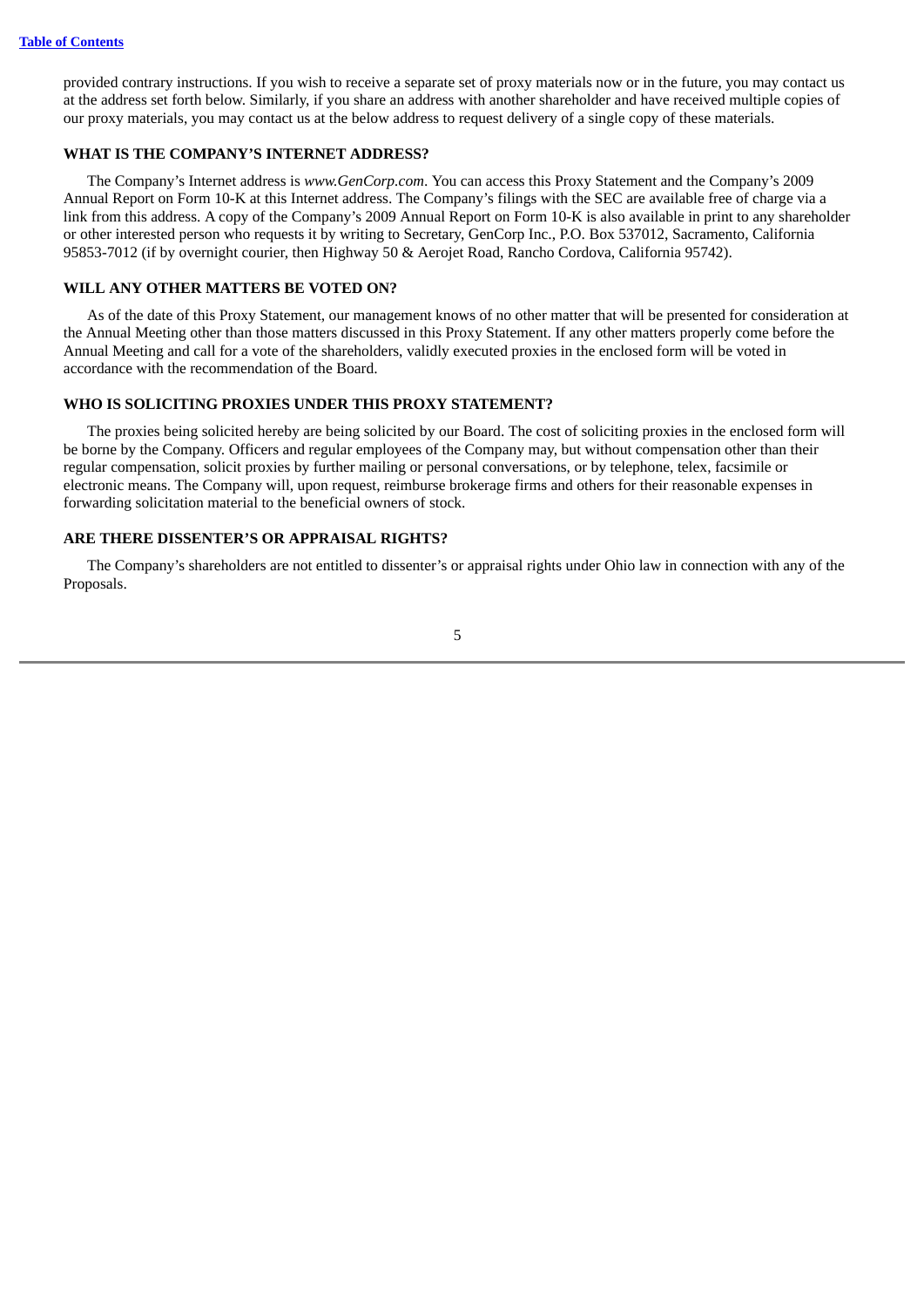provided contrary instructions. If you wish to receive a separate set of proxy materials now or in the future, you may contact us at the address set forth below. Similarly, if you share an address with another shareholder and have received multiple copies of our proxy materials, you may contact us at the below address to request delivery of a single copy of these materials.

### WHAT IS THE COMPANY'S INTERNET ADDRESS?

The Company's Internet address is *www.GenCorp.com*. You can access this Proxy Statement and the Company's 2009 Annual Report on Form 10-K at this Internet address. The Company's filings with the SEC are available free of charge via a link from this address. A copy of the Company's 2009 Annual Report on Form 10-K is also available in print to any shareholder or other interested person who requests it by writing to Secretary, GenCorp Inc., P.O. Box 537012, Sacramento, California 95853-7012 (if by overnight courier, then Highway 50 & Aerojet Road, Rancho Cordova, California 95742).

### WILL ANY OTHER MATTERS BE VOTED ON?

As of the date of this Proxy Statement, our management knows of no other matter that will be presented for consideration at the Annual Meeting other than those matters discussed in this Proxy Statement. If any other matters properly come before the Annual Meeting and call for a vote of the shareholders, validly executed proxies in the enclosed form will be voted in accordance with the recommendation of the Board.

### WHO IS SOLICITING PROXIES UNDER THIS PROXY STATEMENT?

The proxies being solicited hereby are being solicited by our Board. The cost of soliciting proxies in the enclosed form will be borne by the Company. Officers and regular employees of the Company may, but without compensation other than their regular compensation, solicit proxies by further mailing or personal conversations, or by telephone, telex, facsimile or electronic means. The Company will, upon request, reimburse brokerage firms and others for their reasonable expenses in forwarding solicitation material to the beneficial owners of stock.

### ARE THERE DISSENTER'S OR APPRAISAL RIGHTS?

The Company's shareholders are not entitled to dissenter's or appraisal rights under Ohio law in connection with any of the Proposals.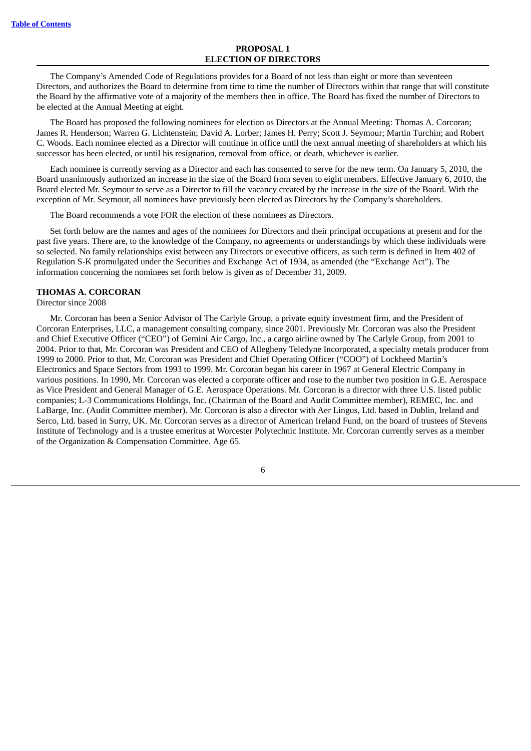## PROPOSAL 1
## ELECTION OF DIRECTORS

The Company's Amended Code of Regulations provides for a Board of not less than eight or more than seventeen Directors, and authorizes the Board to determine from time to time the number of Directors within that range that will constitute the Board by the affirmative vote of a majority of the members then in office. The Board has fixed the number of Directors to be elected at the Annual Meeting at eight.

The Board has proposed the following nominees for election as Directors at the Annual Meeting: Thomas A. Corcoran; James R. Henderson; Warren G. Lichtenstein; David A. Lorber; James H. Perry; Scott J. Seymour; Martin Turchin; and Robert C. Woods. Each nominee elected as a Director will continue in office until the next annual meeting of shareholders at which his successor has been elected, or until his resignation, removal from office, or death, whichever is earlier.

Each nominee is currently serving as a Director and each has consented to serve for the new term. On January 5, 2010, the Board unanimously authorized an increase in the size of the Board from seven to eight members. Effective January 6, 2010, the Board elected Mr. Seymour to serve as a Director to fill the vacancy created by the increase in the size of the Board. With the exception of Mr. Seymour, all nominees have previously been elected as Directors by the Company's shareholders.

The Board recommends a vote FOR the election of these nominees as Directors.

Set forth below are the names and ages of the nominees for Directors and their principal occupations at present and for the past five years. There are, to the knowledge of the Company, no agreements or understandings by which these individuals were so selected. No family relationships exist between any Directors or executive officers, as such term is defined in Item 402 of Regulation S-K promulgated under the Securities and Exchange Act of 1934, as amended (the "Exchange Act"). The information concerning the nominees set forth below is given as of December 31, 2009.

**THOMAS A. CORCORAN**
Director since 2008

Mr. Corcoran has been a Senior Advisor of The Carlyle Group, a private equity investment firm, and the President of Corcoran Enterprises, LLC, a management consulting company, since 2001. Previously Mr. Corcoran was also the President and Chief Executive Officer ("CEO") of Gemini Air Cargo, Inc., a cargo airline owned by The Carlyle Group, from 2001 to 2004. Prior to that, Mr. Corcoran was President and CEO of Allegheny Teledyne Incorporated, a specialty metals producer from 1999 to 2000. Prior to that, Mr. Corcoran was President and Chief Operating Officer ("COO") of Lockheed Martin's Electronics and Space Sectors from 1993 to 1999. Mr. Corcoran began his career in 1967 at General Electric Company in various positions. In 1990, Mr. Corcoran was elected a corporate officer and rose to the number two position in G.E. Aerospace as Vice President and General Manager of G.E. Aerospace Operations. Mr. Corcoran is a director with three U.S. listed public companies; L-3 Communications Holdings, Inc. (Chairman of the Board and Audit Committee member), REMEC, Inc. and LaBarge, Inc. (Audit Committee member). Mr. Corcoran is also a director with Aer Lingus, Ltd. based in Dublin, Ireland and Serco, Ltd. based in Surry, UK. Mr. Corcoran serves as a director of American Ireland Fund, on the board of trustees of Stevens Institute of Technology and is a trustee emeritus at Worcester Polytechnic Institute. Mr. Corcoran currently serves as a member of the Organization & Compensation Committee. Age 65.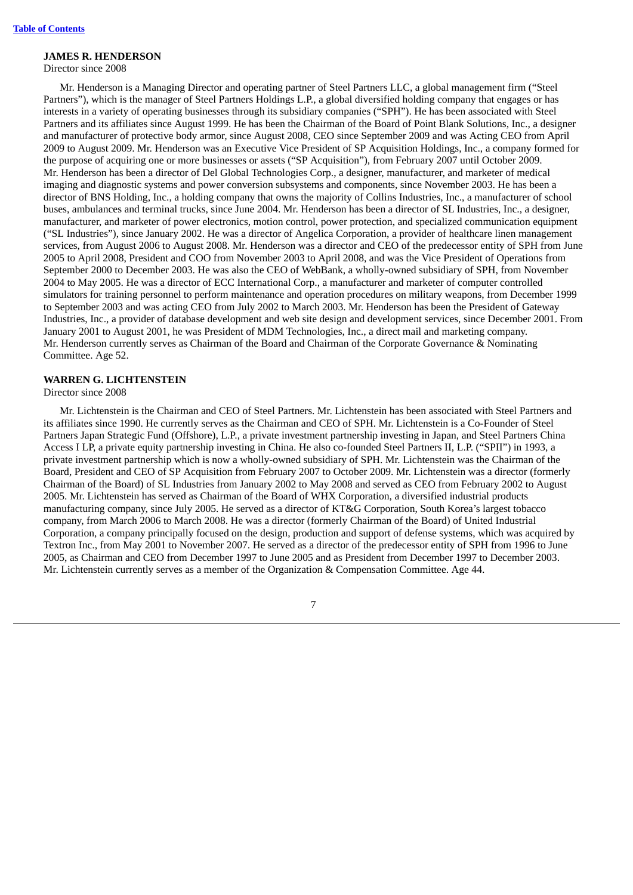[Table of Contents](#)

**JAMES R. HENDERSON**

Director since 2008

Mr. Henderson is a Managing Director and operating partner of Steel Partners LLC, a global management firm ("Steel Partners"), which is the manager of Steel Partners Holdings L.P., a global diversified holding company that engages or has interests in a variety of operating businesses through its subsidiary companies ("SPH"). He has been associated with Steel Partners and its affiliates since August 1999. He has been the Chairman of the Board of Point Blank Solutions, Inc., a designer and manufacturer of protective body armor, since August 2008, CEO since September 2009 and was Acting CEO from April 2009 to August 2009. Mr. Henderson was an Executive Vice President of SP Acquisition Holdings, Inc., a company formed for the purpose of acquiring one or more businesses or assets ("SP Acquisition"), from February 2007 until October 2009. Mr. Henderson has been a director of Del Global Technologies Corp., a designer, manufacturer, and marketer of medical imaging and diagnostic systems and power conversion subsystems and components, since November 2003. He has been a director of BNS Holding, Inc., a holding company that owns the majority of Collins Industries, Inc., a manufacturer of school buses, ambulances and terminal trucks, since June 2004. Mr. Henderson has been a director of SL Industries, Inc., a designer, manufacturer, and marketer of power electronics, motion control, power protection, and specialized communication equipment ("SL Industries"), since January 2002. He was a director of Angelica Corporation, a provider of healthcare linen management services, from August 2006 to August 2008. Mr. Henderson was a director and CEO of the predecessor entity of SPH from June 2005 to April 2008, President and COO from November 2003 to April 2008, and was the Vice President of Operations from September 2000 to December 2003. He was also the CEO of WebBank, a wholly-owned subsidiary of SPH, from November 2004 to May 2005. He was a director of ECC International Corp., a manufacturer and marketer of computer controlled simulators for training personnel to perform maintenance and operation procedures on military weapons, from December 1999 to September 2003 and was acting CEO from July 2002 to March 2003. Mr. Henderson has been the President of Gateway Industries, Inc., a provider of database development and web site design and development services, since December 2001. From January 2001 to August 2001, he was President of MDM Technologies, Inc., a direct mail and marketing company. Mr. Henderson currently serves as Chairman of the Board and Chairman of the Corporate Governance & Nominating Committee. Age 52.

**WARREN G. LICHTENSTEIN**

Director since 2008

Mr. Lichtenstein is the Chairman and CEO of Steel Partners. Mr. Lichtenstein has been associated with Steel Partners and its affiliates since 1990. He currently serves as the Chairman and CEO of SPH. Mr. Lichtenstein is a Co-Founder of Steel Partners Japan Strategic Fund (Offshore), L.P., a private investment partnership investing in Japan, and Steel Partners China Access I LP, a private equity partnership investing in China. He also co-founded Steel Partners II, L.P. ("SPII") in 1993, a private investment partnership which is now a wholly-owned subsidiary of SPH. Mr. Lichtenstein was the Chairman of the Board, President and CEO of SP Acquisition from February 2007 to October 2009. Mr. Lichtenstein was a director (formerly Chairman of the Board) of SL Industries from January 2002 to May 2008 and served as CEO from February 2002 to August 2005. Mr. Lichtenstein has served as Chairman of the Board of WHX Corporation, a diversified industrial products manufacturing company, since July 2005. He served as a director of KT&G Corporation, South Korea's largest tobacco company, from March 2006 to March 2008. He was a director (formerly Chairman of the Board) of United Industrial Corporation, a company principally focused on the design, production and support of defense systems, which was acquired by Textron Inc., from May 2001 to November 2007. He served as a director of the predecessor entity of SPH from 1996 to June 2005, as Chairman and CEO from December 1997 to June 2005 and as President from December 1997 to December 2003. Mr. Lichtenstein currently serves as a member of the Organization & Compensation Committee. Age 44.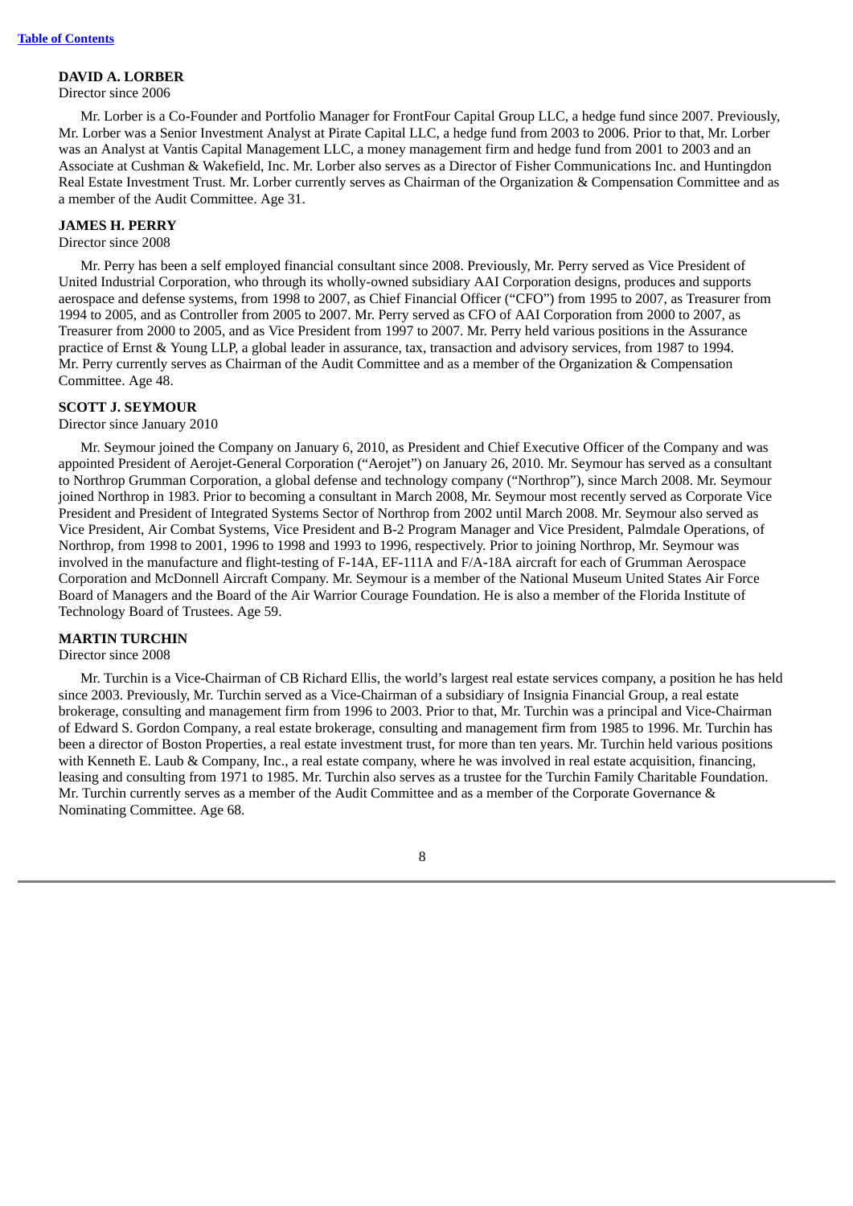**DAVID A. LORBER**

Director since 2006

Mr. Lorber is a Co-Founder and Portfolio Manager for FrontFour Capital Group LLC, a hedge fund since 2007. Previously, Mr. Lorber was a Senior Investment Analyst at Pirate Capital LLC, a hedge fund from 2003 to 2006. Prior to that, Mr. Lorber was an Analyst at Vantis Capital Management LLC, a money management firm and hedge fund from 2001 to 2003 and an Associate at Cushman & Wakefield, Inc. Mr. Lorber also serves as a Director of Fisher Communications Inc. and Huntingdon Real Estate Investment Trust. Mr. Lorber currently serves as Chairman of the Organization & Compensation Committee and as a member of the Audit Committee. Age 31.

**JAMES H. PERRY**

Director since 2008

Mr. Perry has been a self employed financial consultant since 2008. Previously, Mr. Perry served as Vice President of United Industrial Corporation, who through its wholly-owned subsidiary AAI Corporation designs, produces and supports aerospace and defense systems, from 1998 to 2007, as Chief Financial Officer ("CFO") from 1995 to 2007, as Treasurer from 1994 to 2005, and as Controller from 2005 to 2007. Mr. Perry served as CFO of AAI Corporation from 2000 to 2007, as Treasurer from 2000 to 2005, and as Vice President from 1997 to 2007. Mr. Perry held various positions in the Assurance practice of Ernst & Young LLP, a global leader in assurance, tax, transaction and advisory services, from 1987 to 1994. Mr. Perry currently serves as Chairman of the Audit Committee and as a member of the Organization & Compensation Committee. Age 48.

**SCOTT J. SEYMOUR**

Director since January 2010

Mr. Seymour joined the Company on January 6, 2010, as President and Chief Executive Officer of the Company and was appointed President of Aerojet-General Corporation ("Aerojet") on January 26, 2010. Mr. Seymour has served as a consultant to Northrop Grumman Corporation, a global defense and technology company ("Northrop"), since March 2008. Mr. Seymour joined Northrop in 1983. Prior to becoming a consultant in March 2008, Mr. Seymour most recently served as Corporate Vice President and President of Integrated Systems Sector of Northrop from 2002 until March 2008. Mr. Seymour also served as Vice President, Air Combat Systems, Vice President and B-2 Program Manager and Vice President, Palmdale Operations, of Northrop, from 1998 to 2001, 1996 to 1998 and 1993 to 1996, respectively. Prior to joining Northrop, Mr. Seymour was involved in the manufacture and flight-testing of F-14A, EF-111A and F/A-18A aircraft for each of Grumman Aerospace Corporation and McDonnell Aircraft Company. Mr. Seymour is a member of the National Museum United States Air Force Board of Managers and the Board of the Air Warrior Courage Foundation. He is also a member of the Florida Institute of Technology Board of Trustees. Age 59.

**MARTIN TURCHIN**

Director since 2008

Mr. Turchin is a Vice-Chairman of CB Richard Ellis, the world's largest real estate services company, a position he has held since 2003. Previously, Mr. Turchin served as a Vice-Chairman of a subsidiary of Insignia Financial Group, a real estate brokerage, consulting and management firm from 1996 to 2003. Prior to that, Mr. Turchin was a principal and Vice-Chairman of Edward S. Gordon Company, a real estate brokerage, consulting and management firm from 1985 to 1996. Mr. Turchin has been a director of Boston Properties, a real estate investment trust, for more than ten years. Mr. Turchin held various positions with Kenneth E. Laub & Company, Inc., a real estate company, where he was involved in real estate acquisition, financing, leasing and consulting from 1971 to 1985. Mr. Turchin also serves as a trustee for the Turchin Family Charitable Foundation. Mr. Turchin currently serves as a member of the Audit Committee and as a member of the Corporate Governance & Nominating Committee. Age 68.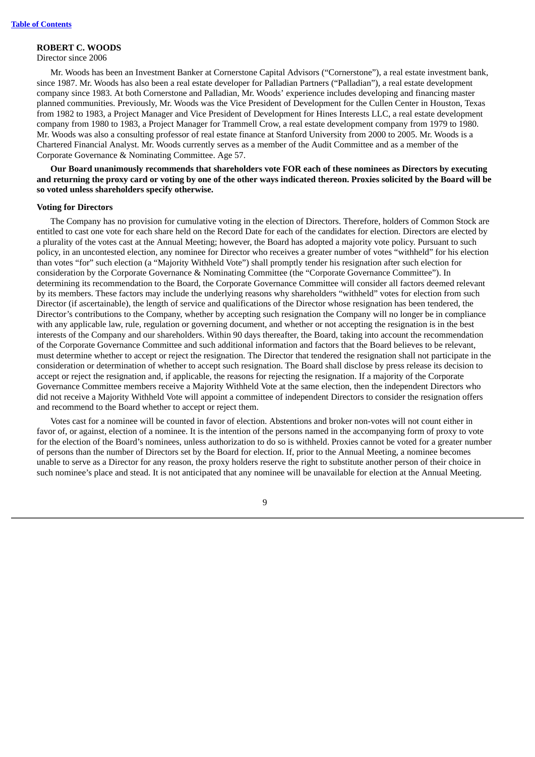**ROBERT C. WOODS**

Director since 2006

Mr. Woods has been an Investment Banker at Cornerstone Capital Advisors ("Cornerstone"), a real estate investment bank, since 1987. Mr. Woods has also been a real estate developer for Palladian Partners ("Palladian"), a real estate development company since 1983. At both Cornerstone and Palladian, Mr. Woods' experience includes developing and financing master planned communities. Previously, Mr. Woods was the Vice President of Development for the Cullen Center in Houston, Texas from 1982 to 1983, a Project Manager and Vice President of Development for Hines Interests LLC, a real estate development company from 1980 to 1983, a Project Manager for Trammell Crow, a real estate development company from 1979 to 1980. Mr. Woods was also a consulting professor of real estate finance at Stanford University from 2000 to 2005. Mr. Woods is a Chartered Financial Analyst. Mr. Woods currently serves as a member of the Audit Committee and as a member of the Corporate Governance & Nominating Committee. Age 57.

**Our Board unanimously recommends that shareholders vote FOR each of these nominees as Directors by executing and returning the proxy card or voting by one of the other ways indicated thereon. Proxies solicited by the Board will be so voted unless shareholders specify otherwise.**

**Voting for Directors**

The Company has no provision for cumulative voting in the election of Directors. Therefore, holders of Common Stock are entitled to cast one vote for each share held on the Record Date for each of the candidates for election. Directors are elected by a plurality of the votes cast at the Annual Meeting; however, the Board has adopted a majority vote policy. Pursuant to such policy, in an uncontested election, any nominee for Director who receives a greater number of votes "withheld" for his election than votes "for" such election (a "Majority Withheld Vote") shall promptly tender his resignation after such election for consideration by the Corporate Governance & Nominating Committee (the "Corporate Governance Committee"). In determining its recommendation to the Board, the Corporate Governance Committee will consider all factors deemed relevant by its members. These factors may include the underlying reasons why shareholders "withheld" votes for election from such Director (if ascertainable), the length of service and qualifications of the Director whose resignation has been tendered, the Director's contributions to the Company, whether by accepting such resignation the Company will no longer be in compliance with any applicable law, rule, regulation or governing document, and whether or not accepting the resignation is in the best interests of the Company and our shareholders. Within 90 days thereafter, the Board, taking into account the recommendation of the Corporate Governance Committee and such additional information and factors that the Board believes to be relevant, must determine whether to accept or reject the resignation. The Director that tendered the resignation shall not participate in the consideration or determination of whether to accept such resignation. The Board shall disclose by press release its decision to accept or reject the resignation and, if applicable, the reasons for rejecting the resignation. If a majority of the Corporate Governance Committee members receive a Majority Withheld Vote at the same election, then the independent Directors who did not receive a Majority Withheld Vote will appoint a committee of independent Directors to consider the resignation offers and recommend to the Board whether to accept or reject them.

Votes cast for a nominee will be counted in favor of election. Abstentions and broker non-votes will not count either in favor of, or against, election of a nominee. It is the intention of the persons named in the accompanying form of proxy to vote for the election of the Board's nominees, unless authorization to do so is withheld. Proxies cannot be voted for a greater number of persons than the number of Directors set by the Board for election. If, prior to the Annual Meeting, a nominee becomes unable to serve as a Director for any reason, the proxy holders reserve the right to substitute another person of their choice in such nominee's place and stead. It is not anticipated that any nominee will be unavailable for election at the Annual Meeting.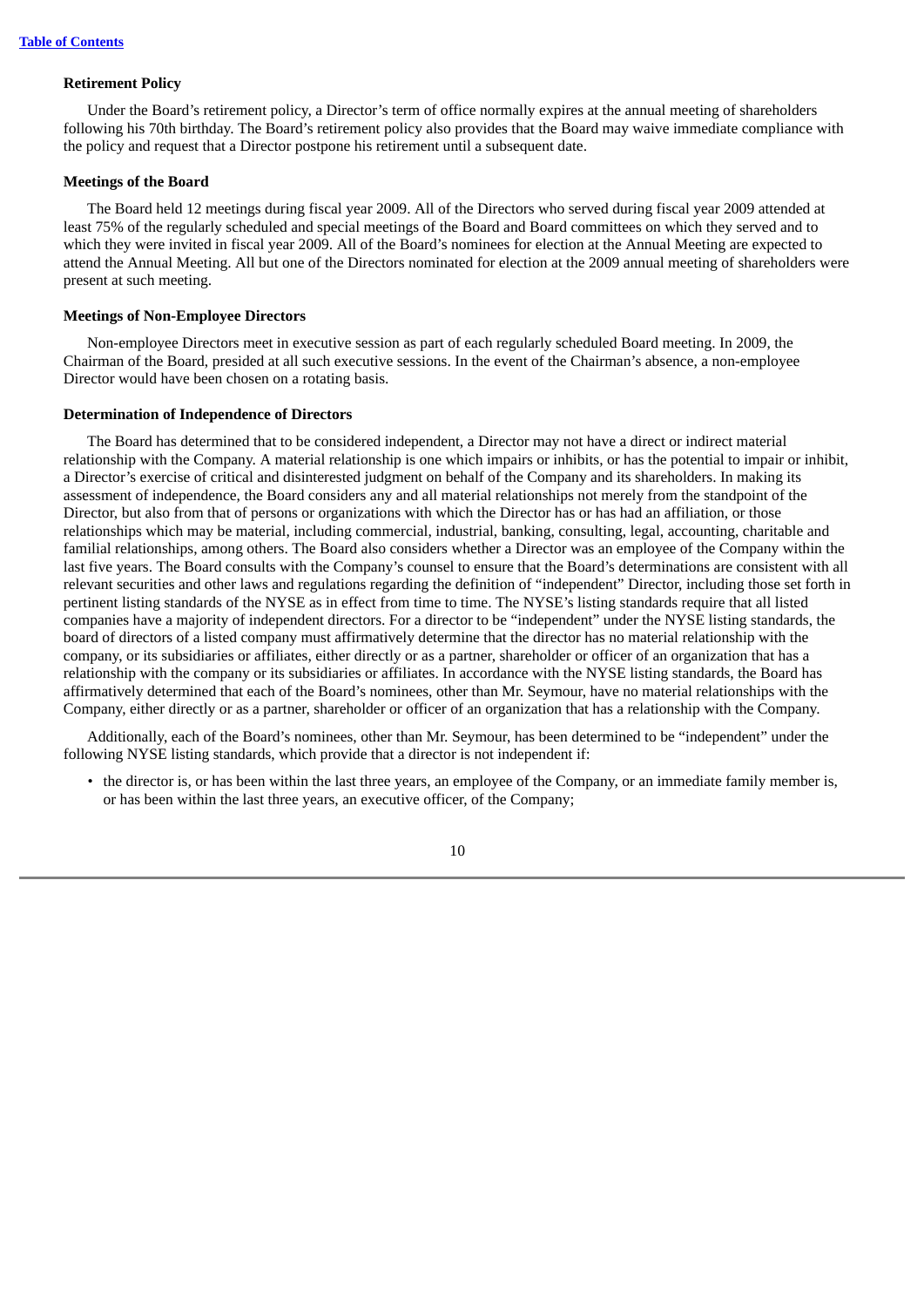**Retirement Policy**

Under the Board's retirement policy, a Director's term of office normally expires at the annual meeting of shareholders following his 70th birthday. The Board's retirement policy also provides that the Board may waive immediate compliance with the policy and request that a Director postpone his retirement until a subsequent date.

**Meetings of the Board**

The Board held 12 meetings during fiscal year 2009. All of the Directors who served during fiscal year 2009 attended at least 75% of the regularly scheduled and special meetings of the Board and Board committees on which they served and to which they were invited in fiscal year 2009. All of the Board's nominees for election at the Annual Meeting are expected to attend the Annual Meeting. All but one of the Directors nominated for election at the 2009 annual meeting of shareholders were present at such meeting.

**Meetings of Non-Employee Directors**

Non-employee Directors meet in executive session as part of each regularly scheduled Board meeting. In 2009, the Chairman of the Board, presided at all such executive sessions. In the event of the Chairman's absence, a non-employee Director would have been chosen on a rotating basis.

**Determination of Independence of Directors**

The Board has determined that to be considered independent, a Director may not have a direct or indirect material relationship with the Company. A material relationship is one which impairs or inhibits, or has the potential to impair or inhibit, a Director's exercise of critical and disinterested judgment on behalf of the Company and its shareholders. In making its assessment of independence, the Board considers any and all material relationships not merely from the standpoint of the Director, but also from that of persons or organizations with which the Director has or has had an affiliation, or those relationships which may be material, including commercial, industrial, banking, consulting, legal, accounting, charitable and familial relationships, among others. The Board also considers whether a Director was an employee of the Company within the last five years. The Board consults with the Company's counsel to ensure that the Board's determinations are consistent with all relevant securities and other laws and regulations regarding the definition of "independent" Director, including those set forth in pertinent listing standards of the NYSE as in effect from time to time. The NYSE's listing standards require that all listed companies have a majority of independent directors. For a director to be "independent" under the NYSE listing standards, the board of directors of a listed company must affirmatively determine that the director has no material relationship with the company, or its subsidiaries or affiliates, either directly or as a partner, shareholder or officer of an organization that has a relationship with the company or its subsidiaries or affiliates. In accordance with the NYSE listing standards, the Board has affirmatively determined that each of the Board's nominees, other than Mr. Seymour, have no material relationships with the Company, either directly or as a partner, shareholder or officer of an organization that has a relationship with the Company.

Additionally, each of the Board's nominees, other than Mr. Seymour, has been determined to be "independent" under the following NYSE listing standards, which provide that a director is not independent if:

- the director is, or has been within the last three years, an employee of the Company, or an immediate family member is, or has been within the last three years, an executive officer, of the Company;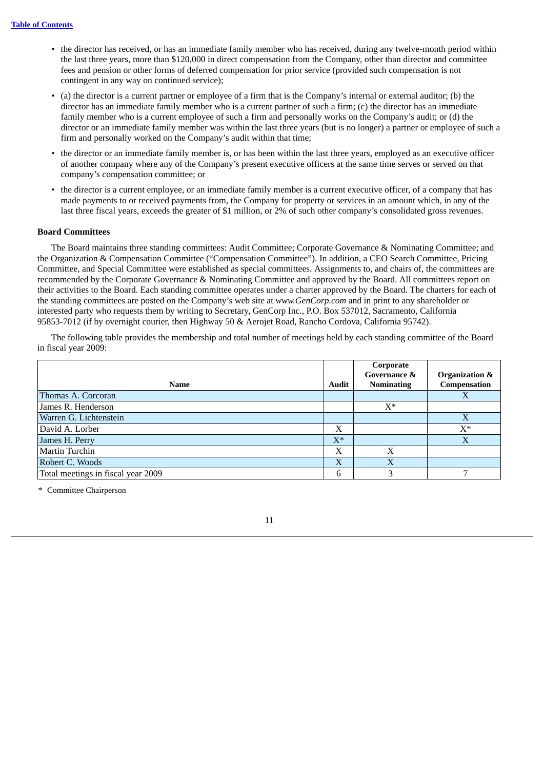- the director has received, or has an immediate family member who has received, during any twelve-month period within the last three years, more than $120,000 in direct compensation from the Company, other than director and committee fees and pension or other forms of deferred compensation for prior service (provided such compensation is not contingent in any way on continued service);
- (a) the director is a current partner or employee of a firm that is the Company's internal or external auditor; (b) the director has an immediate family member who is a current partner of such a firm; (c) the director has an immediate family member who is a current employee of such a firm and personally works on the Company's audit; or (d) the director or an immediate family member was within the last three years (but is no longer) a partner or employee of such a firm and personally worked on the Company's audit within that time;
- the director or an immediate family member is, or has been within the last three years, employed as an executive officer of another company where any of the Company's present executive officers at the same time serves or served on that company's compensation committee; or
- the director is a current employee, or an immediate family member is a current executive officer, of a company that has made payments to or received payments from, the Company for property or services in an amount which, in any of the last three fiscal years, exceeds the greater of $1 million, or 2% of such other company's consolidated gross revenues.

**Board Committees**

The Board maintains three standing committees: Audit Committee; Corporate Governance & Nominating Committee; and the Organization & Compensation Committee ("Compensation Committee"). In addition, a CEO Search Committee, Pricing Committee, and Special Committee were established as special committees. Assignments to, and chairs of, the committees are recommended by the Corporate Governance & Nominating Committee and approved by the Board. All committees report on their activities to the Board. Each standing committee operates under a charter approved by the Board. The charters for each of the standing committees are posted on the Company's web site at *www.GenCorp.com* and in print to any shareholder or interested party who requests them by writing to Secretary, GenCorp Inc., P.O. Box 537012, Sacramento, California 95853-7012 (if by overnight courier, then Highway 50 & Aerojet Road, Rancho Cordova, California 95742).

The following table provides the membership and total number of meetings held by each standing committee of the Board in fiscal year 2009:

| Name | Audit | Corporate Governance & Nominating | Organization & Compensation |
|---|---|---|---|
| Thomas A. Corcoran | | | X |
| James R. Henderson | | X* | |
| Warren G. Lichtenstein | | | X |
| David A. Lorber | X | | X* |
| James H. Perry | X* | | X |
| Martin Turchin | X | X | |
| Robert C. Woods | X | X | |
| Total meetings in fiscal year 2009 | 6 | 3 | 7 |

\* Committee Chairperson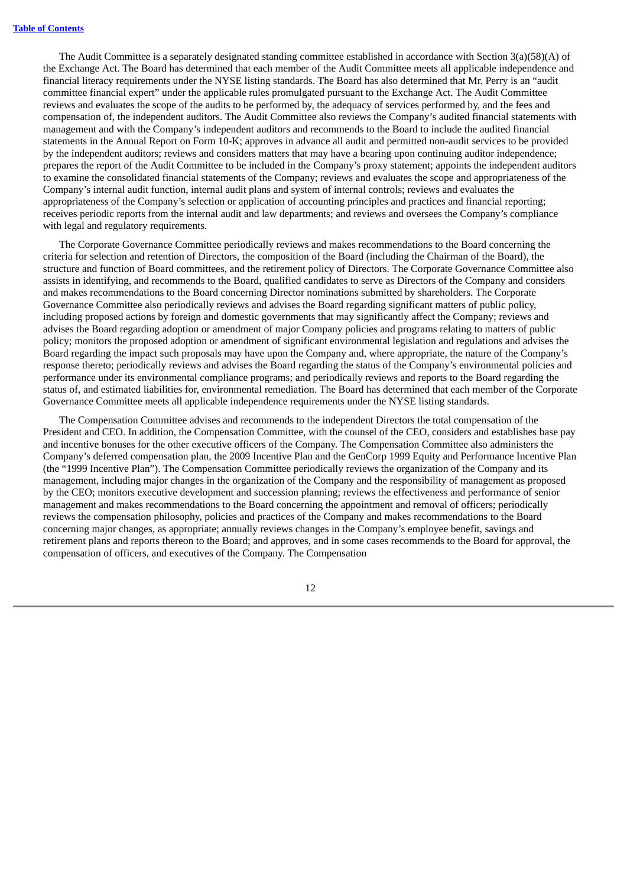The Audit Committee is a separately designated standing committee established in accordance with Section 3(a)(58)(A) of the Exchange Act. The Board has determined that each member of the Audit Committee meets all applicable independence and financial literacy requirements under the NYSE listing standards. The Board has also determined that Mr. Perry is an "audit committee financial expert" under the applicable rules promulgated pursuant to the Exchange Act. The Audit Committee reviews and evaluates the scope of the audits to be performed by, the adequacy of services performed by, and the fees and compensation of, the independent auditors. The Audit Committee also reviews the Company's audited financial statements with management and with the Company's independent auditors and recommends to the Board to include the audited financial statements in the Annual Report on Form 10-K; approves in advance all audit and permitted non-audit services to be provided by the independent auditors; reviews and considers matters that may have a bearing upon continuing auditor independence; prepares the report of the Audit Committee to be included in the Company's proxy statement; appoints the independent auditors to examine the consolidated financial statements of the Company; reviews and evaluates the scope and appropriateness of the Company's internal audit function, internal audit plans and system of internal controls; reviews and evaluates the appropriateness of the Company's selection or application of accounting principles and practices and financial reporting; receives periodic reports from the internal audit and law departments; and reviews and oversees the Company's compliance with legal and regulatory requirements.

The Corporate Governance Committee periodically reviews and makes recommendations to the Board concerning the criteria for selection and retention of Directors, the composition of the Board (including the Chairman of the Board), the structure and function of Board committees, and the retirement policy of Directors. The Corporate Governance Committee also assists in identifying, and recommends to the Board, qualified candidates to serve as Directors of the Company and considers and makes recommendations to the Board concerning Director nominations submitted by shareholders. The Corporate Governance Committee also periodically reviews and advises the Board regarding significant matters of public policy, including proposed actions by foreign and domestic governments that may significantly affect the Company; reviews and advises the Board regarding adoption or amendment of major Company policies and programs relating to matters of public policy; monitors the proposed adoption or amendment of significant environmental legislation and regulations and advises the Board regarding the impact such proposals may have upon the Company and, where appropriate, the nature of the Company's response thereto; periodically reviews and advises the Board regarding the status of the Company's environmental policies and performance under its environmental compliance programs; and periodically reviews and reports to the Board regarding the status of, and estimated liabilities for, environmental remediation. The Board has determined that each member of the Corporate Governance Committee meets all applicable independence requirements under the NYSE listing standards.

The Compensation Committee advises and recommends to the independent Directors the total compensation of the President and CEO. In addition, the Compensation Committee, with the counsel of the CEO, considers and establishes base pay and incentive bonuses for the other executive officers of the Company. The Compensation Committee also administers the Company's deferred compensation plan, the 2009 Incentive Plan and the GenCorp 1999 Equity and Performance Incentive Plan (the "1999 Incentive Plan"). The Compensation Committee periodically reviews the organization of the Company and its management, including major changes in the organization of the Company and the responsibility of management as proposed by the CEO; monitors executive development and succession planning; reviews the effectiveness and performance of senior management and makes recommendations to the Board concerning the appointment and removal of officers; periodically reviews the compensation philosophy, policies and practices of the Company and makes recommendations to the Board concerning major changes, as appropriate; annually reviews changes in the Company's employee benefit, savings and retirement plans and reports thereon to the Board; and approves, and in some cases recommends to the Board for approval, the compensation of officers, and executives of the Company. The Compensation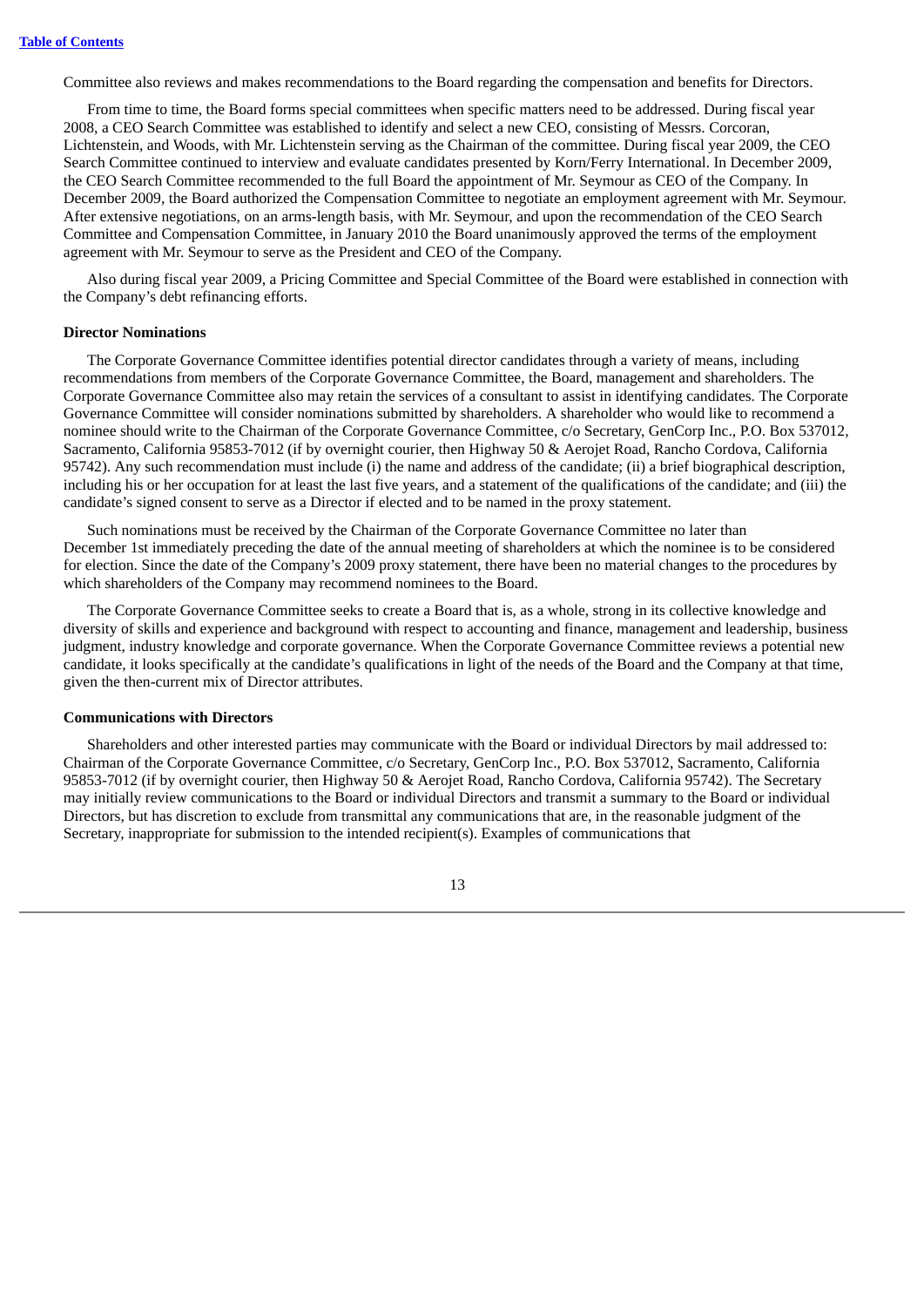Committee also reviews and makes recommendations to the Board regarding the compensation and benefits for Directors.

From time to time, the Board forms special committees when specific matters need to be addressed. During fiscal year 2008, a CEO Search Committee was established to identify and select a new CEO, consisting of Messrs. Corcoran, Lichtenstein, and Woods, with Mr. Lichtenstein serving as the Chairman of the committee. During fiscal year 2009, the CEO Search Committee continued to interview and evaluate candidates presented by Korn/Ferry International. In December 2009, the CEO Search Committee recommended to the full Board the appointment of Mr. Seymour as CEO of the Company. In December 2009, the Board authorized the Compensation Committee to negotiate an employment agreement with Mr. Seymour. After extensive negotiations, on an arms-length basis, with Mr. Seymour, and upon the recommendation of the CEO Search Committee and Compensation Committee, in January 2010 the Board unanimously approved the terms of the employment agreement with Mr. Seymour to serve as the President and CEO of the Company.

Also during fiscal year 2009, a Pricing Committee and Special Committee of the Board were established in connection with the Company's debt refinancing efforts.

**Director Nominations**

The Corporate Governance Committee identifies potential director candidates through a variety of means, including recommendations from members of the Corporate Governance Committee, the Board, management and shareholders. The Corporate Governance Committee also may retain the services of a consultant to assist in identifying candidates. The Corporate Governance Committee will consider nominations submitted by shareholders. A shareholder who would like to recommend a nominee should write to the Chairman of the Corporate Governance Committee, c/o Secretary, GenCorp Inc., P.O. Box 537012, Sacramento, California 95853-7012 (if by overnight courier, then Highway 50 & Aerojet Road, Rancho Cordova, California 95742). Any such recommendation must include (i) the name and address of the candidate; (ii) a brief biographical description, including his or her occupation for at least the last five years, and a statement of the qualifications of the candidate; and (iii) the candidate's signed consent to serve as a Director if elected and to be named in the proxy statement.

Such nominations must be received by the Chairman of the Corporate Governance Committee no later than December 1st immediately preceding the date of the annual meeting of shareholders at which the nominee is to be considered for election. Since the date of the Company's 2009 proxy statement, there have been no material changes to the procedures by which shareholders of the Company may recommend nominees to the Board.

The Corporate Governance Committee seeks to create a Board that is, as a whole, strong in its collective knowledge and diversity of skills and experience and background with respect to accounting and finance, management and leadership, business judgment, industry knowledge and corporate governance. When the Corporate Governance Committee reviews a potential new candidate, it looks specifically at the candidate's qualifications in light of the needs of the Board and the Company at that time, given the then-current mix of Director attributes.

**Communications with Directors**

Shareholders and other interested parties may communicate with the Board or individual Directors by mail addressed to: Chairman of the Corporate Governance Committee, c/o Secretary, GenCorp Inc., P.O. Box 537012, Sacramento, California 95853-7012 (if by overnight courier, then Highway 50 & Aerojet Road, Rancho Cordova, California 95742). The Secretary may initially review communications to the Board or individual Directors and transmit a summary to the Board or individual Directors, but has discretion to exclude from transmittal any communications that are, in the reasonable judgment of the Secretary, inappropriate for submission to the intended recipient(s). Examples of communications that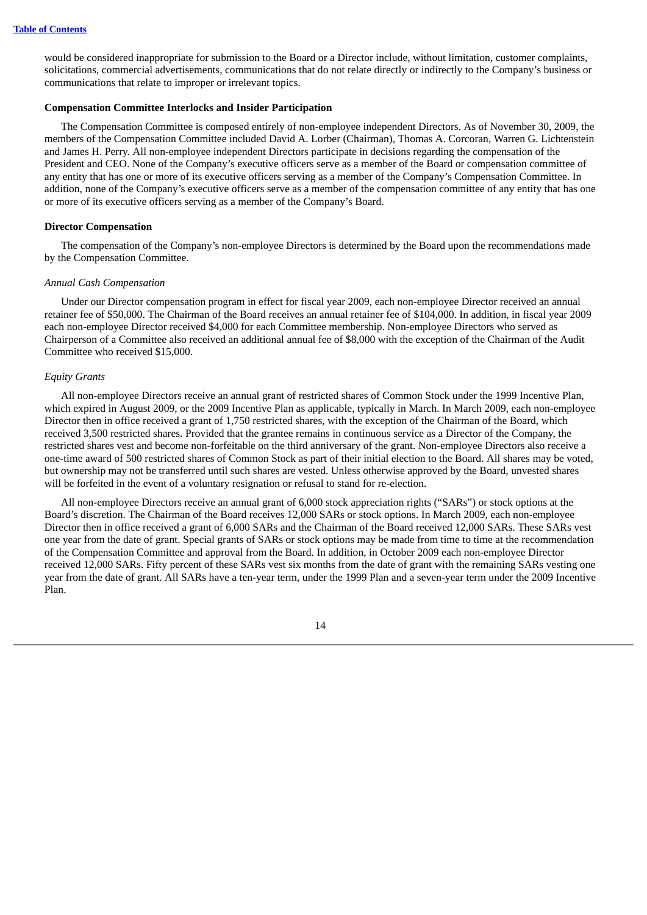would be considered inappropriate for submission to the Board or a Director include, without limitation, customer complaints, solicitations, commercial advertisements, communications that do not relate directly or indirectly to the Company's business or communications that relate to improper or irrelevant topics.

**Compensation Committee Interlocks and Insider Participation**

The Compensation Committee is composed entirely of non-employee independent Directors. As of November 30, 2009, the members of the Compensation Committee included David A. Lorber (Chairman), Thomas A. Corcoran, Warren G. Lichtenstein and James H. Perry. All non-employee independent Directors participate in decisions regarding the compensation of the President and CEO. None of the Company's executive officers serve as a member of the Board or compensation committee of any entity that has one or more of its executive officers serving as a member of the Company's Compensation Committee. In addition, none of the Company's executive officers serve as a member of the compensation committee of any entity that has one or more of its executive officers serving as a member of the Company's Board.

**Director Compensation**

The compensation of the Company's non-employee Directors is determined by the Board upon the recommendations made by the Compensation Committee.

*Annual Cash Compensation*

Under our Director compensation program in effect for fiscal year 2009, each non-employee Director received an annual retainer fee of $50,000. The Chairman of the Board receives an annual retainer fee of $104,000. In addition, in fiscal year 2009 each non-employee Director received $4,000 for each Committee membership. Non-employee Directors who served as Chairperson of a Committee also received an additional annual fee of $8,000 with the exception of the Chairman of the Audit Committee who received $15,000.

*Equity Grants*

All non-employee Directors receive an annual grant of restricted shares of Common Stock under the 1999 Incentive Plan, which expired in August 2009, or the 2009 Incentive Plan as applicable, typically in March. In March 2009, each non-employee Director then in office received a grant of 1,750 restricted shares, with the exception of the Chairman of the Board, which received 3,500 restricted shares. Provided that the grantee remains in continuous service as a Director of the Company, the restricted shares vest and become non-forfeitable on the third anniversary of the grant. Non-employee Directors also receive a one-time award of 500 restricted shares of Common Stock as part of their initial election to the Board. All shares may be voted, but ownership may not be transferred until such shares are vested. Unless otherwise approved by the Board, unvested shares will be forfeited in the event of a voluntary resignation or refusal to stand for re-election.

All non-employee Directors receive an annual grant of 6,000 stock appreciation rights ("SARs") or stock options at the Board's discretion. The Chairman of the Board receives 12,000 SARs or stock options. In March 2009, each non-employee Director then in office received a grant of 6,000 SARs and the Chairman of the Board received 12,000 SARs. These SARs vest one year from the date of grant. Special grants of SARs or stock options may be made from time to time at the recommendation of the Compensation Committee and approval from the Board. In addition, in October 2009 each non-employee Director received 12,000 SARs. Fifty percent of these SARs vest six months from the date of grant with the remaining SARs vesting one year from the date of grant. All SARs have a ten-year term, under the 1999 Plan and a seven-year term under the 2009 Incentive Plan.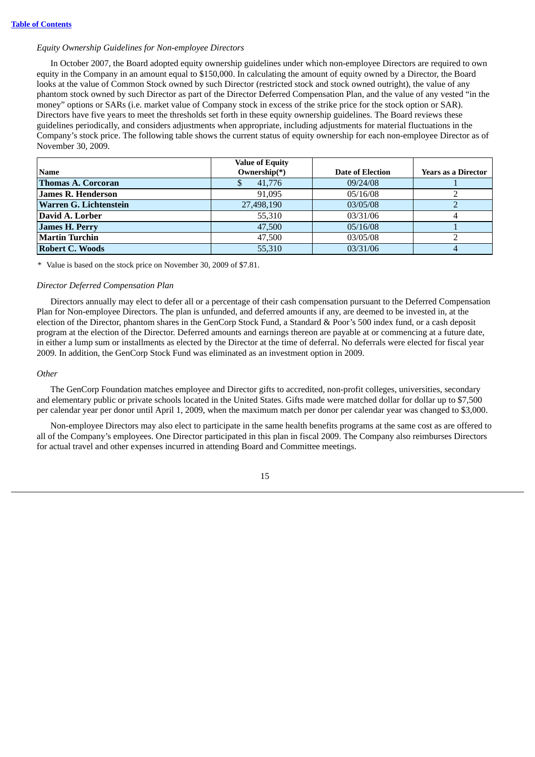*Equity Ownership Guidelines for Non-employee Directors*

In October 2007, the Board adopted equity ownership guidelines under which non-employee Directors are required to own equity in the Company in an amount equal to $150,000. In calculating the amount of equity owned by a Director, the Board looks at the value of Common Stock owned by such Director (restricted stock and stock owned outright), the value of any phantom stock owned by such Director as part of the Director Deferred Compensation Plan, and the value of any vested "in the money" options or SARs (i.e. market value of Company stock in excess of the strike price for the stock option or SAR). Directors have five years to meet the thresholds set forth in these equity ownership guidelines. The Board reviews these guidelines periodically, and considers adjustments when appropriate, including adjustments for material fluctuations in the Company's stock price. The following table shows the current status of equity ownership for each non-employee Director as of November 30, 2009.

| Name | Value of Equity Ownership(*) | Date of Election | Years as a Director |
|---|---|---|---|
| **Thomas A. Corcoran** | $ 41,776 | 09/24/08 | 1 |
| **James R. Henderson** | 91,095 | 05/16/08 | 2 |
| **Warren G. Lichtenstein** | 27,498,190 | 03/05/08 | 2 |
| **David A. Lorber** | 55,310 | 03/31/06 | 4 |
| **James H. Perry** | 47,500 | 05/16/08 | 1 |
| **Martin Turchin** | 47,500 | 03/05/08 | 2 |
| **Robert C. Woods** | 55,310 | 03/31/06 | 4 |

\* Value is based on the stock price on November 30, 2009 of $7.81.

*Director Deferred Compensation Plan*

Directors annually may elect to defer all or a percentage of their cash compensation pursuant to the Deferred Compensation Plan for Non-employee Directors. The plan is unfunded, and deferred amounts if any, are deemed to be invested in, at the election of the Director, phantom shares in the GenCorp Stock Fund, a Standard & Poor's 500 index fund, or a cash deposit program at the election of the Director. Deferred amounts and earnings thereon are payable at or commencing at a future date, in either a lump sum or installments as elected by the Director at the time of deferral. No deferrals were elected for fiscal year 2009. In addition, the GenCorp Stock Fund was eliminated as an investment option in 2009.

*Other*

The GenCorp Foundation matches employee and Director gifts to accredited, non-profit colleges, universities, secondary and elementary public or private schools located in the United States. Gifts made were matched dollar for dollar up to $7,500 per calendar year per donor until April 1, 2009, when the maximum match per donor per calendar year was changed to $3,000.

Non-employee Directors may also elect to participate in the same health benefits programs at the same cost as are offered to all of the Company's employees. One Director participated in this plan in fiscal 2009. The Company also reimburses Directors for actual travel and other expenses incurred in attending Board and Committee meetings.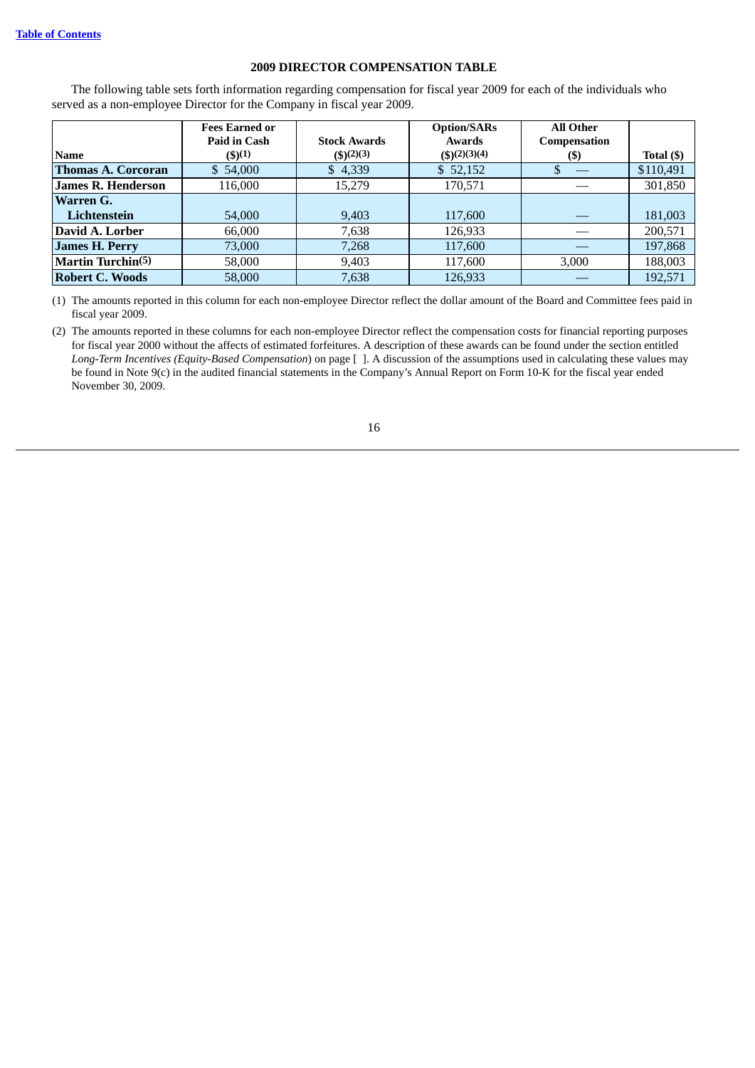## 2009 DIRECTOR COMPENSATION TABLE

The following table sets forth information regarding compensation for fiscal year 2009 for each of the individuals who served as a non-employee Director for the Company in fiscal year 2009.

| Name | Fees Earned or Paid in Cash ($)(1) | Stock Awards ($)(2)(3) | Option/SARs Awards ($)(2)(3)(4) | All Other Compensation ($) | Total ($) |
|---|---|---|---|---|---|
| **Thomas A. Corcoran** | $ 54,000 | $ 4,339 | $ 52,152 | $ — | $110,491 |
| **James R. Henderson** | 116,000 | 15,279 | 170,571 | — | 301,850 |
| **Warren G. Lichtenstein** | 54,000 | 9,403 | 117,600 | — | 181,003 |
| **David A. Lorber** | 66,000 | 7,638 | 126,933 | — | 200,571 |
| **James H. Perry** | 73,000 | 7,268 | 117,600 | — | 197,868 |
| **Martin Turchin(5)** | 58,000 | 9,403 | 117,600 | 3,000 | 188,003 |
| **Robert C. Woods** | 58,000 | 7,638 | 126,933 | — | 192,571 |

(1) The amounts reported in this column for each non-employee Director reflect the dollar amount of the Board and Committee fees paid in fiscal year 2009.

(2) The amounts reported in these columns for each non-employee Director reflect the compensation costs for financial reporting purposes for fiscal year 2000 without the affects of estimated forfeitures. A description of these awards can be found under the section entitled *Long-Term Incentives (Equity-Based Compensation*) on page [ ]. A discussion of the assumptions used in calculating these values may be found in Note 9(c) in the audited financial statements in the Company's Annual Report on Form 10-K for the fiscal year ended November 30, 2009.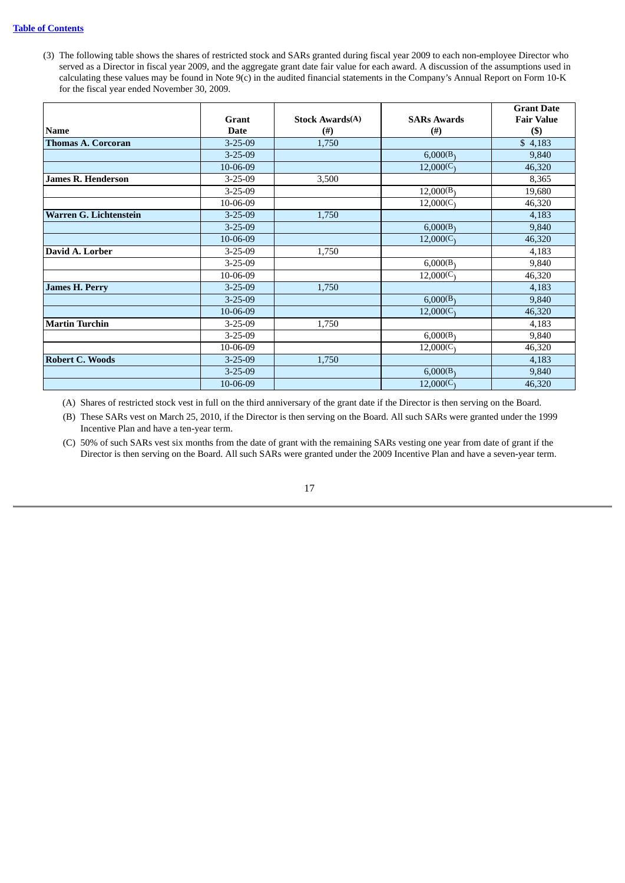(3) The following table shows the shares of restricted stock and SARs granted during fiscal year 2009 to each non-employee Director who served as a Director in fiscal year 2009, and the aggregate grant date fair value for each award. A discussion of the assumptions used in calculating these values may be found in Note 9(c) in the audited financial statements in the Company's Annual Report on Form 10-K for the fiscal year ended November 30, 2009.

| Name | Grant Date | Stock Awards(A) (#) | SARs Awards (#) | Grant Date Fair Value ($) |
|---|---|---|---|---|
| **Thomas A. Corcoran** | 3-25-09 | 1,750 | | $ 4,183 |
| | 3-25-09 | | 6,000(B) | 9,840 |
| | 10-06-09 | | 12,000(C) | 46,320 |
| **James R. Henderson** | 3-25-09 | 3,500 | | 8,365 |
| | 3-25-09 | | 12,000(B) | 19,680 |
| | 10-06-09 | | 12,000(C) | 46,320 |
| **Warren G. Lichtenstein** | 3-25-09 | 1,750 | | 4,183 |
| | 3-25-09 | | 6,000(B) | 9,840 |
| | 10-06-09 | | 12,000(C) | 46,320 |
| **David A. Lorber** | 3-25-09 | 1,750 | | 4,183 |
| | 3-25-09 | | 6,000(B) | 9,840 |
| | 10-06-09 | | 12,000(C) | 46,320 |
| **James H. Perry** | 3-25-09 | 1,750 | | 4,183 |
| | 3-25-09 | | 6,000(B) | 9,840 |
| | 10-06-09 | | 12,000(C) | 46,320 |
| **Martin Turchin** | 3-25-09 | 1,750 | | 4,183 |
| | 3-25-09 | | 6,000(B) | 9,840 |
| | 10-06-09 | | 12,000(C) | 46,320 |
| **Robert C. Woods** | 3-25-09 | 1,750 | | 4,183 |
| | 3-25-09 | | 6,000(B) | 9,840 |
| | 10-06-09 | | 12,000(C) | 46,320 |

(A) Shares of restricted stock vest in full on the third anniversary of the grant date if the Director is then serving on the Board.

(B) These SARs vest on March 25, 2010, if the Director is then serving on the Board. All such SARs were granted under the 1999 Incentive Plan and have a ten-year term.

(C) 50% of such SARs vest six months from the date of grant with the remaining SARs vesting one year from date of grant if the Director is then serving on the Board. All such SARs were granted under the 2009 Incentive Plan and have a seven-year term.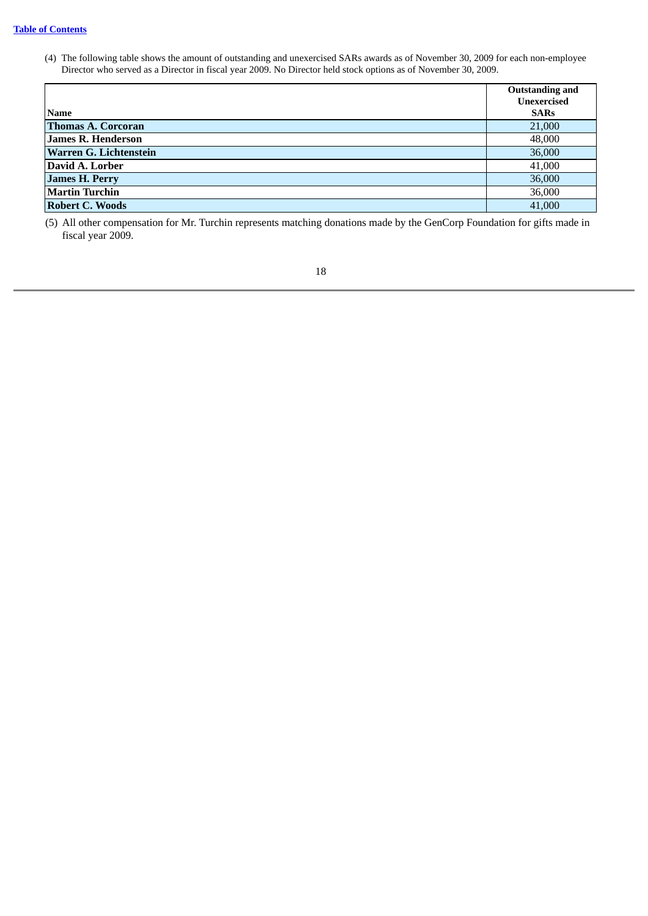(4) The following table shows the amount of outstanding and unexercised SARs awards as of November 30, 2009 for each non-employee Director who served as a Director in fiscal year 2009. No Director held stock options as of November 30, 2009.

| Name | Outstanding and Unexercised SARs |
|---|---|
| **Thomas A. Corcoran** | 21,000 |
| **James R. Henderson** | 48,000 |
| **Warren G. Lichtenstein** | 36,000 |
| **David A. Lorber** | 41,000 |
| **James H. Perry** | 36,000 |
| **Martin Turchin** | 36,000 |
| **Robert C. Woods** | 41,000 |

(5) All other compensation for Mr. Turchin represents matching donations made by the GenCorp Foundation for gifts made in fiscal year 2009.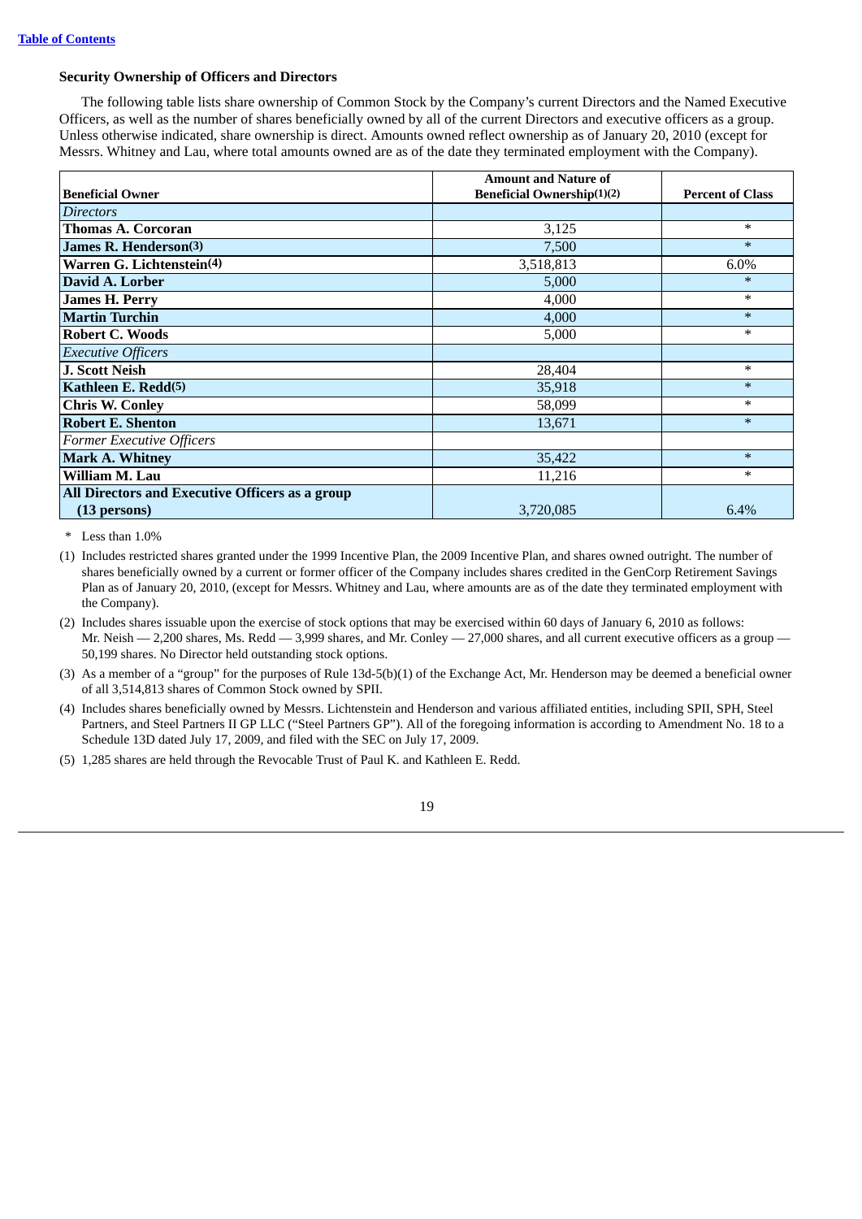### Security Ownership of Officers and Directors

The following table lists share ownership of Common Stock by the Company's current Directors and the Named Executive Officers, as well as the number of shares beneficially owned by all of the current Directors and executive officers as a group. Unless otherwise indicated, share ownership is direct. Amounts owned reflect ownership as of January 20, 2010 (except for Messrs. Whitney and Lau, where total amounts owned are as of the date they terminated employment with the Company).

| Beneficial Owner | Amount and Nature of Beneficial Ownership(1)(2) | Percent of Class |
|---|---|---|
| *Directors* | | |
| **Thomas A. Corcoran** | 3,125 | * |
| **James R. Henderson(3)** | 7,500 | * |
| **Warren G. Lichtenstein(4)** | 3,518,813 | 6.0% |
| **David A. Lorber** | 5,000 | * |
| **James H. Perry** | 4,000 | * |
| **Martin Turchin** | 4,000 | * |
| **Robert C. Woods** | 5,000 | * |
| *Executive Officers* | | |
| **J. Scott Neish** | 28,404 | * |
| **Kathleen E. Redd(5)** | 35,918 | * |
| **Chris W. Conley** | 58,099 | * |
| **Robert E. Shenton** | 13,671 | * |
| *Former Executive Officers* | | |
| **Mark A. Whitney** | 35,422 | * |
| **William M. Lau** | 11,216 | * |
| **All Directors and Executive Officers as a group (13 persons)** | 3,720,085 | 6.4% |

\* Less than 1.0%

(1) Includes restricted shares granted under the 1999 Incentive Plan, the 2009 Incentive Plan, and shares owned outright. The number of shares beneficially owned by a current or former officer of the Company includes shares credited in the GenCorp Retirement Savings Plan as of January 20, 2010, (except for Messrs. Whitney and Lau, where amounts are as of the date they terminated employment with the Company).

(2) Includes shares issuable upon the exercise of stock options that may be exercised within 60 days of January 6, 2010 as follows: Mr. Neish — 2,200 shares, Ms. Redd — 3,999 shares, and Mr. Conley — 27,000 shares, and all current executive officers as a group — 50,199 shares. No Director held outstanding stock options.

(3) As a member of a "group" for the purposes of Rule 13d-5(b)(1) of the Exchange Act, Mr. Henderson may be deemed a beneficial owner of all 3,514,813 shares of Common Stock owned by SPII.

(4) Includes shares beneficially owned by Messrs. Lichtenstein and Henderson and various affiliated entities, including SPII, SPH, Steel Partners, and Steel Partners II GP LLC ("Steel Partners GP"). All of the foregoing information is according to Amendment No. 18 to a Schedule 13D dated July 17, 2009, and filed with the SEC on July 17, 2009.

(5) 1,285 shares are held through the Revocable Trust of Paul K. and Kathleen E. Redd.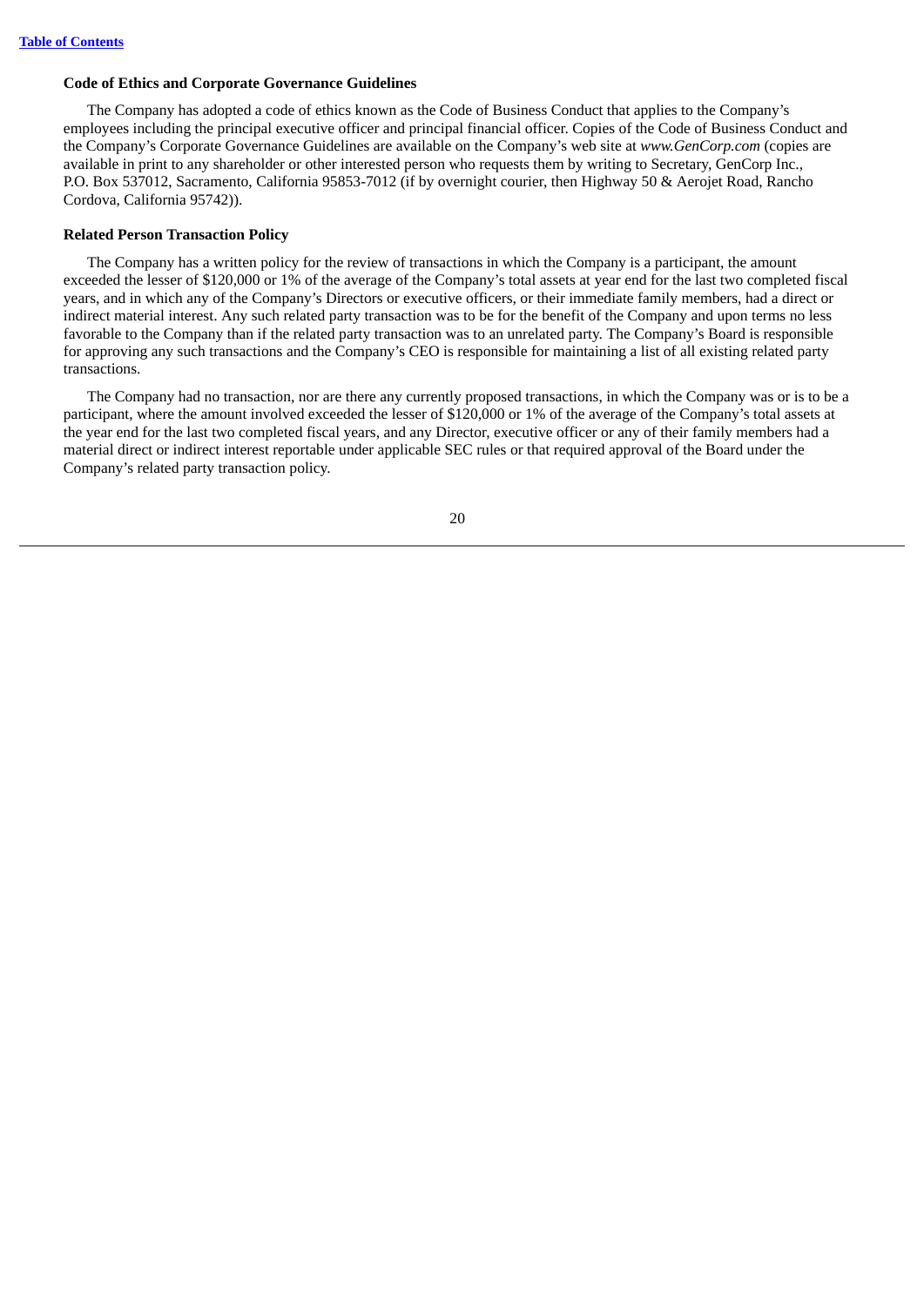**Code of Ethics and Corporate Governance Guidelines**

The Company has adopted a code of ethics known as the Code of Business Conduct that applies to the Company's employees including the principal executive officer and principal financial officer. Copies of the Code of Business Conduct and the Company's Corporate Governance Guidelines are available on the Company's web site at *www.GenCorp.com* (copies are available in print to any shareholder or other interested person who requests them by writing to Secretary, GenCorp Inc., P.O. Box 537012, Sacramento, California 95853-7012 (if by overnight courier, then Highway 50 & Aerojet Road, Rancho Cordova, California 95742)).

**Related Person Transaction Policy**

The Company has a written policy for the review of transactions in which the Company is a participant, the amount exceeded the lesser of $120,000 or 1% of the average of the Company's total assets at year end for the last two completed fiscal years, and in which any of the Company's Directors or executive officers, or their immediate family members, had a direct or indirect material interest. Any such related party transaction was to be for the benefit of the Company and upon terms no less favorable to the Company than if the related party transaction was to an unrelated party. The Company's Board is responsible for approving any such transactions and the Company's CEO is responsible for maintaining a list of all existing related party transactions.

The Company had no transaction, nor are there any currently proposed transactions, in which the Company was or is to be a participant, where the amount involved exceeded the lesser of $120,000 or 1% of the average of the Company's total assets at the year end for the last two completed fiscal years, and any Director, executive officer or any of their family members had a material direct or indirect interest reportable under applicable SEC rules or that required approval of the Board under the Company's related party transaction policy.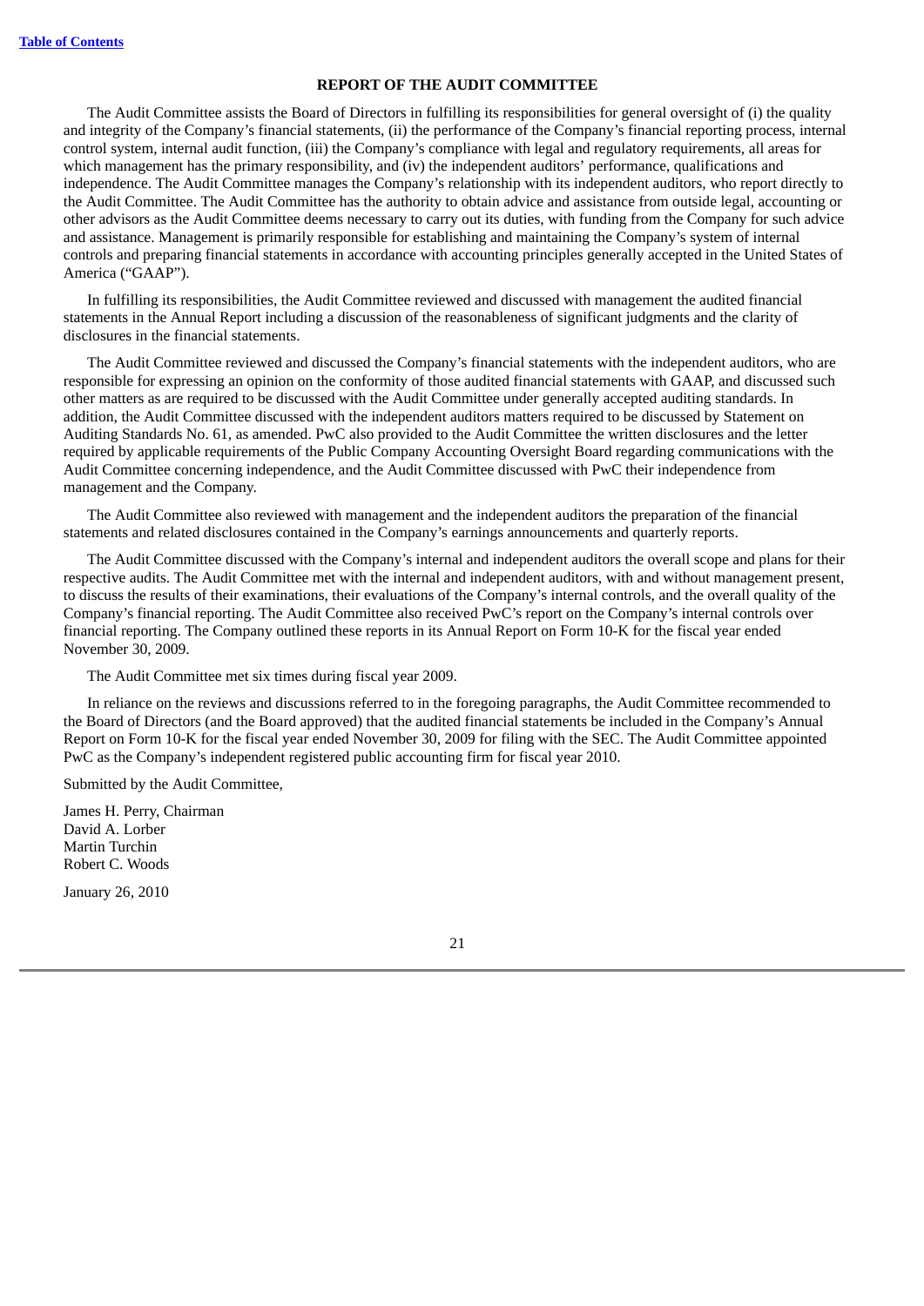## REPORT OF THE AUDIT COMMITTEE

The Audit Committee assists the Board of Directors in fulfilling its responsibilities for general oversight of (i) the quality and integrity of the Company's financial statements, (ii) the performance of the Company's financial reporting process, internal control system, internal audit function, (iii) the Company's compliance with legal and regulatory requirements, all areas for which management has the primary responsibility, and (iv) the independent auditors' performance, qualifications and independence. The Audit Committee manages the Company's relationship with its independent auditors, who report directly to the Audit Committee. The Audit Committee has the authority to obtain advice and assistance from outside legal, accounting or other advisors as the Audit Committee deems necessary to carry out its duties, with funding from the Company for such advice and assistance. Management is primarily responsible for establishing and maintaining the Company's system of internal controls and preparing financial statements in accordance with accounting principles generally accepted in the United States of America ("GAAP").

In fulfilling its responsibilities, the Audit Committee reviewed and discussed with management the audited financial statements in the Annual Report including a discussion of the reasonableness of significant judgments and the clarity of disclosures in the financial statements.

The Audit Committee reviewed and discussed the Company's financial statements with the independent auditors, who are responsible for expressing an opinion on the conformity of those audited financial statements with GAAP, and discussed such other matters as are required to be discussed with the Audit Committee under generally accepted auditing standards. In addition, the Audit Committee discussed with the independent auditors matters required to be discussed by Statement on Auditing Standards No. 61, as amended. PwC also provided to the Audit Committee the written disclosures and the letter required by applicable requirements of the Public Company Accounting Oversight Board regarding communications with the Audit Committee concerning independence, and the Audit Committee discussed with PwC their independence from management and the Company.

The Audit Committee also reviewed with management and the independent auditors the preparation of the financial statements and related disclosures contained in the Company's earnings announcements and quarterly reports.

The Audit Committee discussed with the Company's internal and independent auditors the overall scope and plans for their respective audits. The Audit Committee met with the internal and independent auditors, with and without management present, to discuss the results of their examinations, their evaluations of the Company's internal controls, and the overall quality of the Company's financial reporting. The Audit Committee also received PwC's report on the Company's internal controls over financial reporting. The Company outlined these reports in its Annual Report on Form 10-K for the fiscal year ended November 30, 2009.

The Audit Committee met six times during fiscal year 2009.

In reliance on the reviews and discussions referred to in the foregoing paragraphs, the Audit Committee recommended to the Board of Directors (and the Board approved) that the audited financial statements be included in the Company's Annual Report on Form 10-K for the fiscal year ended November 30, 2009 for filing with the SEC. The Audit Committee appointed PwC as the Company's independent registered public accounting firm for fiscal year 2010.

Submitted by the Audit Committee,

James H. Perry, Chairman
David A. Lorber
Martin Turchin
Robert C. Woods

January 26, 2010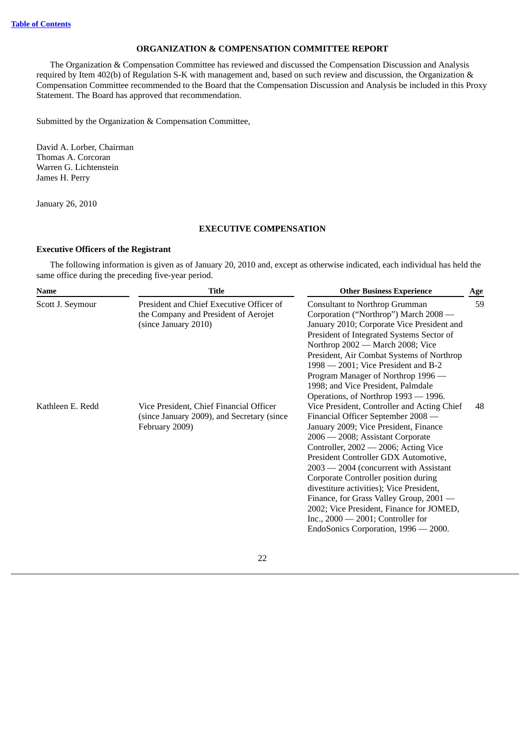[Table of Contents](#)

## ORGANIZATION & COMPENSATION COMMITTEE REPORT

The Organization & Compensation Committee has reviewed and discussed the Compensation Discussion and Analysis required by Item 402(b) of Regulation S-K with management and, based on such review and discussion, the Organization & Compensation Committee recommended to the Board that the Compensation Discussion and Analysis be included in this Proxy Statement. The Board has approved that recommendation.

Submitted by the Organization & Compensation Committee,

David A. Lorber, Chairman
Thomas A. Corcoran
Warren G. Lichtenstein
James H. Perry

January 26, 2010

## EXECUTIVE COMPENSATION

### Executive Officers of the Registrant

The following information is given as of January 20, 2010 and, except as otherwise indicated, each individual has held the same office during the preceding five-year period.

| Name | Title | Other Business Experience | Age |
|---|---|---|---|
| Scott J. Seymour | President and Chief Executive Officer of the Company and President of Aerojet (since January 2010) | Consultant to Northrop Grumman Corporation ("Northrop") March 2008 — January 2010; Corporate Vice President and President of Integrated Systems Sector of Northrop 2002 — March 2008; Vice President, Air Combat Systems of Northrop 1998 — 2001; Vice President and B-2 Program Manager of Northrop 1996 — 1998; and Vice President, Palmdale Operations, of Northrop 1993 — 1996. | 59 |
| Kathleen E. Redd | Vice President, Chief Financial Officer (since January 2009), and Secretary (since February 2009) | Vice President, Controller and Acting Chief Financial Officer September 2008 — January 2009; Vice President, Finance 2006 — 2008; Assistant Corporate Controller, 2002 — 2006; Acting Vice President Controller GDX Automotive, 2003 — 2004 (concurrent with Assistant Corporate Controller position during divestiture activities); Vice President, Finance, for Grass Valley Group, 2001 — 2002; Vice President, Finance for JOMED, Inc., 2000 — 2001; Controller for EndoSonics Corporation, 1996 — 2000. | 48 |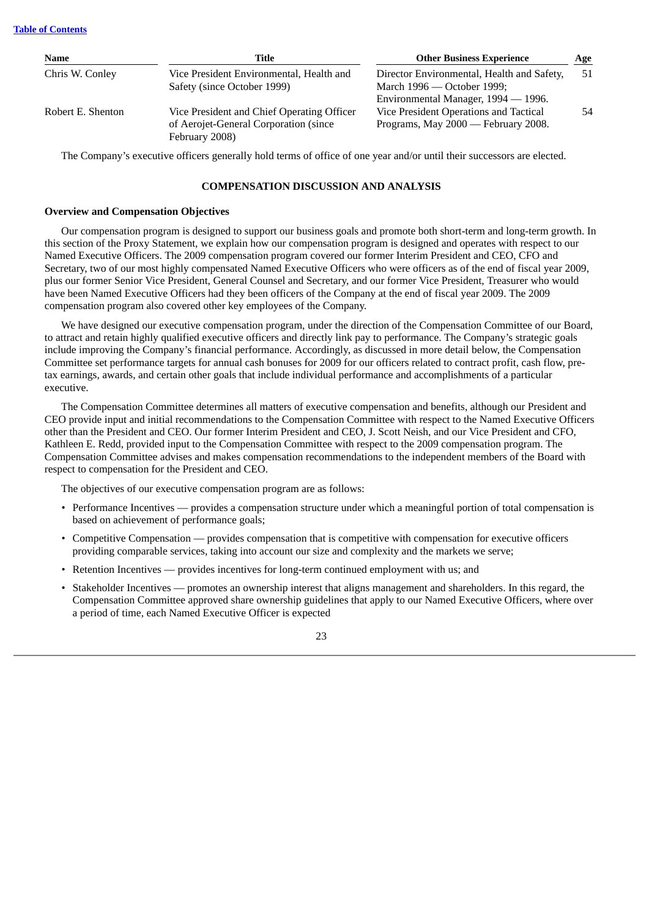| Name | Title | Other Business Experience | Age |
| --- | --- | --- | --- |
| Chris W. Conley | Vice President Environmental, Health and Safety (since October 1999) | Director Environmental, Health and Safety, March 1996 — October 1999; Environmental Manager, 1994 — 1996. | 51 |
| Robert E. Shenton | Vice President and Chief Operating Officer of Aerojet-General Corporation (since February 2008) | Vice President Operations and Tactical Programs, May 2000 — February 2008. | 54 |

The Company's executive officers generally hold terms of office of one year and/or until their successors are elected.

## COMPENSATION DISCUSSION AND ANALYSIS

### Overview and Compensation Objectives

Our compensation program is designed to support our business goals and promote both short-term and long-term growth. In this section of the Proxy Statement, we explain how our compensation program is designed and operates with respect to our Named Executive Officers. The 2009 compensation program covered our former Interim President and CEO, CFO and Secretary, two of our most highly compensated Named Executive Officers who were officers as of the end of fiscal year 2009, plus our former Senior Vice President, General Counsel and Secretary, and our former Vice President, Treasurer who would have been Named Executive Officers had they been officers of the Company at the end of fiscal year 2009. The 2009 compensation program also covered other key employees of the Company.

We have designed our executive compensation program, under the direction of the Compensation Committee of our Board, to attract and retain highly qualified executive officers and directly link pay to performance. The Company's strategic goals include improving the Company's financial performance. Accordingly, as discussed in more detail below, the Compensation Committee set performance targets for annual cash bonuses for 2009 for our officers related to contract profit, cash flow, pre-tax earnings, awards, and certain other goals that include individual performance and accomplishments of a particular executive.

The Compensation Committee determines all matters of executive compensation and benefits, although our President and CEO provide input and initial recommendations to the Compensation Committee with respect to the Named Executive Officers other than the President and CEO. Our former Interim President and CEO, J. Scott Neish, and our Vice President and CFO, Kathleen E. Redd, provided input to the Compensation Committee with respect to the 2009 compensation program. The Compensation Committee advises and makes compensation recommendations to the independent members of the Board with respect to compensation for the President and CEO.

The objectives of our executive compensation program are as follows:

- Performance Incentives — provides a compensation structure under which a meaningful portion of total compensation is based on achievement of performance goals;
- Competitive Compensation — provides compensation that is competitive with compensation for executive officers providing comparable services, taking into account our size and complexity and the markets we serve;
- Retention Incentives — provides incentives for long-term continued employment with us; and
- Stakeholder Incentives — promotes an ownership interest that aligns management and shareholders. In this regard, the Compensation Committee approved share ownership guidelines that apply to our Named Executive Officers, where over a period of time, each Named Executive Officer is expected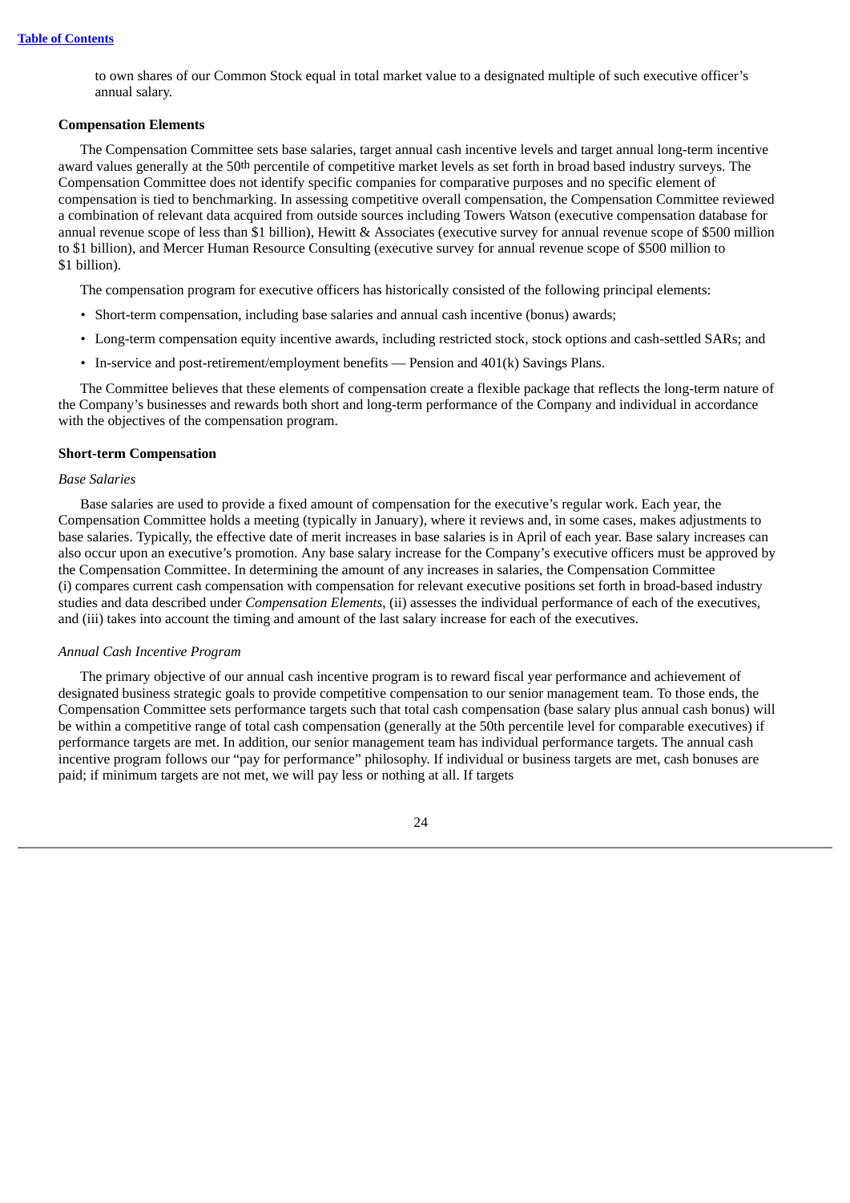to own shares of our Common Stock equal in total market value to a designated multiple of such executive officer's annual salary.

**Compensation Elements**

The Compensation Committee sets base salaries, target annual cash incentive levels and target annual long-term incentive award values generally at the 50th percentile of competitive market levels as set forth in broad based industry surveys. The Compensation Committee does not identify specific companies for comparative purposes and no specific element of compensation is tied to benchmarking. In assessing competitive overall compensation, the Compensation Committee reviewed a combination of relevant data acquired from outside sources including Towers Watson (executive compensation database for annual revenue scope of less than $1 billion), Hewitt & Associates (executive survey for annual revenue scope of $500 million to $1 billion), and Mercer Human Resource Consulting (executive survey for annual revenue scope of $500 million to $1 billion).

The compensation program for executive officers has historically consisted of the following principal elements:

- Short-term compensation, including base salaries and annual cash incentive (bonus) awards;
- Long-term compensation equity incentive awards, including restricted stock, stock options and cash-settled SARs; and
- In-service and post-retirement/employment benefits — Pension and 401(k) Savings Plans.

The Committee believes that these elements of compensation create a flexible package that reflects the long-term nature of the Company's businesses and rewards both short and long-term performance of the Company and individual in accordance with the objectives of the compensation program.

**Short-term Compensation**

*Base Salaries*

Base salaries are used to provide a fixed amount of compensation for the executive's regular work. Each year, the Compensation Committee holds a meeting (typically in January), where it reviews and, in some cases, makes adjustments to base salaries. Typically, the effective date of merit increases in base salaries is in April of each year. Base salary increases can also occur upon an executive's promotion. Any base salary increase for the Company's executive officers must be approved by the Compensation Committee. In determining the amount of any increases in salaries, the Compensation Committee (i) compares current cash compensation with compensation for relevant executive positions set forth in broad-based industry studies and data described under *Compensation Elements*, (ii) assesses the individual performance of each of the executives, and (iii) takes into account the timing and amount of the last salary increase for each of the executives.

*Annual Cash Incentive Program*

The primary objective of our annual cash incentive program is to reward fiscal year performance and achievement of designated business strategic goals to provide competitive compensation to our senior management team. To those ends, the Compensation Committee sets performance targets such that total cash compensation (base salary plus annual cash bonus) will be within a competitive range of total cash compensation (generally at the 50th percentile level for comparable executives) if performance targets are met. In addition, our senior management team has individual performance targets. The annual cash incentive program follows our "pay for performance" philosophy. If individual or business targets are met, cash bonuses are paid; if minimum targets are not met, we will pay less or nothing at all. If targets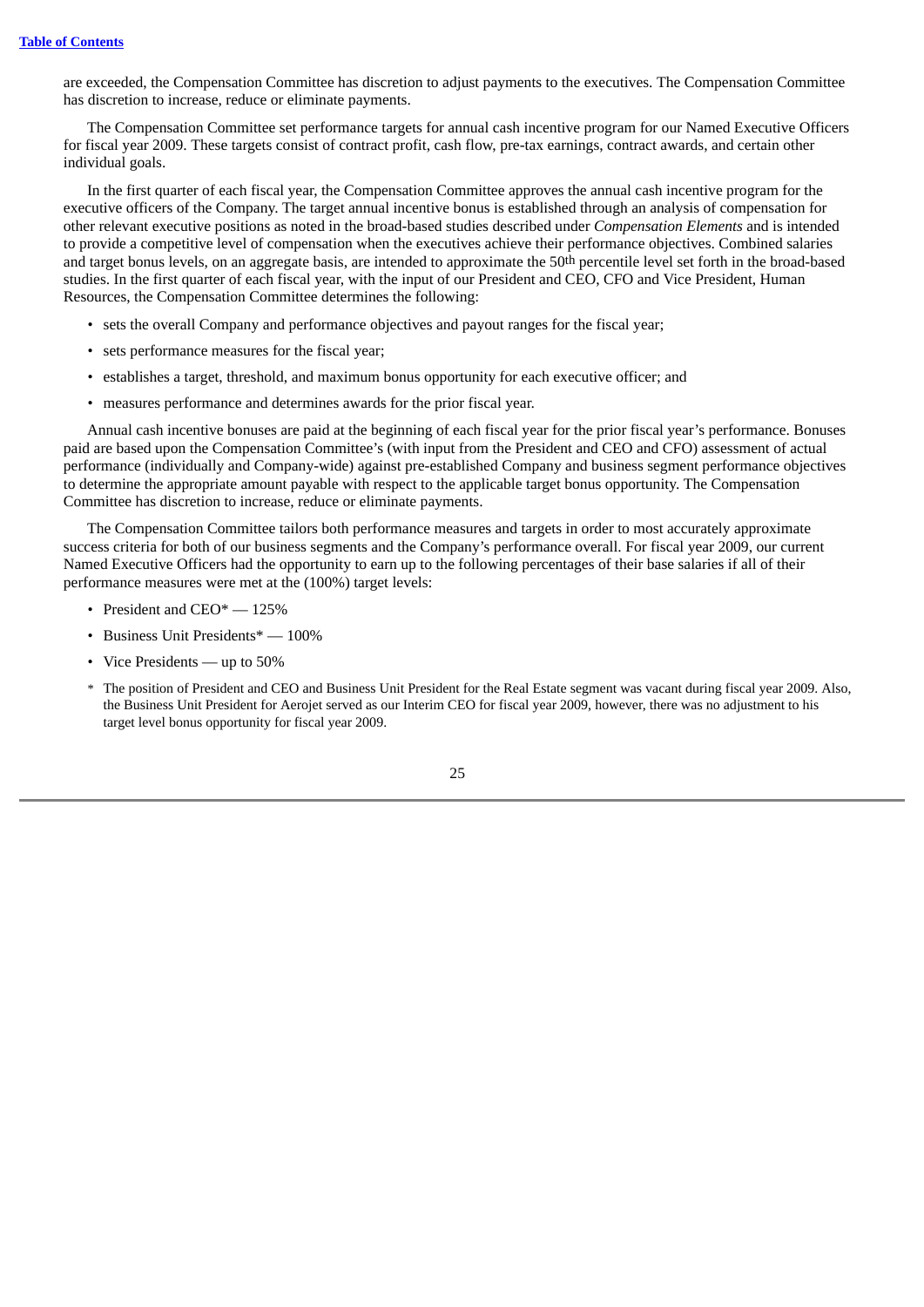are exceeded, the Compensation Committee has discretion to adjust payments to the executives. The Compensation Committee has discretion to increase, reduce or eliminate payments.

The Compensation Committee set performance targets for annual cash incentive program for our Named Executive Officers for fiscal year 2009. These targets consist of contract profit, cash flow, pre-tax earnings, contract awards, and certain other individual goals.

In the first quarter of each fiscal year, the Compensation Committee approves the annual cash incentive program for the executive officers of the Company. The target annual incentive bonus is established through an analysis of compensation for other relevant executive positions as noted in the broad-based studies described under *Compensation Elements* and is intended to provide a competitive level of compensation when the executives achieve their performance objectives. Combined salaries and target bonus levels, on an aggregate basis, are intended to approximate the 50th percentile level set forth in the broad-based studies. In the first quarter of each fiscal year, with the input of our President and CEO, CFO and Vice President, Human Resources, the Compensation Committee determines the following:

- sets the overall Company and performance objectives and payout ranges for the fiscal year;
- sets performance measures for the fiscal year;
- establishes a target, threshold, and maximum bonus opportunity for each executive officer; and
- measures performance and determines awards for the prior fiscal year.

Annual cash incentive bonuses are paid at the beginning of each fiscal year for the prior fiscal year's performance. Bonuses paid are based upon the Compensation Committee's (with input from the President and CEO and CFO) assessment of actual performance (individually and Company-wide) against pre-established Company and business segment performance objectives to determine the appropriate amount payable with respect to the applicable target bonus opportunity. The Compensation Committee has discretion to increase, reduce or eliminate payments.

The Compensation Committee tailors both performance measures and targets in order to most accurately approximate success criteria for both of our business segments and the Company's performance overall. For fiscal year 2009, our current Named Executive Officers had the opportunity to earn up to the following percentages of their base salaries if all of their performance measures were met at the (100%) target levels:

- President and CEO* — 125%
- Business Unit Presidents* — 100%
- Vice Presidents — up to 50%

\* The position of President and CEO and Business Unit President for the Real Estate segment was vacant during fiscal year 2009. Also, the Business Unit President for Aerojet served as our Interim CEO for fiscal year 2009, however, there was no adjustment to his target level bonus opportunity for fiscal year 2009.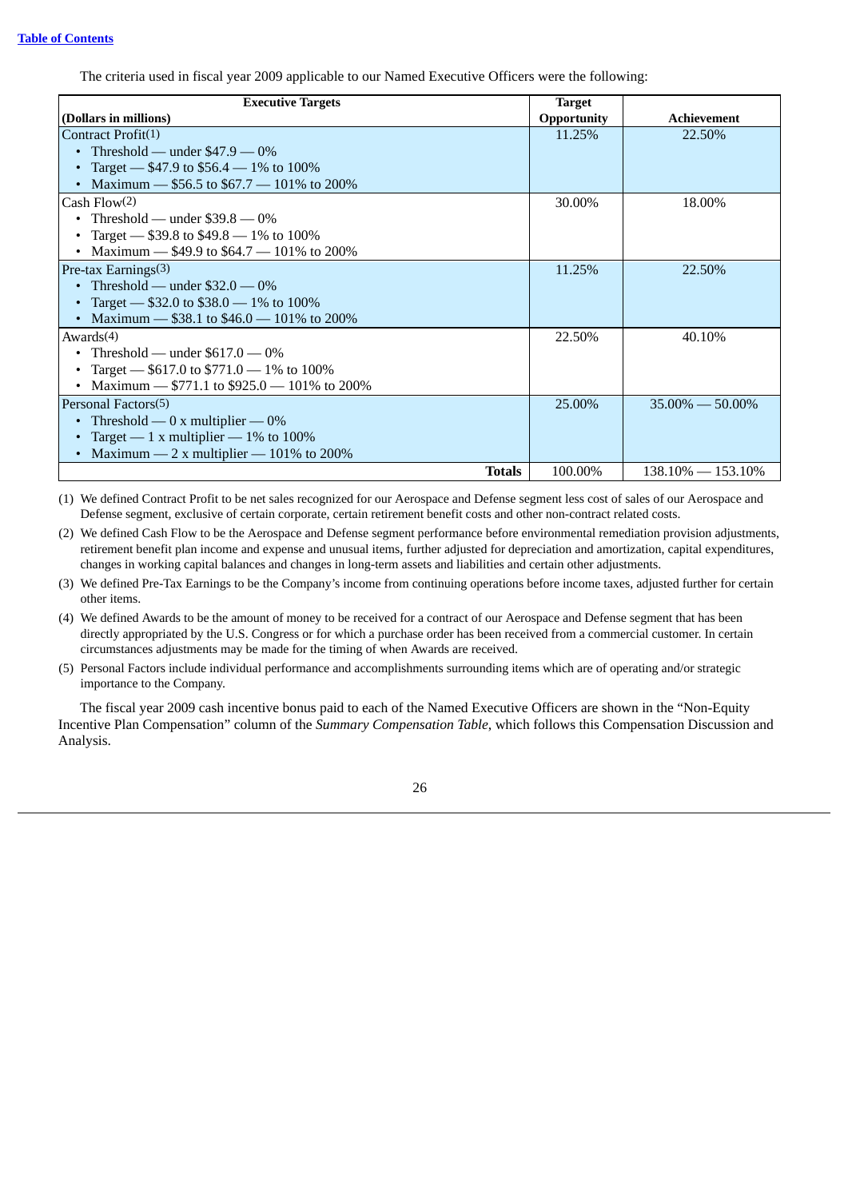The criteria used in fiscal year 2009 applicable to our Named Executive Officers were the following:

| Executive Targets (Dollars in millions) | Target Opportunity | Achievement |
|---|---|---|
| Contract Profit(1)<br>• Threshold — under \$47.9 — 0%<br>• Target — \$47.9 to \$56.4 — 1% to 100%<br>• Maximum — \$56.5 to \$67.7 — 101% to 200% | 11.25% | 22.50% |
| Cash Flow(2)<br>• Threshold — under \$39.8 — 0%<br>• Target — \$39.8 to \$49.8 — 1% to 100%<br>• Maximum — \$49.9 to \$64.7 — 101% to 200% | 30.00% | 18.00% |
| Pre-tax Earnings(3)<br>• Threshold — under \$32.0 — 0%<br>• Target — \$32.0 to \$38.0 — 1% to 100%<br>• Maximum — \$38.1 to \$46.0 — 101% to 200% | 11.25% | 22.50% |
| Awards(4)<br>• Threshold — under \$617.0 — 0%<br>• Target — \$617.0 to \$771.0 — 1% to 100%<br>• Maximum — \$771.1 to \$925.0 — 101% to 200% | 22.50% | 40.10% |
| Personal Factors(5)<br>• Threshold — 0 x multiplier — 0%<br>• Target — 1 x multiplier — 1% to 100%<br>• Maximum — 2 x multiplier — 101% to 200% | 25.00% | 35.00% — 50.00% |
| **Totals** | 100.00% | 138.10% — 153.10% |

(1) We defined Contract Profit to be net sales recognized for our Aerospace and Defense segment less cost of sales of our Aerospace and Defense segment, exclusive of certain corporate, certain retirement benefit costs and other non-contract related costs.

(2) We defined Cash Flow to be the Aerospace and Defense segment performance before environmental remediation provision adjustments, retirement benefit plan income and expense and unusual items, further adjusted for depreciation and amortization, capital expenditures, changes in working capital balances and changes in long-term assets and liabilities and certain other adjustments.

(3) We defined Pre-Tax Earnings to be the Company's income from continuing operations before income taxes, adjusted further for certain other items.

(4) We defined Awards to be the amount of money to be received for a contract of our Aerospace and Defense segment that has been directly appropriated by the U.S. Congress or for which a purchase order has been received from a commercial customer. In certain circumstances adjustments may be made for the timing of when Awards are received.

(5) Personal Factors include individual performance and accomplishments surrounding items which are of operating and/or strategic importance to the Company.

The fiscal year 2009 cash incentive bonus paid to each of the Named Executive Officers are shown in the "Non-Equity Incentive Plan Compensation" column of the *Summary Compensation Table*, which follows this Compensation Discussion and Analysis.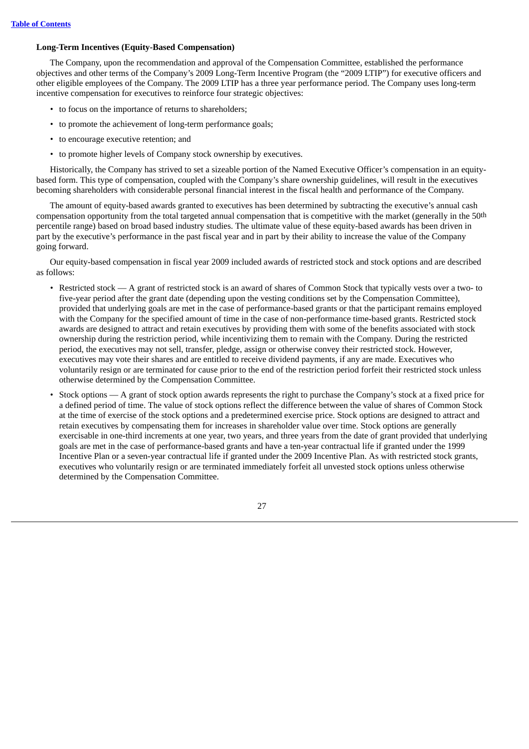**Long-Term Incentives (Equity-Based Compensation)**

The Company, upon the recommendation and approval of the Compensation Committee, established the performance objectives and other terms of the Company's 2009 Long-Term Incentive Program (the "2009 LTIP") for executive officers and other eligible employees of the Company. The 2009 LTIP has a three year performance period. The Company uses long-term incentive compensation for executives to reinforce four strategic objectives:

- to focus on the importance of returns to shareholders;
- to promote the achievement of long-term performance goals;
- to encourage executive retention; and
- to promote higher levels of Company stock ownership by executives.

Historically, the Company has strived to set a sizeable portion of the Named Executive Officer's compensation in an equity-based form. This type of compensation, coupled with the Company's share ownership guidelines, will result in the executives becoming shareholders with considerable personal financial interest in the fiscal health and performance of the Company.

The amount of equity-based awards granted to executives has been determined by subtracting the executive's annual cash compensation opportunity from the total targeted annual compensation that is competitive with the market (generally in the 50th percentile range) based on broad based industry studies. The ultimate value of these equity-based awards has been driven in part by the executive's performance in the past fiscal year and in part by their ability to increase the value of the Company going forward.

Our equity-based compensation in fiscal year 2009 included awards of restricted stock and stock options and are described as follows:

- Restricted stock — A grant of restricted stock is an award of shares of Common Stock that typically vests over a two- to five-year period after the grant date (depending upon the vesting conditions set by the Compensation Committee), provided that underlying goals are met in the case of performance-based grants or that the participant remains employed with the Company for the specified amount of time in the case of non-performance time-based grants. Restricted stock awards are designed to attract and retain executives by providing them with some of the benefits associated with stock ownership during the restriction period, while incentivizing them to remain with the Company. During the restricted period, the executives may not sell, transfer, pledge, assign or otherwise convey their restricted stock. However, executives may vote their shares and are entitled to receive dividend payments, if any are made. Executives who voluntarily resign or are terminated for cause prior to the end of the restriction period forfeit their restricted stock unless otherwise determined by the Compensation Committee.
- Stock options — A grant of stock option awards represents the right to purchase the Company's stock at a fixed price for a defined period of time. The value of stock options reflect the difference between the value of shares of Common Stock at the time of exercise of the stock options and a predetermined exercise price. Stock options are designed to attract and retain executives by compensating them for increases in shareholder value over time. Stock options are generally exercisable in one-third increments at one year, two years, and three years from the date of grant provided that underlying goals are met in the case of performance-based grants and have a ten-year contractual life if granted under the 1999 Incentive Plan or a seven-year contractual life if granted under the 2009 Incentive Plan. As with restricted stock grants, executives who voluntarily resign or are terminated immediately forfeit all unvested stock options unless otherwise determined by the Compensation Committee.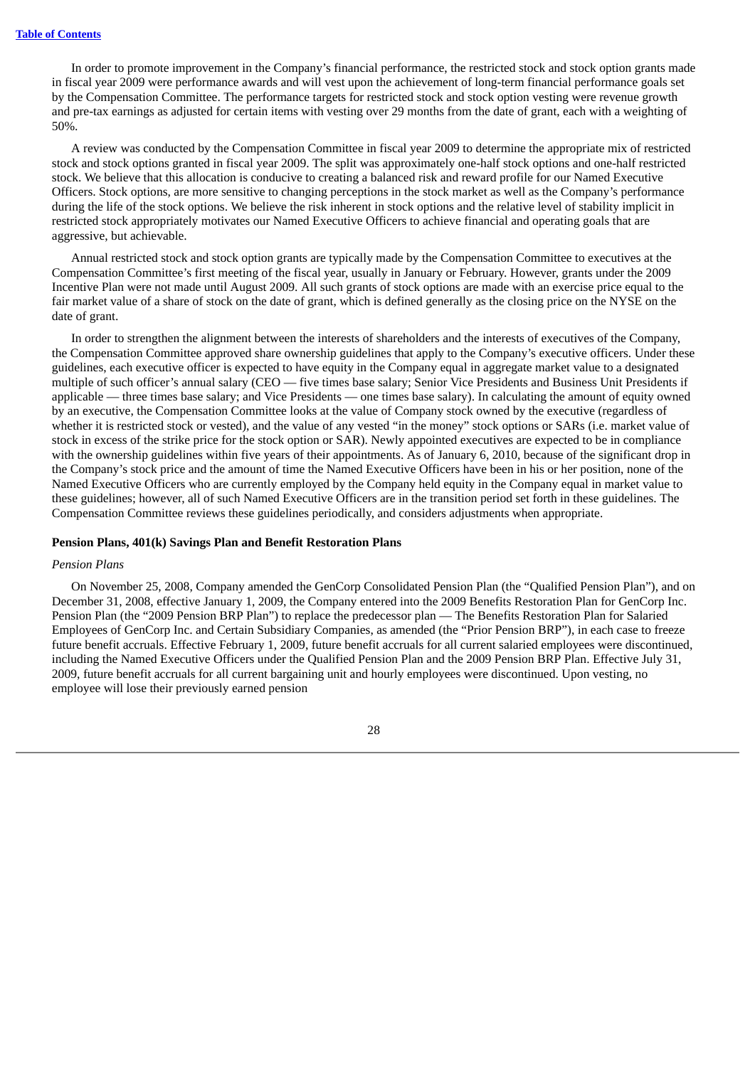In order to promote improvement in the Company's financial performance, the restricted stock and stock option grants made in fiscal year 2009 were performance awards and will vest upon the achievement of long-term financial performance goals set by the Compensation Committee. The performance targets for restricted stock and stock option vesting were revenue growth and pre-tax earnings as adjusted for certain items with vesting over 29 months from the date of grant, each with a weighting of 50%.

A review was conducted by the Compensation Committee in fiscal year 2009 to determine the appropriate mix of restricted stock and stock options granted in fiscal year 2009. The split was approximately one-half stock options and one-half restricted stock. We believe that this allocation is conducive to creating a balanced risk and reward profile for our Named Executive Officers. Stock options, are more sensitive to changing perceptions in the stock market as well as the Company's performance during the life of the stock options. We believe the risk inherent in stock options and the relative level of stability implicit in restricted stock appropriately motivates our Named Executive Officers to achieve financial and operating goals that are aggressive, but achievable.

Annual restricted stock and stock option grants are typically made by the Compensation Committee to executives at the Compensation Committee's first meeting of the fiscal year, usually in January or February. However, grants under the 2009 Incentive Plan were not made until August 2009. All such grants of stock options are made with an exercise price equal to the fair market value of a share of stock on the date of grant, which is defined generally as the closing price on the NYSE on the date of grant.

In order to strengthen the alignment between the interests of shareholders and the interests of executives of the Company, the Compensation Committee approved share ownership guidelines that apply to the Company's executive officers. Under these guidelines, each executive officer is expected to have equity in the Company equal in aggregate market value to a designated multiple of such officer's annual salary (CEO — five times base salary; Senior Vice Presidents and Business Unit Presidents if applicable — three times base salary; and Vice Presidents — one times base salary). In calculating the amount of equity owned by an executive, the Compensation Committee looks at the value of Company stock owned by the executive (regardless of whether it is restricted stock or vested), and the value of any vested "in the money" stock options or SARs (i.e. market value of stock in excess of the strike price for the stock option or SAR). Newly appointed executives are expected to be in compliance with the ownership guidelines within five years of their appointments. As of January 6, 2010, because of the significant drop in the Company's stock price and the amount of time the Named Executive Officers have been in his or her position, none of the Named Executive Officers who are currently employed by the Company held equity in the Company equal in market value to these guidelines; however, all of such Named Executive Officers are in the transition period set forth in these guidelines. The Compensation Committee reviews these guidelines periodically, and considers adjustments when appropriate.

**Pension Plans, 401(k) Savings Plan and Benefit Restoration Plans**

*Pension Plans*

On November 25, 2008, Company amended the GenCorp Consolidated Pension Plan (the "Qualified Pension Plan"), and on December 31, 2008, effective January 1, 2009, the Company entered into the 2009 Benefits Restoration Plan for GenCorp Inc. Pension Plan (the "2009 Pension BRP Plan") to replace the predecessor plan — The Benefits Restoration Plan for Salaried Employees of GenCorp Inc. and Certain Subsidiary Companies, as amended (the "Prior Pension BRP"), in each case to freeze future benefit accruals. Effective February 1, 2009, future benefit accruals for all current salaried employees were discontinued, including the Named Executive Officers under the Qualified Pension Plan and the 2009 Pension BRP Plan. Effective July 31, 2009, future benefit accruals for all current bargaining unit and hourly employees were discontinued. Upon vesting, no employee will lose their previously earned pension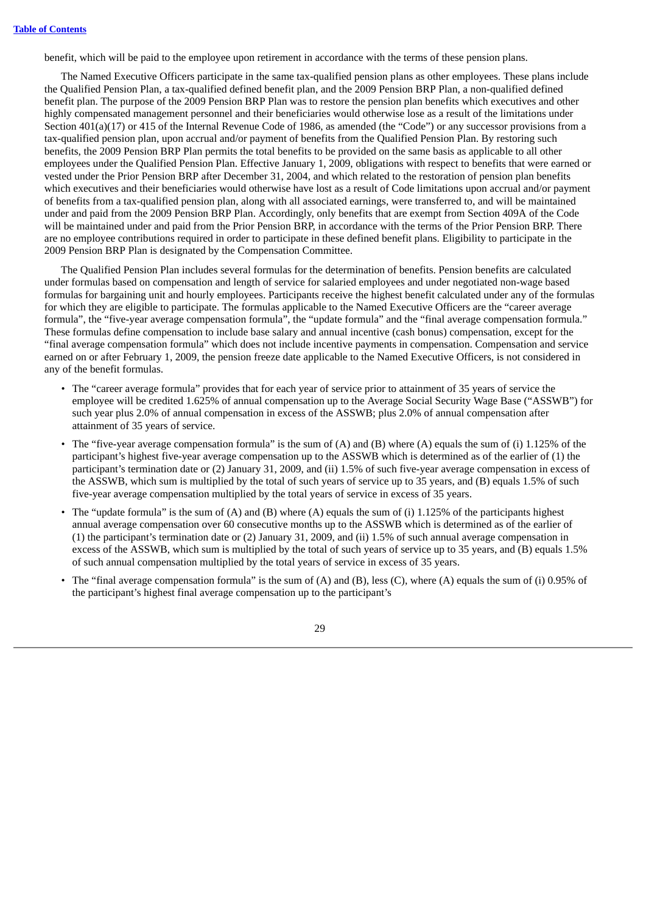benefit, which will be paid to the employee upon retirement in accordance with the terms of these pension plans.

The Named Executive Officers participate in the same tax-qualified pension plans as other employees. These plans include the Qualified Pension Plan, a tax-qualified defined benefit plan, and the 2009 Pension BRP Plan, a non-qualified defined benefit plan. The purpose of the 2009 Pension BRP Plan was to restore the pension plan benefits which executives and other highly compensated management personnel and their beneficiaries would otherwise lose as a result of the limitations under Section 401(a)(17) or 415 of the Internal Revenue Code of 1986, as amended (the "Code") or any successor provisions from a tax-qualified pension plan, upon accrual and/or payment of benefits from the Qualified Pension Plan. By restoring such benefits, the 2009 Pension BRP Plan permits the total benefits to be provided on the same basis as applicable to all other employees under the Qualified Pension Plan. Effective January 1, 2009, obligations with respect to benefits that were earned or vested under the Prior Pension BRP after December 31, 2004, and which related to the restoration of pension plan benefits which executives and their beneficiaries would otherwise have lost as a result of Code limitations upon accrual and/or payment of benefits from a tax-qualified pension plan, along with all associated earnings, were transferred to, and will be maintained under and paid from the 2009 Pension BRP Plan. Accordingly, only benefits that are exempt from Section 409A of the Code will be maintained under and paid from the Prior Pension BRP, in accordance with the terms of the Prior Pension BRP. There are no employee contributions required in order to participate in these defined benefit plans. Eligibility to participate in the 2009 Pension BRP Plan is designated by the Compensation Committee.

The Qualified Pension Plan includes several formulas for the determination of benefits. Pension benefits are calculated under formulas based on compensation and length of service for salaried employees and under negotiated non-wage based formulas for bargaining unit and hourly employees. Participants receive the highest benefit calculated under any of the formulas for which they are eligible to participate. The formulas applicable to the Named Executive Officers are the "career average formula", the "five-year average compensation formula", the "update formula" and the "final average compensation formula." These formulas define compensation to include base salary and annual incentive (cash bonus) compensation, except for the "final average compensation formula" which does not include incentive payments in compensation. Compensation and service earned on or after February 1, 2009, the pension freeze date applicable to the Named Executive Officers, is not considered in any of the benefit formulas.

- The "career average formula" provides that for each year of service prior to attainment of 35 years of service the employee will be credited 1.625% of annual compensation up to the Average Social Security Wage Base ("ASSWB") for such year plus 2.0% of annual compensation in excess of the ASSWB; plus 2.0% of annual compensation after attainment of 35 years of service.
- The "five-year average compensation formula" is the sum of (A) and (B) where (A) equals the sum of (i) 1.125% of the participant's highest five-year average compensation up to the ASSWB which is determined as of the earlier of (1) the participant's termination date or (2) January 31, 2009, and (ii) 1.5% of such five-year average compensation in excess of the ASSWB, which sum is multiplied by the total of such years of service up to 35 years, and (B) equals 1.5% of such five-year average compensation multiplied by the total years of service in excess of 35 years.
- The "update formula" is the sum of (A) and (B) where (A) equals the sum of (i) 1.125% of the participants highest annual average compensation over 60 consecutive months up to the ASSWB which is determined as of the earlier of (1) the participant's termination date or (2) January 31, 2009, and (ii) 1.5% of such annual average compensation in excess of the ASSWB, which sum is multiplied by the total of such years of service up to 35 years, and (B) equals 1.5% of such annual compensation multiplied by the total years of service in excess of 35 years.
- The "final average compensation formula" is the sum of (A) and (B), less (C), where (A) equals the sum of (i) 0.95% of the participant's highest final average compensation up to the participant's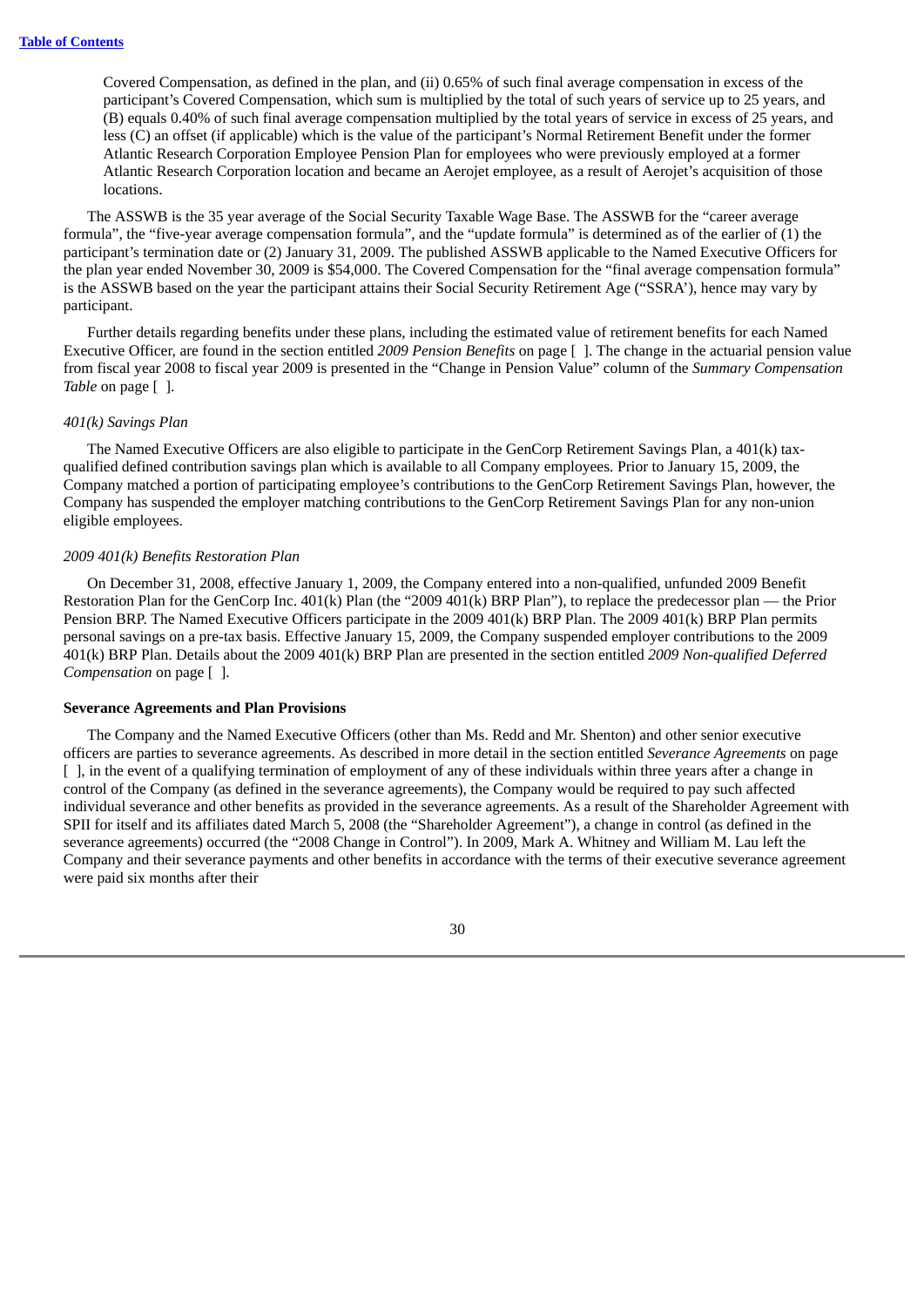Covered Compensation, as defined in the plan, and (ii) 0.65% of such final average compensation in excess of the participant's Covered Compensation, which sum is multiplied by the total of such years of service up to 25 years, and (B) equals 0.40% of such final average compensation multiplied by the total years of service in excess of 25 years, and less (C) an offset (if applicable) which is the value of the participant's Normal Retirement Benefit under the former Atlantic Research Corporation Employee Pension Plan for employees who were previously employed at a former Atlantic Research Corporation location and became an Aerojet employee, as a result of Aerojet's acquisition of those locations.

The ASSWB is the 35 year average of the Social Security Taxable Wage Base. The ASSWB for the "career average formula", the "five-year average compensation formula", and the "update formula" is determined as of the earlier of (1) the participant's termination date or (2) January 31, 2009. The published ASSWB applicable to the Named Executive Officers for the plan year ended November 30, 2009 is $54,000. The Covered Compensation for the "final average compensation formula" is the ASSWB based on the year the participant attains their Social Security Retirement Age ("SSRA'), hence may vary by participant.

Further details regarding benefits under these plans, including the estimated value of retirement benefits for each Named Executive Officer, are found in the section entitled *2009 Pension Benefits* on page [ ]. The change in the actuarial pension value from fiscal year 2008 to fiscal year 2009 is presented in the "Change in Pension Value" column of the *Summary Compensation Table* on page [ ].

*401(k) Savings Plan*

The Named Executive Officers are also eligible to participate in the GenCorp Retirement Savings Plan, a 401(k) tax-qualified defined contribution savings plan which is available to all Company employees. Prior to January 15, 2009, the Company matched a portion of participating employee's contributions to the GenCorp Retirement Savings Plan, however, the Company has suspended the employer matching contributions to the GenCorp Retirement Savings Plan for any non-union eligible employees.

*2009 401(k) Benefits Restoration Plan*

On December 31, 2008, effective January 1, 2009, the Company entered into a non-qualified, unfunded 2009 Benefit Restoration Plan for the GenCorp Inc. 401(k) Plan (the "2009 401(k) BRP Plan"), to replace the predecessor plan — the Prior Pension BRP. The Named Executive Officers participate in the 2009 401(k) BRP Plan. The 2009 401(k) BRP Plan permits personal savings on a pre-tax basis. Effective January 15, 2009, the Company suspended employer contributions to the 2009 401(k) BRP Plan. Details about the 2009 401(k) BRP Plan are presented in the section entitled *2009 Non-qualified Deferred Compensation* on page [ ].

**Severance Agreements and Plan Provisions**

The Company and the Named Executive Officers (other than Ms. Redd and Mr. Shenton) and other senior executive officers are parties to severance agreements. As described in more detail in the section entitled *Severance Agreements* on page [ ], in the event of a qualifying termination of employment of any of these individuals within three years after a change in control of the Company (as defined in the severance agreements), the Company would be required to pay such affected individual severance and other benefits as provided in the severance agreements. As a result of the Shareholder Agreement with SPII for itself and its affiliates dated March 5, 2008 (the "Shareholder Agreement"), a change in control (as defined in the severance agreements) occurred (the "2008 Change in Control"). In 2009, Mark A. Whitney and William M. Lau left the Company and their severance payments and other benefits in accordance with the terms of their executive severance agreement were paid six months after their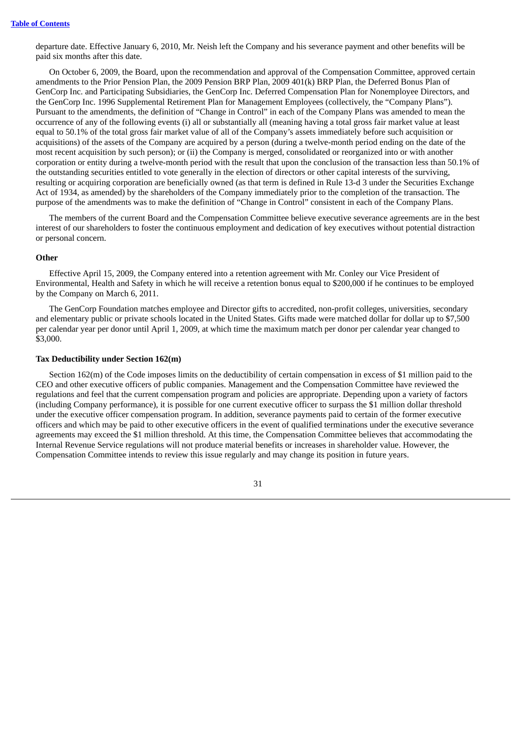departure date. Effective January 6, 2010, Mr. Neish left the Company and his severance payment and other benefits will be paid six months after this date.

On October 6, 2009, the Board, upon the recommendation and approval of the Compensation Committee, approved certain amendments to the Prior Pension Plan, the 2009 Pension BRP Plan, 2009 401(k) BRP Plan, the Deferred Bonus Plan of GenCorp Inc. and Participating Subsidiaries, the GenCorp Inc. Deferred Compensation Plan for Nonemployee Directors, and the GenCorp Inc. 1996 Supplemental Retirement Plan for Management Employees (collectively, the "Company Plans"). Pursuant to the amendments, the definition of "Change in Control" in each of the Company Plans was amended to mean the occurrence of any of the following events (i) all or substantially all (meaning having a total gross fair market value at least equal to 50.1% of the total gross fair market value of all of the Company's assets immediately before such acquisition or acquisitions) of the assets of the Company are acquired by a person (during a twelve-month period ending on the date of the most recent acquisition by such person); or (ii) the Company is merged, consolidated or reorganized into or with another corporation or entity during a twelve-month period with the result that upon the conclusion of the transaction less than 50.1% of the outstanding securities entitled to vote generally in the election of directors or other capital interests of the surviving, resulting or acquiring corporation are beneficially owned (as that term is defined in Rule 13-d 3 under the Securities Exchange Act of 1934, as amended) by the shareholders of the Company immediately prior to the completion of the transaction. The purpose of the amendments was to make the definition of "Change in Control" consistent in each of the Company Plans.

The members of the current Board and the Compensation Committee believe executive severance agreements are in the best interest of our shareholders to foster the continuous employment and dedication of key executives without potential distraction or personal concern.

**Other**

Effective April 15, 2009, the Company entered into a retention agreement with Mr. Conley our Vice President of Environmental, Health and Safety in which he will receive a retention bonus equal to $200,000 if he continues to be employed by the Company on March 6, 2011.

The GenCorp Foundation matches employee and Director gifts to accredited, non-profit colleges, universities, secondary and elementary public or private schools located in the United States. Gifts made were matched dollar for dollar up to $7,500 per calendar year per donor until April 1, 2009, at which time the maximum match per donor per calendar year changed to $3,000.

**Tax Deductibility under Section 162(m)**

Section 162(m) of the Code imposes limits on the deductibility of certain compensation in excess of $1 million paid to the CEO and other executive officers of public companies. Management and the Compensation Committee have reviewed the regulations and feel that the current compensation program and policies are appropriate. Depending upon a variety of factors (including Company performance), it is possible for one current executive officer to surpass the $1 million dollar threshold under the executive officer compensation program. In addition, severance payments paid to certain of the former executive officers and which may be paid to other executive officers in the event of qualified terminations under the executive severance agreements may exceed the $1 million threshold. At this time, the Compensation Committee believes that accommodating the Internal Revenue Service regulations will not produce material benefits or increases in shareholder value. However, the Compensation Committee intends to review this issue regularly and may change its position in future years.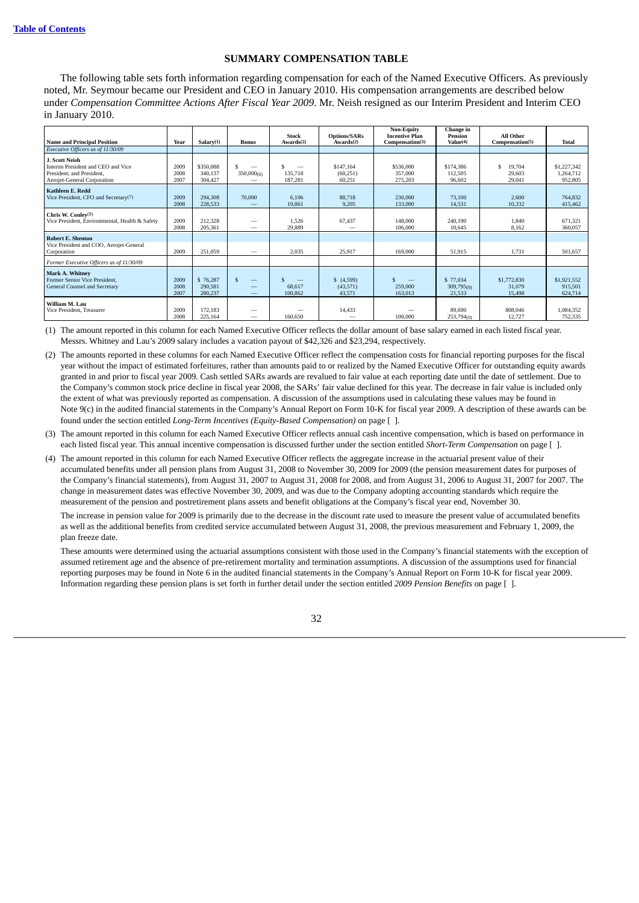## SUMMARY COMPENSATION TABLE

The following table sets forth information regarding compensation for each of the Named Executive Officers. As previously noted, Mr. Seymour became our President and CEO in January 2010. His compensation arrangements are described below under *Compensation Committee Actions After Fiscal Year 2009*. Mr. Neish resigned as our Interim President and Interim CEO in January 2010.

| Name and Principal Position | Year | Salary(1) | Bonus | Stock Awards(2) | Options/SARs Awards(2) | Non-Equity Incentive Plan Compensation(3) | Change in Pension Value(4) | All Other Compensation(5) | Total |
|---|---|---|---|---|---|---|---|---|---|
| *Executive Officers as of 11/30/09* | | | | | | | | | |
| **J. Scott Neish** Interim President and CEO and Vice President; and President, Aerojet-General Corporation | 2009 | $350,088 | $ — | $ — | $147,164 | $536,000 | $174,386 | $ 19,704 | $1,227,342 |
| | 2008 | 340,137 | 350,000(6) | 135,718 | (60,251) | 357,000 | 112,505 | 29,603 | 1,264,712 |
| | 2007 | 304,427 | — | 187,281 | 60,251 | 275,203 | 96,602 | 29,041 | 952,805 |
| **Kathleen E. Redd** Vice President, CFO and Secretary(7) | 2009 | 294,308 | 70,000 | 6,106 | 88,718 | 230,000 | 73,100 | 2,600 | 764,832 |
| | 2008 | 228,533 | — | 19,861 | 9,205 | 133,000 | 14,531 | 10,332 | 415,462 |
| **Chris W. Conley**(8) Vice President, Environmental, Health & Safety | 2009 | 212,328 | — | 1,526 | 67,437 | 148,000 | 240,190 | 1,840 | 671,321 |
| | 2008 | 205,361 | — | 29,889 | — | 106,000 | 10,645 | 8,162 | 360,057 |
| **Robert E. Shenton** Vice President and COO, Aerojet-General Corporation | 2009 | 251,059 | — | 2,035 | 25,917 | 169,000 | 51,915 | 1,731 | 501,657 |
| *Former Executive Officers as of 11/30/09* | | | | | | | | | |
| **Mark A. Whitney** Former Senior Vice President, General Counsel and Secretary | 2009 | $ 76,287 | $ — | $ — | $ (4,599) | $ — | $ 77,034 | $1,772,830 | $1,921,552 |
| | 2008 | 290,581 | — | 68,617 | (43,571) | 259,000 | 309,795(9) | 31,079 | 915,501 |
| | 2007 | 280,237 | — | 100,862 | 43,571 | 163,013 | 21,533 | 15,498 | 624,714 |
| **William M. Lau** Vice President, Treasurer | 2009 | 172,183 | — | — | 14,433 | — | 89,690 | 808,046 | 1,084,352 |
| | 2008 | 225,164 | — | 160,650 | — | 100,000 | 253,794(9) | 12,727 | 752,335 |

(1) The amount reported in this column for each Named Executive Officer reflects the dollar amount of base salary earned in each listed fiscal year. Messrs. Whitney and Lau's 2009 salary includes a vacation payout of $42,326 and $23,294, respectively.

(2) The amounts reported in these columns for each Named Executive Officer reflect the compensation costs for financial reporting purposes for the fiscal year without the impact of estimated forfeitures, rather than amounts paid to or realized by the Named Executive Officer for outstanding equity awards granted in and prior to fiscal year 2009. Cash settled SARs awards are revalued to fair value at each reporting date until the date of settlement. Due to the Company's common stock price decline in fiscal year 2008, the SARs' fair value declined for this year. The decrease in fair value is included only the extent of what was previously reported as compensation. A discussion of the assumptions used in calculating these values may be found in Note 9(c) in the audited financial statements in the Company's Annual Report on Form 10-K for fiscal year 2009. A description of these awards can be found under the section entitled *Long-Term Incentives (Equity-Based Compensation)* on page [ ].

(3) The amount reported in this column for each Named Executive Officer reflects annual cash incentive compensation, which is based on performance in each listed fiscal year. This annual incentive compensation is discussed further under the section entitled *Short-Term Compensation* on page [ ].

(4) The amount reported in this column for each Named Executive Officer reflects the aggregate increase in the actuarial present value of their accumulated benefits under all pension plans from August 31, 2008 to November 30, 2009 for 2009 (the pension measurement dates for purposes of the Company's financial statements), from August 31, 2007 to August 31, 2008 for 2008, and from August 31, 2006 to August 31, 2007 for 2007. The change in measurement dates was effective November 30, 2009, and was due to the Company adopting accounting standards which require the measurement of the pension and postretirement plans assets and benefit obligations at the Company's fiscal year end, November 30.

The increase in pension value for 2009 is primarily due to the decrease in the discount rate used to measure the present value of accumulated benefits as well as the additional benefits from credited service accumulated between August 31, 2008, the previous measurement and February 1, 2009, the plan freeze date.

These amounts were determined using the actuarial assumptions consistent with those used in the Company's financial statements with the exception of assumed retirement age and the absence of pre-retirement mortality and termination assumptions. A discussion of the assumptions used for financial reporting purposes may be found in Note 6 in the audited financial statements in the Company's Annual Report on Form 10-K for fiscal year 2009. Information regarding these pension plans is set forth in further detail under the section entitled *2009 Pension Benefits* on page [ ].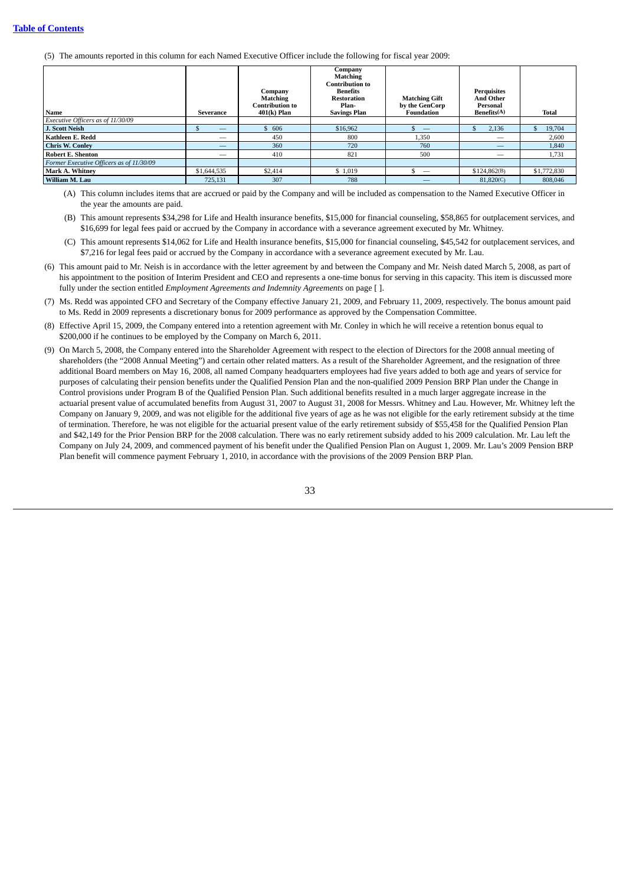[Table of Contents]

(5) The amounts reported in this column for each Named Executive Officer include the following for fiscal year 2009:

| Name | Severance | Company Matching Contribution to 401(k) Plan | Company Matching Contribution to Benefits Restoration Plan-Savings Plan | Matching Gift by the GenCorp Foundation | Perquisites And Other Personal Benefits(A) | Total |
|---|---|---|---|---|---|---|
| *Executive Officers as of 11/30/09* | | | | | | |
| **J. Scott Neish** | $ — | $ 606 | $16,962 | $ — | $ 2,136 | $ 19,704 |
| **Kathleen E. Redd** | — | 450 | 800 | 1,350 | — | 2,600 |
| **Chris W. Conley** | — | 360 | 720 | 760 | — | 1,840 |
| **Robert E. Shenton** | — | 410 | 821 | 500 | — | 1,731 |
| *Former Executive Officers as of 11/30/09* | | | | | | |
| **Mark A. Whitney** | $1,644,535 | $2,414 | $ 1,019 | $ — | $124,862(B) | $1,772,830 |
| **William M. Lau** | 725,131 | 307 | 788 | — | 81,820(C) | 808,046 |

(A) This column includes items that are accrued or paid by the Company and will be included as compensation to the Named Executive Officer in the year the amounts are paid.

(B) This amount represents $34,298 for Life and Health insurance benefits, $15,000 for financial counseling, $58,865 for outplacement services, and $16,699 for legal fees paid or accrued by the Company in accordance with a severance agreement executed by Mr. Whitney.

(C) This amount represents $14,062 for Life and Health insurance benefits, $15,000 for financial counseling, $45,542 for outplacement services, and $7,216 for legal fees paid or accrued by the Company in accordance with a severance agreement executed by Mr. Lau.

(6) This amount paid to Mr. Neish is in accordance with the letter agreement by and between the Company and Mr. Neish dated March 5, 2008, as part of his appointment to the position of Interim President and CEO and represents a one-time bonus for serving in this capacity. This item is discussed more fully under the section entitled *Employment Agreements and Indemnity Agreements* on page [ ].

(7) Ms. Redd was appointed CFO and Secretary of the Company effective January 21, 2009, and February 11, 2009, respectively. The bonus amount paid to Ms. Redd in 2009 represents a discretionary bonus for 2009 performance as approved by the Compensation Committee.

(8) Effective April 15, 2009, the Company entered into a retention agreement with Mr. Conley in which he will receive a retention bonus equal to $200,000 if he continues to be employed by the Company on March 6, 2011.

(9) On March 5, 2008, the Company entered into the Shareholder Agreement with respect to the election of Directors for the 2008 annual meeting of shareholders (the "2008 Annual Meeting") and certain other related matters. As a result of the Shareholder Agreement, and the resignation of three additional Board members on May 16, 2008, all named Company headquarters employees had five years added to both age and years of service for purposes of calculating their pension benefits under the Qualified Pension Plan and the non-qualified 2009 Pension BRP Plan under the Change in Control provisions under Program B of the Qualified Pension Plan. Such additional benefits resulted in a much larger aggregate increase in the actuarial present value of accumulated benefits from August 31, 2007 to August 31, 2008 for Messrs. Whitney and Lau. However, Mr. Whitney left the Company on January 9, 2009, and was not eligible for the additional five years of age as he was not eligible for the early retirement subsidy at the time of termination. Therefore, he was not eligible for the actuarial present value of the early retirement subsidy of $55,458 for the Qualified Pension Plan and $42,149 for the Prior Pension BRP for the 2008 calculation. There was no early retirement subsidy added to his 2009 calculation. Mr. Lau left the Company on July 24, 2009, and commenced payment of his benefit under the Qualified Pension Plan on August 1, 2009. Mr. Lau's 2009 Pension BRP Plan benefit will commence payment February 1, 2010, in accordance with the provisions of the 2009 Pension BRP Plan.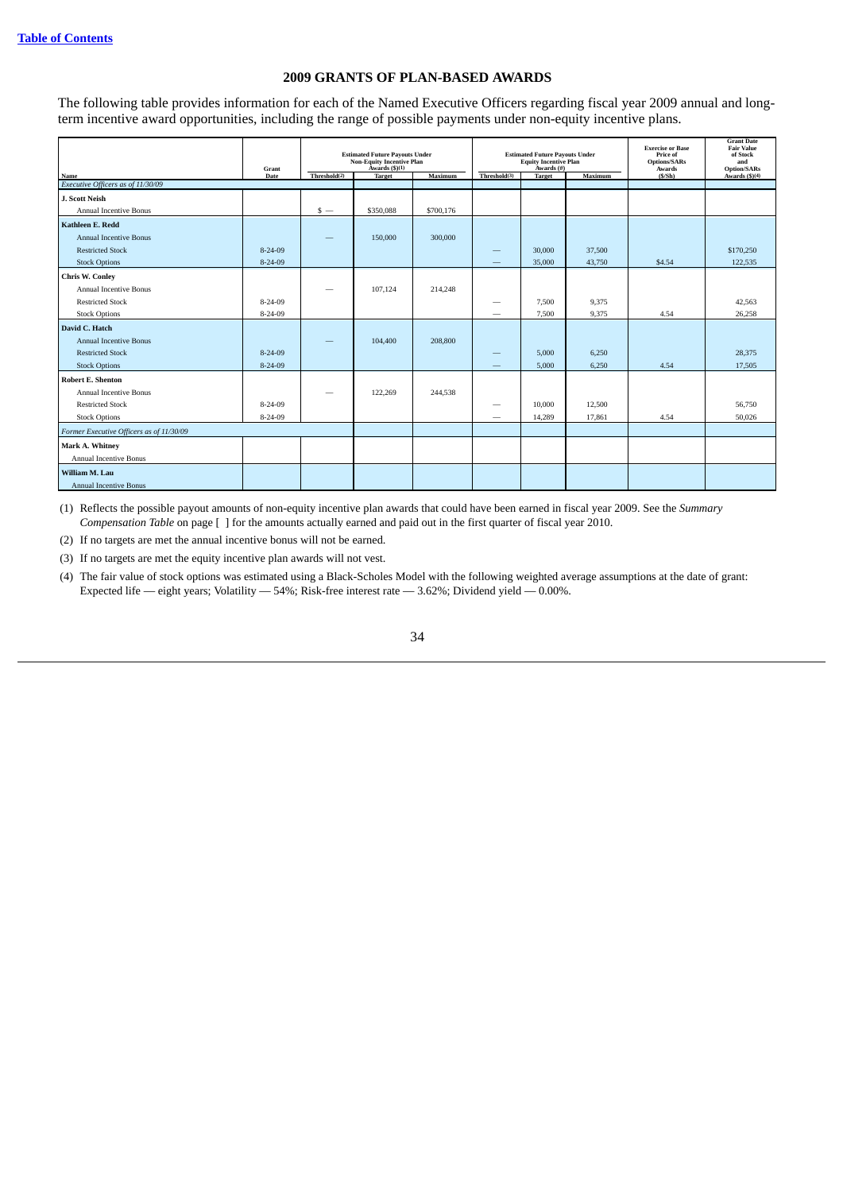[Table of Contents]

## 2009 GRANTS OF PLAN-BASED AWARDS

The following table provides information for each of the Named Executive Officers regarding fiscal year 2009 annual and long-term incentive award opportunities, including the range of possible payments under non-equity incentive plans.

| Name | Grant Date | Estimated Future Payouts Under Non-Equity Incentive Plan Awards ($)(1) | | | Estimated Future Payouts Under Equity Incentive Plan Awards (#) | | | Exercise or Base Price of Options/SARs Awards ($/Sh) | Grant Date Fair Value of Stock and Option/SARs Awards ($)(4) |
|---|---|---|---|---|---|---|---|---|---|
| | | Threshold(2) | Target | Maximum | Threshold(3) | Target | Maximum | | |
| *Executive Officers as of 11/30/09* | | | | | | | | | |
| **J. Scott Neish** | | | | | | | | | |
| Annual Incentive Bonus | | $ — | $350,088 | $700,176 | | | | | |
| **Kathleen E. Redd** | | | | | | | | | |
| Annual Incentive Bonus | | — | 150,000 | 300,000 | | | | | |
| Restricted Stock | 8-24-09 | | | | — | 30,000 | 37,500 | | $170,250 |
| Stock Options | 8-24-09 | | | | — | 35,000 | 43,750 | $4.54 | 122,535 |
| **Chris W. Conley** | | | | | | | | | |
| Annual Incentive Bonus | | — | 107,124 | 214,248 | | | | | |
| Restricted Stock | 8-24-09 | | | | — | 7,500 | 9,375 | | 42,563 |
| Stock Options | 8-24-09 | | | | — | 7,500 | 9,375 | 4.54 | 26,258 |
| **David C. Hatch** | | | | | | | | | |
| Annual Incentive Bonus | | — | 104,400 | 208,800 | | | | | |
| Restricted Stock | 8-24-09 | | | | — | 5,000 | 6,250 | | 28,375 |
| Stock Options | 8-24-09 | | | | — | 5,000 | 6,250 | 4.54 | 17,505 |
| **Robert E. Shenton** | | | | | | | | | |
| Annual Incentive Bonus | | — | 122,269 | 244,538 | | | | | |
| Restricted Stock | 8-24-09 | | | | — | 10,000 | 12,500 | | 56,750 |
| Stock Options | 8-24-09 | | | | — | 14,289 | 17,861 | 4.54 | 50,026 |
| *Former Executive Officers as of 11/30/09* | | | | | | | | | |
| **Mark A. Whitney** | | | | | | | | | |
| Annual Incentive Bonus | | | | | | | | | |
| **William M. Lau** | | | | | | | | | |
| Annual Incentive Bonus | | | | | | | | | |

(1) Reflects the possible payout amounts of non-equity incentive plan awards that could have been earned in fiscal year 2009. See the *Summary Compensation Table* on page [ ] for the amounts actually earned and paid out in the first quarter of fiscal year 2010.

(2) If no targets are met the annual incentive bonus will not be earned.

(3) If no targets are met the equity incentive plan awards will not vest.

(4) The fair value of stock options was estimated using a Black-Scholes Model with the following weighted average assumptions at the date of grant: Expected life — eight years; Volatility — 54%; Risk-free interest rate — 3.62%; Dividend yield — 0.00%.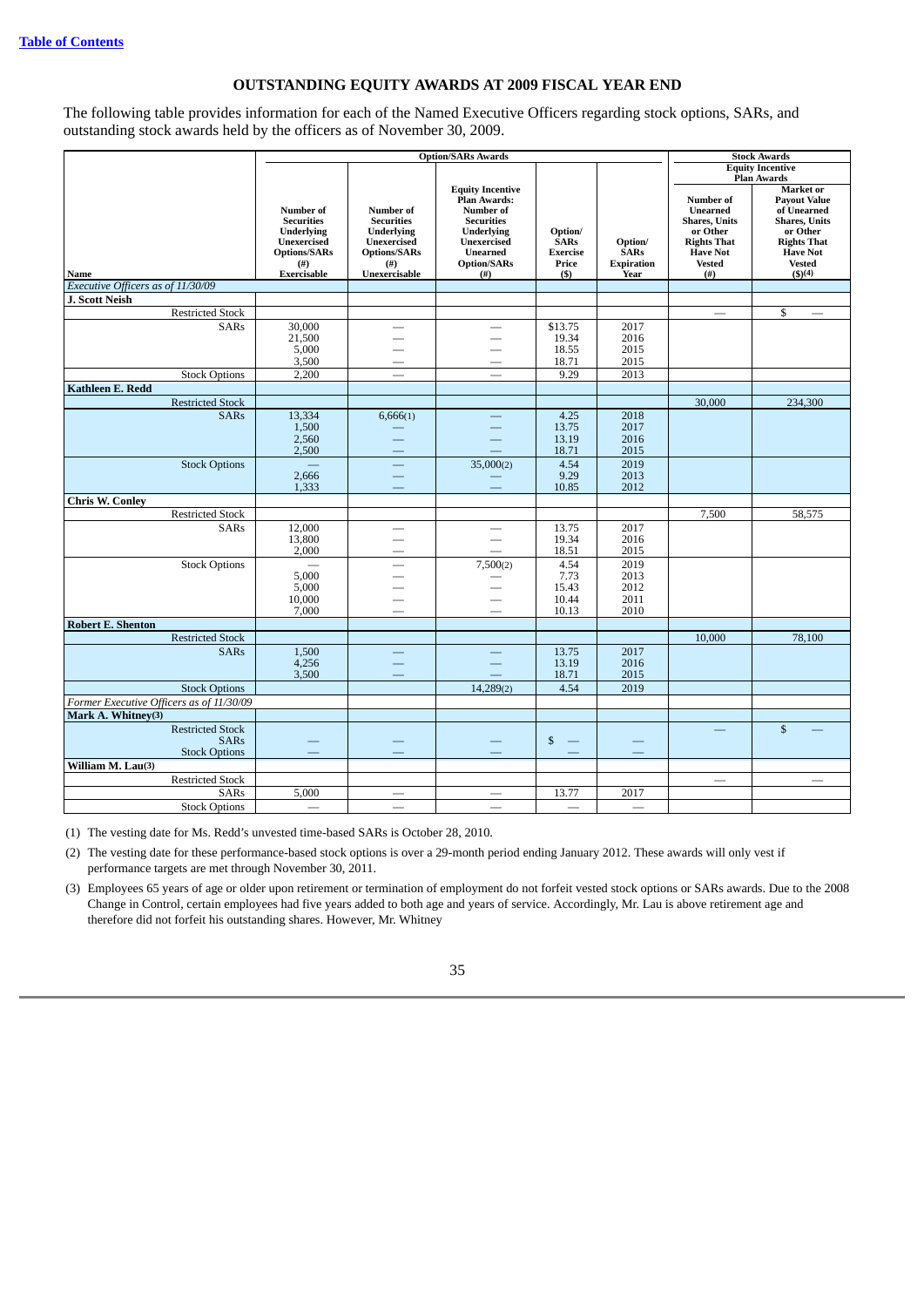[Table of Contents]

## OUTSTANDING EQUITY AWARDS AT 2009 FISCAL YEAR END

The following table provides information for each of the Named Executive Officers regarding stock options, SARs, and outstanding stock awards held by the officers as of November 30, 2009.

| | Option/SARs Awards | | | | | Stock Awards | |
|---|---|---|---|---|---|---|---|
| | | | | | | Equity Incentive Plan Awards | |
| Name | Number of Securities Underlying Unexercised Options/SARs (#) Exercisable | Number of Securities Underlying Unexercised Options/SARs (#) Unexercisable | Equity Incentive Plan Awards: Number of Securities Underlying Unexercised Unearned Option/SARs (#) | Option/SARs Exercise Price ($) | Option/SARs Expiration Year | Number of Unearned Shares, Units or Other Rights That Have Not Vested (#) | Market or Payout Value of Unearned Shares, Units or Other Rights That Have Not Vested ($)(4) |
| *Executive Officers as of 11/30/09* | | | | | | | |
| **J. Scott Neish** | | | | | | | |
| Restricted Stock | | | | | | — | $ — |
| SARs | 30,000 | — | — | $13.75 | 2017 | | |
| | 21,500 | — | — | 19.34 | 2016 | | |
| | 5,000 | — | — | 18.55 | 2015 | | |
| | 3,500 | — | — | 18.71 | 2015 | | |
| Stock Options | 2,200 | — | — | 9.29 | 2013 | | |
| **Kathleen E. Redd** | | | | | | | |
| Restricted Stock | | | | | | 30,000 | 234,300 |
| SARs | 13,334 | 6,666(1) | — | 4.25 | 2018 | | |
| | 1,500 | — | — | 13.75 | 2017 | | |
| | 2,560 | — | — | 13.19 | 2016 | | |
| | 2,500 | — | — | 18.71 | 2015 | | |
| Stock Options | — | — | 35,000(2) | 4.54 | 2019 | | |
| | 2,666 | — | — | 9.29 | 2013 | | |
| | 1,333 | — | — | 10.85 | 2012 | | |
| **Chris W. Conley** | | | | | | | |
| Restricted Stock | | | | | | 7,500 | 58,575 |
| SARs | 12,000 | — | — | 13.75 | 2017 | | |
| | 13,800 | — | — | 19.34 | 2016 | | |
| | 2,000 | — | — | 18.51 | 2015 | | |
| Stock Options | — | — | 7,500(2) | 4.54 | 2019 | | |
| | 5,000 | — | — | 7.73 | 2013 | | |
| | 5,000 | — | — | 15.43 | 2012 | | |
| | 10,000 | — | — | 10.44 | 2011 | | |
| | 7,000 | — | — | 10.13 | 2010 | | |
| **Robert E. Shenton** | | | | | | | |
| Restricted Stock | | | | | | 10,000 | 78,100 |
| SARs | 1,500 | — | — | 13.75 | 2017 | | |
| | 4,256 | — | — | 13.19 | 2016 | | |
| | 3,500 | — | — | 18.71 | 2015 | | |
| Stock Options | | | 14,289(2) | 4.54 | 2019 | | |
| *Former Executive Officers as of 11/30/09* | | | | | | | |
| **Mark A. Whitney(3)** | | | | | | | |
| Restricted Stock | | | | | | — | $ — |
| SARs | — | — | — | $ — | — | | |
| Stock Options | — | — | — | — | — | | |
| **William M. Lau(3)** | | | | | | | |
| Restricted Stock | | | | | | — | — |
| SARs | 5,000 | — | — | 13.77 | 2017 | | |
| Stock Options | — | — | — | — | — | | |

(1) The vesting date for Ms. Redd's unvested time-based SARs is October 28, 2010.

(2) The vesting date for these performance-based stock options is over a 29-month period ending January 2012. These awards will only vest if performance targets are met through November 30, 2011.

(3) Employees 65 years of age or older upon retirement or termination of employment do not forfeit vested stock options or SARs awards. Due to the 2008 Change in Control, certain employees had five years added to both age and years of service. Accordingly, Mr. Lau is above retirement age and therefore did not forfeit his outstanding shares. However, Mr. Whitney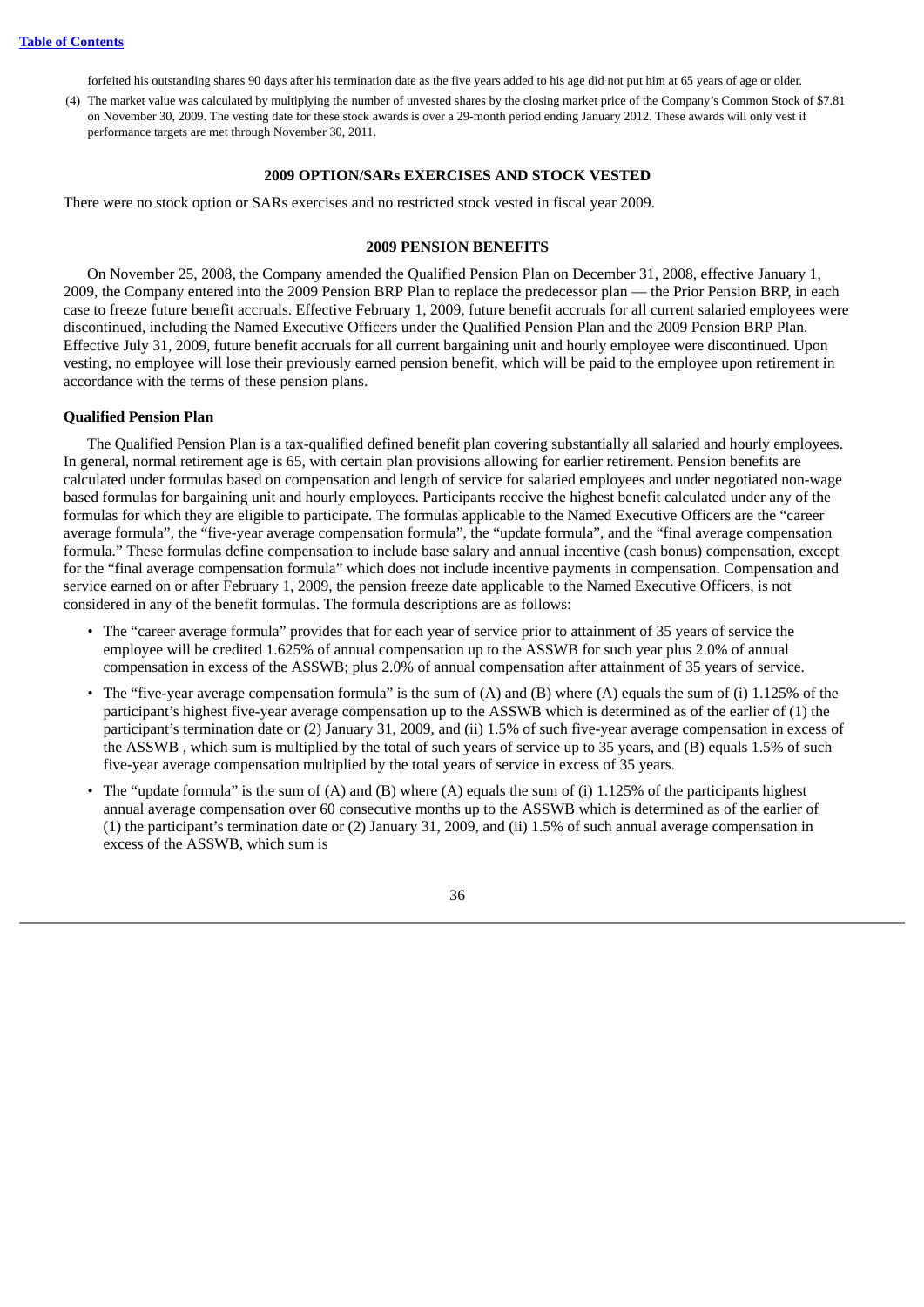forfeited his outstanding shares 90 days after his termination date as the five years added to his age did not put him at 65 years of age or older.

(4) The market value was calculated by multiplying the number of unvested shares by the closing market price of the Company's Common Stock of $7.81 on November 30, 2009. The vesting date for these stock awards is over a 29-month period ending January 2012. These awards will only vest if performance targets are met through November 30, 2011.

## 2009 OPTION/SARs EXERCISES AND STOCK VESTED

There were no stock option or SARs exercises and no restricted stock vested in fiscal year 2009.

## 2009 PENSION BENEFITS

On November 25, 2008, the Company amended the Qualified Pension Plan on December 31, 2008, effective January 1, 2009, the Company entered into the 2009 Pension BRP Plan to replace the predecessor plan — the Prior Pension BRP, in each case to freeze future benefit accruals. Effective February 1, 2009, future benefit accruals for all current salaried employees were discontinued, including the Named Executive Officers under the Qualified Pension Plan and the 2009 Pension BRP Plan. Effective July 31, 2009, future benefit accruals for all current bargaining unit and hourly employee were discontinued. Upon vesting, no employee will lose their previously earned pension benefit, which will be paid to the employee upon retirement in accordance with the terms of these pension plans.

**Qualified Pension Plan**

The Qualified Pension Plan is a tax-qualified defined benefit plan covering substantially all salaried and hourly employees. In general, normal retirement age is 65, with certain plan provisions allowing for earlier retirement. Pension benefits are calculated under formulas based on compensation and length of service for salaried employees and under negotiated non-wage based formulas for bargaining unit and hourly employees. Participants receive the highest benefit calculated under any of the formulas for which they are eligible to participate. The formulas applicable to the Named Executive Officers are the "career average formula", the "five-year average compensation formula", the "update formula", and the "final average compensation formula." These formulas define compensation to include base salary and annual incentive (cash bonus) compensation, except for the "final average compensation formula" which does not include incentive payments in compensation. Compensation and service earned on or after February 1, 2009, the pension freeze date applicable to the Named Executive Officers, is not considered in any of the benefit formulas. The formula descriptions are as follows:

- The "career average formula" provides that for each year of service prior to attainment of 35 years of service the employee will be credited 1.625% of annual compensation up to the ASSWB for such year plus 2.0% of annual compensation in excess of the ASSWB; plus 2.0% of annual compensation after attainment of 35 years of service.
- The "five-year average compensation formula" is the sum of (A) and (B) where (A) equals the sum of (i) 1.125% of the participant's highest five-year average compensation up to the ASSWB which is determined as of the earlier of (1) the participant's termination date or (2) January 31, 2009, and (ii) 1.5% of such five-year average compensation in excess of the ASSWB , which sum is multiplied by the total of such years of service up to 35 years, and (B) equals 1.5% of such five-year average compensation multiplied by the total years of service in excess of 35 years.
- The "update formula" is the sum of (A) and (B) where (A) equals the sum of (i) 1.125% of the participants highest annual average compensation over 60 consecutive months up to the ASSWB which is determined as of the earlier of (1) the participant's termination date or (2) January 31, 2009, and (ii) 1.5% of such annual average compensation in excess of the ASSWB, which sum is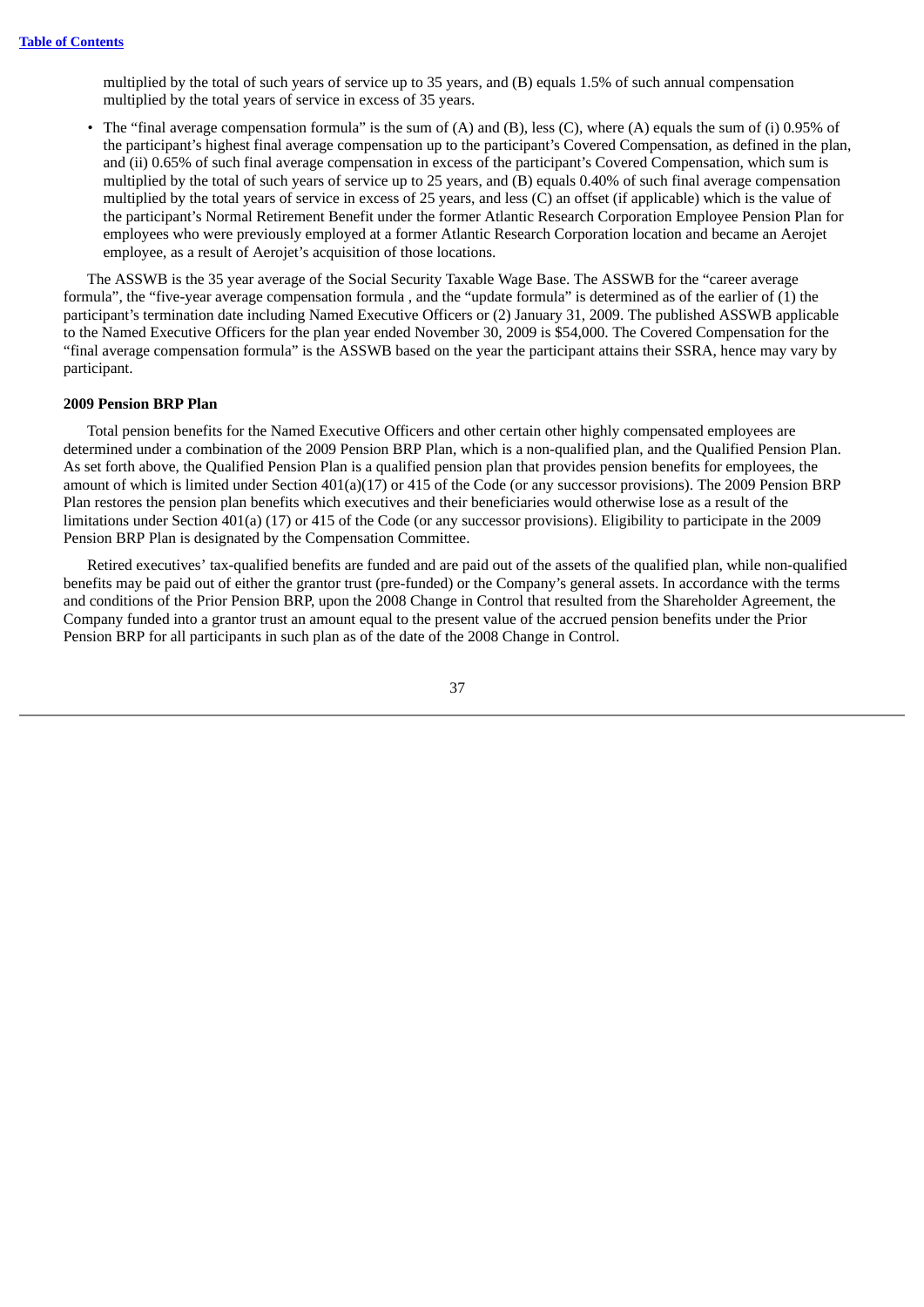multiplied by the total of such years of service up to 35 years, and (B) equals 1.5% of such annual compensation multiplied by the total years of service in excess of 35 years.

- The "final average compensation formula" is the sum of (A) and (B), less (C), where (A) equals the sum of (i) 0.95% of the participant's highest final average compensation up to the participant's Covered Compensation, as defined in the plan, and (ii) 0.65% of such final average compensation in excess of the participant's Covered Compensation, which sum is multiplied by the total of such years of service up to 25 years, and (B) equals 0.40% of such final average compensation multiplied by the total years of service in excess of 25 years, and less (C) an offset (if applicable) which is the value of the participant's Normal Retirement Benefit under the former Atlantic Research Corporation Employee Pension Plan for employees who were previously employed at a former Atlantic Research Corporation location and became an Aerojet employee, as a result of Aerojet's acquisition of those locations.

The ASSWB is the 35 year average of the Social Security Taxable Wage Base. The ASSWB for the "career average formula", the "five-year average compensation formula , and the "update formula" is determined as of the earlier of (1) the participant's termination date including Named Executive Officers or (2) January 31, 2009. The published ASSWB applicable to the Named Executive Officers for the plan year ended November 30, 2009 is $54,000. The Covered Compensation for the "final average compensation formula" is the ASSWB based on the year the participant attains their SSRA, hence may vary by participant.

**2009 Pension BRP Plan**

Total pension benefits for the Named Executive Officers and other certain other highly compensated employees are determined under a combination of the 2009 Pension BRP Plan, which is a non-qualified plan, and the Qualified Pension Plan. As set forth above, the Qualified Pension Plan is a qualified pension plan that provides pension benefits for employees, the amount of which is limited under Section 401(a)(17) or 415 of the Code (or any successor provisions). The 2009 Pension BRP Plan restores the pension plan benefits which executives and their beneficiaries would otherwise lose as a result of the limitations under Section 401(a) (17) or 415 of the Code (or any successor provisions). Eligibility to participate in the 2009 Pension BRP Plan is designated by the Compensation Committee.

Retired executives' tax-qualified benefits are funded and are paid out of the assets of the qualified plan, while non-qualified benefits may be paid out of either the grantor trust (pre-funded) or the Company's general assets. In accordance with the terms and conditions of the Prior Pension BRP, upon the 2008 Change in Control that resulted from the Shareholder Agreement, the Company funded into a grantor trust an amount equal to the present value of the accrued pension benefits under the Prior Pension BRP for all participants in such plan as of the date of the 2008 Change in Control.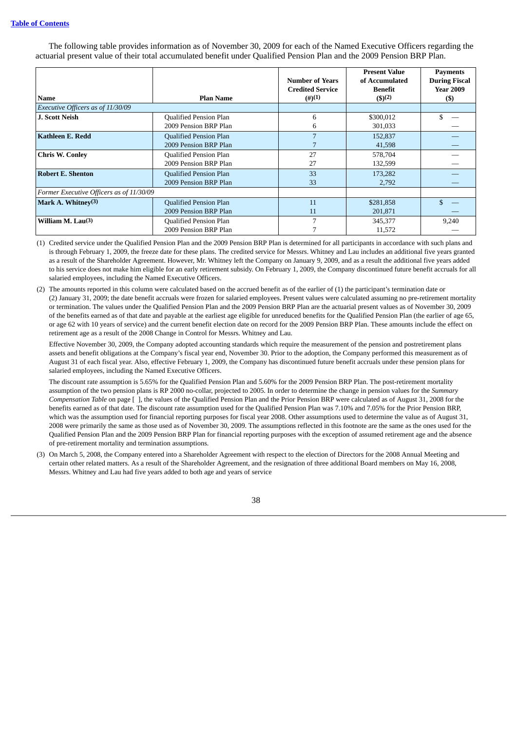The following table provides information as of November 30, 2009 for each of the Named Executive Officers regarding the actuarial present value of their total accumulated benefit under Qualified Pension Plan and the 2009 Pension BRP Plan.

| Name | Plan Name | Number of Years Credited Service (#)(1) | Present Value of Accumulated Benefit ($)(2) | Payments During Fiscal Year 2009 ($) |
|---|---|---|---|---|
| *Executive Officers as of 11/30/09* | | | | |
| **J. Scott Neish** | Qualified Pension Plan | 6 | $300,012 | $ — |
| | 2009 Pension BRP Plan | 6 | 301,033 | — |
| **Kathleen E. Redd** | Qualified Pension Plan | 7 | 152,837 | — |
| | 2009 Pension BRP Plan | 7 | 41,598 | — |
| **Chris W. Conley** | Qualified Pension Plan | 27 | 578,704 | — |
| | 2009 Pension BRP Plan | 27 | 132,599 | — |
| **Robert E. Shenton** | Qualified Pension Plan | 33 | 173,282 | — |
| | 2009 Pension BRP Plan | 33 | 2,792 | — |
| *Former Executive Officers as of 11/30/09* | | | | |
| **Mark A. Whitney(3)** | Qualified Pension Plan | 11 | $281,858 | $ — |
| | 2009 Pension BRP Plan | 11 | 201,871 | — |
| **William M. Lau(3)** | Qualified Pension Plan | 7 | 345,377 | 9,240 |
| | 2009 Pension BRP Plan | 7 | 11,572 | — |

(1) Credited service under the Qualified Pension Plan and the 2009 Pension BRP Plan is determined for all participants in accordance with such plans and is through February 1, 2009, the freeze date for these plans. The credited service for Messrs. Whitney and Lau includes an additional five years granted as a result of the Shareholder Agreement. However, Mr. Whitney left the Company on January 9, 2009, and as a result the additional five years added to his service does not make him eligible for an early retirement subsidy. On February 1, 2009, the Company discontinued future benefit accruals for all salaried employees, including the Named Executive Officers.

(2) The amounts reported in this column were calculated based on the accrued benefit as of the earlier of (1) the participant's termination date or (2) January 31, 2009; the date benefit accruals were frozen for salaried employees. Present values were calculated assuming no pre-retirement mortality or termination. The values under the Qualified Pension Plan and the 2009 Pension BRP Plan are the actuarial present values as of November 30, 2009 of the benefits earned as of that date and payable at the earliest age eligible for unreduced benefits for the Qualified Pension Plan (the earlier of age 65, or age 62 with 10 years of service) and the current benefit election date on record for the 2009 Pension BRP Plan. These amounts include the effect on retirement age as a result of the 2008 Change in Control for Messrs. Whitney and Lau.

Effective November 30, 2009, the Company adopted accounting standards which require the measurement of the pension and postretirement plans assets and benefit obligations at the Company's fiscal year end, November 30. Prior to the adoption, the Company performed this measurement as of August 31 of each fiscal year. Also, effective February 1, 2009, the Company has discontinued future benefit accruals under these pension plans for salaried employees, including the Named Executive Officers.

The discount rate assumption is 5.65% for the Qualified Pension Plan and 5.60% for the 2009 Pension BRP Plan. The post-retirement mortality assumption of the two pension plans is RP 2000 no-collar, projected to 2005. In order to determine the change in pension values for the *Summary Compensation Table* on page [ ], the values of the Qualified Pension Plan and the Prior Pension BRP were calculated as of August 31, 2008 for the benefits earned as of that date. The discount rate assumption used for the Qualified Pension Plan was 7.10% and 7.05% for the Prior Pension BRP, which was the assumption used for financial reporting purposes for fiscal year 2008. Other assumptions used to determine the value as of August 31, 2008 were primarily the same as those used as of November 30, 2009. The assumptions reflected in this footnote are the same as the ones used for the Qualified Pension Plan and the 2009 Pension BRP Plan for financial reporting purposes with the exception of assumed retirement age and the absence of pre-retirement mortality and termination assumptions.

(3) On March 5, 2008, the Company entered into a Shareholder Agreement with respect to the election of Directors for the 2008 Annual Meeting and certain other related matters. As a result of the Shareholder Agreement, and the resignation of three additional Board members on May 16, 2008, Messrs. Whitney and Lau had five years added to both age and years of service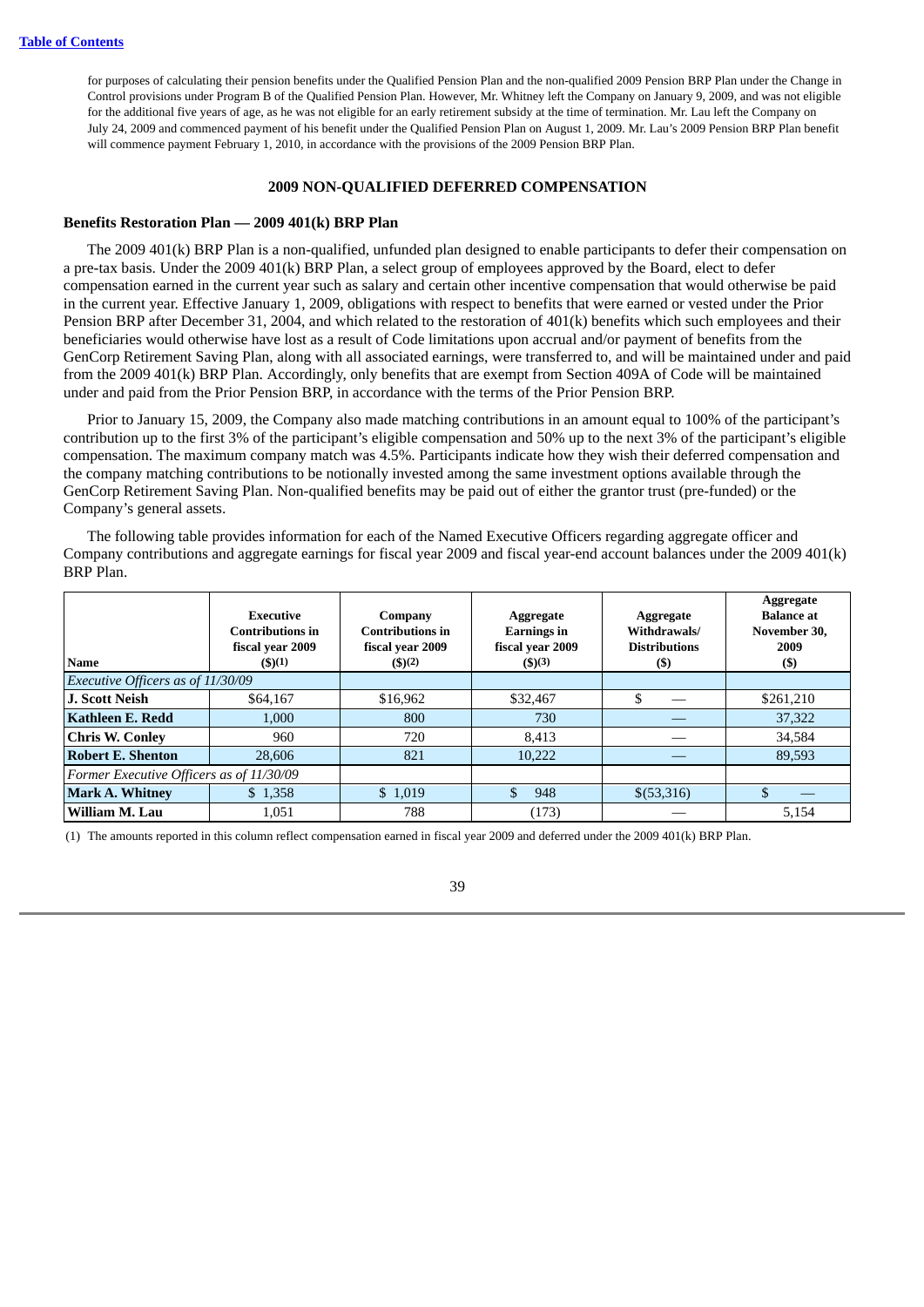for purposes of calculating their pension benefits under the Qualified Pension Plan and the non-qualified 2009 Pension BRP Plan under the Change in Control provisions under Program B of the Qualified Pension Plan. However, Mr. Whitney left the Company on January 9, 2009, and was not eligible for the additional five years of age, as he was not eligible for an early retirement subsidy at the time of termination. Mr. Lau left the Company on July 24, 2009 and commenced payment of his benefit under the Qualified Pension Plan on August 1, 2009. Mr. Lau's 2009 Pension BRP Plan benefit will commence payment February 1, 2010, in accordance with the provisions of the 2009 Pension BRP Plan.

## 2009 NON-QUALIFIED DEFERRED COMPENSATION

### Benefits Restoration Plan — 2009 401(k) BRP Plan

The 2009 401(k) BRP Plan is a non-qualified, unfunded plan designed to enable participants to defer their compensation on a pre-tax basis. Under the 2009 401(k) BRP Plan, a select group of employees approved by the Board, elect to defer compensation earned in the current year such as salary and certain other incentive compensation that would otherwise be paid in the current year. Effective January 1, 2009, obligations with respect to benefits that were earned or vested under the Prior Pension BRP after December 31, 2004, and which related to the restoration of 401(k) benefits which such employees and their beneficiaries would otherwise have lost as a result of Code limitations upon accrual and/or payment of benefits from the GenCorp Retirement Saving Plan, along with all associated earnings, were transferred to, and will be maintained under and paid from the 2009 401(k) BRP Plan. Accordingly, only benefits that are exempt from Section 409A of Code will be maintained under and paid from the Prior Pension BRP, in accordance with the terms of the Prior Pension BRP.

Prior to January 15, 2009, the Company also made matching contributions in an amount equal to 100% of the participant's contribution up to the first 3% of the participant's eligible compensation and 50% up to the next 3% of the participant's eligible compensation. The maximum company match was 4.5%. Participants indicate how they wish their deferred compensation and the company matching contributions to be notionally invested among the same investment options available through the GenCorp Retirement Saving Plan. Non-qualified benefits may be paid out of either the grantor trust (pre-funded) or the Company's general assets.

The following table provides information for each of the Named Executive Officers regarding aggregate officer and Company contributions and aggregate earnings for fiscal year 2009 and fiscal year-end account balances under the 2009 401(k) BRP Plan.

| Name | Executive Contributions in fiscal year 2009 ($)(1) | Company Contributions in fiscal year 2009 ($)(2) | Aggregate Earnings in fiscal year 2009 ($)(3) | Aggregate Withdrawals/ Distributions ($) | Aggregate Balance at November 30, 2009 ($) |
|---|---|---|---|---|---|
| *Executive Officers as of 11/30/09* | | | | | |
| **J. Scott Neish** | $64,167 | $16,962 | $32,467 | $ — | $261,210 |
| **Kathleen E. Redd** | 1,000 | 800 | 730 | — | 37,322 |
| **Chris W. Conley** | 960 | 720 | 8,413 | — | 34,584 |
| **Robert E. Shenton** | 28,606 | 821 | 10,222 | — | 89,593 |
| *Former Executive Officers as of 11/30/09* | | | | | |
| **Mark A. Whitney** | $ 1,358 | $ 1,019 | $ 948 | $(53,316) | $ — |
| **William M. Lau** | 1,051 | 788 | (173) | — | 5,154 |

(1) The amounts reported in this column reflect compensation earned in fiscal year 2009 and deferred under the 2009 401(k) BRP Plan.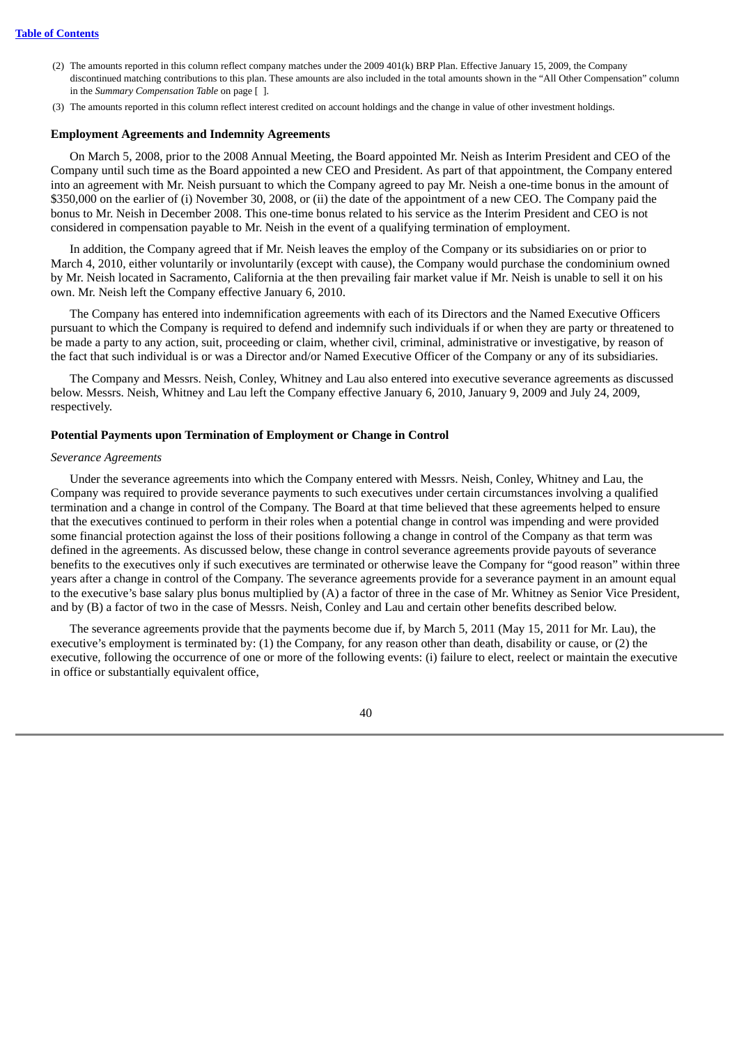(2) The amounts reported in this column reflect company matches under the 2009 401(k) BRP Plan. Effective January 15, 2009, the Company discontinued matching contributions to this plan. These amounts are also included in the total amounts shown in the "All Other Compensation" column in the *Summary Compensation Table* on page [ ].

(3) The amounts reported in this column reflect interest credited on account holdings and the change in value of other investment holdings.

**Employment Agreements and Indemnity Agreements**

On March 5, 2008, prior to the 2008 Annual Meeting, the Board appointed Mr. Neish as Interim President and CEO of the Company until such time as the Board appointed a new CEO and President. As part of that appointment, the Company entered into an agreement with Mr. Neish pursuant to which the Company agreed to pay Mr. Neish a one-time bonus in the amount of $350,000 on the earlier of (i) November 30, 2008, or (ii) the date of the appointment of a new CEO. The Company paid the bonus to Mr. Neish in December 2008. This one-time bonus related to his service as the Interim President and CEO is not considered in compensation payable to Mr. Neish in the event of a qualifying termination of employment.

In addition, the Company agreed that if Mr. Neish leaves the employ of the Company or its subsidiaries on or prior to March 4, 2010, either voluntarily or involuntarily (except with cause), the Company would purchase the condominium owned by Mr. Neish located in Sacramento, California at the then prevailing fair market value if Mr. Neish is unable to sell it on his own. Mr. Neish left the Company effective January 6, 2010.

The Company has entered into indemnification agreements with each of its Directors and the Named Executive Officers pursuant to which the Company is required to defend and indemnify such individuals if or when they are party or threatened to be made a party to any action, suit, proceeding or claim, whether civil, criminal, administrative or investigative, by reason of the fact that such individual is or was a Director and/or Named Executive Officer of the Company or any of its subsidiaries.

The Company and Messrs. Neish, Conley, Whitney and Lau also entered into executive severance agreements as discussed below. Messrs. Neish, Whitney and Lau left the Company effective January 6, 2010, January 9, 2009 and July 24, 2009, respectively.

**Potential Payments upon Termination of Employment or Change in Control**

*Severance Agreements*

Under the severance agreements into which the Company entered with Messrs. Neish, Conley, Whitney and Lau, the Company was required to provide severance payments to such executives under certain circumstances involving a qualified termination and a change in control of the Company. The Board at that time believed that these agreements helped to ensure that the executives continued to perform in their roles when a potential change in control was impending and were provided some financial protection against the loss of their positions following a change in control of the Company as that term was defined in the agreements. As discussed below, these change in control severance agreements provide payouts of severance benefits to the executives only if such executives are terminated or otherwise leave the Company for "good reason" within three years after a change in control of the Company. The severance agreements provide for a severance payment in an amount equal to the executive's base salary plus bonus multiplied by (A) a factor of three in the case of Mr. Whitney as Senior Vice President, and by (B) a factor of two in the case of Messrs. Neish, Conley and Lau and certain other benefits described below.

The severance agreements provide that the payments become due if, by March 5, 2011 (May 15, 2011 for Mr. Lau), the executive's employment is terminated by: (1) the Company, for any reason other than death, disability or cause, or (2) the executive, following the occurrence of one or more of the following events: (i) failure to elect, reelect or maintain the executive in office or substantially equivalent office,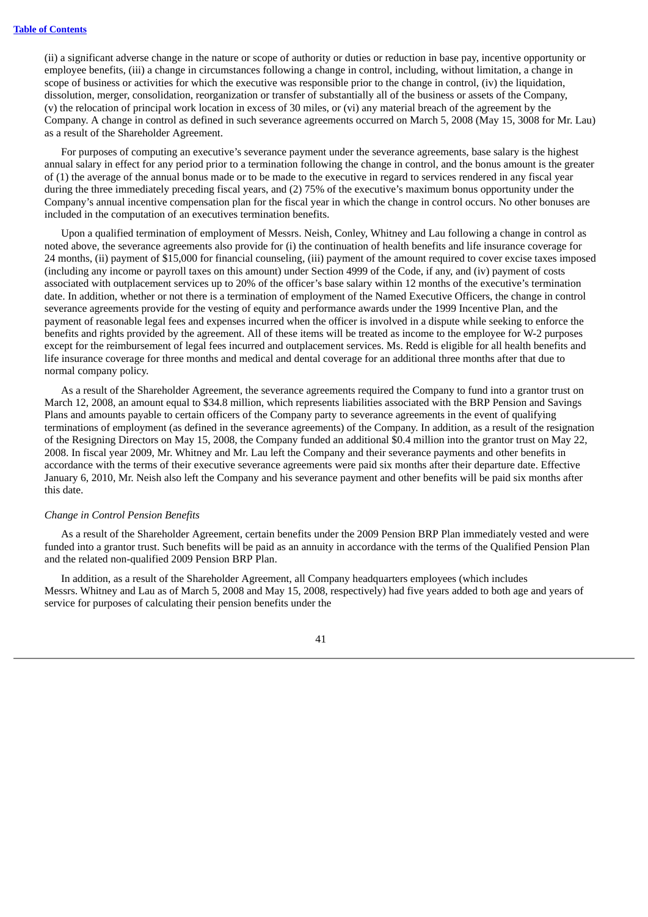(ii) a significant adverse change in the nature or scope of authority or duties or reduction in base pay, incentive opportunity or employee benefits, (iii) a change in circumstances following a change in control, including, without limitation, a change in scope of business or activities for which the executive was responsible prior to the change in control, (iv) the liquidation, dissolution, merger, consolidation, reorganization or transfer of substantially all of the business or assets of the Company, (v) the relocation of principal work location in excess of 30 miles, or (vi) any material breach of the agreement by the Company. A change in control as defined in such severance agreements occurred on March 5, 2008 (May 15, 3008 for Mr. Lau) as a result of the Shareholder Agreement.

For purposes of computing an executive's severance payment under the severance agreements, base salary is the highest annual salary in effect for any period prior to a termination following the change in control, and the bonus amount is the greater of (1) the average of the annual bonus made or to be made to the executive in regard to services rendered in any fiscal year during the three immediately preceding fiscal years, and (2) 75% of the executive's maximum bonus opportunity under the Company's annual incentive compensation plan for the fiscal year in which the change in control occurs. No other bonuses are included in the computation of an executives termination benefits.

Upon a qualified termination of employment of Messrs. Neish, Conley, Whitney and Lau following a change in control as noted above, the severance agreements also provide for (i) the continuation of health benefits and life insurance coverage for 24 months, (ii) payment of $15,000 for financial counseling, (iii) payment of the amount required to cover excise taxes imposed (including any income or payroll taxes on this amount) under Section 4999 of the Code, if any, and (iv) payment of costs associated with outplacement services up to 20% of the officer's base salary within 12 months of the executive's termination date. In addition, whether or not there is a termination of employment of the Named Executive Officers, the change in control severance agreements provide for the vesting of equity and performance awards under the 1999 Incentive Plan, and the payment of reasonable legal fees and expenses incurred when the officer is involved in a dispute while seeking to enforce the benefits and rights provided by the agreement. All of these items will be treated as income to the employee for W-2 purposes except for the reimbursement of legal fees incurred and outplacement services. Ms. Redd is eligible for all health benefits and life insurance coverage for three months and medical and dental coverage for an additional three months after that due to normal company policy.

As a result of the Shareholder Agreement, the severance agreements required the Company to fund into a grantor trust on March 12, 2008, an amount equal to $34.8 million, which represents liabilities associated with the BRP Pension and Savings Plans and amounts payable to certain officers of the Company party to severance agreements in the event of qualifying terminations of employment (as defined in the severance agreements) of the Company. In addition, as a result of the resignation of the Resigning Directors on May 15, 2008, the Company funded an additional $0.4 million into the grantor trust on May 22, 2008. In fiscal year 2009, Mr. Whitney and Mr. Lau left the Company and their severance payments and other benefits in accordance with the terms of their executive severance agreements were paid six months after their departure date. Effective January 6, 2010, Mr. Neish also left the Company and his severance payment and other benefits will be paid six months after this date.

*Change in Control Pension Benefits*

As a result of the Shareholder Agreement, certain benefits under the 2009 Pension BRP Plan immediately vested and were funded into a grantor trust. Such benefits will be paid as an annuity in accordance with the terms of the Qualified Pension Plan and the related non-qualified 2009 Pension BRP Plan.

In addition, as a result of the Shareholder Agreement, all Company headquarters employees (which includes Messrs. Whitney and Lau as of March 5, 2008 and May 15, 2008, respectively) had five years added to both age and years of service for purposes of calculating their pension benefits under the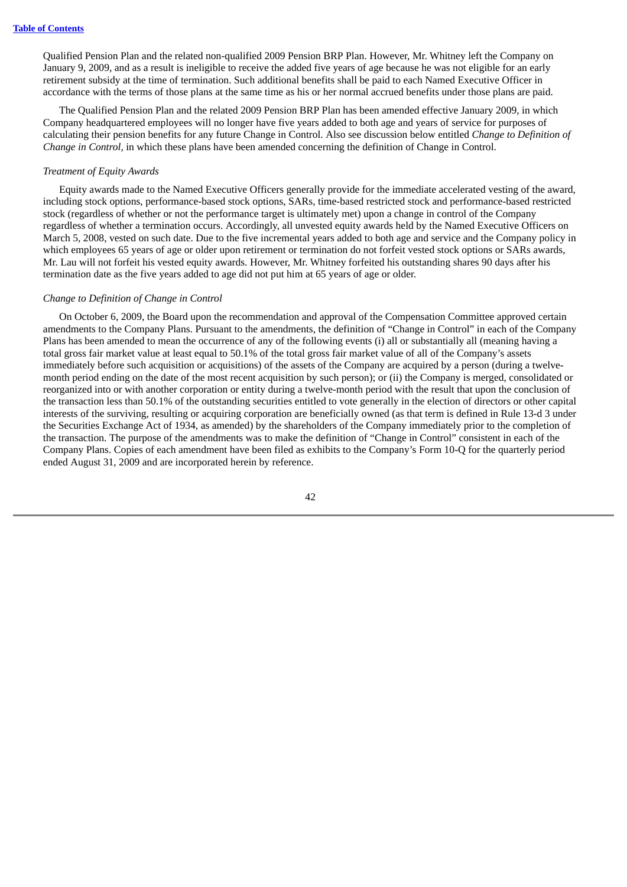Qualified Pension Plan and the related non-qualified 2009 Pension BRP Plan. However, Mr. Whitney left the Company on January 9, 2009, and as a result is ineligible to receive the added five years of age because he was not eligible for an early retirement subsidy at the time of termination. Such additional benefits shall be paid to each Named Executive Officer in accordance with the terms of those plans at the same time as his or her normal accrued benefits under those plans are paid.

The Qualified Pension Plan and the related 2009 Pension BRP Plan has been amended effective January 2009, in which Company headquartered employees will no longer have five years added to both age and years of service for purposes of calculating their pension benefits for any future Change in Control. Also see discussion below entitled *Change to Definition of Change in Control,* in which these plans have been amended concerning the definition of Change in Control.

*Treatment of Equity Awards*

Equity awards made to the Named Executive Officers generally provide for the immediate accelerated vesting of the award, including stock options, performance-based stock options, SARs, time-based restricted stock and performance-based restricted stock (regardless of whether or not the performance target is ultimately met) upon a change in control of the Company regardless of whether a termination occurs. Accordingly, all unvested equity awards held by the Named Executive Officers on March 5, 2008, vested on such date. Due to the five incremental years added to both age and service and the Company policy in which employees 65 years of age or older upon retirement or termination do not forfeit vested stock options or SARs awards, Mr. Lau will not forfeit his vested equity awards. However, Mr. Whitney forfeited his outstanding shares 90 days after his termination date as the five years added to age did not put him at 65 years of age or older.

*Change to Definition of Change in Control*

On October 6, 2009, the Board upon the recommendation and approval of the Compensation Committee approved certain amendments to the Company Plans. Pursuant to the amendments, the definition of "Change in Control" in each of the Company Plans has been amended to mean the occurrence of any of the following events (i) all or substantially all (meaning having a total gross fair market value at least equal to 50.1% of the total gross fair market value of all of the Company's assets immediately before such acquisition or acquisitions) of the assets of the Company are acquired by a person (during a twelve-month period ending on the date of the most recent acquisition by such person); or (ii) the Company is merged, consolidated or reorganized into or with another corporation or entity during a twelve-month period with the result that upon the conclusion of the transaction less than 50.1% of the outstanding securities entitled to vote generally in the election of directors or other capital interests of the surviving, resulting or acquiring corporation are beneficially owned (as that term is defined in Rule 13-d 3 under the Securities Exchange Act of 1934, as amended) by the shareholders of the Company immediately prior to the completion of the transaction. The purpose of the amendments was to make the definition of "Change in Control" consistent in each of the Company Plans. Copies of each amendment have been filed as exhibits to the Company's Form 10-Q for the quarterly period ended August 31, 2009 and are incorporated herein by reference.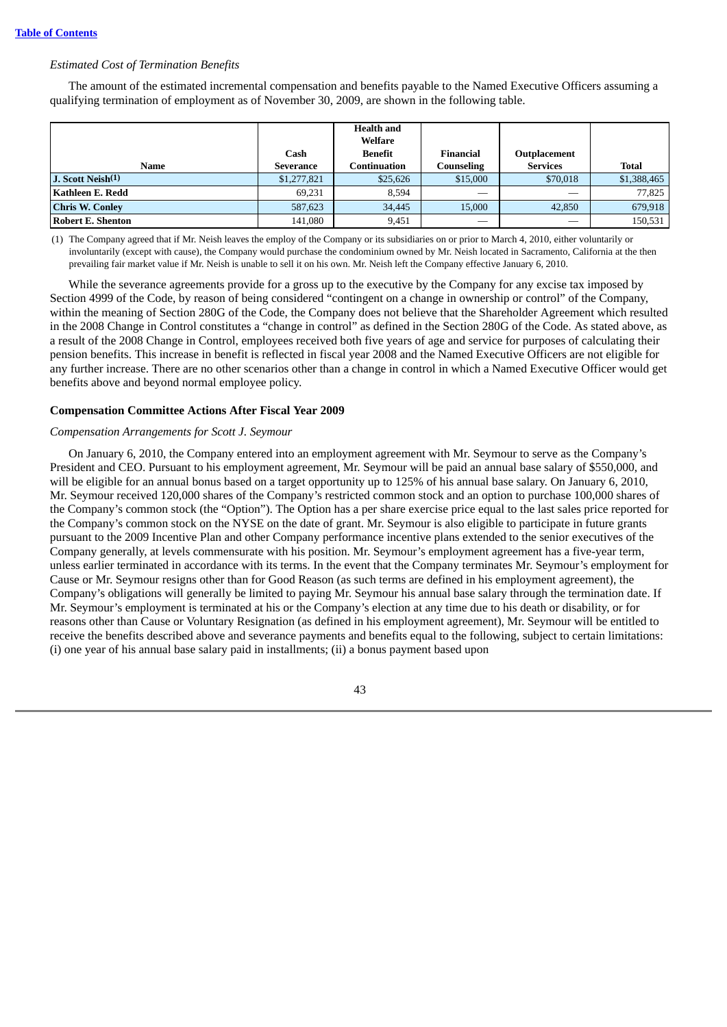*Estimated Cost of Termination Benefits*

The amount of the estimated incremental compensation and benefits payable to the Named Executive Officers assuming a qualifying termination of employment as of November 30, 2009, are shown in the following table.

| Name | Cash Severance | Health and Welfare Benefit Continuation | Financial Counseling | Outplacement Services | Total |
|---|---|---|---|---|---|
| **J. Scott Neish[(1)]** | $1,277,821 | $25,626 | $15,000 | $70,018 | $1,388,465 |
| **Kathleen E. Redd** | 69,231 | 8,594 | — | — | 77,825 |
| **Chris W. Conley** | 587,623 | 34,445 | 15,000 | 42,850 | 679,918 |
| **Robert E. Shenton** | 141,080 | 9,451 | — | — | 150,531 |

(1) The Company agreed that if Mr. Neish leaves the employ of the Company or its subsidiaries on or prior to March 4, 2010, either voluntarily or involuntarily (except with cause), the Company would purchase the condominium owned by Mr. Neish located in Sacramento, California at the then prevailing fair market value if Mr. Neish is unable to sell it on his own. Mr. Neish left the Company effective January 6, 2010.

While the severance agreements provide for a gross up to the executive by the Company for any excise tax imposed by Section 4999 of the Code, by reason of being considered "contingent on a change in ownership or control" of the Company, within the meaning of Section 280G of the Code, the Company does not believe that the Shareholder Agreement which resulted in the 2008 Change in Control constitutes a "change in control" as defined in the Section 280G of the Code. As stated above, as a result of the 2008 Change in Control, employees received both five years of age and service for purposes of calculating their pension benefits. This increase in benefit is reflected in fiscal year 2008 and the Named Executive Officers are not eligible for any further increase. There are no other scenarios other than a change in control in which a Named Executive Officer would get benefits above and beyond normal employee policy.

### Compensation Committee Actions After Fiscal Year 2009

*Compensation Arrangements for Scott J. Seymour*

On January 6, 2010, the Company entered into an employment agreement with Mr. Seymour to serve as the Company's President and CEO. Pursuant to his employment agreement, Mr. Seymour will be paid an annual base salary of $550,000, and will be eligible for an annual bonus based on a target opportunity up to 125% of his annual base salary. On January 6, 2010, Mr. Seymour received 120,000 shares of the Company's restricted common stock and an option to purchase 100,000 shares of the Company's common stock (the "Option"). The Option has a per share exercise price equal to the last sales price reported for the Company's common stock on the NYSE on the date of grant. Mr. Seymour is also eligible to participate in future grants pursuant to the 2009 Incentive Plan and other Company performance incentive plans extended to the senior executives of the Company generally, at levels commensurate with his position. Mr. Seymour's employment agreement has a five-year term, unless earlier terminated in accordance with its terms. In the event that the Company terminates Mr. Seymour's employment for Cause or Mr. Seymour resigns other than for Good Reason (as such terms are defined in his employment agreement), the Company's obligations will generally be limited to paying Mr. Seymour his annual base salary through the termination date. If Mr. Seymour's employment is terminated at his or the Company's election at any time due to his death or disability, or for reasons other than Cause or Voluntary Resignation (as defined in his employment agreement), Mr. Seymour will be entitled to receive the benefits described above and severance payments and benefits equal to the following, subject to certain limitations: (i) one year of his annual base salary paid in installments; (ii) a bonus payment based upon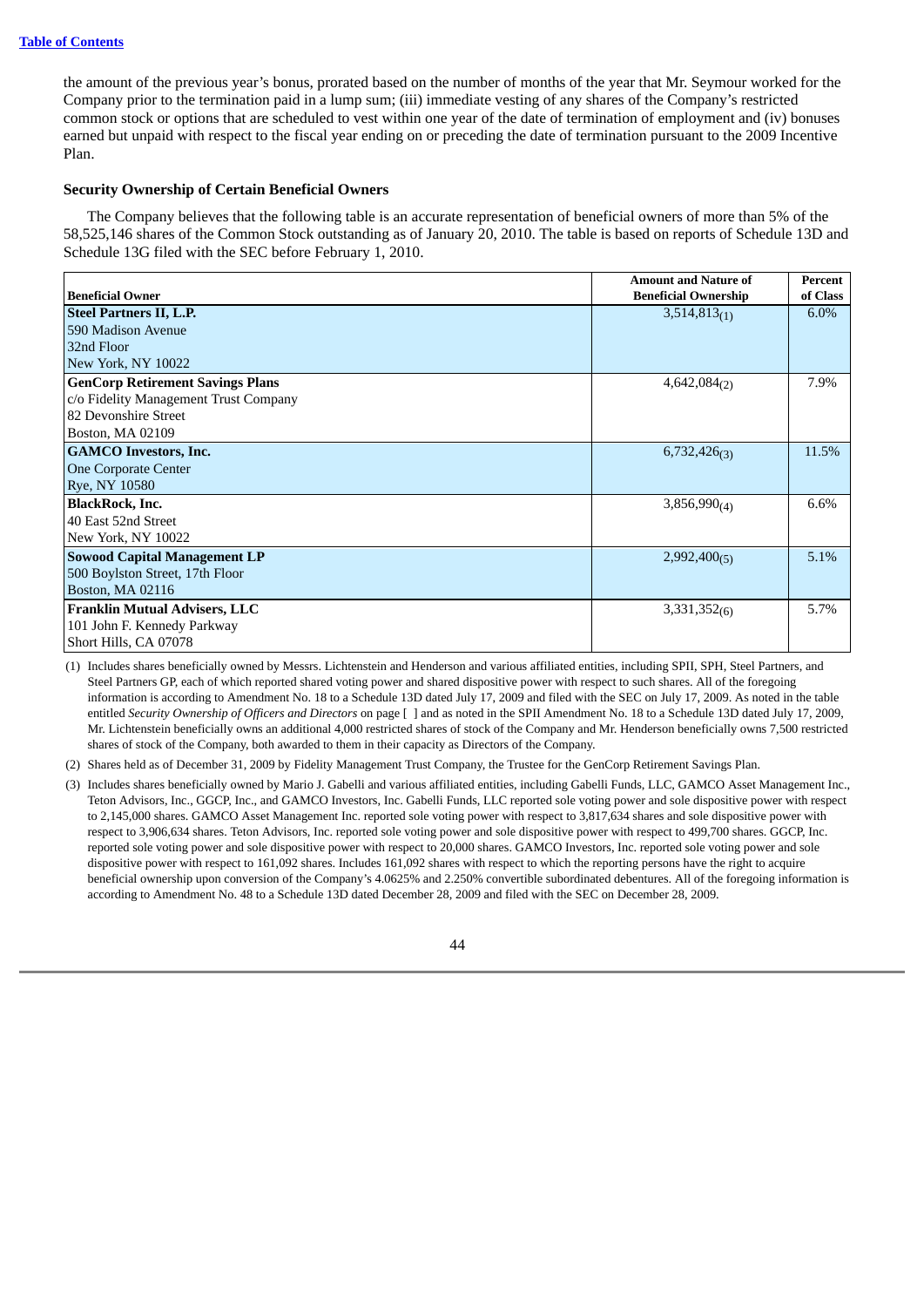the amount of the previous year's bonus, prorated based on the number of months of the year that Mr. Seymour worked for the Company prior to the termination paid in a lump sum; (iii) immediate vesting of any shares of the Company's restricted common stock or options that are scheduled to vest within one year of the date of termination of employment and (iv) bonuses earned but unpaid with respect to the fiscal year ending on or preceding the date of termination pursuant to the 2009 Incentive Plan.

### Security Ownership of Certain Beneficial Owners

The Company believes that the following table is an accurate representation of beneficial owners of more than 5% of the 58,525,146 shares of the Common Stock outstanding as of January 20, 2010. The table is based on reports of Schedule 13D and Schedule 13G filed with the SEC before February 1, 2010.

| Beneficial Owner | Amount and Nature of Beneficial Ownership | Percent of Class |
|---|---|---|
| **Steel Partners II, L.P.**<br>590 Madison Avenue<br>32nd Floor<br>New York, NY 10022 | 3,514,813(1) | 6.0% |
| **GenCorp Retirement Savings Plans**<br>c/o Fidelity Management Trust Company<br>82 Devonshire Street<br>Boston, MA 02109 | 4,642,084(2) | 7.9% |
| **GAMCO Investors, Inc.**<br>One Corporate Center<br>Rye, NY 10580 | 6,732,426(3) | 11.5% |
| **BlackRock, Inc.**<br>40 East 52nd Street<br>New York, NY 10022 | 3,856,990(4) | 6.6% |
| **Sowood Capital Management LP**<br>500 Boylston Street, 17th Floor<br>Boston, MA 02116 | 2,992,400(5) | 5.1% |
| **Franklin Mutual Advisers, LLC**<br>101 John F. Kennedy Parkway<br>Short Hills, CA 07078 | 3,331,352(6) | 5.7% |

(1) Includes shares beneficially owned by Messrs. Lichtenstein and Henderson and various affiliated entities, including SPII, SPH, Steel Partners, and Steel Partners GP, each of which reported shared voting power and shared dispositive power with respect to such shares. All of the foregoing information is according to Amendment No. 18 to a Schedule 13D dated July 17, 2009 and filed with the SEC on July 17, 2009. As noted in the table entitled *Security Ownership of Officers and Directors* on page [ ] and as noted in the SPII Amendment No. 18 to a Schedule 13D dated July 17, 2009, Mr. Lichtenstein beneficially owns an additional 4,000 restricted shares of stock of the Company and Mr. Henderson beneficially owns 7,500 restricted shares of stock of the Company, both awarded to them in their capacity as Directors of the Company.

(2) Shares held as of December 31, 2009 by Fidelity Management Trust Company, the Trustee for the GenCorp Retirement Savings Plan.

(3) Includes shares beneficially owned by Mario J. Gabelli and various affiliated entities, including Gabelli Funds, LLC, GAMCO Asset Management Inc., Teton Advisors, Inc., GGCP, Inc., and GAMCO Investors, Inc. Gabelli Funds, LLC reported sole voting power and sole dispositive power with respect to 2,145,000 shares. GAMCO Asset Management Inc. reported sole voting power with respect to 3,817,634 shares and sole dispositive power with respect to 3,906,634 shares. Teton Advisors, Inc. reported sole voting power and sole dispositive power with respect to 499,700 shares. GGCP, Inc. reported sole voting power and sole dispositive power with respect to 20,000 shares. GAMCO Investors, Inc. reported sole voting power and sole dispositive power with respect to 161,092 shares. Includes 161,092 shares with respect to which the reporting persons have the right to acquire beneficial ownership upon conversion of the Company's 4.0625% and 2.250% convertible subordinated debentures. All of the foregoing information is according to Amendment No. 48 to a Schedule 13D dated December 28, 2009 and filed with the SEC on December 28, 2009.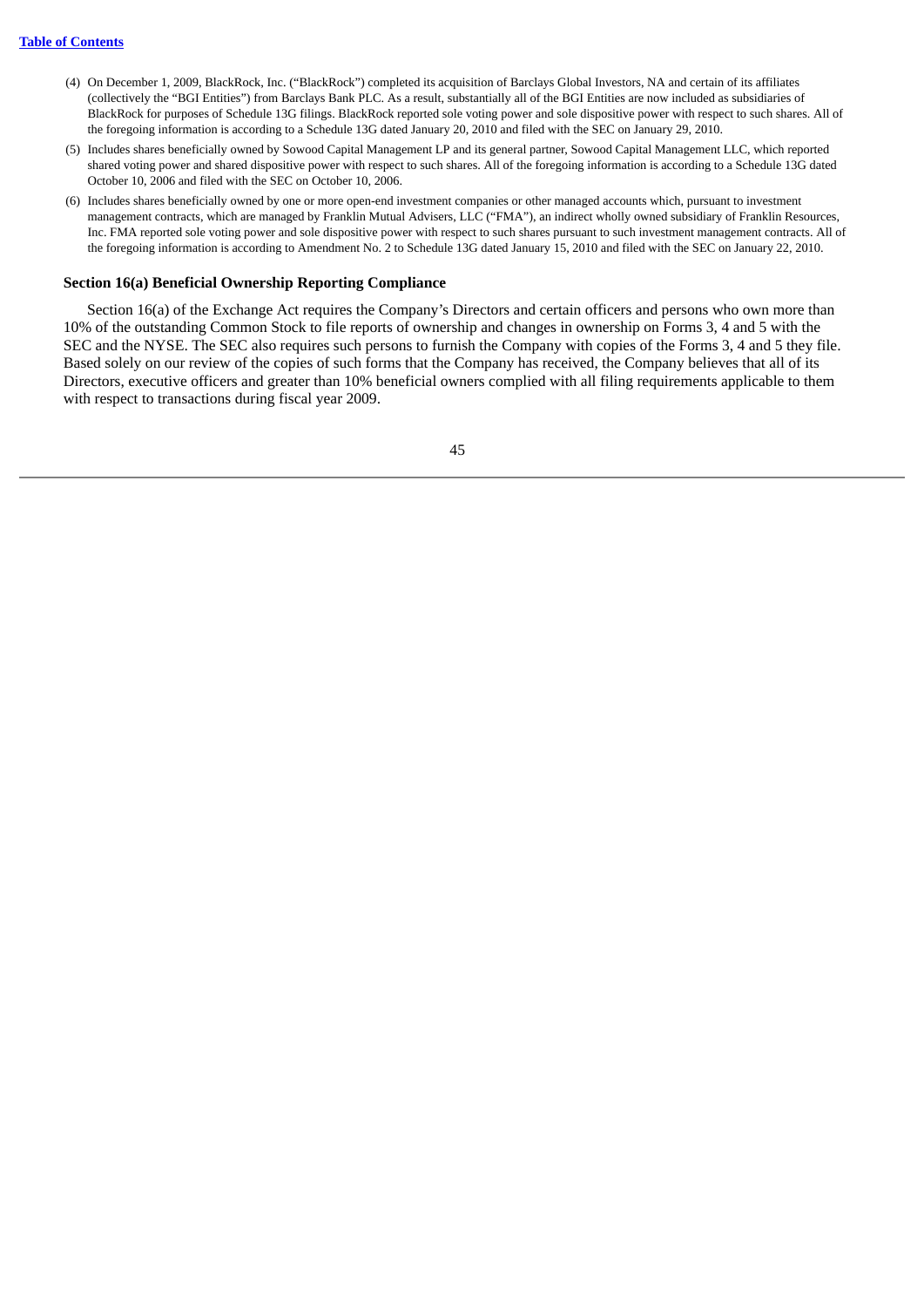(4) On December 1, 2009, BlackRock, Inc. ("BlackRock") completed its acquisition of Barclays Global Investors, NA and certain of its affiliates (collectively the "BGI Entities") from Barclays Bank PLC. As a result, substantially all of the BGI Entities are now included as subsidiaries of BlackRock for purposes of Schedule 13G filings. BlackRock reported sole voting power and sole dispositive power with respect to such shares. All of the foregoing information is according to a Schedule 13G dated January 20, 2010 and filed with the SEC on January 29, 2010.

(5) Includes shares beneficially owned by Sowood Capital Management LP and its general partner, Sowood Capital Management LLC, which reported shared voting power and shared dispositive power with respect to such shares. All of the foregoing information is according to a Schedule 13G dated October 10, 2006 and filed with the SEC on October 10, 2006.

(6) Includes shares beneficially owned by one or more open-end investment companies or other managed accounts which, pursuant to investment management contracts, which are managed by Franklin Mutual Advisers, LLC ("FMA"), an indirect wholly owned subsidiary of Franklin Resources, Inc. FMA reported sole voting power and sole dispositive power with respect to such shares pursuant to such investment management contracts. All of the foregoing information is according to Amendment No. 2 to Schedule 13G dated January 15, 2010 and filed with the SEC on January 22, 2010.

### Section 16(a) Beneficial Ownership Reporting Compliance

Section 16(a) of the Exchange Act requires the Company's Directors and certain officers and persons who own more than 10% of the outstanding Common Stock to file reports of ownership and changes in ownership on Forms 3, 4 and 5 with the SEC and the NYSE. The SEC also requires such persons to furnish the Company with copies of the Forms 3, 4 and 5 they file. Based solely on our review of the copies of such forms that the Company has received, the Company believes that all of its Directors, executive officers and greater than 10% beneficial owners complied with all filing requirements applicable to them with respect to transactions during fiscal year 2009.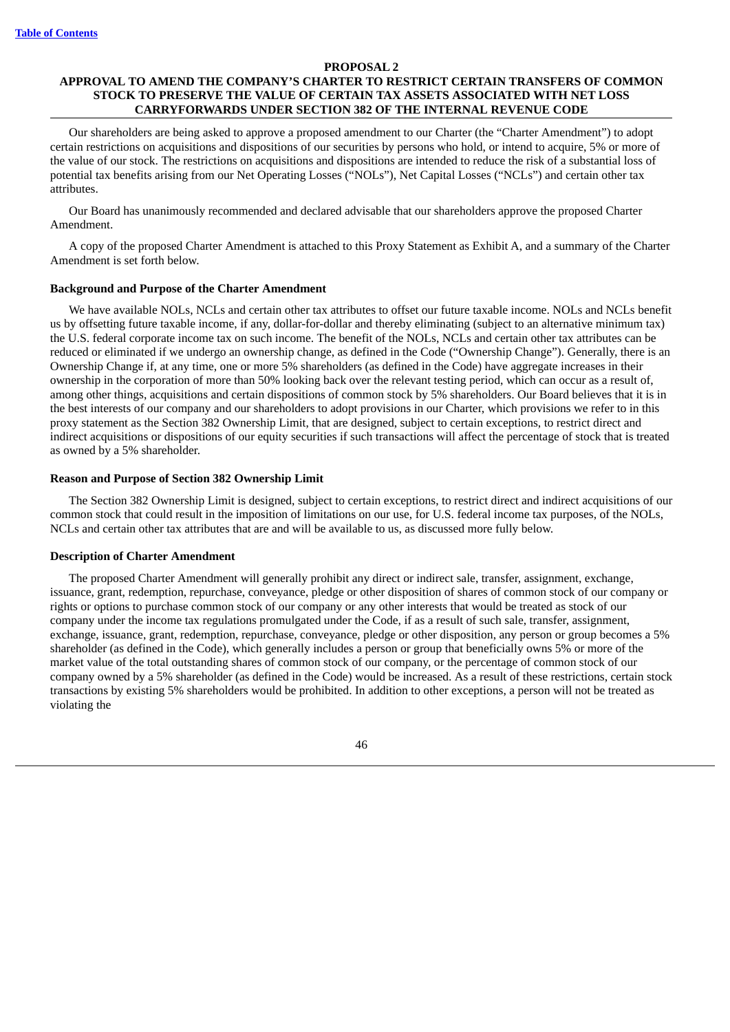**PROPOSAL 2**

**APPROVAL TO AMEND THE COMPANY'S CHARTER TO RESTRICT CERTAIN TRANSFERS OF COMMON STOCK TO PRESERVE THE VALUE OF CERTAIN TAX ASSETS ASSOCIATED WITH NET LOSS CARRYFORWARDS UNDER SECTION 382 OF THE INTERNAL REVENUE CODE**

Our shareholders are being asked to approve a proposed amendment to our Charter (the "Charter Amendment") to adopt certain restrictions on acquisitions and dispositions of our securities by persons who hold, or intend to acquire, 5% or more of the value of our stock. The restrictions on acquisitions and dispositions are intended to reduce the risk of a substantial loss of potential tax benefits arising from our Net Operating Losses ("NOLs"), Net Capital Losses ("NCLs") and certain other tax attributes.

Our Board has unanimously recommended and declared advisable that our shareholders approve the proposed Charter Amendment.

A copy of the proposed Charter Amendment is attached to this Proxy Statement as Exhibit A, and a summary of the Charter Amendment is set forth below.

**Background and Purpose of the Charter Amendment**

We have available NOLs, NCLs and certain other tax attributes to offset our future taxable income. NOLs and NCLs benefit us by offsetting future taxable income, if any, dollar-for-dollar and thereby eliminating (subject to an alternative minimum tax) the U.S. federal corporate income tax on such income. The benefit of the NOLs, NCLs and certain other tax attributes can be reduced or eliminated if we undergo an ownership change, as defined in the Code ("Ownership Change"). Generally, there is an Ownership Change if, at any time, one or more 5% shareholders (as defined in the Code) have aggregate increases in their ownership in the corporation of more than 50% looking back over the relevant testing period, which can occur as a result of, among other things, acquisitions and certain dispositions of common stock by 5% shareholders. Our Board believes that it is in the best interests of our company and our shareholders to adopt provisions in our Charter, which provisions we refer to in this proxy statement as the Section 382 Ownership Limit, that are designed, subject to certain exceptions, to restrict direct and indirect acquisitions or dispositions of our equity securities if such transactions will affect the percentage of stock that is treated as owned by a 5% shareholder.

**Reason and Purpose of Section 382 Ownership Limit**

The Section 382 Ownership Limit is designed, subject to certain exceptions, to restrict direct and indirect acquisitions of our common stock that could result in the imposition of limitations on our use, for U.S. federal income tax purposes, of the NOLs, NCLs and certain other tax attributes that are and will be available to us, as discussed more fully below.

**Description of Charter Amendment**

The proposed Charter Amendment will generally prohibit any direct or indirect sale, transfer, assignment, exchange, issuance, grant, redemption, repurchase, conveyance, pledge or other disposition of shares of common stock of our company or rights or options to purchase common stock of our company or any other interests that would be treated as stock of our company under the income tax regulations promulgated under the Code, if as a result of such sale, transfer, assignment, exchange, issuance, grant, redemption, repurchase, conveyance, pledge or other disposition, any person or group becomes a 5% shareholder (as defined in the Code), which generally includes a person or group that beneficially owns 5% or more of the market value of the total outstanding shares of common stock of our company, or the percentage of common stock of our company owned by a 5% shareholder (as defined in the Code) would be increased. As a result of these restrictions, certain stock transactions by existing 5% shareholders would be prohibited. In addition to other exceptions, a person will not be treated as violating the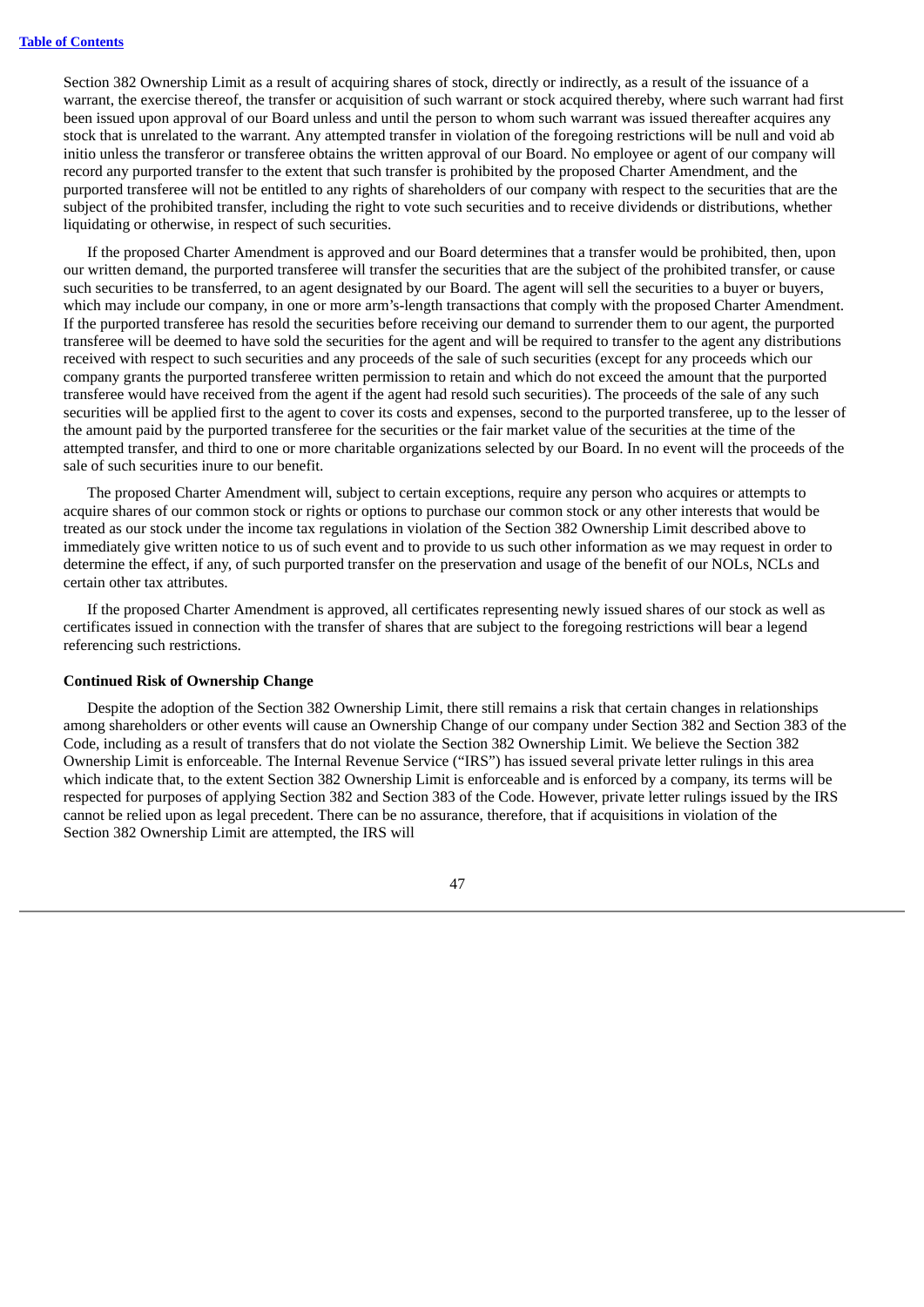Section 382 Ownership Limit as a result of acquiring shares of stock, directly or indirectly, as a result of the issuance of a warrant, the exercise thereof, the transfer or acquisition of such warrant or stock acquired thereby, where such warrant had first been issued upon approval of our Board unless and until the person to whom such warrant was issued thereafter acquires any stock that is unrelated to the warrant. Any attempted transfer in violation of the foregoing restrictions will be null and void ab initio unless the transferor or transferee obtains the written approval of our Board. No employee or agent of our company will record any purported transfer to the extent that such transfer is prohibited by the proposed Charter Amendment, and the purported transferee will not be entitled to any rights of shareholders of our company with respect to the securities that are the subject of the prohibited transfer, including the right to vote such securities and to receive dividends or distributions, whether liquidating or otherwise, in respect of such securities.

If the proposed Charter Amendment is approved and our Board determines that a transfer would be prohibited, then, upon our written demand, the purported transferee will transfer the securities that are the subject of the prohibited transfer, or cause such securities to be transferred, to an agent designated by our Board. The agent will sell the securities to a buyer or buyers, which may include our company, in one or more arm's-length transactions that comply with the proposed Charter Amendment. If the purported transferee has resold the securities before receiving our demand to surrender them to our agent, the purported transferee will be deemed to have sold the securities for the agent and will be required to transfer to the agent any distributions received with respect to such securities and any proceeds of the sale of such securities (except for any proceeds which our company grants the purported transferee written permission to retain and which do not exceed the amount that the purported transferee would have received from the agent if the agent had resold such securities). The proceeds of the sale of any such securities will be applied first to the agent to cover its costs and expenses, second to the purported transferee, up to the lesser of the amount paid by the purported transferee for the securities or the fair market value of the securities at the time of the attempted transfer, and third to one or more charitable organizations selected by our Board. In no event will the proceeds of the sale of such securities inure to our benefit.

The proposed Charter Amendment will, subject to certain exceptions, require any person who acquires or attempts to acquire shares of our common stock or rights or options to purchase our common stock or any other interests that would be treated as our stock under the income tax regulations in violation of the Section 382 Ownership Limit described above to immediately give written notice to us of such event and to provide to us such other information as we may request in order to determine the effect, if any, of such purported transfer on the preservation and usage of the benefit of our NOLs, NCLs and certain other tax attributes.

If the proposed Charter Amendment is approved, all certificates representing newly issued shares of our stock as well as certificates issued in connection with the transfer of shares that are subject to the foregoing restrictions will bear a legend referencing such restrictions.

**Continued Risk of Ownership Change**

Despite the adoption of the Section 382 Ownership Limit, there still remains a risk that certain changes in relationships among shareholders or other events will cause an Ownership Change of our company under Section 382 and Section 383 of the Code, including as a result of transfers that do not violate the Section 382 Ownership Limit. We believe the Section 382 Ownership Limit is enforceable. The Internal Revenue Service ("IRS") has issued several private letter rulings in this area which indicate that, to the extent Section 382 Ownership Limit is enforceable and is enforced by a company, its terms will be respected for purposes of applying Section 382 and Section 383 of the Code. However, private letter rulings issued by the IRS cannot be relied upon as legal precedent. There can be no assurance, therefore, that if acquisitions in violation of the Section 382 Ownership Limit are attempted, the IRS will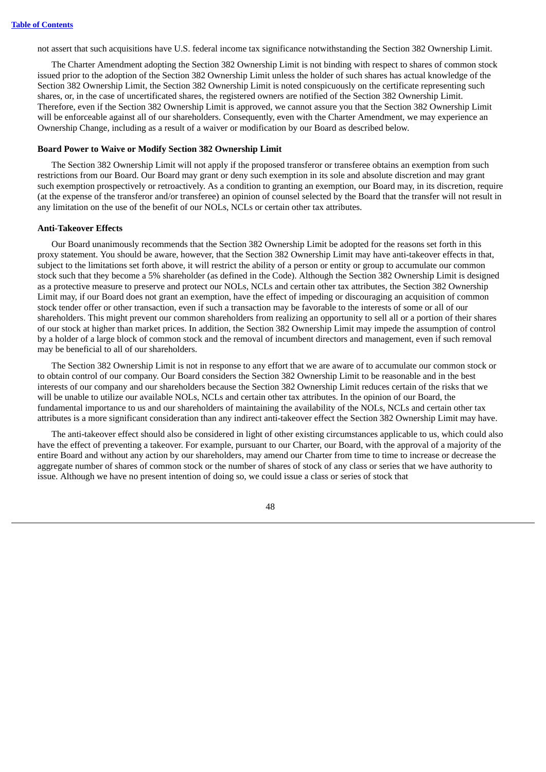not assert that such acquisitions have U.S. federal income tax significance notwithstanding the Section 382 Ownership Limit.

The Charter Amendment adopting the Section 382 Ownership Limit is not binding with respect to shares of common stock issued prior to the adoption of the Section 382 Ownership Limit unless the holder of such shares has actual knowledge of the Section 382 Ownership Limit, the Section 382 Ownership Limit is noted conspicuously on the certificate representing such shares, or, in the case of uncertificated shares, the registered owners are notified of the Section 382 Ownership Limit. Therefore, even if the Section 382 Ownership Limit is approved, we cannot assure you that the Section 382 Ownership Limit will be enforceable against all of our shareholders. Consequently, even with the Charter Amendment, we may experience an Ownership Change, including as a result of a waiver or modification by our Board as described below.

**Board Power to Waive or Modify Section 382 Ownership Limit**

The Section 382 Ownership Limit will not apply if the proposed transferor or transferee obtains an exemption from such restrictions from our Board. Our Board may grant or deny such exemption in its sole and absolute discretion and may grant such exemption prospectively or retroactively. As a condition to granting an exemption, our Board may, in its discretion, require (at the expense of the transferor and/or transferee) an opinion of counsel selected by the Board that the transfer will not result in any limitation on the use of the benefit of our NOLs, NCLs or certain other tax attributes.

**Anti-Takeover Effects**

Our Board unanimously recommends that the Section 382 Ownership Limit be adopted for the reasons set forth in this proxy statement. You should be aware, however, that the Section 382 Ownership Limit may have anti-takeover effects in that, subject to the limitations set forth above, it will restrict the ability of a person or entity or group to accumulate our common stock such that they become a 5% shareholder (as defined in the Code). Although the Section 382 Ownership Limit is designed as a protective measure to preserve and protect our NOLs, NCLs and certain other tax attributes, the Section 382 Ownership Limit may, if our Board does not grant an exemption, have the effect of impeding or discouraging an acquisition of common stock tender offer or other transaction, even if such a transaction may be favorable to the interests of some or all of our shareholders. This might prevent our common shareholders from realizing an opportunity to sell all or a portion of their shares of our stock at higher than market prices. In addition, the Section 382 Ownership Limit may impede the assumption of control by a holder of a large block of common stock and the removal of incumbent directors and management, even if such removal may be beneficial to all of our shareholders.

The Section 382 Ownership Limit is not in response to any effort that we are aware of to accumulate our common stock or to obtain control of our company. Our Board considers the Section 382 Ownership Limit to be reasonable and in the best interests of our company and our shareholders because the Section 382 Ownership Limit reduces certain of the risks that we will be unable to utilize our available NOLs, NCLs and certain other tax attributes. In the opinion of our Board, the fundamental importance to us and our shareholders of maintaining the availability of the NOLs, NCLs and certain other tax attributes is a more significant consideration than any indirect anti-takeover effect the Section 382 Ownership Limit may have.

The anti-takeover effect should also be considered in light of other existing circumstances applicable to us, which could also have the effect of preventing a takeover. For example, pursuant to our Charter, our Board, with the approval of a majority of the entire Board and without any action by our shareholders, may amend our Charter from time to time to increase or decrease the aggregate number of shares of common stock or the number of shares of stock of any class or series that we have authority to issue. Although we have no present intention of doing so, we could issue a class or series of stock that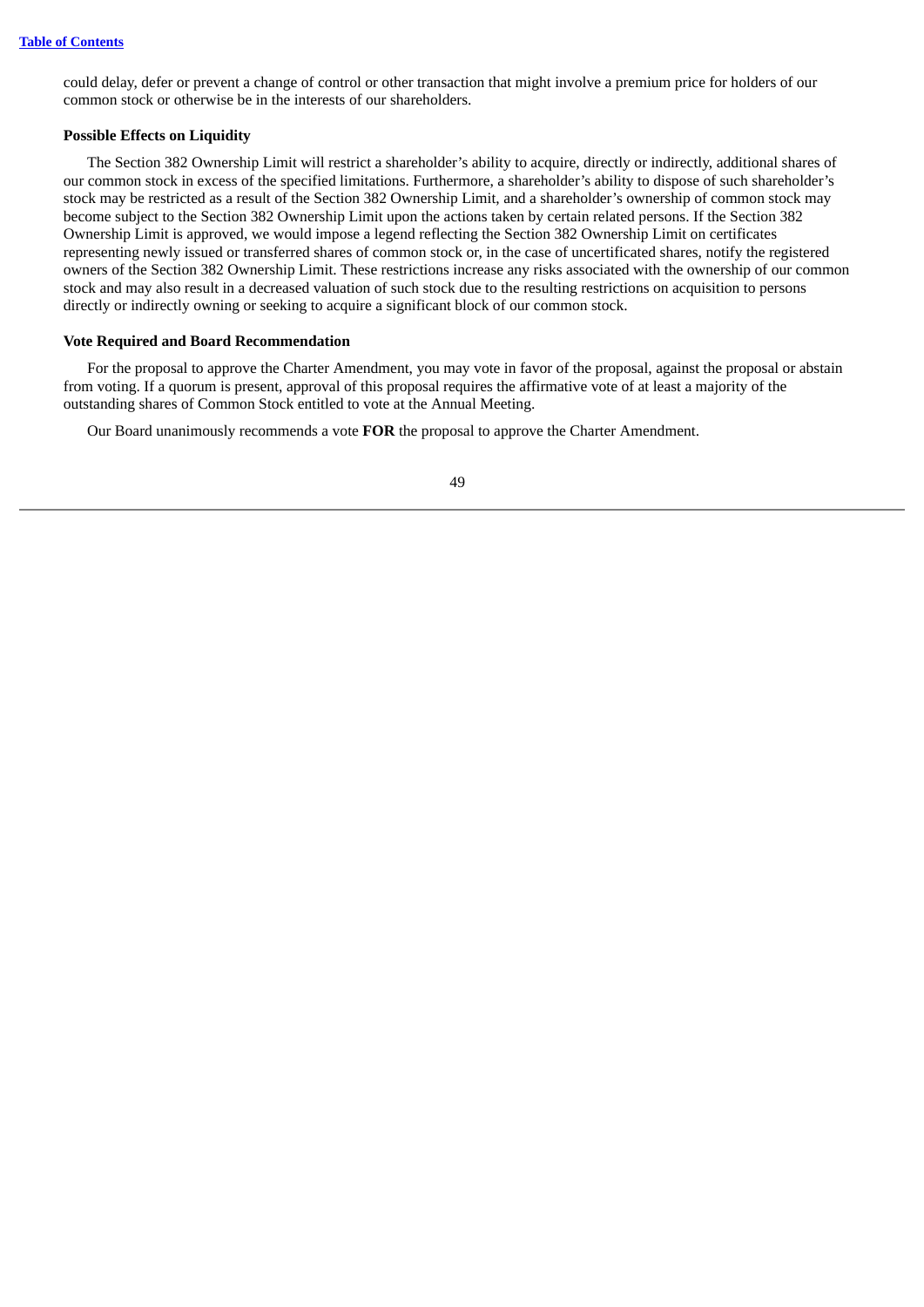could delay, defer or prevent a change of control or other transaction that might involve a premium price for holders of our common stock or otherwise be in the interests of our shareholders.

**Possible Effects on Liquidity**

The Section 382 Ownership Limit will restrict a shareholder's ability to acquire, directly or indirectly, additional shares of our common stock in excess of the specified limitations. Furthermore, a shareholder's ability to dispose of such shareholder's stock may be restricted as a result of the Section 382 Ownership Limit, and a shareholder's ownership of common stock may become subject to the Section 382 Ownership Limit upon the actions taken by certain related persons. If the Section 382 Ownership Limit is approved, we would impose a legend reflecting the Section 382 Ownership Limit on certificates representing newly issued or transferred shares of common stock or, in the case of uncertificated shares, notify the registered owners of the Section 382 Ownership Limit. These restrictions increase any risks associated with the ownership of our common stock and may also result in a decreased valuation of such stock due to the resulting restrictions on acquisition to persons directly or indirectly owning or seeking to acquire a significant block of our common stock.

**Vote Required and Board Recommendation**

For the proposal to approve the Charter Amendment, you may vote in favor of the proposal, against the proposal or abstain from voting. If a quorum is present, approval of this proposal requires the affirmative vote of at least a majority of the outstanding shares of Common Stock entitled to vote at the Annual Meeting.

Our Board unanimously recommends a vote **FOR** the proposal to approve the Charter Amendment.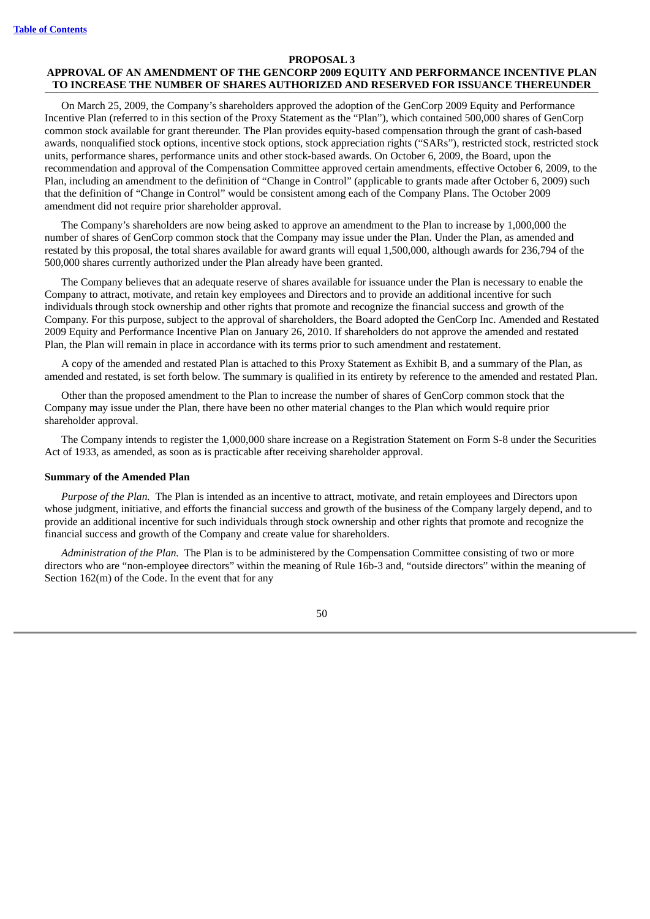**PROPOSAL 3**

**APPROVAL OF AN AMENDMENT OF THE GENCORP 2009 EQUITY AND PERFORMANCE INCENTIVE PLAN TO INCREASE THE NUMBER OF SHARES AUTHORIZED AND RESERVED FOR ISSUANCE THEREUNDER**

On March 25, 2009, the Company's shareholders approved the adoption of the GenCorp 2009 Equity and Performance Incentive Plan (referred to in this section of the Proxy Statement as the "Plan"), which contained 500,000 shares of GenCorp common stock available for grant thereunder. The Plan provides equity-based compensation through the grant of cash-based awards, nonqualified stock options, incentive stock options, stock appreciation rights ("SARs"), restricted stock, restricted stock units, performance shares, performance units and other stock-based awards. On October 6, 2009, the Board, upon the recommendation and approval of the Compensation Committee approved certain amendments, effective October 6, 2009, to the Plan, including an amendment to the definition of "Change in Control" (applicable to grants made after October 6, 2009) such that the definition of "Change in Control" would be consistent among each of the Company Plans. The October 2009 amendment did not require prior shareholder approval.

The Company's shareholders are now being asked to approve an amendment to the Plan to increase by 1,000,000 the number of shares of GenCorp common stock that the Company may issue under the Plan. Under the Plan, as amended and restated by this proposal, the total shares available for award grants will equal 1,500,000, although awards for 236,794 of the 500,000 shares currently authorized under the Plan already have been granted.

The Company believes that an adequate reserve of shares available for issuance under the Plan is necessary to enable the Company to attract, motivate, and retain key employees and Directors and to provide an additional incentive for such individuals through stock ownership and other rights that promote and recognize the financial success and growth of the Company. For this purpose, subject to the approval of shareholders, the Board adopted the GenCorp Inc. Amended and Restated 2009 Equity and Performance Incentive Plan on January 26, 2010. If shareholders do not approve the amended and restated Plan, the Plan will remain in place in accordance with its terms prior to such amendment and restatement.

A copy of the amended and restated Plan is attached to this Proxy Statement as Exhibit B, and a summary of the Plan, as amended and restated, is set forth below. The summary is qualified in its entirety by reference to the amended and restated Plan.

Other than the proposed amendment to the Plan to increase the number of shares of GenCorp common stock that the Company may issue under the Plan, there have been no other material changes to the Plan which would require prior shareholder approval.

The Company intends to register the 1,000,000 share increase on a Registration Statement on Form S-8 under the Securities Act of 1933, as amended, as soon as is practicable after receiving shareholder approval.

**Summary of the Amended Plan**

*Purpose of the Plan.* The Plan is intended as an incentive to attract, motivate, and retain employees and Directors upon whose judgment, initiative, and efforts the financial success and growth of the business of the Company largely depend, and to provide an additional incentive for such individuals through stock ownership and other rights that promote and recognize the financial success and growth of the Company and create value for shareholders.

*Administration of the Plan.* The Plan is to be administered by the Compensation Committee consisting of two or more directors who are "non-employee directors" within the meaning of Rule 16b-3 and, "outside directors" within the meaning of Section 162(m) of the Code. In the event that for any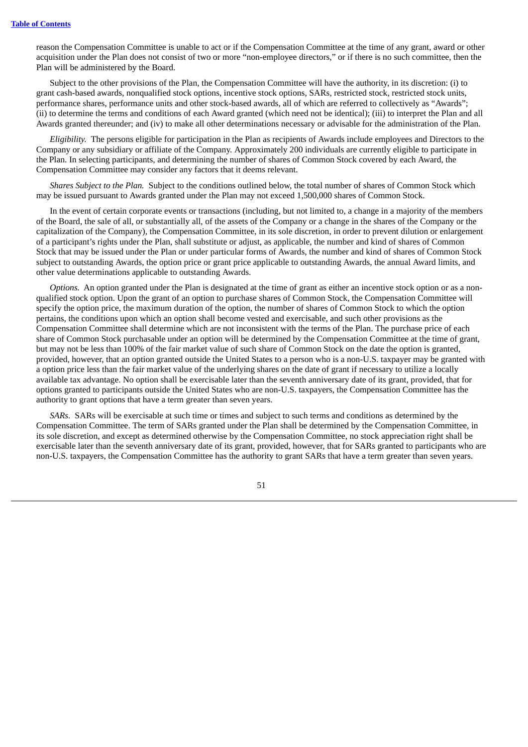reason the Compensation Committee is unable to act or if the Compensation Committee at the time of any grant, award or other acquisition under the Plan does not consist of two or more "non-employee directors," or if there is no such committee, then the Plan will be administered by the Board.

Subject to the other provisions of the Plan, the Compensation Committee will have the authority, in its discretion: (i) to grant cash-based awards, nonqualified stock options, incentive stock options, SARs, restricted stock, restricted stock units, performance shares, performance units and other stock-based awards, all of which are referred to collectively as "Awards"; (ii) to determine the terms and conditions of each Award granted (which need not be identical); (iii) to interpret the Plan and all Awards granted thereunder; and (iv) to make all other determinations necessary or advisable for the administration of the Plan.

*Eligibility.* The persons eligible for participation in the Plan as recipients of Awards include employees and Directors to the Company or any subsidiary or affiliate of the Company. Approximately 200 individuals are currently eligible to participate in the Plan. In selecting participants, and determining the number of shares of Common Stock covered by each Award, the Compensation Committee may consider any factors that it deems relevant.

*Shares Subject to the Plan.* Subject to the conditions outlined below, the total number of shares of Common Stock which may be issued pursuant to Awards granted under the Plan may not exceed 1,500,000 shares of Common Stock.

In the event of certain corporate events or transactions (including, but not limited to, a change in a majority of the members of the Board, the sale of all, or substantially all, of the assets of the Company or a change in the shares of the Company or the capitalization of the Company), the Compensation Committee, in its sole discretion, in order to prevent dilution or enlargement of a participant's rights under the Plan, shall substitute or adjust, as applicable, the number and kind of shares of Common Stock that may be issued under the Plan or under particular forms of Awards, the number and kind of shares of Common Stock subject to outstanding Awards, the option price or grant price applicable to outstanding Awards, the annual Award limits, and other value determinations applicable to outstanding Awards.

*Options.* An option granted under the Plan is designated at the time of grant as either an incentive stock option or as a non-qualified stock option. Upon the grant of an option to purchase shares of Common Stock, the Compensation Committee will specify the option price, the maximum duration of the option, the number of shares of Common Stock to which the option pertains, the conditions upon which an option shall become vested and exercisable, and such other provisions as the Compensation Committee shall determine which are not inconsistent with the terms of the Plan. The purchase price of each share of Common Stock purchasable under an option will be determined by the Compensation Committee at the time of grant, but may not be less than 100% of the fair market value of such share of Common Stock on the date the option is granted, provided, however, that an option granted outside the United States to a person who is a non-U.S. taxpayer may be granted with a option price less than the fair market value of the underlying shares on the date of grant if necessary to utilize a locally available tax advantage. No option shall be exercisable later than the seventh anniversary date of its grant, provided, that for options granted to participants outside the United States who are non-U.S. taxpayers, the Compensation Committee has the authority to grant options that have a term greater than seven years.

*SARs.* SARs will be exercisable at such time or times and subject to such terms and conditions as determined by the Compensation Committee. The term of SARs granted under the Plan shall be determined by the Compensation Committee, in its sole discretion, and except as determined otherwise by the Compensation Committee, no stock appreciation right shall be exercisable later than the seventh anniversary date of its grant, provided, however, that for SARs granted to participants who are non-U.S. taxpayers, the Compensation Committee has the authority to grant SARs that have a term greater than seven years.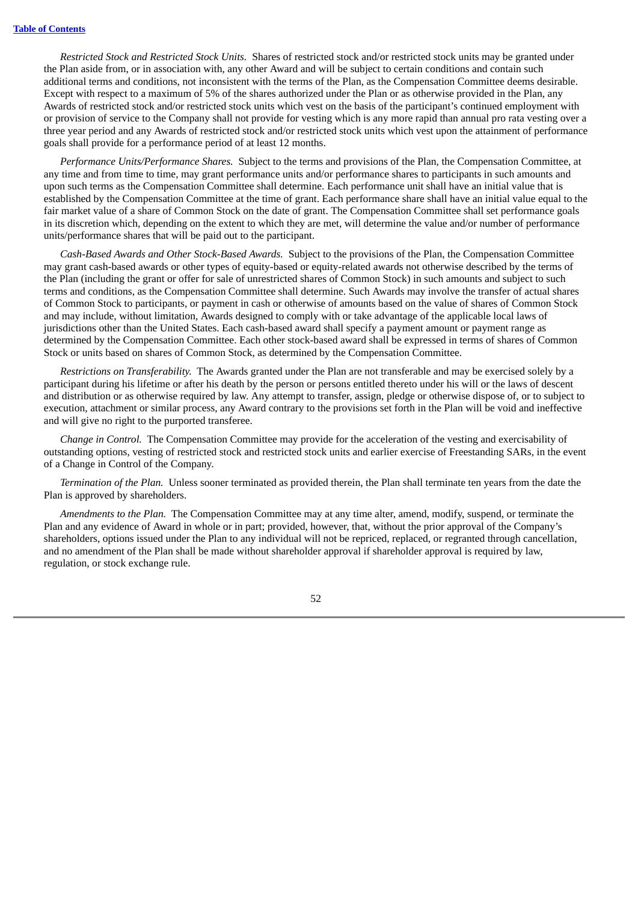*Restricted Stock and Restricted Stock Units.* Shares of restricted stock and/or restricted stock units may be granted under the Plan aside from, or in association with, any other Award and will be subject to certain conditions and contain such additional terms and conditions, not inconsistent with the terms of the Plan, as the Compensation Committee deems desirable. Except with respect to a maximum of 5% of the shares authorized under the Plan or as otherwise provided in the Plan, any Awards of restricted stock and/or restricted stock units which vest on the basis of the participant's continued employment with or provision of service to the Company shall not provide for vesting which is any more rapid than annual pro rata vesting over a three year period and any Awards of restricted stock and/or restricted stock units which vest upon the attainment of performance goals shall provide for a performance period of at least 12 months.

*Performance Units/Performance Shares.* Subject to the terms and provisions of the Plan, the Compensation Committee, at any time and from time to time, may grant performance units and/or performance shares to participants in such amounts and upon such terms as the Compensation Committee shall determine. Each performance unit shall have an initial value that is established by the Compensation Committee at the time of grant. Each performance share shall have an initial value equal to the fair market value of a share of Common Stock on the date of grant. The Compensation Committee shall set performance goals in its discretion which, depending on the extent to which they are met, will determine the value and/or number of performance units/performance shares that will be paid out to the participant.

*Cash-Based Awards and Other Stock-Based Awards.* Subject to the provisions of the Plan, the Compensation Committee may grant cash-based awards or other types of equity-based or equity-related awards not otherwise described by the terms of the Plan (including the grant or offer for sale of unrestricted shares of Common Stock) in such amounts and subject to such terms and conditions, as the Compensation Committee shall determine. Such Awards may involve the transfer of actual shares of Common Stock to participants, or payment in cash or otherwise of amounts based on the value of shares of Common Stock and may include, without limitation, Awards designed to comply with or take advantage of the applicable local laws of jurisdictions other than the United States. Each cash-based award shall specify a payment amount or payment range as determined by the Compensation Committee. Each other stock-based award shall be expressed in terms of shares of Common Stock or units based on shares of Common Stock, as determined by the Compensation Committee.

*Restrictions on Transferability.* The Awards granted under the Plan are not transferable and may be exercised solely by a participant during his lifetime or after his death by the person or persons entitled thereto under his will or the laws of descent and distribution or as otherwise required by law. Any attempt to transfer, assign, pledge or otherwise dispose of, or to subject to execution, attachment or similar process, any Award contrary to the provisions set forth in the Plan will be void and ineffective and will give no right to the purported transferee.

*Change in Control.* The Compensation Committee may provide for the acceleration of the vesting and exercisability of outstanding options, vesting of restricted stock and restricted stock units and earlier exercise of Freestanding SARs, in the event of a Change in Control of the Company.

*Termination of the Plan.* Unless sooner terminated as provided therein, the Plan shall terminate ten years from the date the Plan is approved by shareholders.

*Amendments to the Plan.* The Compensation Committee may at any time alter, amend, modify, suspend, or terminate the Plan and any evidence of Award in whole or in part; provided, however, that, without the prior approval of the Company's shareholders, options issued under the Plan to any individual will not be repriced, replaced, or regranted through cancellation, and no amendment of the Plan shall be made without shareholder approval if shareholder approval is required by law, regulation, or stock exchange rule.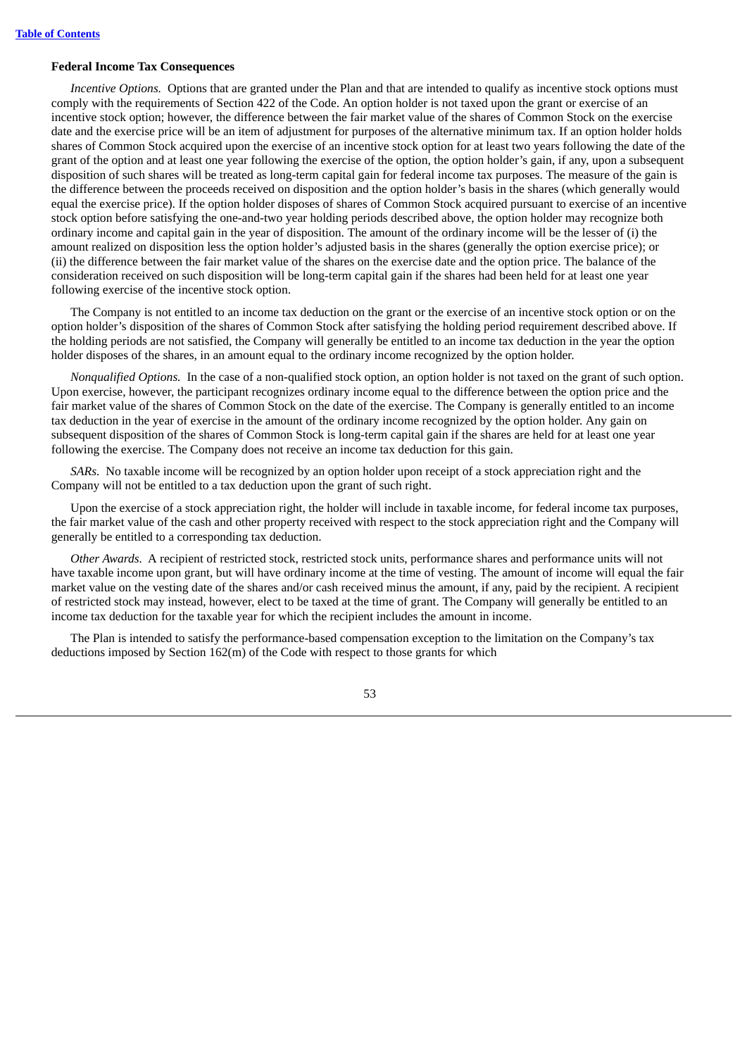### Federal Income Tax Consequences

*Incentive Options.* Options that are granted under the Plan and that are intended to qualify as incentive stock options must comply with the requirements of Section 422 of the Code. An option holder is not taxed upon the grant or exercise of an incentive stock option; however, the difference between the fair market value of the shares of Common Stock on the exercise date and the exercise price will be an item of adjustment for purposes of the alternative minimum tax. If an option holder holds shares of Common Stock acquired upon the exercise of an incentive stock option for at least two years following the date of the grant of the option and at least one year following the exercise of the option, the option holder's gain, if any, upon a subsequent disposition of such shares will be treated as long-term capital gain for federal income tax purposes. The measure of the gain is the difference between the proceeds received on disposition and the option holder's basis in the shares (which generally would equal the exercise price). If the option holder disposes of shares of Common Stock acquired pursuant to exercise of an incentive stock option before satisfying the one-and-two year holding periods described above, the option holder may recognize both ordinary income and capital gain in the year of disposition. The amount of the ordinary income will be the lesser of (i) the amount realized on disposition less the option holder's adjusted basis in the shares (generally the option exercise price); or (ii) the difference between the fair market value of the shares on the exercise date and the option price. The balance of the consideration received on such disposition will be long-term capital gain if the shares had been held for at least one year following exercise of the incentive stock option.

The Company is not entitled to an income tax deduction on the grant or the exercise of an incentive stock option or on the option holder's disposition of the shares of Common Stock after satisfying the holding period requirement described above. If the holding periods are not satisfied, the Company will generally be entitled to an income tax deduction in the year the option holder disposes of the shares, in an amount equal to the ordinary income recognized by the option holder.

*Nonqualified Options.* In the case of a non-qualified stock option, an option holder is not taxed on the grant of such option. Upon exercise, however, the participant recognizes ordinary income equal to the difference between the option price and the fair market value of the shares of Common Stock on the date of the exercise. The Company is generally entitled to an income tax deduction in the year of exercise in the amount of the ordinary income recognized by the option holder. Any gain on subsequent disposition of the shares of Common Stock is long-term capital gain if the shares are held for at least one year following the exercise. The Company does not receive an income tax deduction for this gain.

*SARs.* No taxable income will be recognized by an option holder upon receipt of a stock appreciation right and the Company will not be entitled to a tax deduction upon the grant of such right.

Upon the exercise of a stock appreciation right, the holder will include in taxable income, for federal income tax purposes, the fair market value of the cash and other property received with respect to the stock appreciation right and the Company will generally be entitled to a corresponding tax deduction.

*Other Awards.* A recipient of restricted stock, restricted stock units, performance shares and performance units will not have taxable income upon grant, but will have ordinary income at the time of vesting. The amount of income will equal the fair market value on the vesting date of the shares and/or cash received minus the amount, if any, paid by the recipient. A recipient of restricted stock may instead, however, elect to be taxed at the time of grant. The Company will generally be entitled to an income tax deduction for the taxable year for which the recipient includes the amount in income.

The Plan is intended to satisfy the performance-based compensation exception to the limitation on the Company's tax deductions imposed by Section 162(m) of the Code with respect to those grants for which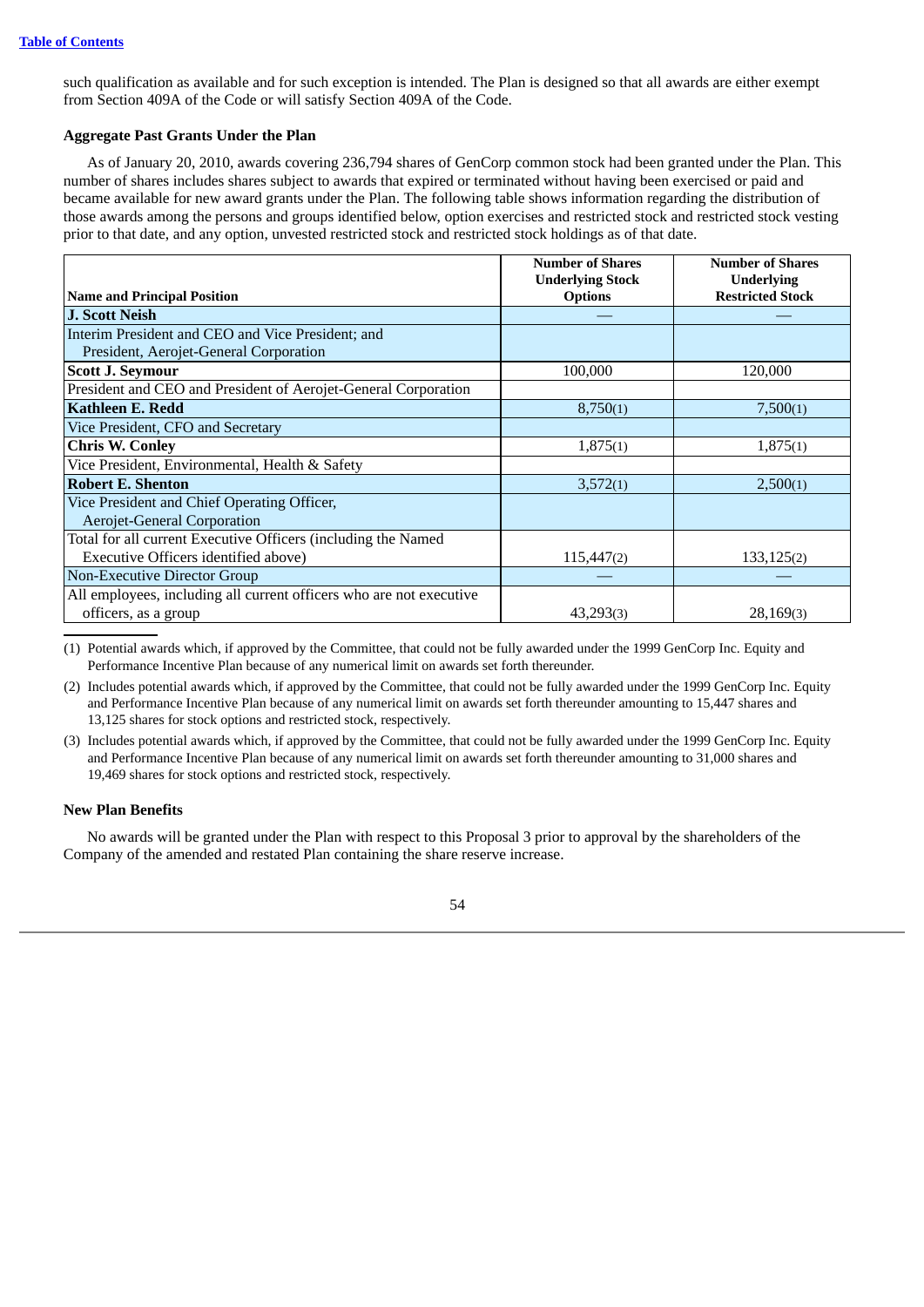such qualification as available and for such exception is intended. The Plan is designed so that all awards are either exempt from Section 409A of the Code or will satisfy Section 409A of the Code.

### Aggregate Past Grants Under the Plan

As of January 20, 2010, awards covering 236,794 shares of GenCorp common stock had been granted under the Plan. This number of shares includes shares subject to awards that expired or terminated without having been exercised or paid and became available for new award grants under the Plan. The following table shows information regarding the distribution of those awards among the persons and groups identified below, option exercises and restricted stock and restricted stock vesting prior to that date, and any option, unvested restricted stock and restricted stock holdings as of that date.

| Name and Principal Position | Number of Shares Underlying Stock Options | Number of Shares Underlying Restricted Stock |
|---|---|---|
| **J. Scott Neish** | — | — |
| Interim President and CEO and Vice President; and President, Aerojet-General Corporation | | |
| **Scott J. Seymour** | 100,000 | 120,000 |
| President and CEO and President of Aerojet-General Corporation | | |
| **Kathleen E. Redd** | 8,750(1) | 7,500(1) |
| Vice President, CFO and Secretary | | |
| **Chris W. Conley** | 1,875(1) | 1,875(1) |
| Vice President, Environmental, Health & Safety | | |
| **Robert E. Shenton** | 3,572(1) | 2,500(1) |
| Vice President and Chief Operating Officer, Aerojet-General Corporation | | |
| Total for all current Executive Officers (including the Named Executive Officers identified above) | 115,447(2) | 133,125(2) |
| Non-Executive Director Group | — | — |
| All employees, including all current officers who are not executive officers, as a group | 43,293(3) | 28,169(3) |

(1) Potential awards which, if approved by the Committee, that could not be fully awarded under the 1999 GenCorp Inc. Equity and Performance Incentive Plan because of any numerical limit on awards set forth thereunder.

(2) Includes potential awards which, if approved by the Committee, that could not be fully awarded under the 1999 GenCorp Inc. Equity and Performance Incentive Plan because of any numerical limit on awards set forth thereunder amounting to 15,447 shares and 13,125 shares for stock options and restricted stock, respectively.

(3) Includes potential awards which, if approved by the Committee, that could not be fully awarded under the 1999 GenCorp Inc. Equity and Performance Incentive Plan because of any numerical limit on awards set forth thereunder amounting to 31,000 shares and 19,469 shares for stock options and restricted stock, respectively.

### New Plan Benefits

No awards will be granted under the Plan with respect to this Proposal 3 prior to approval by the shareholders of the Company of the amended and restated Plan containing the share reserve increase.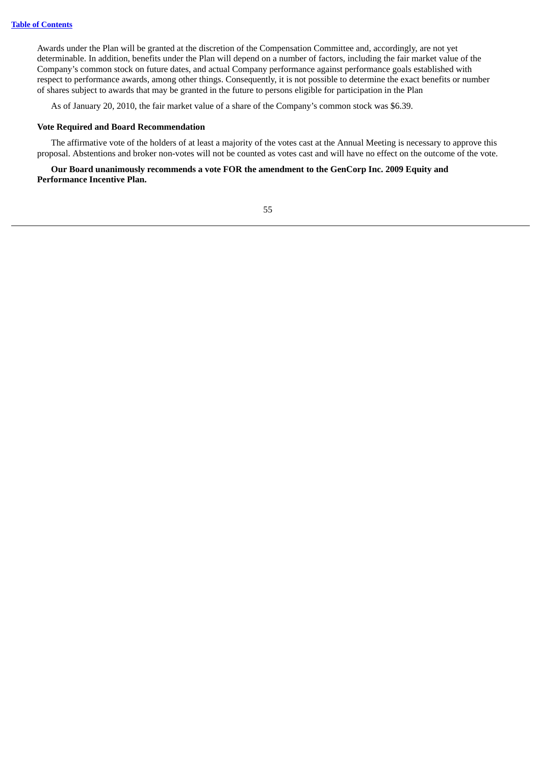Awards under the Plan will be granted at the discretion of the Compensation Committee and, accordingly, are not yet determinable. In addition, benefits under the Plan will depend on a number of factors, including the fair market value of the Company's common stock on future dates, and actual Company performance against performance goals established with respect to performance awards, among other things. Consequently, it is not possible to determine the exact benefits or number of shares subject to awards that may be granted in the future to persons eligible for participation in the Plan

As of January 20, 2010, the fair market value of a share of the Company's common stock was $6.39.

**Vote Required and Board Recommendation**

The affirmative vote of the holders of at least a majority of the votes cast at the Annual Meeting is necessary to approve this proposal. Abstentions and broker non-votes will not be counted as votes cast and will have no effect on the outcome of the vote.

**Our Board unanimously recommends a vote FOR the amendment to the GenCorp Inc. 2009 Equity and Performance Incentive Plan.**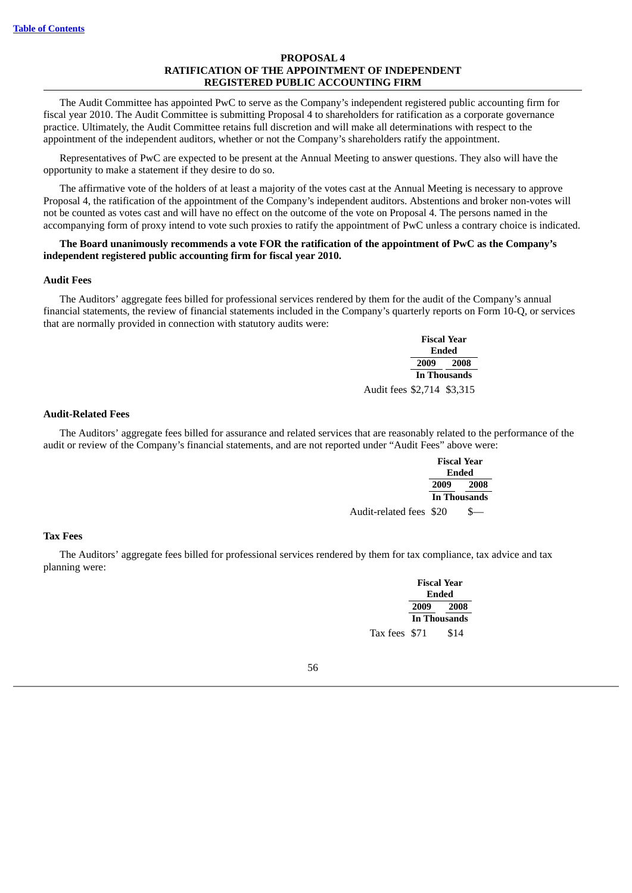## PROPOSAL 4
## RATIFICATION OF THE APPOINTMENT OF INDEPENDENT REGISTERED PUBLIC ACCOUNTING FIRM

The Audit Committee has appointed PwC to serve as the Company's independent registered public accounting firm for fiscal year 2010. The Audit Committee is submitting Proposal 4 to shareholders for ratification as a corporate governance practice. Ultimately, the Audit Committee retains full discretion and will make all determinations with respect to the appointment of the independent auditors, whether or not the Company's shareholders ratify the appointment.

Representatives of PwC are expected to be present at the Annual Meeting to answer questions. They also will have the opportunity to make a statement if they desire to do so.

The affirmative vote of the holders of at least a majority of the votes cast at the Annual Meeting is necessary to approve Proposal 4, the ratification of the appointment of the Company's independent auditors. Abstentions and broker non-votes will not be counted as votes cast and will have no effect on the outcome of the vote on Proposal 4. The persons named in the accompanying form of proxy intend to vote such proxies to ratify the appointment of PwC unless a contrary choice is indicated.

**The Board unanimously recommends a vote FOR the ratification of the appointment of PwC as the Company's independent registered public accounting firm for fiscal year 2010.**

### Audit Fees

The Auditors' aggregate fees billed for professional services rendered by them for the audit of the Company's annual financial statements, the review of financial statements included in the Company's quarterly reports on Form 10-Q, or services that are normally provided in connection with statutory audits were:

| | Fiscal Year Ended | |
|---|---|---|
| | 2009 | 2008 |
| | In Thousands | |
| Audit fees | $2,714 | $3,315 |

### Audit-Related Fees

The Auditors' aggregate fees billed for assurance and related services that are reasonably related to the performance of the audit or review of the Company's financial statements, and are not reported under "Audit Fees" above were:

| | Fiscal Year Ended | |
|---|---|---|
| | 2009 | 2008 |
| | In Thousands | |
| Audit-related fees | $20 | $— |

### Tax Fees

The Auditors' aggregate fees billed for professional services rendered by them for tax compliance, tax advice and tax planning were:

| | Fiscal Year Ended | |
|---|---|---|
| | 2009 | 2008 |
| | In Thousands | |
| Tax fees | $71 | $14 |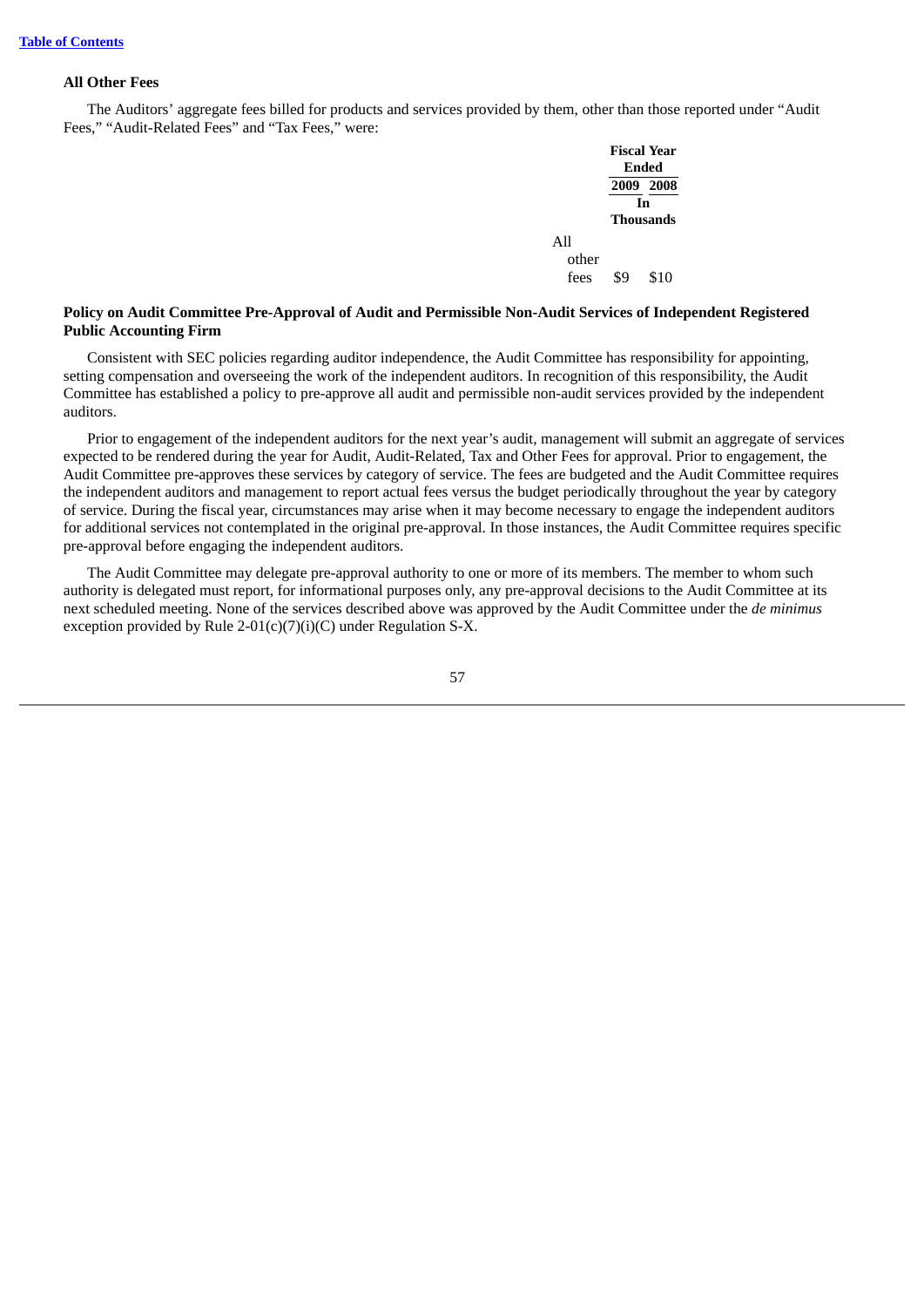### All Other Fees

The Auditors' aggregate fees billed for products and services provided by them, other than those reported under "Audit Fees," "Audit-Related Fees" and "Tax Fees," were:

| | Fiscal Year Ended | |
|---|---|---|
| | 2009 | 2008 |
| | In Thousands | |
| All other fees | $9 | $10 |

### Policy on Audit Committee Pre-Approval of Audit and Permissible Non-Audit Services of Independent Registered Public Accounting Firm

Consistent with SEC policies regarding auditor independence, the Audit Committee has responsibility for appointing, setting compensation and overseeing the work of the independent auditors. In recognition of this responsibility, the Audit Committee has established a policy to pre-approve all audit and permissible non-audit services provided by the independent auditors.

Prior to engagement of the independent auditors for the next year's audit, management will submit an aggregate of services expected to be rendered during the year for Audit, Audit-Related, Tax and Other Fees for approval. Prior to engagement, the Audit Committee pre-approves these services by category of service. The fees are budgeted and the Audit Committee requires the independent auditors and management to report actual fees versus the budget periodically throughout the year by category of service. During the fiscal year, circumstances may arise when it may become necessary to engage the independent auditors for additional services not contemplated in the original pre-approval. In those instances, the Audit Committee requires specific pre-approval before engaging the independent auditors.

The Audit Committee may delegate pre-approval authority to one or more of its members. The member to whom such authority is delegated must report, for informational purposes only, any pre-approval decisions to the Audit Committee at its next scheduled meeting. None of the services described above was approved by the Audit Committee under the *de minimus* exception provided by Rule 2-01(c)(7)(i)(C) under Regulation S-X.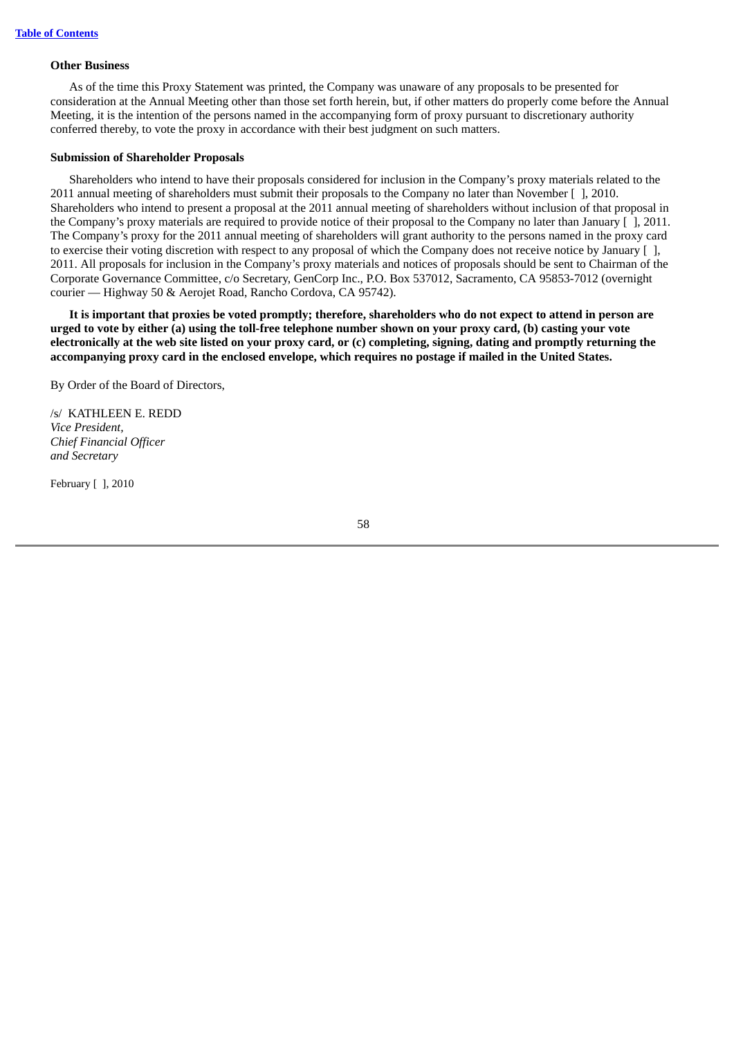**Other Business**

As of the time this Proxy Statement was printed, the Company was unaware of any proposals to be presented for consideration at the Annual Meeting other than those set forth herein, but, if other matters do properly come before the Annual Meeting, it is the intention of the persons named in the accompanying form of proxy pursuant to discretionary authority conferred thereby, to vote the proxy in accordance with their best judgment on such matters.

**Submission of Shareholder Proposals**

Shareholders who intend to have their proposals considered for inclusion in the Company's proxy materials related to the 2011 annual meeting of shareholders must submit their proposals to the Company no later than November [ ], 2010. Shareholders who intend to present a proposal at the 2011 annual meeting of shareholders without inclusion of that proposal in the Company's proxy materials are required to provide notice of their proposal to the Company no later than January [ ], 2011. The Company's proxy for the 2011 annual meeting of shareholders will grant authority to the persons named in the proxy card to exercise their voting discretion with respect to any proposal of which the Company does not receive notice by January [ ], 2011. All proposals for inclusion in the Company's proxy materials and notices of proposals should be sent to Chairman of the Corporate Governance Committee, c/o Secretary, GenCorp Inc., P.O. Box 537012, Sacramento, CA 95853-7012 (overnight courier — Highway 50 & Aerojet Road, Rancho Cordova, CA 95742).

**It is important that proxies be voted promptly; therefore, shareholders who do not expect to attend in person are urged to vote by either (a) using the toll-free telephone number shown on your proxy card, (b) casting your vote electronically at the web site listed on your proxy card, or (c) completing, signing, dating and promptly returning the accompanying proxy card in the enclosed envelope, which requires no postage if mailed in the United States.**

By Order of the Board of Directors,

/s/ KATHLEEN E. REDD
*Vice President,*
*Chief Financial Officer*
*and Secretary*

February [ ], 2010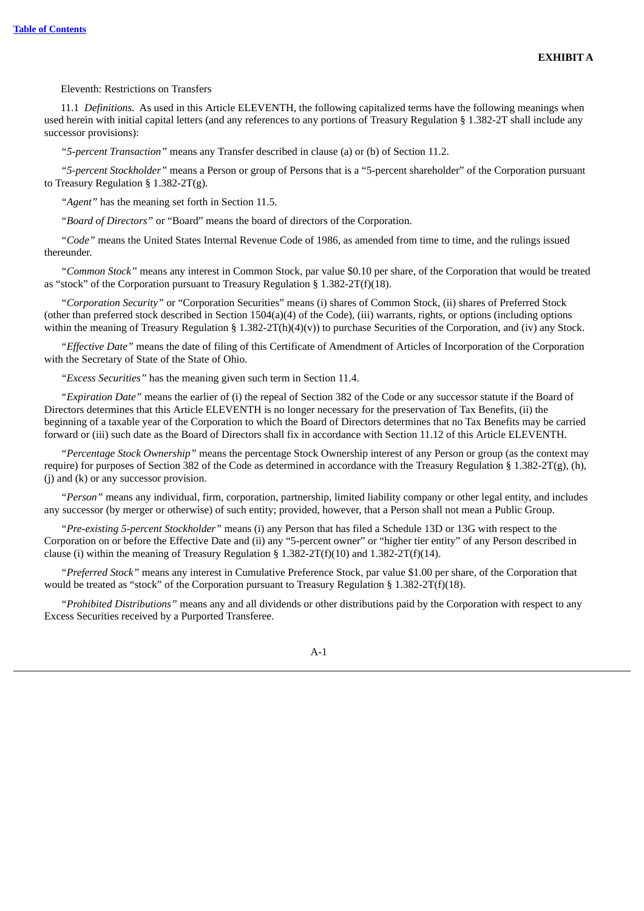**EXHIBIT A**

Eleventh: Restrictions on Transfers

11.1 *Definitions.* As used in this Article ELEVENTH, the following capitalized terms have the following meanings when used herein with initial capital letters (and any references to any portions of Treasury Regulation § 1.382-2T shall include any successor provisions):

*"5-percent Transaction"* means any Transfer described in clause (a) or (b) of Section 11.2.

*"5-percent Stockholder"* means a Person or group of Persons that is a "5-percent shareholder" of the Corporation pursuant to Treasury Regulation § 1.382-2T(g).

*"Agent"* has the meaning set forth in Section 11.5.

*"Board of Directors"* or "Board" means the board of directors of the Corporation.

*"Code"* means the United States Internal Revenue Code of 1986, as amended from time to time, and the rulings issued thereunder.

*"Common Stock"* means any interest in Common Stock, par value $0.10 per share, of the Corporation that would be treated as "stock" of the Corporation pursuant to Treasury Regulation § 1.382-2T(f)(18).

*"Corporation Security"* or "Corporation Securities" means (i) shares of Common Stock, (ii) shares of Preferred Stock (other than preferred stock described in Section 1504(a)(4) of the Code), (iii) warrants, rights, or options (including options within the meaning of Treasury Regulation § 1.382-2T(h)(4)(v)) to purchase Securities of the Corporation, and (iv) any Stock.

*"Effective Date"* means the date of filing of this Certificate of Amendment of Articles of Incorporation of the Corporation with the Secretary of State of the State of Ohio.

*"Excess Securities"* has the meaning given such term in Section 11.4.

*"Expiration Date"* means the earlier of (i) the repeal of Section 382 of the Code or any successor statute if the Board of Directors determines that this Article ELEVENTH is no longer necessary for the preservation of Tax Benefits, (ii) the beginning of a taxable year of the Corporation to which the Board of Directors determines that no Tax Benefits may be carried forward or (iii) such date as the Board of Directors shall fix in accordance with Section 11.12 of this Article ELEVENTH.

*"Percentage Stock Ownership"* means the percentage Stock Ownership interest of any Person or group (as the context may require) for purposes of Section 382 of the Code as determined in accordance with the Treasury Regulation § 1.382-2T(g), (h), (j) and (k) or any successor provision.

*"Person"* means any individual, firm, corporation, partnership, limited liability company or other legal entity, and includes any successor (by merger or otherwise) of such entity; provided, however, that a Person shall not mean a Public Group.

*"Pre-existing 5-percent Stockholder"* means (i) any Person that has filed a Schedule 13D or 13G with respect to the Corporation on or before the Effective Date and (ii) any "5-percent owner" or "higher tier entity" of any Person described in clause (i) within the meaning of Treasury Regulation § 1.382-2T(f)(10) and 1.382-2T(f)(14).

*"Preferred Stock"* means any interest in Cumulative Preference Stock, par value $1.00 per share, of the Corporation that would be treated as "stock" of the Corporation pursuant to Treasury Regulation § 1.382-2T(f)(18).

*"Prohibited Distributions"* means any and all dividends or other distributions paid by the Corporation with respect to any Excess Securities received by a Purported Transferee.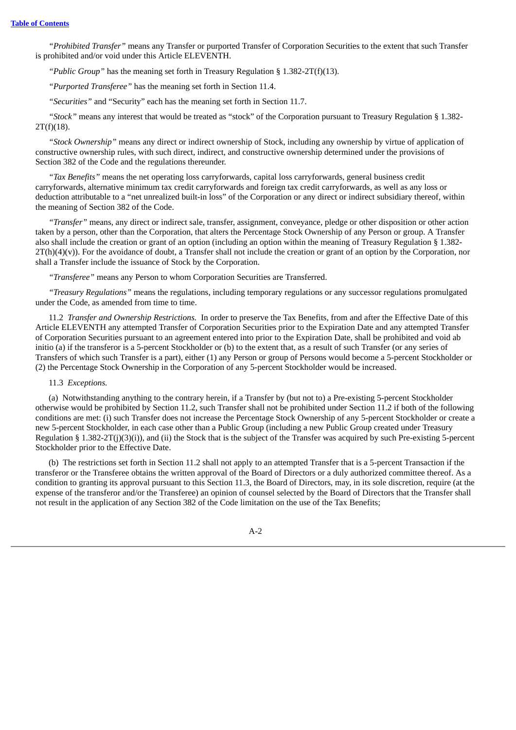“*Prohibited Transfer*” means any Transfer or purported Transfer of Corporation Securities to the extent that such Transfer is prohibited and/or void under this Article ELEVENTH.

“*Public Group*” has the meaning set forth in Treasury Regulation § 1.382-2T(f)(13).

“*Purported Transferee*” has the meaning set forth in Section 11.4.

“*Securities*” and “Security” each has the meaning set forth in Section 11.7.

“*Stock*” means any interest that would be treated as “stock” of the Corporation pursuant to Treasury Regulation § 1.382-2T(f)(18).

“*Stock Ownership*” means any direct or indirect ownership of Stock, including any ownership by virtue of application of constructive ownership rules, with such direct, indirect, and constructive ownership determined under the provisions of Section 382 of the Code and the regulations thereunder.

“*Tax Benefits*” means the net operating loss carryforwards, capital loss carryforwards, general business credit carryforwards, alternative minimum tax credit carryforwards and foreign tax credit carryforwards, as well as any loss or deduction attributable to a “net unrealized built-in loss” of the Corporation or any direct or indirect subsidiary thereof, within the meaning of Section 382 of the Code.

“*Transfer*” means, any direct or indirect sale, transfer, assignment, conveyance, pledge or other disposition or other action taken by a person, other than the Corporation, that alters the Percentage Stock Ownership of any Person or group. A Transfer also shall include the creation or grant of an option (including an option within the meaning of Treasury Regulation § 1.382-2T(h)(4)(v)). For the avoidance of doubt, a Transfer shall not include the creation or grant of an option by the Corporation, nor shall a Transfer include the issuance of Stock by the Corporation.

“*Transferee*” means any Person to whom Corporation Securities are Transferred.

“*Treasury Regulations*” means the regulations, including temporary regulations or any successor regulations promulgated under the Code, as amended from time to time.

11.2 *Transfer and Ownership Restrictions.* In order to preserve the Tax Benefits, from and after the Effective Date of this Article ELEVENTH any attempted Transfer of Corporation Securities prior to the Expiration Date and any attempted Transfer of Corporation Securities pursuant to an agreement entered into prior to the Expiration Date, shall be prohibited and void ab initio (a) if the transferor is a 5-percent Stockholder or (b) to the extent that, as a result of such Transfer (or any series of Transfers of which such Transfer is a part), either (1) any Person or group of Persons would become a 5-percent Stockholder or (2) the Percentage Stock Ownership in the Corporation of any 5-percent Stockholder would be increased.

11.3 *Exceptions.*

(a) Notwithstanding anything to the contrary herein, if a Transfer by (but not to) a Pre-existing 5-percent Stockholder otherwise would be prohibited by Section 11.2, such Transfer shall not be prohibited under Section 11.2 if both of the following conditions are met: (i) such Transfer does not increase the Percentage Stock Ownership of any 5-percent Stockholder or create a new 5-percent Stockholder, in each case other than a Public Group (including a new Public Group created under Treasury Regulation § 1.382-2T(j)(3)(i)), and (ii) the Stock that is the subject of the Transfer was acquired by such Pre-existing 5-percent Stockholder prior to the Effective Date.

(b) The restrictions set forth in Section 11.2 shall not apply to an attempted Transfer that is a 5-percent Transaction if the transferor or the Transferee obtains the written approval of the Board of Directors or a duly authorized committee thereof. As a condition to granting its approval pursuant to this Section 11.3, the Board of Directors, may, in its sole discretion, require (at the expense of the transferor and/or the Transferee) an opinion of counsel selected by the Board of Directors that the Transfer shall not result in the application of any Section 382 of the Code limitation on the use of the Tax Benefits;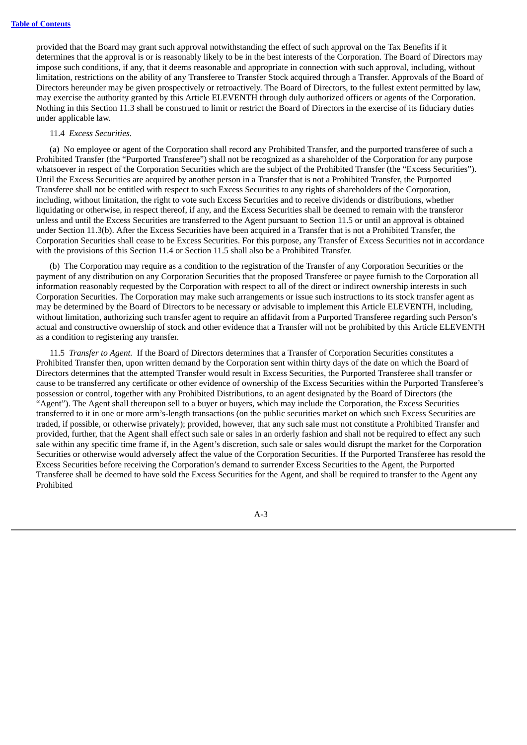provided that the Board may grant such approval notwithstanding the effect of such approval on the Tax Benefits if it determines that the approval is or is reasonably likely to be in the best interests of the Corporation. The Board of Directors may impose such conditions, if any, that it deems reasonable and appropriate in connection with such approval, including, without limitation, restrictions on the ability of any Transferee to Transfer Stock acquired through a Transfer. Approvals of the Board of Directors hereunder may be given prospectively or retroactively. The Board of Directors, to the fullest extent permitted by law, may exercise the authority granted by this Article ELEVENTH through duly authorized officers or agents of the Corporation. Nothing in this Section 11.3 shall be construed to limit or restrict the Board of Directors in the exercise of its fiduciary duties under applicable law.

11.4 *Excess Securities.*

(a) No employee or agent of the Corporation shall record any Prohibited Transfer, and the purported transferee of such a Prohibited Transfer (the "Purported Transferee") shall not be recognized as a shareholder of the Corporation for any purpose whatsoever in respect of the Corporation Securities which are the subject of the Prohibited Transfer (the "Excess Securities"). Until the Excess Securities are acquired by another person in a Transfer that is not a Prohibited Transfer, the Purported Transferee shall not be entitled with respect to such Excess Securities to any rights of shareholders of the Corporation, including, without limitation, the right to vote such Excess Securities and to receive dividends or distributions, whether liquidating or otherwise, in respect thereof, if any, and the Excess Securities shall be deemed to remain with the transferor unless and until the Excess Securities are transferred to the Agent pursuant to Section 11.5 or until an approval is obtained under Section 11.3(b). After the Excess Securities have been acquired in a Transfer that is not a Prohibited Transfer, the Corporation Securities shall cease to be Excess Securities. For this purpose, any Transfer of Excess Securities not in accordance with the provisions of this Section 11.4 or Section 11.5 shall also be a Prohibited Transfer.

(b) The Corporation may require as a condition to the registration of the Transfer of any Corporation Securities or the payment of any distribution on any Corporation Securities that the proposed Transferee or payee furnish to the Corporation all information reasonably requested by the Corporation with respect to all of the direct or indirect ownership interests in such Corporation Securities. The Corporation may make such arrangements or issue such instructions to its stock transfer agent as may be determined by the Board of Directors to be necessary or advisable to implement this Article ELEVENTH, including, without limitation, authorizing such transfer agent to require an affidavit from a Purported Transferee regarding such Person's actual and constructive ownership of stock and other evidence that a Transfer will not be prohibited by this Article ELEVENTH as a condition to registering any transfer.

11.5 *Transfer to Agent.* If the Board of Directors determines that a Transfer of Corporation Securities constitutes a Prohibited Transfer then, upon written demand by the Corporation sent within thirty days of the date on which the Board of Directors determines that the attempted Transfer would result in Excess Securities, the Purported Transferee shall transfer or cause to be transferred any certificate or other evidence of ownership of the Excess Securities within the Purported Transferee's possession or control, together with any Prohibited Distributions, to an agent designated by the Board of Directors (the "Agent"). The Agent shall thereupon sell to a buyer or buyers, which may include the Corporation, the Excess Securities transferred to it in one or more arm's-length transactions (on the public securities market on which such Excess Securities are traded, if possible, or otherwise privately); provided, however, that any such sale must not constitute a Prohibited Transfer and provided, further, that the Agent shall effect such sale or sales in an orderly fashion and shall not be required to effect any such sale within any specific time frame if, in the Agent's discretion, such sale or sales would disrupt the market for the Corporation Securities or otherwise would adversely affect the value of the Corporation Securities. If the Purported Transferee has resold the Excess Securities before receiving the Corporation's demand to surrender Excess Securities to the Agent, the Purported Transferee shall be deemed to have sold the Excess Securities for the Agent, and shall be required to transfer to the Agent any Prohibited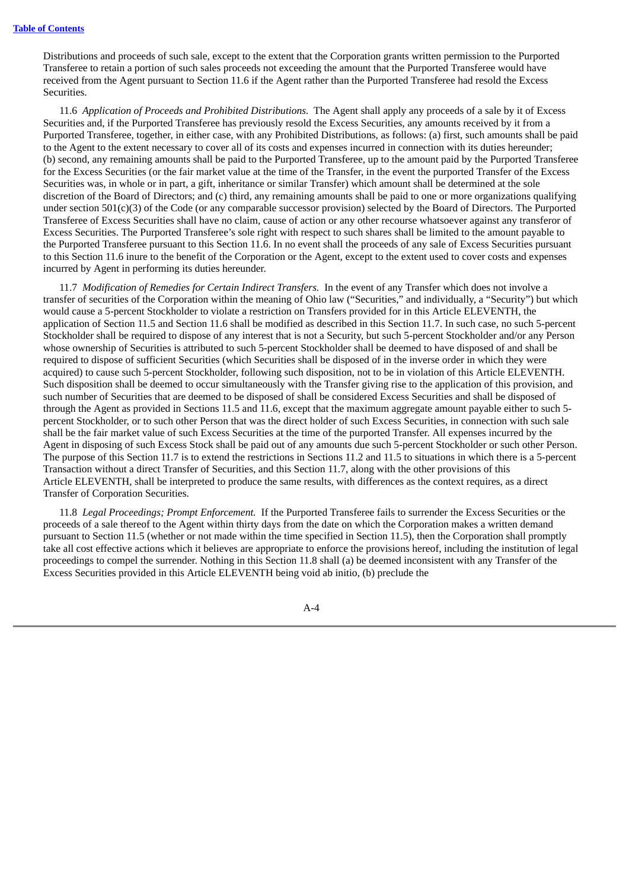Distributions and proceeds of such sale, except to the extent that the Corporation grants written permission to the Purported Transferee to retain a portion of such sales proceeds not exceeding the amount that the Purported Transferee would have received from the Agent pursuant to Section 11.6 if the Agent rather than the Purported Transferee had resold the Excess Securities.

11.6 *Application of Proceeds and Prohibited Distributions.* The Agent shall apply any proceeds of a sale by it of Excess Securities and, if the Purported Transferee has previously resold the Excess Securities, any amounts received by it from a Purported Transferee, together, in either case, with any Prohibited Distributions, as follows: (a) first, such amounts shall be paid to the Agent to the extent necessary to cover all of its costs and expenses incurred in connection with its duties hereunder; (b) second, any remaining amounts shall be paid to the Purported Transferee, up to the amount paid by the Purported Transferee for the Excess Securities (or the fair market value at the time of the Transfer, in the event the purported Transfer of the Excess Securities was, in whole or in part, a gift, inheritance or similar Transfer) which amount shall be determined at the sole discretion of the Board of Directors; and (c) third, any remaining amounts shall be paid to one or more organizations qualifying under section 501(c)(3) of the Code (or any comparable successor provision) selected by the Board of Directors. The Purported Transferee of Excess Securities shall have no claim, cause of action or any other recourse whatsoever against any transferor of Excess Securities. The Purported Transferee's sole right with respect to such shares shall be limited to the amount payable to the Purported Transferee pursuant to this Section 11.6. In no event shall the proceeds of any sale of Excess Securities pursuant to this Section 11.6 inure to the benefit of the Corporation or the Agent, except to the extent used to cover costs and expenses incurred by Agent in performing its duties hereunder.

11.7 *Modification of Remedies for Certain Indirect Transfers.* In the event of any Transfer which does not involve a transfer of securities of the Corporation within the meaning of Ohio law ("Securities," and individually, a "Security") but which would cause a 5-percent Stockholder to violate a restriction on Transfers provided for in this Article ELEVENTH, the application of Section 11.5 and Section 11.6 shall be modified as described in this Section 11.7. In such case, no such 5-percent Stockholder shall be required to dispose of any interest that is not a Security, but such 5-percent Stockholder and/or any Person whose ownership of Securities is attributed to such 5-percent Stockholder shall be deemed to have disposed of and shall be required to dispose of sufficient Securities (which Securities shall be disposed of in the inverse order in which they were acquired) to cause such 5-percent Stockholder, following such disposition, not to be in violation of this Article ELEVENTH. Such disposition shall be deemed to occur simultaneously with the Transfer giving rise to the application of this provision, and such number of Securities that are deemed to be disposed of shall be considered Excess Securities and shall be disposed of through the Agent as provided in Sections 11.5 and 11.6, except that the maximum aggregate amount payable either to such 5-percent Stockholder, or to such other Person that was the direct holder of such Excess Securities, in connection with such sale shall be the fair market value of such Excess Securities at the time of the purported Transfer. All expenses incurred by the Agent in disposing of such Excess Stock shall be paid out of any amounts due such 5-percent Stockholder or such other Person. The purpose of this Section 11.7 is to extend the restrictions in Sections 11.2 and 11.5 to situations in which there is a 5-percent Transaction without a direct Transfer of Securities, and this Section 11.7, along with the other provisions of this Article ELEVENTH, shall be interpreted to produce the same results, with differences as the context requires, as a direct Transfer of Corporation Securities.

11.8 *Legal Proceedings; Prompt Enforcement.* If the Purported Transferee fails to surrender the Excess Securities or the proceeds of a sale thereof to the Agent within thirty days from the date on which the Corporation makes a written demand pursuant to Section 11.5 (whether or not made within the time specified in Section 11.5), then the Corporation shall promptly take all cost effective actions which it believes are appropriate to enforce the provisions hereof, including the institution of legal proceedings to compel the surrender. Nothing in this Section 11.8 shall (a) be deemed inconsistent with any Transfer of the Excess Securities provided in this Article ELEVENTH being void ab initio, (b) preclude the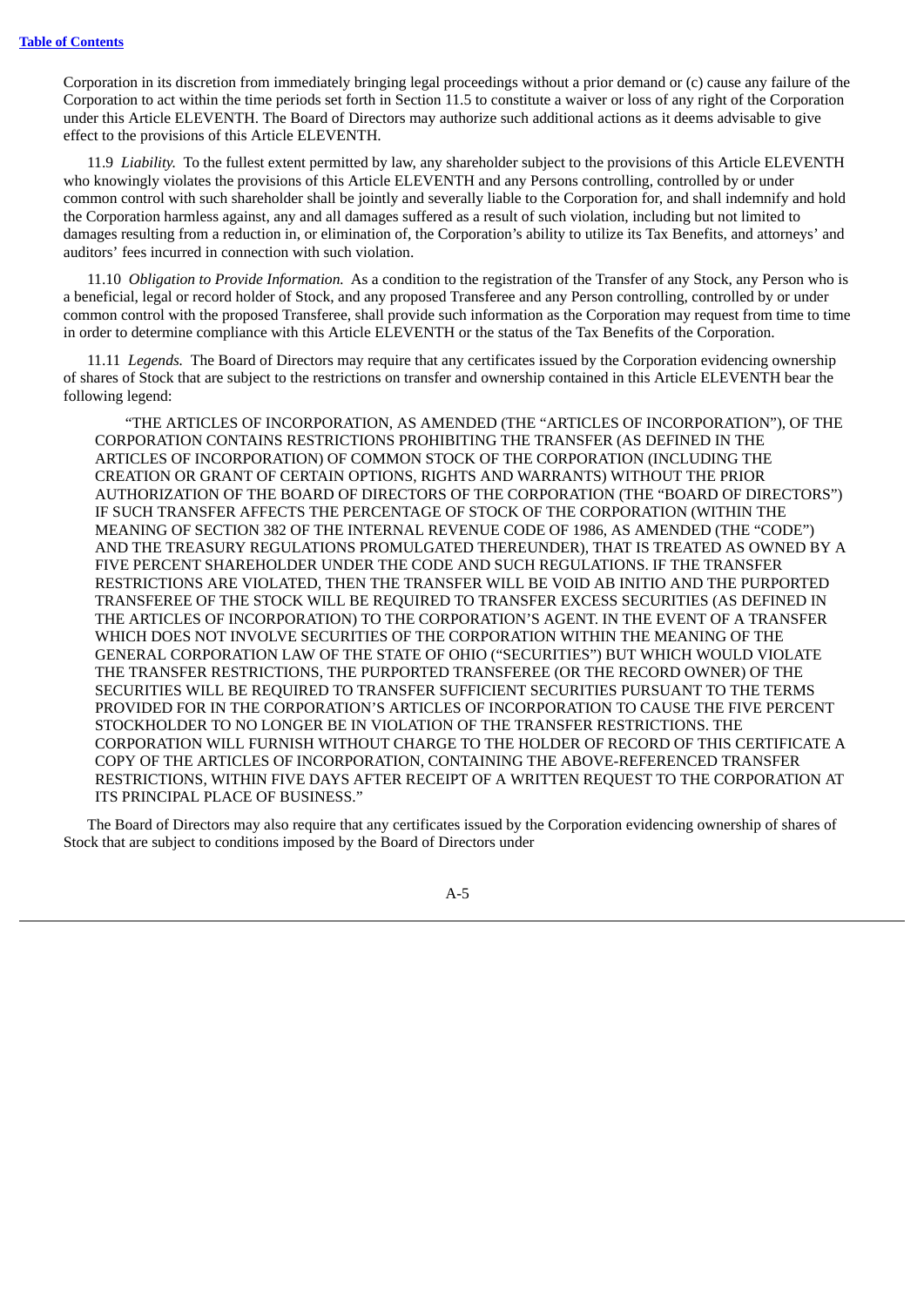Corporation in its discretion from immediately bringing legal proceedings without a prior demand or (c) cause any failure of the Corporation to act within the time periods set forth in Section 11.5 to constitute a waiver or loss of any right of the Corporation under this Article ELEVENTH. The Board of Directors may authorize such additional actions as it deems advisable to give effect to the provisions of this Article ELEVENTH.

11.9 *Liability.* To the fullest extent permitted by law, any shareholder subject to the provisions of this Article ELEVENTH who knowingly violates the provisions of this Article ELEVENTH and any Persons controlling, controlled by or under common control with such shareholder shall be jointly and severally liable to the Corporation for, and shall indemnify and hold the Corporation harmless against, any and all damages suffered as a result of such violation, including but not limited to damages resulting from a reduction in, or elimination of, the Corporation's ability to utilize its Tax Benefits, and attorneys' and auditors' fees incurred in connection with such violation.

11.10 *Obligation to Provide Information.* As a condition to the registration of the Transfer of any Stock, any Person who is a beneficial, legal or record holder of Stock, and any proposed Transferee and any Person controlling, controlled by or under common control with the proposed Transferee, shall provide such information as the Corporation may request from time to time in order to determine compliance with this Article ELEVENTH or the status of the Tax Benefits of the Corporation.

11.11 *Legends.* The Board of Directors may require that any certificates issued by the Corporation evidencing ownership of shares of Stock that are subject to the restrictions on transfer and ownership contained in this Article ELEVENTH bear the following legend:

> "THE ARTICLES OF INCORPORATION, AS AMENDED (THE "ARTICLES OF INCORPORATION"), OF THE CORPORATION CONTAINS RESTRICTIONS PROHIBITING THE TRANSFER (AS DEFINED IN THE ARTICLES OF INCORPORATION) OF COMMON STOCK OF THE CORPORATION (INCLUDING THE CREATION OR GRANT OF CERTAIN OPTIONS, RIGHTS AND WARRANTS) WITHOUT THE PRIOR AUTHORIZATION OF THE BOARD OF DIRECTORS OF THE CORPORATION (THE "BOARD OF DIRECTORS") IF SUCH TRANSFER AFFECTS THE PERCENTAGE OF STOCK OF THE CORPORATION (WITHIN THE MEANING OF SECTION 382 OF THE INTERNAL REVENUE CODE OF 1986, AS AMENDED (THE "CODE") AND THE TREASURY REGULATIONS PROMULGATED THEREUNDER), THAT IS TREATED AS OWNED BY A FIVE PERCENT SHAREHOLDER UNDER THE CODE AND SUCH REGULATIONS. IF THE TRANSFER RESTRICTIONS ARE VIOLATED, THEN THE TRANSFER WILL BE VOID AB INITIO AND THE PURPORTED TRANSFEREE OF THE STOCK WILL BE REQUIRED TO TRANSFER EXCESS SECURITIES (AS DEFINED IN THE ARTICLES OF INCORPORATION) TO THE CORPORATION'S AGENT. IN THE EVENT OF A TRANSFER WHICH DOES NOT INVOLVE SECURITIES OF THE CORPORATION WITHIN THE MEANING OF THE GENERAL CORPORATION LAW OF THE STATE OF OHIO ("SECURITIES") BUT WHICH WOULD VIOLATE THE TRANSFER RESTRICTIONS, THE PURPORTED TRANSFEREE (OR THE RECORD OWNER) OF THE SECURITIES WILL BE REQUIRED TO TRANSFER SUFFICIENT SECURITIES PURSUANT TO THE TERMS PROVIDED FOR IN THE CORPORATION'S ARTICLES OF INCORPORATION TO CAUSE THE FIVE PERCENT STOCKHOLDER TO NO LONGER BE IN VIOLATION OF THE TRANSFER RESTRICTIONS. THE CORPORATION WILL FURNISH WITHOUT CHARGE TO THE HOLDER OF RECORD OF THIS CERTIFICATE A COPY OF THE ARTICLES OF INCORPORATION, CONTAINING THE ABOVE-REFERENCED TRANSFER RESTRICTIONS, WITHIN FIVE DAYS AFTER RECEIPT OF A WRITTEN REQUEST TO THE CORPORATION AT ITS PRINCIPAL PLACE OF BUSINESS."

The Board of Directors may also require that any certificates issued by the Corporation evidencing ownership of shares of Stock that are subject to conditions imposed by the Board of Directors under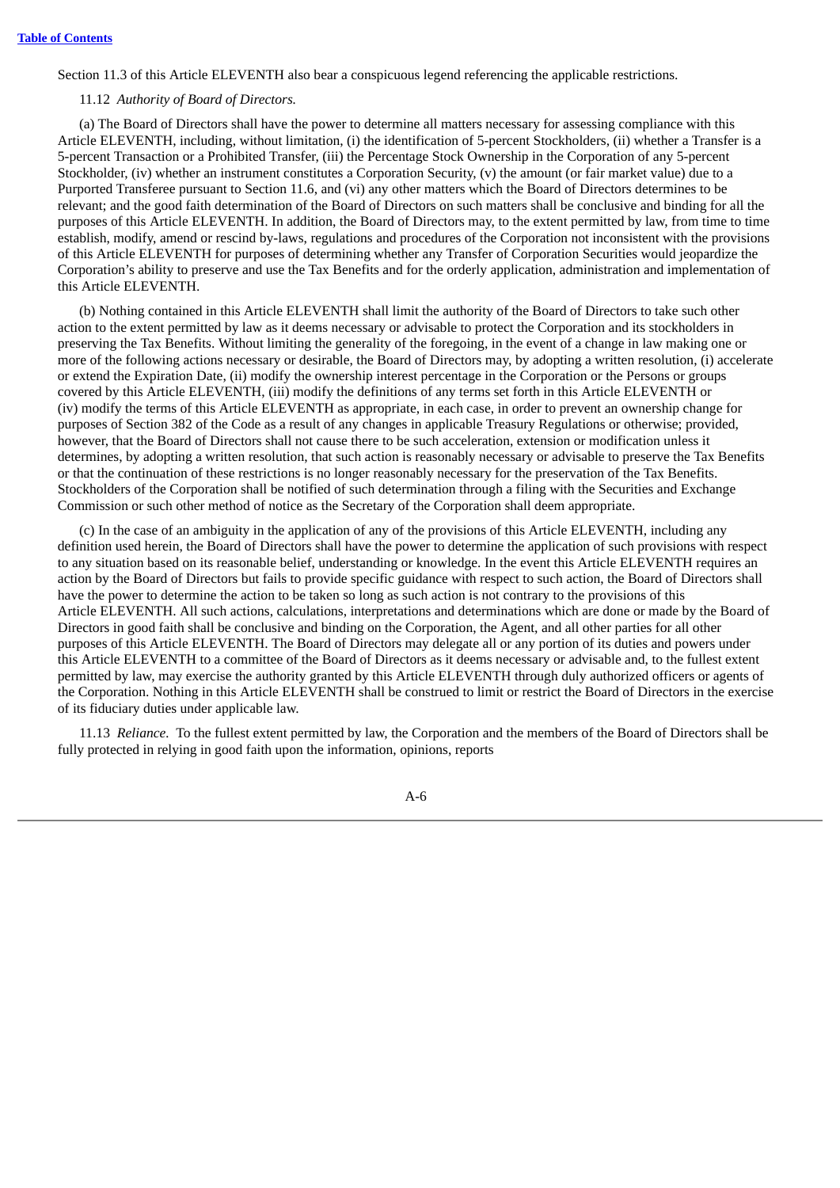Section 11.3 of this Article ELEVENTH also bear a conspicuous legend referencing the applicable restrictions.

11.12 *Authority of Board of Directors.*

(a) The Board of Directors shall have the power to determine all matters necessary for assessing compliance with this Article ELEVENTH, including, without limitation, (i) the identification of 5-percent Stockholders, (ii) whether a Transfer is a 5-percent Transaction or a Prohibited Transfer, (iii) the Percentage Stock Ownership in the Corporation of any 5-percent Stockholder, (iv) whether an instrument constitutes a Corporation Security, (v) the amount (or fair market value) due to a Purported Transferee pursuant to Section 11.6, and (vi) any other matters which the Board of Directors determines to be relevant; and the good faith determination of the Board of Directors on such matters shall be conclusive and binding for all the purposes of this Article ELEVENTH. In addition, the Board of Directors may, to the extent permitted by law, from time to time establish, modify, amend or rescind by-laws, regulations and procedures of the Corporation not inconsistent with the provisions of this Article ELEVENTH for purposes of determining whether any Transfer of Corporation Securities would jeopardize the Corporation's ability to preserve and use the Tax Benefits and for the orderly application, administration and implementation of this Article ELEVENTH.

(b) Nothing contained in this Article ELEVENTH shall limit the authority of the Board of Directors to take such other action to the extent permitted by law as it deems necessary or advisable to protect the Corporation and its stockholders in preserving the Tax Benefits. Without limiting the generality of the foregoing, in the event of a change in law making one or more of the following actions necessary or desirable, the Board of Directors may, by adopting a written resolution, (i) accelerate or extend the Expiration Date, (ii) modify the ownership interest percentage in the Corporation or the Persons or groups covered by this Article ELEVENTH, (iii) modify the definitions of any terms set forth in this Article ELEVENTH or (iv) modify the terms of this Article ELEVENTH as appropriate, in each case, in order to prevent an ownership change for purposes of Section 382 of the Code as a result of any changes in applicable Treasury Regulations or otherwise; provided, however, that the Board of Directors shall not cause there to be such acceleration, extension or modification unless it determines, by adopting a written resolution, that such action is reasonably necessary or advisable to preserve the Tax Benefits or that the continuation of these restrictions is no longer reasonably necessary for the preservation of the Tax Benefits. Stockholders of the Corporation shall be notified of such determination through a filing with the Securities and Exchange Commission or such other method of notice as the Secretary of the Corporation shall deem appropriate.

(c) In the case of an ambiguity in the application of any of the provisions of this Article ELEVENTH, including any definition used herein, the Board of Directors shall have the power to determine the application of such provisions with respect to any situation based on its reasonable belief, understanding or knowledge. In the event this Article ELEVENTH requires an action by the Board of Directors but fails to provide specific guidance with respect to such action, the Board of Directors shall have the power to determine the action to be taken so long as such action is not contrary to the provisions of this Article ELEVENTH. All such actions, calculations, interpretations and determinations which are done or made by the Board of Directors in good faith shall be conclusive and binding on the Corporation, the Agent, and all other parties for all other purposes of this Article ELEVENTH. The Board of Directors may delegate all or any portion of its duties and powers under this Article ELEVENTH to a committee of the Board of Directors as it deems necessary or advisable and, to the fullest extent permitted by law, may exercise the authority granted by this Article ELEVENTH through duly authorized officers or agents of the Corporation. Nothing in this Article ELEVENTH shall be construed to limit or restrict the Board of Directors in the exercise of its fiduciary duties under applicable law.

11.13 *Reliance.* To the fullest extent permitted by law, the Corporation and the members of the Board of Directors shall be fully protected in relying in good faith upon the information, opinions, reports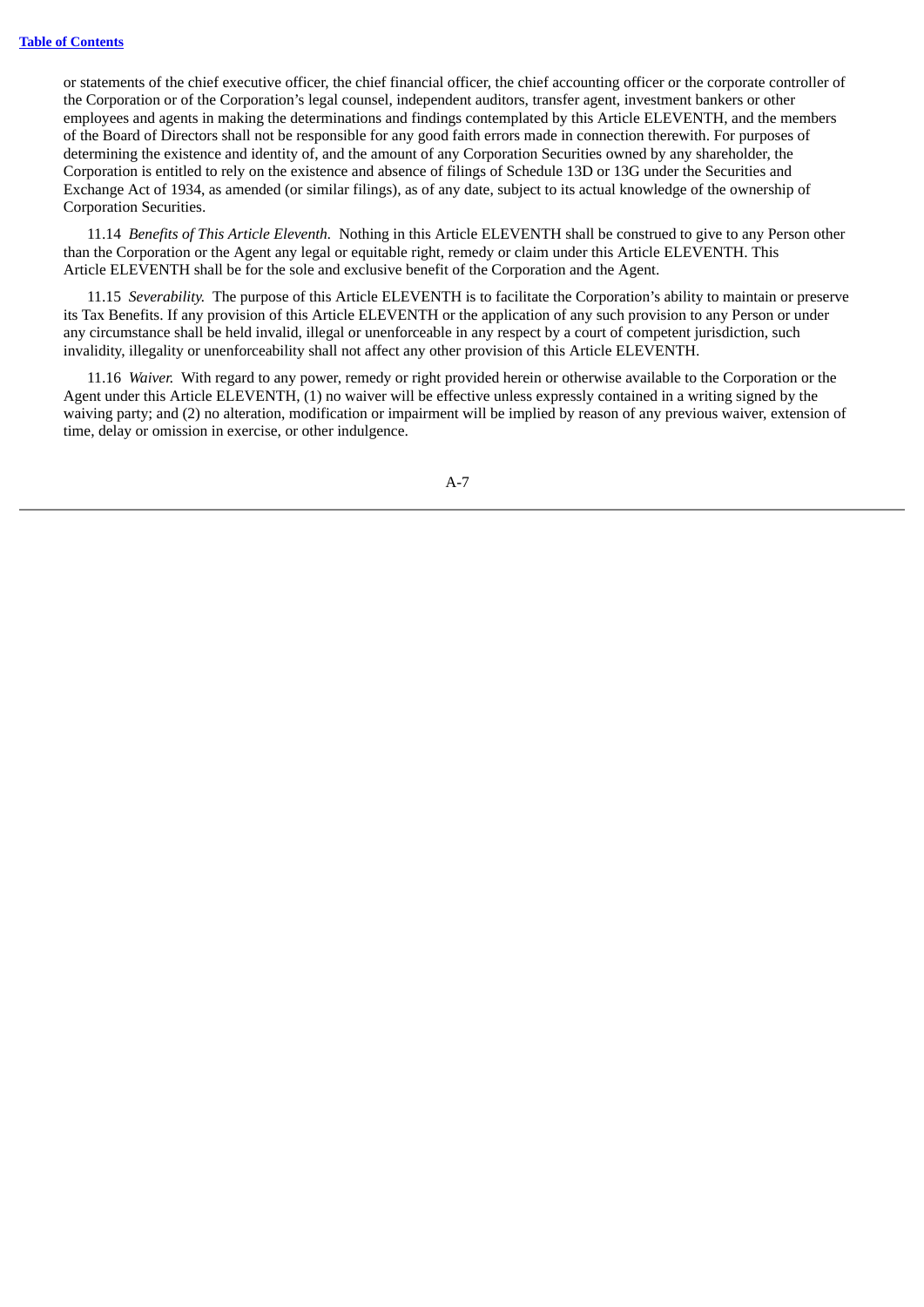or statements of the chief executive officer, the chief financial officer, the chief accounting officer or the corporate controller of the Corporation or of the Corporation's legal counsel, independent auditors, transfer agent, investment bankers or other employees and agents in making the determinations and findings contemplated by this Article ELEVENTH, and the members of the Board of Directors shall not be responsible for any good faith errors made in connection therewith. For purposes of determining the existence and identity of, and the amount of any Corporation Securities owned by any shareholder, the Corporation is entitled to rely on the existence and absence of filings of Schedule 13D or 13G under the Securities and Exchange Act of 1934, as amended (or similar filings), as of any date, subject to its actual knowledge of the ownership of Corporation Securities.

11.14 *Benefits of This Article Eleventh.* Nothing in this Article ELEVENTH shall be construed to give to any Person other than the Corporation or the Agent any legal or equitable right, remedy or claim under this Article ELEVENTH. This Article ELEVENTH shall be for the sole and exclusive benefit of the Corporation and the Agent.

11.15 *Severability.* The purpose of this Article ELEVENTH is to facilitate the Corporation's ability to maintain or preserve its Tax Benefits. If any provision of this Article ELEVENTH or the application of any such provision to any Person or under any circumstance shall be held invalid, illegal or unenforceable in any respect by a court of competent jurisdiction, such invalidity, illegality or unenforceability shall not affect any other provision of this Article ELEVENTH.

11.16 *Waiver.* With regard to any power, remedy or right provided herein or otherwise available to the Corporation or the Agent under this Article ELEVENTH, (1) no waiver will be effective unless expressly contained in a writing signed by the waiving party; and (2) no alteration, modification or impairment will be implied by reason of any previous waiver, extension of time, delay or omission in exercise, or other indulgence.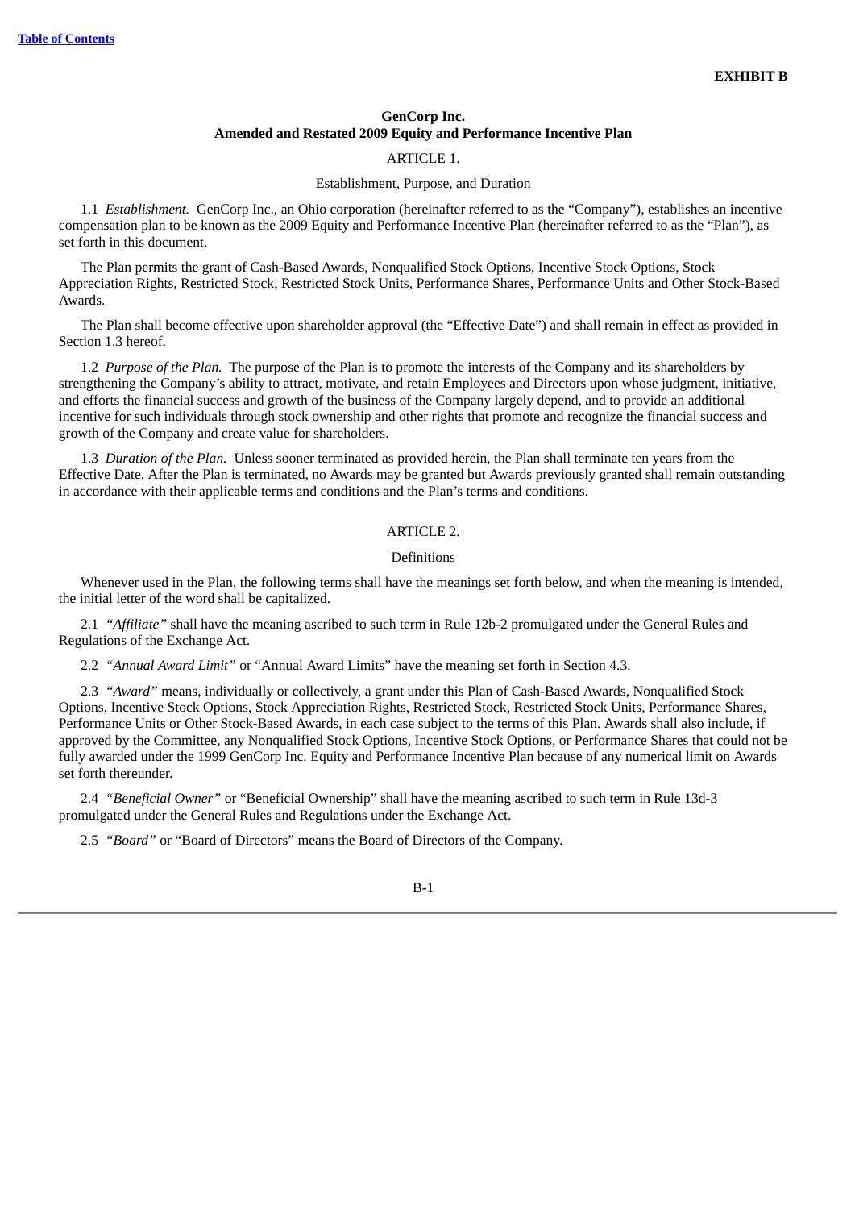**EXHIBIT B**

## GenCorp Inc.
## Amended and Restated 2009 Equity and Performance Incentive Plan

ARTICLE 1.

Establishment, Purpose, and Duration

1.1 *Establishment.* GenCorp Inc., an Ohio corporation (hereinafter referred to as the "Company"), establishes an incentive compensation plan to be known as the 2009 Equity and Performance Incentive Plan (hereinafter referred to as the "Plan"), as set forth in this document.

The Plan permits the grant of Cash-Based Awards, Nonqualified Stock Options, Incentive Stock Options, Stock Appreciation Rights, Restricted Stock, Restricted Stock Units, Performance Shares, Performance Units and Other Stock-Based Awards.

The Plan shall become effective upon shareholder approval (the "Effective Date") and shall remain in effect as provided in Section 1.3 hereof.

1.2 *Purpose of the Plan.* The purpose of the Plan is to promote the interests of the Company and its shareholders by strengthening the Company's ability to attract, motivate, and retain Employees and Directors upon whose judgment, initiative, and efforts the financial success and growth of the business of the Company largely depend, and to provide an additional incentive for such individuals through stock ownership and other rights that promote and recognize the financial success and growth of the Company and create value for shareholders.

1.3 *Duration of the Plan.* Unless sooner terminated as provided herein, the Plan shall terminate ten years from the Effective Date. After the Plan is terminated, no Awards may be granted but Awards previously granted shall remain outstanding in accordance with their applicable terms and conditions and the Plan's terms and conditions.

ARTICLE 2.

Definitions

Whenever used in the Plan, the following terms shall have the meanings set forth below, and when the meaning is intended, the initial letter of the word shall be capitalized.

2.1 *"Affiliate"* shall have the meaning ascribed to such term in Rule 12b-2 promulgated under the General Rules and Regulations of the Exchange Act.

2.2 *"Annual Award Limit"* or "Annual Award Limits" have the meaning set forth in Section 4.3.

2.3 *"Award"* means, individually or collectively, a grant under this Plan of Cash-Based Awards, Nonqualified Stock Options, Incentive Stock Options, Stock Appreciation Rights, Restricted Stock, Restricted Stock Units, Performance Shares, Performance Units or Other Stock-Based Awards, in each case subject to the terms of this Plan. Awards shall also include, if approved by the Committee, any Nonqualified Stock Options, Incentive Stock Options, or Performance Shares that could not be fully awarded under the 1999 GenCorp Inc. Equity and Performance Incentive Plan because of any numerical limit on Awards set forth thereunder.

2.4 *"Beneficial Owner"* or "Beneficial Ownership" shall have the meaning ascribed to such term in Rule 13d-3 promulgated under the General Rules and Regulations under the Exchange Act.

2.5 *"Board"* or "Board of Directors" means the Board of Directors of the Company.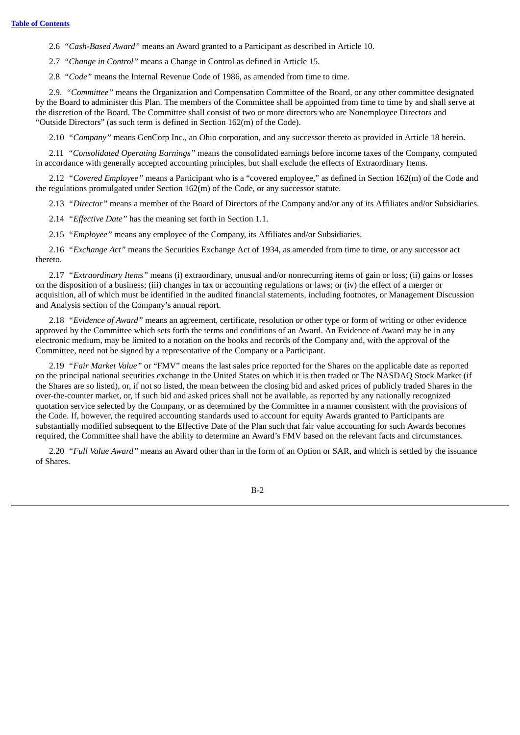2.6 *"Cash-Based Award"* means an Award granted to a Participant as described in Article 10.

2.7 *"Change in Control"* means a Change in Control as defined in Article 15.

2.8 *"Code"* means the Internal Revenue Code of 1986, as amended from time to time.

2.9. *"Committee"* means the Organization and Compensation Committee of the Board, or any other committee designated by the Board to administer this Plan. The members of the Committee shall be appointed from time to time by and shall serve at the discretion of the Board. The Committee shall consist of two or more directors who are Nonemployee Directors and "Outside Directors" (as such term is defined in Section 162(m) of the Code).

2.10 *"Company"* means GenCorp Inc., an Ohio corporation, and any successor thereto as provided in Article 18 herein.

2.11 *"Consolidated Operating Earnings"* means the consolidated earnings before income taxes of the Company, computed in accordance with generally accepted accounting principles, but shall exclude the effects of Extraordinary Items.

2.12 *"Covered Employee"* means a Participant who is a "covered employee," as defined in Section 162(m) of the Code and the regulations promulgated under Section 162(m) of the Code, or any successor statute.

2.13 *"Director"* means a member of the Board of Directors of the Company and/or any of its Affiliates and/or Subsidiaries.

2.14 *"Effective Date"* has the meaning set forth in Section 1.1.

2.15 *"Employee"* means any employee of the Company, its Affiliates and/or Subsidiaries.

2.16 *"Exchange Act"* means the Securities Exchange Act of 1934, as amended from time to time, or any successor act thereto.

2.17 *"Extraordinary Items"* means (i) extraordinary, unusual and/or nonrecurring items of gain or loss; (ii) gains or losses on the disposition of a business; (iii) changes in tax or accounting regulations or laws; or (iv) the effect of a merger or acquisition, all of which must be identified in the audited financial statements, including footnotes, or Management Discussion and Analysis section of the Company's annual report.

2.18 *"Evidence of Award"* means an agreement, certificate, resolution or other type or form of writing or other evidence approved by the Committee which sets forth the terms and conditions of an Award. An Evidence of Award may be in any electronic medium, may be limited to a notation on the books and records of the Company and, with the approval of the Committee, need not be signed by a representative of the Company or a Participant.

2.19 *"Fair Market Value"* or "FMV" means the last sales price reported for the Shares on the applicable date as reported on the principal national securities exchange in the United States on which it is then traded or The NASDAQ Stock Market (if the Shares are so listed), or, if not so listed, the mean between the closing bid and asked prices of publicly traded Shares in the over-the-counter market, or, if such bid and asked prices shall not be available, as reported by any nationally recognized quotation service selected by the Company, or as determined by the Committee in a manner consistent with the provisions of the Code. If, however, the required accounting standards used to account for equity Awards granted to Participants are substantially modified subsequent to the Effective Date of the Plan such that fair value accounting for such Awards becomes required, the Committee shall have the ability to determine an Award's FMV based on the relevant facts and circumstances.

2.20 *"Full Value Award"* means an Award other than in the form of an Option or SAR, and which is settled by the issuance of Shares.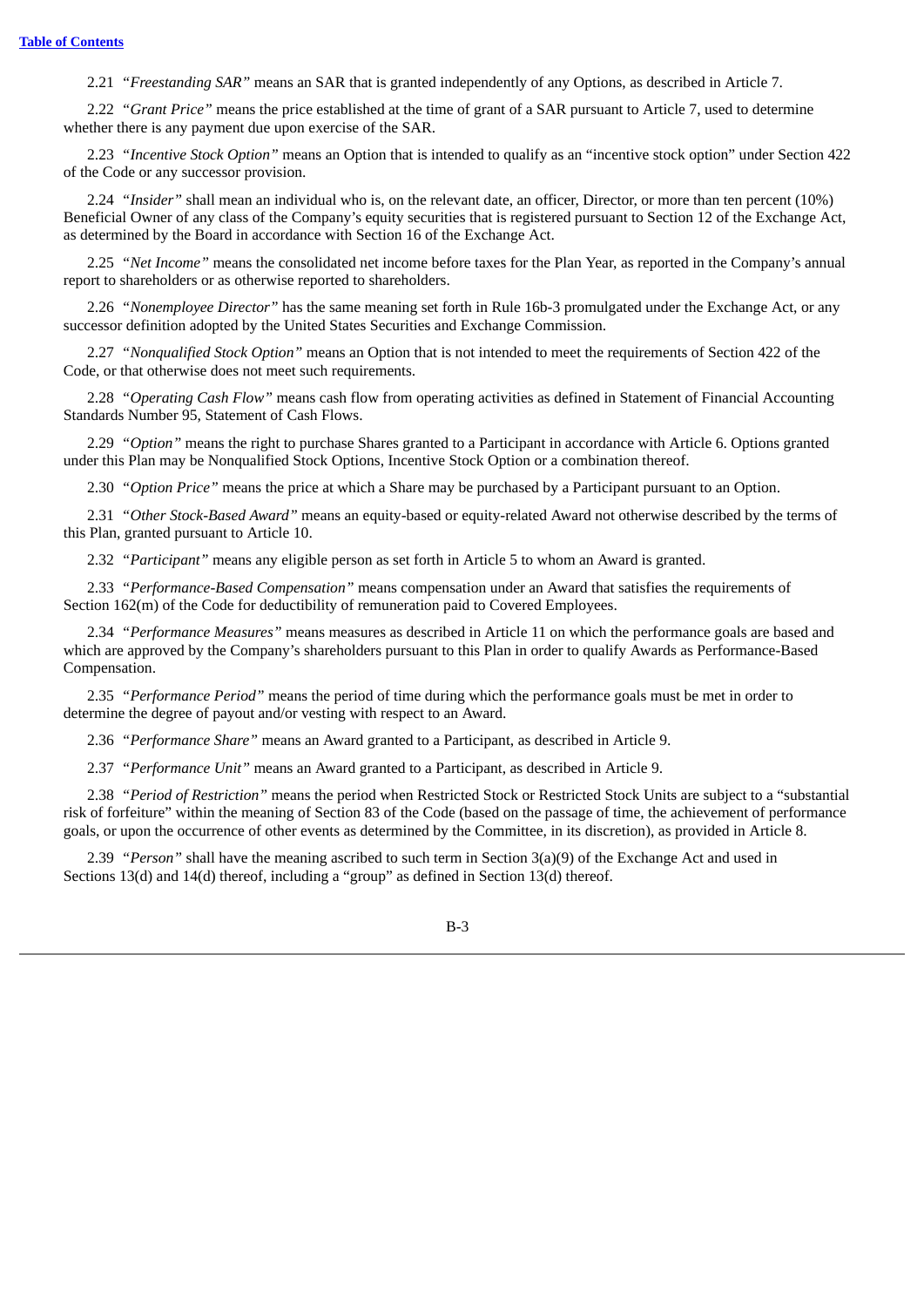2.21 "*Freestanding SAR*" means an SAR that is granted independently of any Options, as described in Article 7.

2.22 "*Grant Price*" means the price established at the time of grant of a SAR pursuant to Article 7, used to determine whether there is any payment due upon exercise of the SAR.

2.23 "*Incentive Stock Option*" means an Option that is intended to qualify as an "incentive stock option" under Section 422 of the Code or any successor provision.

2.24 "*Insider*" shall mean an individual who is, on the relevant date, an officer, Director, or more than ten percent (10%) Beneficial Owner of any class of the Company's equity securities that is registered pursuant to Section 12 of the Exchange Act, as determined by the Board in accordance with Section 16 of the Exchange Act.

2.25 "*Net Income*" means the consolidated net income before taxes for the Plan Year, as reported in the Company's annual report to shareholders or as otherwise reported to shareholders.

2.26 "*Nonemployee Director*" has the same meaning set forth in Rule 16b-3 promulgated under the Exchange Act, or any successor definition adopted by the United States Securities and Exchange Commission.

2.27 "*Nonqualified Stock Option*" means an Option that is not intended to meet the requirements of Section 422 of the Code, or that otherwise does not meet such requirements.

2.28 "*Operating Cash Flow*" means cash flow from operating activities as defined in Statement of Financial Accounting Standards Number 95, Statement of Cash Flows.

2.29 "*Option*" means the right to purchase Shares granted to a Participant in accordance with Article 6. Options granted under this Plan may be Nonqualified Stock Options, Incentive Stock Option or a combination thereof.

2.30 "*Option Price*" means the price at which a Share may be purchased by a Participant pursuant to an Option.

2.31 "*Other Stock-Based Award*" means an equity-based or equity-related Award not otherwise described by the terms of this Plan, granted pursuant to Article 10.

2.32 "*Participant*" means any eligible person as set forth in Article 5 to whom an Award is granted.

2.33 "*Performance-Based Compensation*" means compensation under an Award that satisfies the requirements of Section 162(m) of the Code for deductibility of remuneration paid to Covered Employees.

2.34 "*Performance Measures*" means measures as described in Article 11 on which the performance goals are based and which are approved by the Company's shareholders pursuant to this Plan in order to qualify Awards as Performance-Based Compensation.

2.35 "*Performance Period*" means the period of time during which the performance goals must be met in order to determine the degree of payout and/or vesting with respect to an Award.

2.36 "*Performance Share*" means an Award granted to a Participant, as described in Article 9.

2.37 "*Performance Unit*" means an Award granted to a Participant, as described in Article 9.

2.38 "*Period of Restriction*" means the period when Restricted Stock or Restricted Stock Units are subject to a "substantial risk of forfeiture" within the meaning of Section 83 of the Code (based on the passage of time, the achievement of performance goals, or upon the occurrence of other events as determined by the Committee, in its discretion), as provided in Article 8.

2.39 "*Person*" shall have the meaning ascribed to such term in Section 3(a)(9) of the Exchange Act and used in Sections 13(d) and 14(d) thereof, including a "group" as defined in Section 13(d) thereof.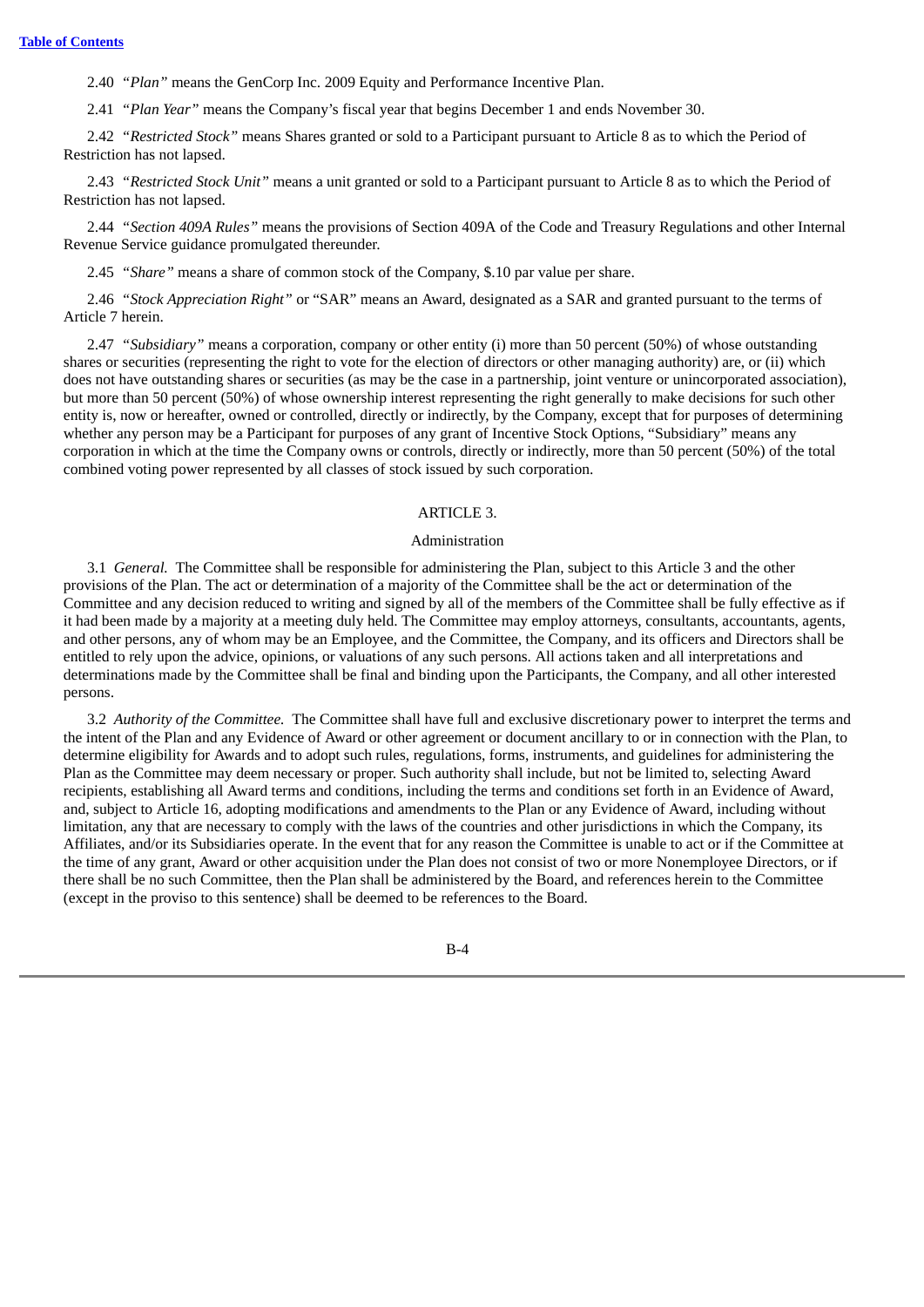2.40 *"Plan"* means the GenCorp Inc. 2009 Equity and Performance Incentive Plan.

2.41 *"Plan Year"* means the Company's fiscal year that begins December 1 and ends November 30.

2.42 *"Restricted Stock"* means Shares granted or sold to a Participant pursuant to Article 8 as to which the Period of Restriction has not lapsed.

2.43 *"Restricted Stock Unit"* means a unit granted or sold to a Participant pursuant to Article 8 as to which the Period of Restriction has not lapsed.

2.44 *"Section 409A Rules"* means the provisions of Section 409A of the Code and Treasury Regulations and other Internal Revenue Service guidance promulgated thereunder.

2.45 *"Share"* means a share of common stock of the Company, $.10 par value per share.

2.46 *"Stock Appreciation Right"* or "SAR" means an Award, designated as a SAR and granted pursuant to the terms of Article 7 herein.

2.47 *"Subsidiary"* means a corporation, company or other entity (i) more than 50 percent (50%) of whose outstanding shares or securities (representing the right to vote for the election of directors or other managing authority) are, or (ii) which does not have outstanding shares or securities (as may be the case in a partnership, joint venture or unincorporated association), but more than 50 percent (50%) of whose ownership interest representing the right generally to make decisions for such other entity is, now or hereafter, owned or controlled, directly or indirectly, by the Company, except that for purposes of determining whether any person may be a Participant for purposes of any grant of Incentive Stock Options, "Subsidiary" means any corporation in which at the time the Company owns or controls, directly or indirectly, more than 50 percent (50%) of the total combined voting power represented by all classes of stock issued by such corporation.

## ARTICLE 3.

### Administration

3.1 *General.* The Committee shall be responsible for administering the Plan, subject to this Article 3 and the other provisions of the Plan. The act or determination of a majority of the Committee shall be the act or determination of the Committee and any decision reduced to writing and signed by all of the members of the Committee shall be fully effective as if it had been made by a majority at a meeting duly held. The Committee may employ attorneys, consultants, accountants, agents, and other persons, any of whom may be an Employee, and the Committee, the Company, and its officers and Directors shall be entitled to rely upon the advice, opinions, or valuations of any such persons. All actions taken and all interpretations and determinations made by the Committee shall be final and binding upon the Participants, the Company, and all other interested persons.

3.2 *Authority of the Committee.* The Committee shall have full and exclusive discretionary power to interpret the terms and the intent of the Plan and any Evidence of Award or other agreement or document ancillary to or in connection with the Plan, to determine eligibility for Awards and to adopt such rules, regulations, forms, instruments, and guidelines for administering the Plan as the Committee may deem necessary or proper. Such authority shall include, but not be limited to, selecting Award recipients, establishing all Award terms and conditions, including the terms and conditions set forth in an Evidence of Award, and, subject to Article 16, adopting modifications and amendments to the Plan or any Evidence of Award, including without limitation, any that are necessary to comply with the laws of the countries and other jurisdictions in which the Company, its Affiliates, and/or its Subsidiaries operate. In the event that for any reason the Committee is unable to act or if the Committee at the time of any grant, Award or other acquisition under the Plan does not consist of two or more Nonemployee Directors, or if there shall be no such Committee, then the Plan shall be administered by the Board, and references herein to the Committee (except in the proviso to this sentence) shall be deemed to be references to the Board.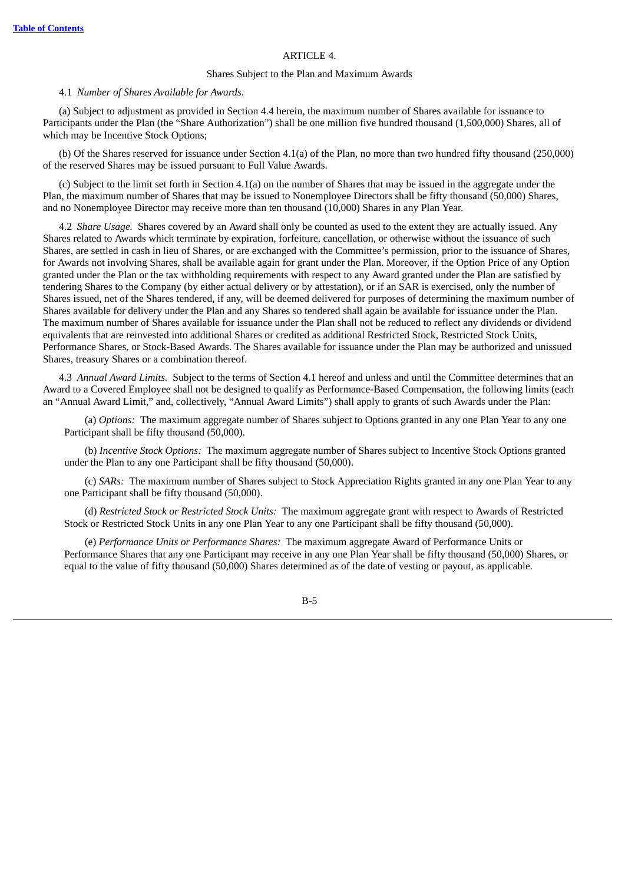ARTICLE 4.

Shares Subject to the Plan and Maximum Awards

4.1 *Number of Shares Available for Awards.*

(a) Subject to adjustment as provided in Section 4.4 herein, the maximum number of Shares available for issuance to Participants under the Plan (the "Share Authorization") shall be one million five hundred thousand (1,500,000) Shares, all of which may be Incentive Stock Options;

(b) Of the Shares reserved for issuance under Section 4.1(a) of the Plan, no more than two hundred fifty thousand (250,000) of the reserved Shares may be issued pursuant to Full Value Awards.

(c) Subject to the limit set forth in Section 4.1(a) on the number of Shares that may be issued in the aggregate under the Plan, the maximum number of Shares that may be issued to Nonemployee Directors shall be fifty thousand (50,000) Shares, and no Nonemployee Director may receive more than ten thousand (10,000) Shares in any Plan Year.

4.2 *Share Usage.* Shares covered by an Award shall only be counted as used to the extent they are actually issued. Any Shares related to Awards which terminate by expiration, forfeiture, cancellation, or otherwise without the issuance of such Shares, are settled in cash in lieu of Shares, or are exchanged with the Committee's permission, prior to the issuance of Shares, for Awards not involving Shares, shall be available again for grant under the Plan. Moreover, if the Option Price of any Option granted under the Plan or the tax withholding requirements with respect to any Award granted under the Plan are satisfied by tendering Shares to the Company (by either actual delivery or by attestation), or if an SAR is exercised, only the number of Shares issued, net of the Shares tendered, if any, will be deemed delivered for purposes of determining the maximum number of Shares available for delivery under the Plan and any Shares so tendered shall again be available for issuance under the Plan. The maximum number of Shares available for issuance under the Plan shall not be reduced to reflect any dividends or dividend equivalents that are reinvested into additional Shares or credited as additional Restricted Stock, Restricted Stock Units, Performance Shares, or Stock-Based Awards. The Shares available for issuance under the Plan may be authorized and unissued Shares, treasury Shares or a combination thereof.

4.3 *Annual Award Limits.* Subject to the terms of Section 4.1 hereof and unless and until the Committee determines that an Award to a Covered Employee shall not be designed to qualify as Performance-Based Compensation, the following limits (each an "Annual Award Limit," and, collectively, "Annual Award Limits") shall apply to grants of such Awards under the Plan:

(a) *Options:* The maximum aggregate number of Shares subject to Options granted in any one Plan Year to any one Participant shall be fifty thousand (50,000).

(b) *Incentive Stock Options:* The maximum aggregate number of Shares subject to Incentive Stock Options granted under the Plan to any one Participant shall be fifty thousand (50,000).

(c) *SARs:* The maximum number of Shares subject to Stock Appreciation Rights granted in any one Plan Year to any one Participant shall be fifty thousand (50,000).

(d) *Restricted Stock or Restricted Stock Units:* The maximum aggregate grant with respect to Awards of Restricted Stock or Restricted Stock Units in any one Plan Year to any one Participant shall be fifty thousand (50,000).

(e) *Performance Units or Performance Shares:* The maximum aggregate Award of Performance Units or Performance Shares that any one Participant may receive in any one Plan Year shall be fifty thousand (50,000) Shares, or equal to the value of fifty thousand (50,000) Shares determined as of the date of vesting or payout, as applicable.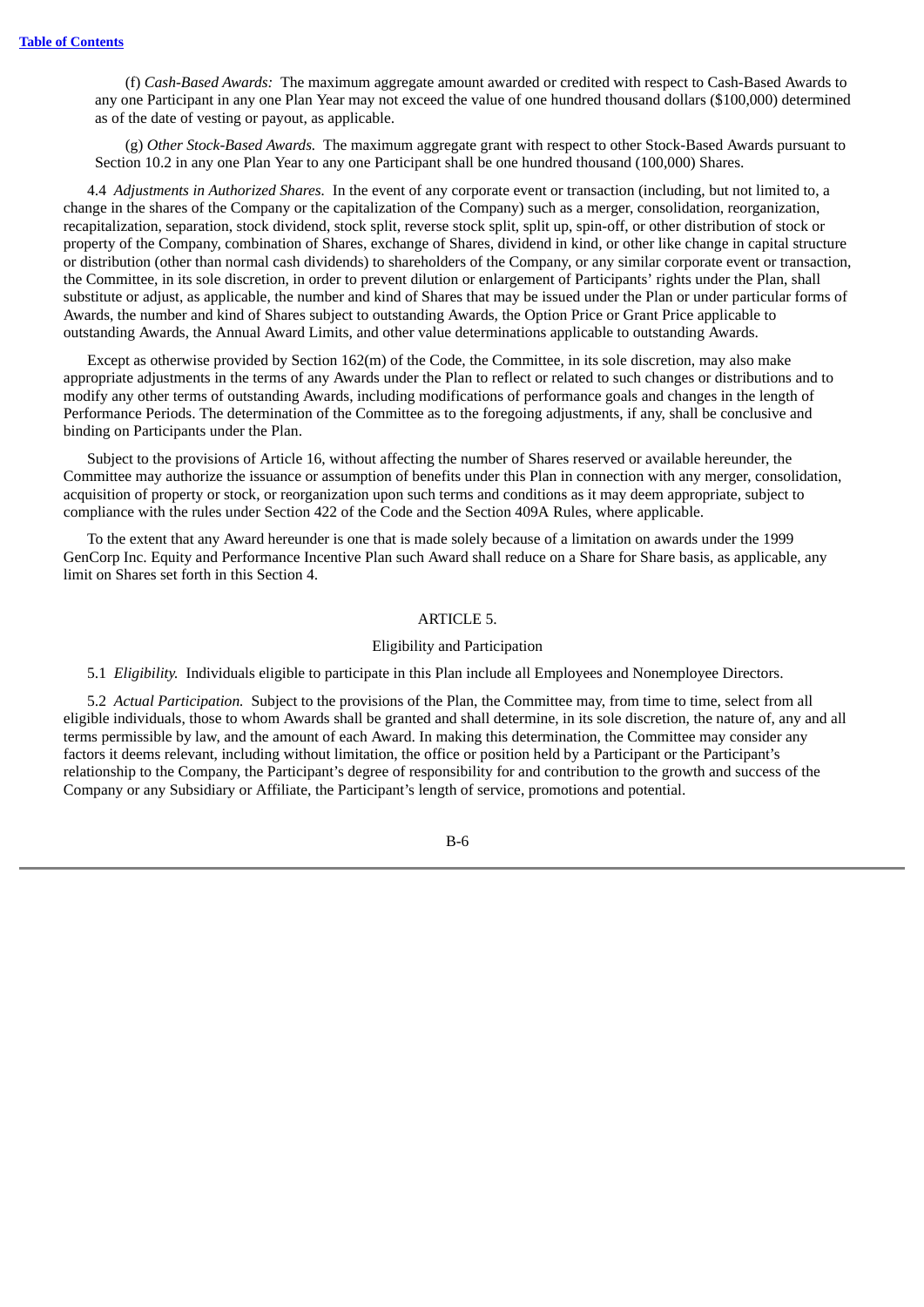(f) *Cash-Based Awards:* The maximum aggregate amount awarded or credited with respect to Cash-Based Awards to any one Participant in any one Plan Year may not exceed the value of one hundred thousand dollars ($100,000) determined as of the date of vesting or payout, as applicable.

(g) *Other Stock-Based Awards.* The maximum aggregate grant with respect to other Stock-Based Awards pursuant to Section 10.2 in any one Plan Year to any one Participant shall be one hundred thousand (100,000) Shares.

4.4 *Adjustments in Authorized Shares.* In the event of any corporate event or transaction (including, but not limited to, a change in the shares of the Company or the capitalization of the Company) such as a merger, consolidation, reorganization, recapitalization, separation, stock dividend, stock split, reverse stock split, split up, spin-off, or other distribution of stock or property of the Company, combination of Shares, exchange of Shares, dividend in kind, or other like change in capital structure or distribution (other than normal cash dividends) to shareholders of the Company, or any similar corporate event or transaction, the Committee, in its sole discretion, in order to prevent dilution or enlargement of Participants' rights under the Plan, shall substitute or adjust, as applicable, the number and kind of Shares that may be issued under the Plan or under particular forms of Awards, the number and kind of Shares subject to outstanding Awards, the Option Price or Grant Price applicable to outstanding Awards, the Annual Award Limits, and other value determinations applicable to outstanding Awards.

Except as otherwise provided by Section 162(m) of the Code, the Committee, in its sole discretion, may also make appropriate adjustments in the terms of any Awards under the Plan to reflect or related to such changes or distributions and to modify any other terms of outstanding Awards, including modifications of performance goals and changes in the length of Performance Periods. The determination of the Committee as to the foregoing adjustments, if any, shall be conclusive and binding on Participants under the Plan.

Subject to the provisions of Article 16, without affecting the number of Shares reserved or available hereunder, the Committee may authorize the issuance or assumption of benefits under this Plan in connection with any merger, consolidation, acquisition of property or stock, or reorganization upon such terms and conditions as it may deem appropriate, subject to compliance with the rules under Section 422 of the Code and the Section 409A Rules, where applicable.

To the extent that any Award hereunder is one that is made solely because of a limitation on awards under the 1999 GenCorp Inc. Equity and Performance Incentive Plan such Award shall reduce on a Share for Share basis, as applicable, any limit on Shares set forth in this Section 4.

## ARTICLE 5.

### Eligibility and Participation

5.1 *Eligibility.* Individuals eligible to participate in this Plan include all Employees and Nonemployee Directors.

5.2 *Actual Participation.* Subject to the provisions of the Plan, the Committee may, from time to time, select from all eligible individuals, those to whom Awards shall be granted and shall determine, in its sole discretion, the nature of, any and all terms permissible by law, and the amount of each Award. In making this determination, the Committee may consider any factors it deems relevant, including without limitation, the office or position held by a Participant or the Participant's relationship to the Company, the Participant's degree of responsibility for and contribution to the growth and success of the Company or any Subsidiary or Affiliate, the Participant's length of service, promotions and potential.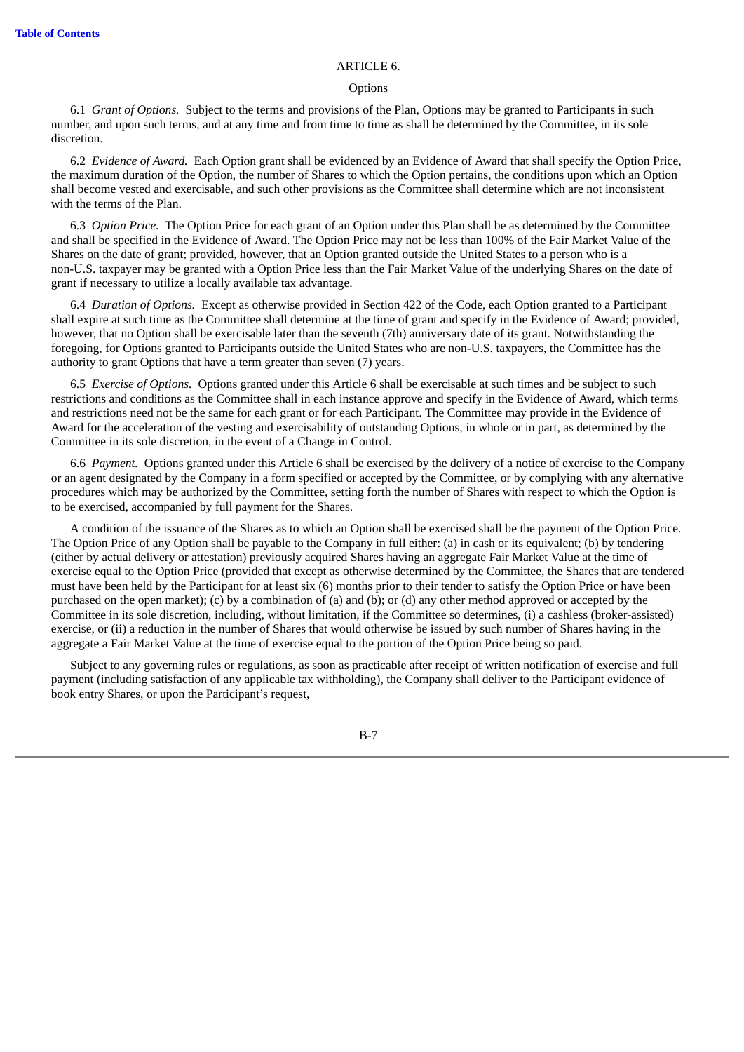## ARTICLE 6.

### Options

6.1 *Grant of Options.* Subject to the terms and provisions of the Plan, Options may be granted to Participants in such number, and upon such terms, and at any time and from time to time as shall be determined by the Committee, in its sole discretion.

6.2 *Evidence of Award.* Each Option grant shall be evidenced by an Evidence of Award that shall specify the Option Price, the maximum duration of the Option, the number of Shares to which the Option pertains, the conditions upon which an Option shall become vested and exercisable, and such other provisions as the Committee shall determine which are not inconsistent with the terms of the Plan.

6.3 *Option Price.* The Option Price for each grant of an Option under this Plan shall be as determined by the Committee and shall be specified in the Evidence of Award. The Option Price may not be less than 100% of the Fair Market Value of the Shares on the date of grant; provided, however, that an Option granted outside the United States to a person who is a non-U.S. taxpayer may be granted with a Option Price less than the Fair Market Value of the underlying Shares on the date of grant if necessary to utilize a locally available tax advantage.

6.4 *Duration of Options.* Except as otherwise provided in Section 422 of the Code, each Option granted to a Participant shall expire at such time as the Committee shall determine at the time of grant and specify in the Evidence of Award; provided, however, that no Option shall be exercisable later than the seventh (7th) anniversary date of its grant. Notwithstanding the foregoing, for Options granted to Participants outside the United States who are non-U.S. taxpayers, the Committee has the authority to grant Options that have a term greater than seven (7) years.

6.5 *Exercise of Options.* Options granted under this Article 6 shall be exercisable at such times and be subject to such restrictions and conditions as the Committee shall in each instance approve and specify in the Evidence of Award, which terms and restrictions need not be the same for each grant or for each Participant. The Committee may provide in the Evidence of Award for the acceleration of the vesting and exercisability of outstanding Options, in whole or in part, as determined by the Committee in its sole discretion, in the event of a Change in Control.

6.6 *Payment.* Options granted under this Article 6 shall be exercised by the delivery of a notice of exercise to the Company or an agent designated by the Company in a form specified or accepted by the Committee, or by complying with any alternative procedures which may be authorized by the Committee, setting forth the number of Shares with respect to which the Option is to be exercised, accompanied by full payment for the Shares.

A condition of the issuance of the Shares as to which an Option shall be exercised shall be the payment of the Option Price. The Option Price of any Option shall be payable to the Company in full either: (a) in cash or its equivalent; (b) by tendering (either by actual delivery or attestation) previously acquired Shares having an aggregate Fair Market Value at the time of exercise equal to the Option Price (provided that except as otherwise determined by the Committee, the Shares that are tendered must have been held by the Participant for at least six (6) months prior to their tender to satisfy the Option Price or have been purchased on the open market); (c) by a combination of (a) and (b); or (d) any other method approved or accepted by the Committee in its sole discretion, including, without limitation, if the Committee so determines, (i) a cashless (broker-assisted) exercise, or (ii) a reduction in the number of Shares that would otherwise be issued by such number of Shares having in the aggregate a Fair Market Value at the time of exercise equal to the portion of the Option Price being so paid.

Subject to any governing rules or regulations, as soon as practicable after receipt of written notification of exercise and full payment (including satisfaction of any applicable tax withholding), the Company shall deliver to the Participant evidence of book entry Shares, or upon the Participant's request,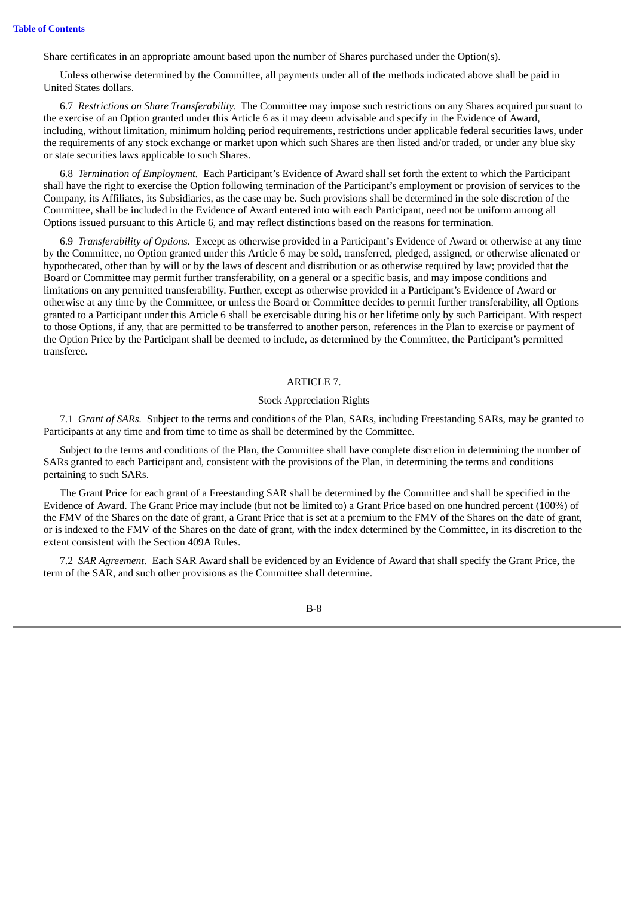Share certificates in an appropriate amount based upon the number of Shares purchased under the Option(s).

Unless otherwise determined by the Committee, all payments under all of the methods indicated above shall be paid in United States dollars.

6.7 *Restrictions on Share Transferability.* The Committee may impose such restrictions on any Shares acquired pursuant to the exercise of an Option granted under this Article 6 as it may deem advisable and specify in the Evidence of Award, including, without limitation, minimum holding period requirements, restrictions under applicable federal securities laws, under the requirements of any stock exchange or market upon which such Shares are then listed and/or traded, or under any blue sky or state securities laws applicable to such Shares.

6.8 *Termination of Employment.* Each Participant's Evidence of Award shall set forth the extent to which the Participant shall have the right to exercise the Option following termination of the Participant's employment or provision of services to the Company, its Affiliates, its Subsidiaries, as the case may be. Such provisions shall be determined in the sole discretion of the Committee, shall be included in the Evidence of Award entered into with each Participant, need not be uniform among all Options issued pursuant to this Article 6, and may reflect distinctions based on the reasons for termination.

6.9 *Transferability of Options.* Except as otherwise provided in a Participant's Evidence of Award or otherwise at any time by the Committee, no Option granted under this Article 6 may be sold, transferred, pledged, assigned, or otherwise alienated or hypothecated, other than by will or by the laws of descent and distribution or as otherwise required by law; provided that the Board or Committee may permit further transferability, on a general or a specific basis, and may impose conditions and limitations on any permitted transferability. Further, except as otherwise provided in a Participant's Evidence of Award or otherwise at any time by the Committee, or unless the Board or Committee decides to permit further transferability, all Options granted to a Participant under this Article 6 shall be exercisable during his or her lifetime only by such Participant. With respect to those Options, if any, that are permitted to be transferred to another person, references in the Plan to exercise or payment of the Option Price by the Participant shall be deemed to include, as determined by the Committee, the Participant's permitted transferee.

## ARTICLE 7.

### Stock Appreciation Rights

7.1 *Grant of SARs.* Subject to the terms and conditions of the Plan, SARs, including Freestanding SARs, may be granted to Participants at any time and from time to time as shall be determined by the Committee.

Subject to the terms and conditions of the Plan, the Committee shall have complete discretion in determining the number of SARs granted to each Participant and, consistent with the provisions of the Plan, in determining the terms and conditions pertaining to such SARs.

The Grant Price for each grant of a Freestanding SAR shall be determined by the Committee and shall be specified in the Evidence of Award. The Grant Price may include (but not be limited to) a Grant Price based on one hundred percent (100%) of the FMV of the Shares on the date of grant, a Grant Price that is set at a premium to the FMV of the Shares on the date of grant, or is indexed to the FMV of the Shares on the date of grant, with the index determined by the Committee, in its discretion to the extent consistent with the Section 409A Rules.

7.2 *SAR Agreement.* Each SAR Award shall be evidenced by an Evidence of Award that shall specify the Grant Price, the term of the SAR, and such other provisions as the Committee shall determine.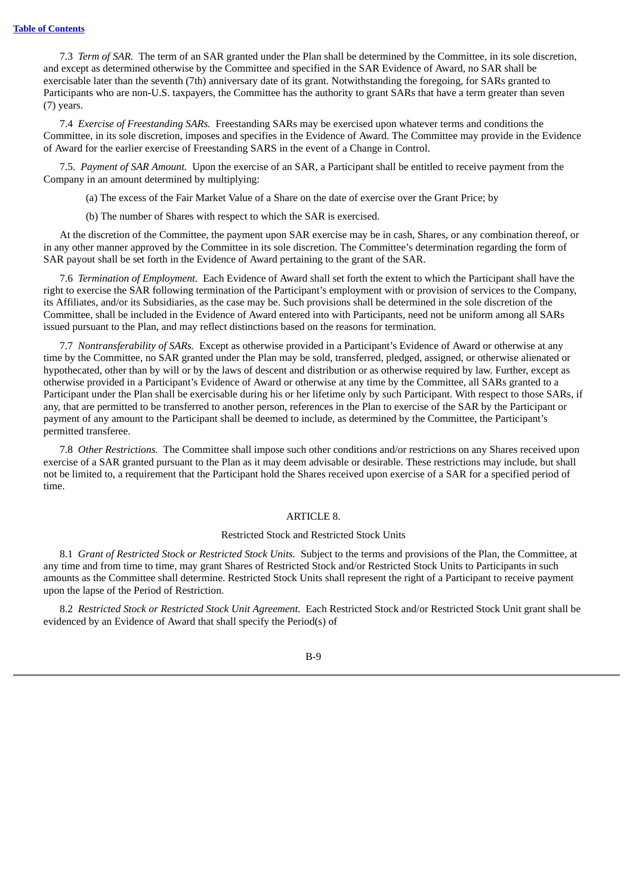7.3 *Term of SAR.* The term of an SAR granted under the Plan shall be determined by the Committee, in its sole discretion, and except as determined otherwise by the Committee and specified in the SAR Evidence of Award, no SAR shall be exercisable later than the seventh (7th) anniversary date of its grant. Notwithstanding the foregoing, for SARs granted to Participants who are non-U.S. taxpayers, the Committee has the authority to grant SARs that have a term greater than seven (7) years.

7.4 *Exercise of Freestanding SARs.* Freestanding SARs may be exercised upon whatever terms and conditions the Committee, in its sole discretion, imposes and specifies in the Evidence of Award. The Committee may provide in the Evidence of Award for the earlier exercise of Freestanding SARS in the event of a Change in Control.

7.5. *Payment of SAR Amount.* Upon the exercise of an SAR, a Participant shall be entitled to receive payment from the Company in an amount determined by multiplying:

(a) The excess of the Fair Market Value of a Share on the date of exercise over the Grant Price; by

(b) The number of Shares with respect to which the SAR is exercised.

At the discretion of the Committee, the payment upon SAR exercise may be in cash, Shares, or any combination thereof, or in any other manner approved by the Committee in its sole discretion. The Committee's determination regarding the form of SAR payout shall be set forth in the Evidence of Award pertaining to the grant of the SAR.

7.6 *Termination of Employment.* Each Evidence of Award shall set forth the extent to which the Participant shall have the right to exercise the SAR following termination of the Participant's employment with or provision of services to the Company, its Affiliates, and/or its Subsidiaries, as the case may be. Such provisions shall be determined in the sole discretion of the Committee, shall be included in the Evidence of Award entered into with Participants, need not be uniform among all SARs issued pursuant to the Plan, and may reflect distinctions based on the reasons for termination.

7.7 *Nontransferability of SARs.* Except as otherwise provided in a Participant's Evidence of Award or otherwise at any time by the Committee, no SAR granted under the Plan may be sold, transferred, pledged, assigned, or otherwise alienated or hypothecated, other than by will or by the laws of descent and distribution or as otherwise required by law. Further, except as otherwise provided in a Participant's Evidence of Award or otherwise at any time by the Committee, all SARs granted to a Participant under the Plan shall be exercisable during his or her lifetime only by such Participant. With respect to those SARs, if any, that are permitted to be transferred to another person, references in the Plan to exercise of the SAR by the Participant or payment of any amount to the Participant shall be deemed to include, as determined by the Committee, the Participant's permitted transferee.

7.8 *Other Restrictions.* The Committee shall impose such other conditions and/or restrictions on any Shares received upon exercise of a SAR granted pursuant to the Plan as it may deem advisable or desirable. These restrictions may include, but shall not be limited to, a requirement that the Participant hold the Shares received upon exercise of a SAR for a specified period of time.

## ARTICLE 8.

### Restricted Stock and Restricted Stock Units

8.1 *Grant of Restricted Stock or Restricted Stock Units.* Subject to the terms and provisions of the Plan, the Committee, at any time and from time to time, may grant Shares of Restricted Stock and/or Restricted Stock Units to Participants in such amounts as the Committee shall determine. Restricted Stock Units shall represent the right of a Participant to receive payment upon the lapse of the Period of Restriction.

8.2 *Restricted Stock or Restricted Stock Unit Agreement.* Each Restricted Stock and/or Restricted Stock Unit grant shall be evidenced by an Evidence of Award that shall specify the Period(s) of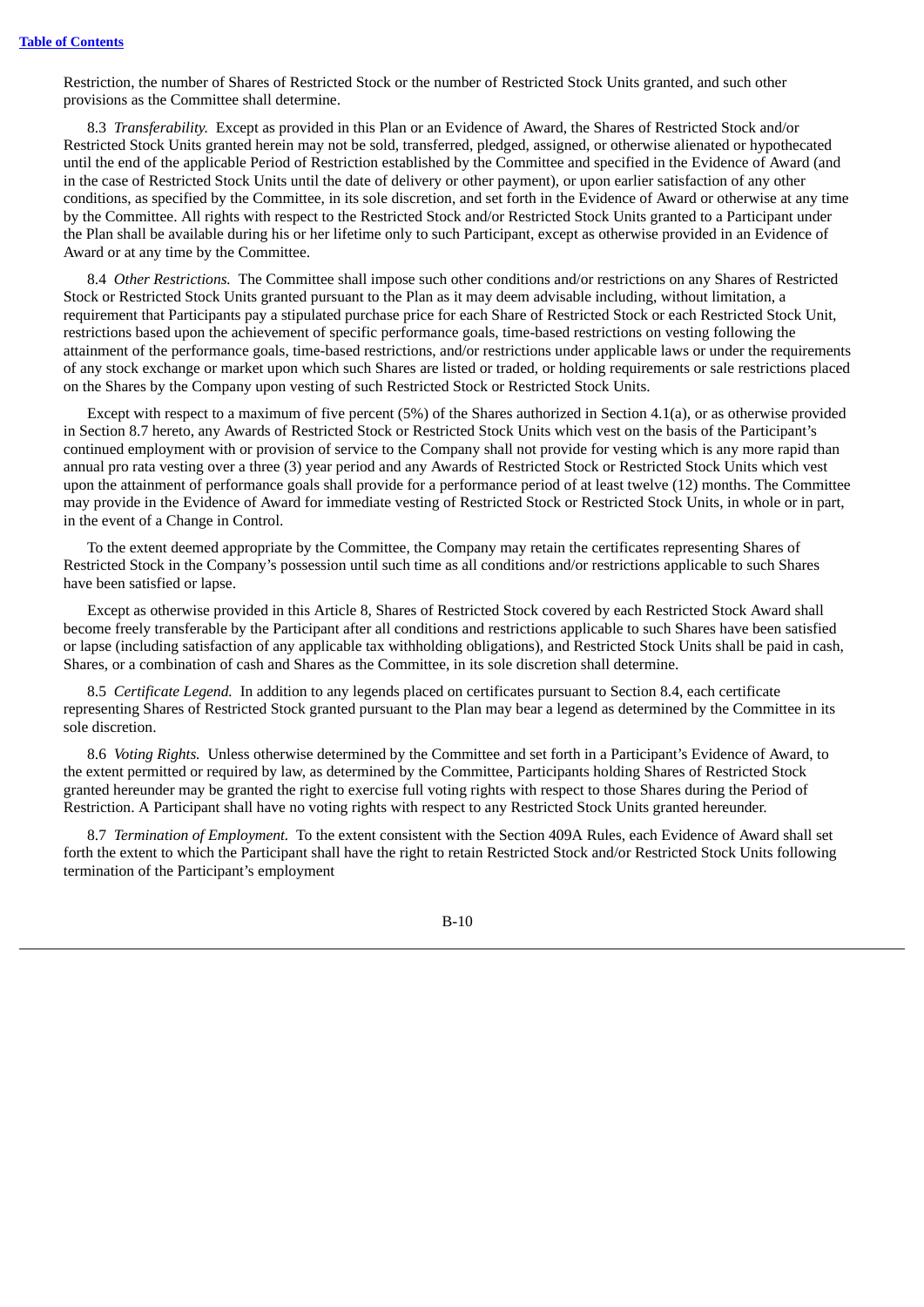Restriction, the number of Shares of Restricted Stock or the number of Restricted Stock Units granted, and such other provisions as the Committee shall determine.

8.3 *Transferability.* Except as provided in this Plan or an Evidence of Award, the Shares of Restricted Stock and/or Restricted Stock Units granted herein may not be sold, transferred, pledged, assigned, or otherwise alienated or hypothecated until the end of the applicable Period of Restriction established by the Committee and specified in the Evidence of Award (and in the case of Restricted Stock Units until the date of delivery or other payment), or upon earlier satisfaction of any other conditions, as specified by the Committee, in its sole discretion, and set forth in the Evidence of Award or otherwise at any time by the Committee. All rights with respect to the Restricted Stock and/or Restricted Stock Units granted to a Participant under the Plan shall be available during his or her lifetime only to such Participant, except as otherwise provided in an Evidence of Award or at any time by the Committee.

8.4 *Other Restrictions.* The Committee shall impose such other conditions and/or restrictions on any Shares of Restricted Stock or Restricted Stock Units granted pursuant to the Plan as it may deem advisable including, without limitation, a requirement that Participants pay a stipulated purchase price for each Share of Restricted Stock or each Restricted Stock Unit, restrictions based upon the achievement of specific performance goals, time-based restrictions on vesting following the attainment of the performance goals, time-based restrictions, and/or restrictions under applicable laws or under the requirements of any stock exchange or market upon which such Shares are listed or traded, or holding requirements or sale restrictions placed on the Shares by the Company upon vesting of such Restricted Stock or Restricted Stock Units.

Except with respect to a maximum of five percent (5%) of the Shares authorized in Section 4.1(a), or as otherwise provided in Section 8.7 hereto, any Awards of Restricted Stock or Restricted Stock Units which vest on the basis of the Participant's continued employment with or provision of service to the Company shall not provide for vesting which is any more rapid than annual pro rata vesting over a three (3) year period and any Awards of Restricted Stock or Restricted Stock Units which vest upon the attainment of performance goals shall provide for a performance period of at least twelve (12) months. The Committee may provide in the Evidence of Award for immediate vesting of Restricted Stock or Restricted Stock Units, in whole or in part, in the event of a Change in Control.

To the extent deemed appropriate by the Committee, the Company may retain the certificates representing Shares of Restricted Stock in the Company's possession until such time as all conditions and/or restrictions applicable to such Shares have been satisfied or lapse.

Except as otherwise provided in this Article 8, Shares of Restricted Stock covered by each Restricted Stock Award shall become freely transferable by the Participant after all conditions and restrictions applicable to such Shares have been satisfied or lapse (including satisfaction of any applicable tax withholding obligations), and Restricted Stock Units shall be paid in cash, Shares, or a combination of cash and Shares as the Committee, in its sole discretion shall determine.

8.5 *Certificate Legend.* In addition to any legends placed on certificates pursuant to Section 8.4, each certificate representing Shares of Restricted Stock granted pursuant to the Plan may bear a legend as determined by the Committee in its sole discretion.

8.6 *Voting Rights.* Unless otherwise determined by the Committee and set forth in a Participant's Evidence of Award, to the extent permitted or required by law, as determined by the Committee, Participants holding Shares of Restricted Stock granted hereunder may be granted the right to exercise full voting rights with respect to those Shares during the Period of Restriction. A Participant shall have no voting rights with respect to any Restricted Stock Units granted hereunder.

8.7 *Termination of Employment.* To the extent consistent with the Section 409A Rules, each Evidence of Award shall set forth the extent to which the Participant shall have the right to retain Restricted Stock and/or Restricted Stock Units following termination of the Participant's employment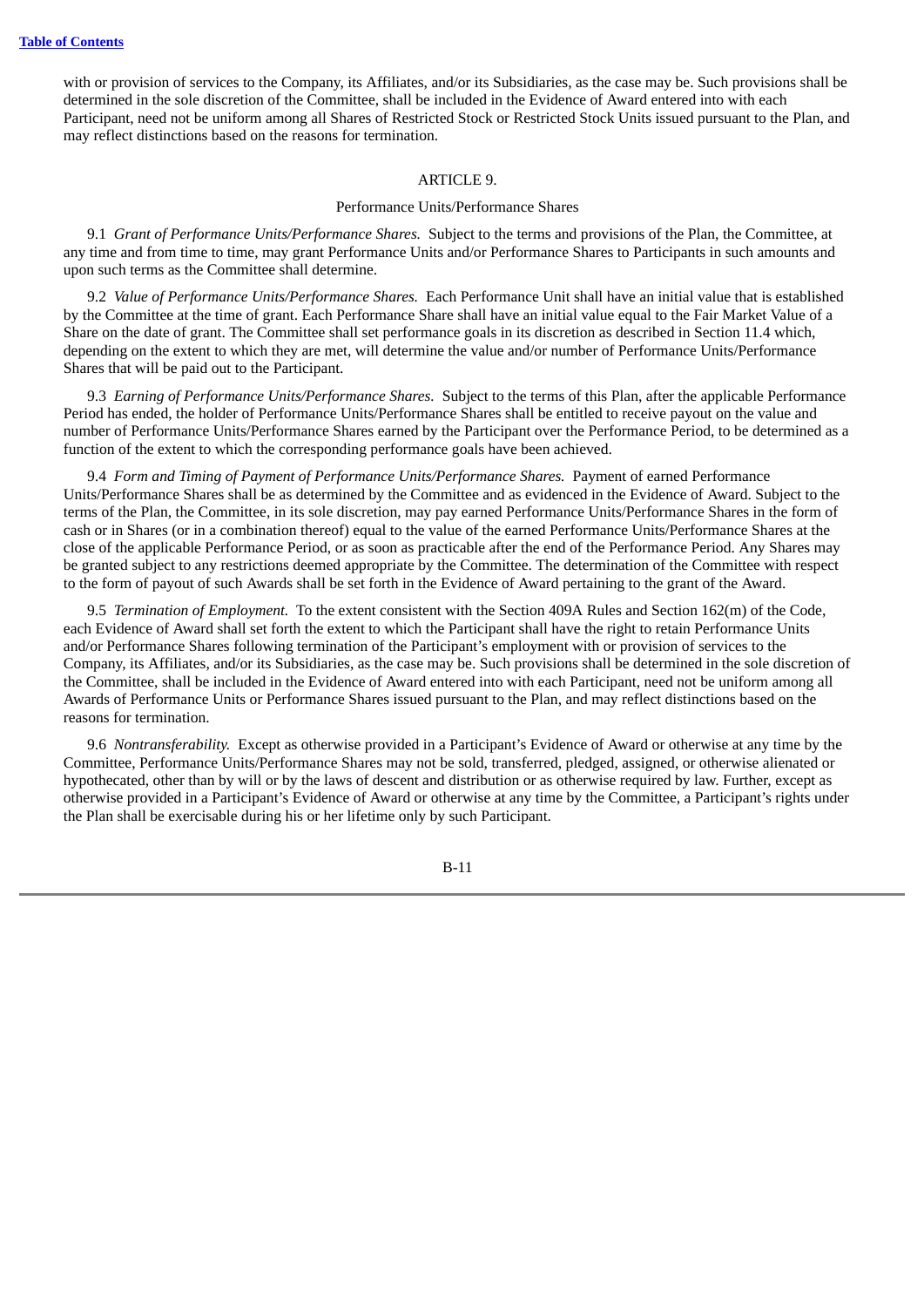with or provision of services to the Company, its Affiliates, and/or its Subsidiaries, as the case may be. Such provisions shall be determined in the sole discretion of the Committee, shall be included in the Evidence of Award entered into with each Participant, need not be uniform among all Shares of Restricted Stock or Restricted Stock Units issued pursuant to the Plan, and may reflect distinctions based on the reasons for termination.

## ARTICLE 9.

### Performance Units/Performance Shares

9.1 *Grant of Performance Units/Performance Shares.* Subject to the terms and provisions of the Plan, the Committee, at any time and from time to time, may grant Performance Units and/or Performance Shares to Participants in such amounts and upon such terms as the Committee shall determine.

9.2 *Value of Performance Units/Performance Shares.* Each Performance Unit shall have an initial value that is established by the Committee at the time of grant. Each Performance Share shall have an initial value equal to the Fair Market Value of a Share on the date of grant. The Committee shall set performance goals in its discretion as described in Section 11.4 which, depending on the extent to which they are met, will determine the value and/or number of Performance Units/Performance Shares that will be paid out to the Participant.

9.3 *Earning of Performance Units/Performance Shares.* Subject to the terms of this Plan, after the applicable Performance Period has ended, the holder of Performance Units/Performance Shares shall be entitled to receive payout on the value and number of Performance Units/Performance Shares earned by the Participant over the Performance Period, to be determined as a function of the extent to which the corresponding performance goals have been achieved.

9.4 *Form and Timing of Payment of Performance Units/Performance Shares.* Payment of earned Performance Units/Performance Shares shall be as determined by the Committee and as evidenced in the Evidence of Award. Subject to the terms of the Plan, the Committee, in its sole discretion, may pay earned Performance Units/Performance Shares in the form of cash or in Shares (or in a combination thereof) equal to the value of the earned Performance Units/Performance Shares at the close of the applicable Performance Period, or as soon as practicable after the end of the Performance Period. Any Shares may be granted subject to any restrictions deemed appropriate by the Committee. The determination of the Committee with respect to the form of payout of such Awards shall be set forth in the Evidence of Award pertaining to the grant of the Award.

9.5 *Termination of Employment.* To the extent consistent with the Section 409A Rules and Section 162(m) of the Code, each Evidence of Award shall set forth the extent to which the Participant shall have the right to retain Performance Units and/or Performance Shares following termination of the Participant's employment with or provision of services to the Company, its Affiliates, and/or its Subsidiaries, as the case may be. Such provisions shall be determined in the sole discretion of the Committee, shall be included in the Evidence of Award entered into with each Participant, need not be uniform among all Awards of Performance Units or Performance Shares issued pursuant to the Plan, and may reflect distinctions based on the reasons for termination.

9.6 *Nontransferability.* Except as otherwise provided in a Participant's Evidence of Award or otherwise at any time by the Committee, Performance Units/Performance Shares may not be sold, transferred, pledged, assigned, or otherwise alienated or hypothecated, other than by will or by the laws of descent and distribution or as otherwise required by law. Further, except as otherwise provided in a Participant's Evidence of Award or otherwise at any time by the Committee, a Participant's rights under the Plan shall be exercisable during his or her lifetime only by such Participant.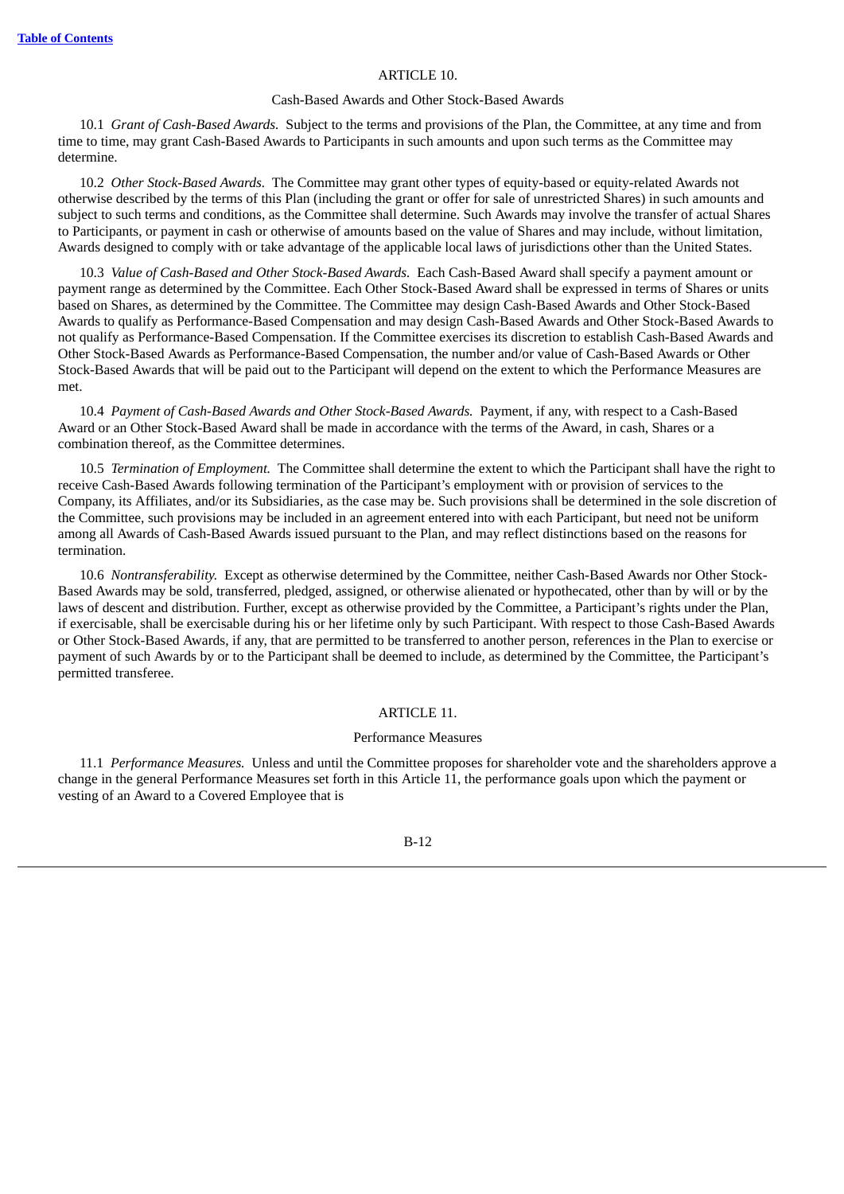## ARTICLE 10.

### Cash-Based Awards and Other Stock-Based Awards

10.1 *Grant of Cash-Based Awards.* Subject to the terms and provisions of the Plan, the Committee, at any time and from time to time, may grant Cash-Based Awards to Participants in such amounts and upon such terms as the Committee may determine.

10.2 *Other Stock-Based Awards.* The Committee may grant other types of equity-based or equity-related Awards not otherwise described by the terms of this Plan (including the grant or offer for sale of unrestricted Shares) in such amounts and subject to such terms and conditions, as the Committee shall determine. Such Awards may involve the transfer of actual Shares to Participants, or payment in cash or otherwise of amounts based on the value of Shares and may include, without limitation, Awards designed to comply with or take advantage of the applicable local laws of jurisdictions other than the United States.

10.3 *Value of Cash-Based and Other Stock-Based Awards.* Each Cash-Based Award shall specify a payment amount or payment range as determined by the Committee. Each Other Stock-Based Award shall be expressed in terms of Shares or units based on Shares, as determined by the Committee. The Committee may design Cash-Based Awards and Other Stock-Based Awards to qualify as Performance-Based Compensation and may design Cash-Based Awards and Other Stock-Based Awards to not qualify as Performance-Based Compensation. If the Committee exercises its discretion to establish Cash-Based Awards and Other Stock-Based Awards as Performance-Based Compensation, the number and/or value of Cash-Based Awards or Other Stock-Based Awards that will be paid out to the Participant will depend on the extent to which the Performance Measures are met.

10.4 *Payment of Cash-Based Awards and Other Stock-Based Awards.* Payment, if any, with respect to a Cash-Based Award or an Other Stock-Based Award shall be made in accordance with the terms of the Award, in cash, Shares or a combination thereof, as the Committee determines.

10.5 *Termination of Employment.* The Committee shall determine the extent to which the Participant shall have the right to receive Cash-Based Awards following termination of the Participant's employment with or provision of services to the Company, its Affiliates, and/or its Subsidiaries, as the case may be. Such provisions shall be determined in the sole discretion of the Committee, such provisions may be included in an agreement entered into with each Participant, but need not be uniform among all Awards of Cash-Based Awards issued pursuant to the Plan, and may reflect distinctions based on the reasons for termination.

10.6 *Nontransferability.* Except as otherwise determined by the Committee, neither Cash-Based Awards nor Other Stock-Based Awards may be sold, transferred, pledged, assigned, or otherwise alienated or hypothecated, other than by will or by the laws of descent and distribution. Further, except as otherwise provided by the Committee, a Participant's rights under the Plan, if exercisable, shall be exercisable during his or her lifetime only by such Participant. With respect to those Cash-Based Awards or Other Stock-Based Awards, if any, that are permitted to be transferred to another person, references in the Plan to exercise or payment of such Awards by or to the Participant shall be deemed to include, as determined by the Committee, the Participant's permitted transferee.

## ARTICLE 11.

### Performance Measures

11.1 *Performance Measures.* Unless and until the Committee proposes for shareholder vote and the shareholders approve a change in the general Performance Measures set forth in this Article 11, the performance goals upon which the payment or vesting of an Award to a Covered Employee that is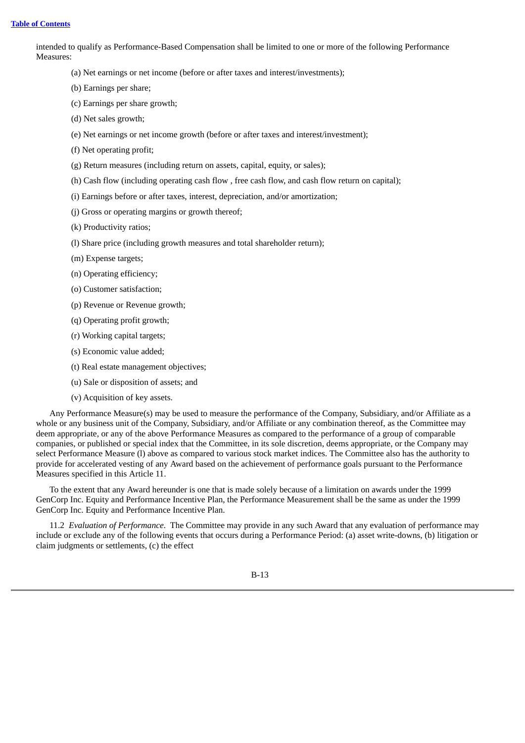intended to qualify as Performance-Based Compensation shall be limited to one or more of the following Performance Measures:

(a) Net earnings or net income (before or after taxes and interest/investments);

(b) Earnings per share;

(c) Earnings per share growth;

(d) Net sales growth;

(e) Net earnings or net income growth (before or after taxes and interest/investment);

(f) Net operating profit;

(g) Return measures (including return on assets, capital, equity, or sales);

(h) Cash flow (including operating cash flow , free cash flow, and cash flow return on capital);

(i) Earnings before or after taxes, interest, depreciation, and/or amortization;

(j) Gross or operating margins or growth thereof;

(k) Productivity ratios;

(l) Share price (including growth measures and total shareholder return);

(m) Expense targets;

(n) Operating efficiency;

(o) Customer satisfaction;

(p) Revenue or Revenue growth;

(q) Operating profit growth;

(r) Working capital targets;

(s) Economic value added;

(t) Real estate management objectives;

(u) Sale or disposition of assets; and

(v) Acquisition of key assets.

Any Performance Measure(s) may be used to measure the performance of the Company, Subsidiary, and/or Affiliate as a whole or any business unit of the Company, Subsidiary, and/or Affiliate or any combination thereof, as the Committee may deem appropriate, or any of the above Performance Measures as compared to the performance of a group of comparable companies, or published or special index that the Committee, in its sole discretion, deems appropriate, or the Company may select Performance Measure (l) above as compared to various stock market indices. The Committee also has the authority to provide for accelerated vesting of any Award based on the achievement of performance goals pursuant to the Performance Measures specified in this Article 11.

To the extent that any Award hereunder is one that is made solely because of a limitation on awards under the 1999 GenCorp Inc. Equity and Performance Incentive Plan, the Performance Measurement shall be the same as under the 1999 GenCorp Inc. Equity and Performance Incentive Plan.

11.2 *Evaluation of Performance.* The Committee may provide in any such Award that any evaluation of performance may include or exclude any of the following events that occurs during a Performance Period: (a) asset write-downs, (b) litigation or claim judgments or settlements, (c) the effect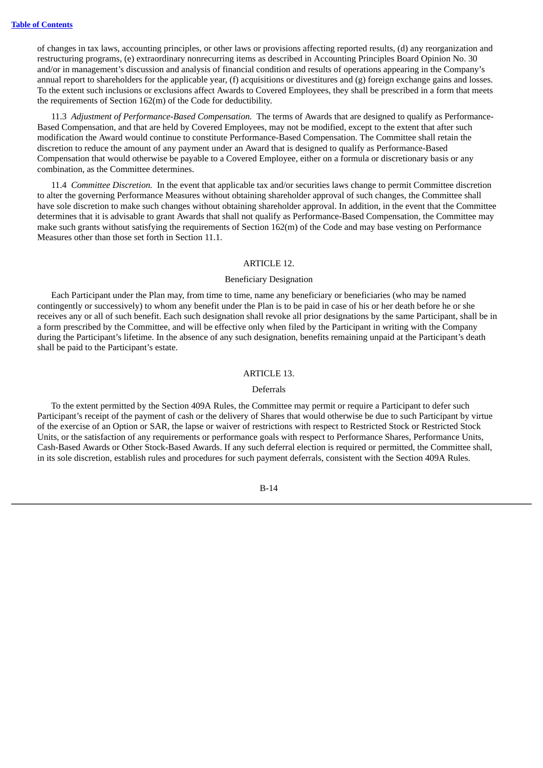of changes in tax laws, accounting principles, or other laws or provisions affecting reported results, (d) any reorganization and restructuring programs, (e) extraordinary nonrecurring items as described in Accounting Principles Board Opinion No. 30 and/or in management's discussion and analysis of financial condition and results of operations appearing in the Company's annual report to shareholders for the applicable year, (f) acquisitions or divestitures and (g) foreign exchange gains and losses. To the extent such inclusions or exclusions affect Awards to Covered Employees, they shall be prescribed in a form that meets the requirements of Section 162(m) of the Code for deductibility.

11.3 *Adjustment of Performance-Based Compensation.* The terms of Awards that are designed to qualify as Performance-Based Compensation, and that are held by Covered Employees, may not be modified, except to the extent that after such modification the Award would continue to constitute Performance-Based Compensation. The Committee shall retain the discretion to reduce the amount of any payment under an Award that is designed to qualify as Performance-Based Compensation that would otherwise be payable to a Covered Employee, either on a formula or discretionary basis or any combination, as the Committee determines.

11.4 *Committee Discretion.* In the event that applicable tax and/or securities laws change to permit Committee discretion to alter the governing Performance Measures without obtaining shareholder approval of such changes, the Committee shall have sole discretion to make such changes without obtaining shareholder approval. In addition, in the event that the Committee determines that it is advisable to grant Awards that shall not qualify as Performance-Based Compensation, the Committee may make such grants without satisfying the requirements of Section 162(m) of the Code and may base vesting on Performance Measures other than those set forth in Section 11.1.

## ARTICLE 12.

### Beneficiary Designation

Each Participant under the Plan may, from time to time, name any beneficiary or beneficiaries (who may be named contingently or successively) to whom any benefit under the Plan is to be paid in case of his or her death before he or she receives any or all of such benefit. Each such designation shall revoke all prior designations by the same Participant, shall be in a form prescribed by the Committee, and will be effective only when filed by the Participant in writing with the Company during the Participant's lifetime. In the absence of any such designation, benefits remaining unpaid at the Participant's death shall be paid to the Participant's estate.

## ARTICLE 13.

### Deferrals

To the extent permitted by the Section 409A Rules, the Committee may permit or require a Participant to defer such Participant's receipt of the payment of cash or the delivery of Shares that would otherwise be due to such Participant by virtue of the exercise of an Option or SAR, the lapse or waiver of restrictions with respect to Restricted Stock or Restricted Stock Units, or the satisfaction of any requirements or performance goals with respect to Performance Shares, Performance Units, Cash-Based Awards or Other Stock-Based Awards. If any such deferral election is required or permitted, the Committee shall, in its sole discretion, establish rules and procedures for such payment deferrals, consistent with the Section 409A Rules.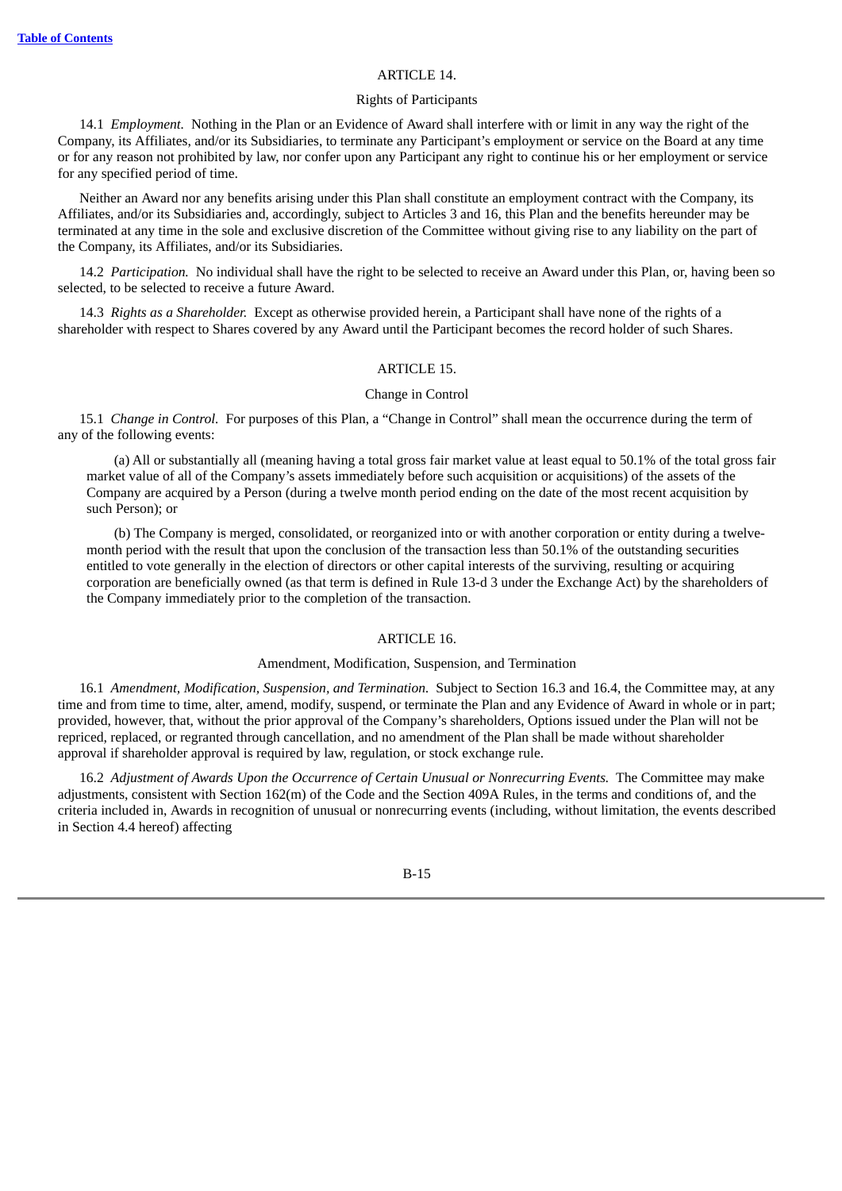## ARTICLE 14.

### Rights of Participants

14.1 *Employment.* Nothing in the Plan or an Evidence of Award shall interfere with or limit in any way the right of the Company, its Affiliates, and/or its Subsidiaries, to terminate any Participant's employment or service on the Board at any time or for any reason not prohibited by law, nor confer upon any Participant any right to continue his or her employment or service for any specified period of time.

Neither an Award nor any benefits arising under this Plan shall constitute an employment contract with the Company, its Affiliates, and/or its Subsidiaries and, accordingly, subject to Articles 3 and 16, this Plan and the benefits hereunder may be terminated at any time in the sole and exclusive discretion of the Committee without giving rise to any liability on the part of the Company, its Affiliates, and/or its Subsidiaries.

14.2 *Participation.* No individual shall have the right to be selected to receive an Award under this Plan, or, having been so selected, to be selected to receive a future Award.

14.3 *Rights as a Shareholder.* Except as otherwise provided herein, a Participant shall have none of the rights of a shareholder with respect to Shares covered by any Award until the Participant becomes the record holder of such Shares.

## ARTICLE 15.

### Change in Control

15.1 *Change in Control.* For purposes of this Plan, a "Change in Control" shall mean the occurrence during the term of any of the following events:

(a) All or substantially all (meaning having a total gross fair market value at least equal to 50.1% of the total gross fair market value of all of the Company's assets immediately before such acquisition or acquisitions) of the assets of the Company are acquired by a Person (during a twelve month period ending on the date of the most recent acquisition by such Person); or

(b) The Company is merged, consolidated, or reorganized into or with another corporation or entity during a twelve-month period with the result that upon the conclusion of the transaction less than 50.1% of the outstanding securities entitled to vote generally in the election of directors or other capital interests of the surviving, resulting or acquiring corporation are beneficially owned (as that term is defined in Rule 13-d 3 under the Exchange Act) by the shareholders of the Company immediately prior to the completion of the transaction.

## ARTICLE 16.

### Amendment, Modification, Suspension, and Termination

16.1 *Amendment, Modification, Suspension, and Termination.* Subject to Section 16.3 and 16.4, the Committee may, at any time and from time to time, alter, amend, modify, suspend, or terminate the Plan and any Evidence of Award in whole or in part; provided, however, that, without the prior approval of the Company's shareholders, Options issued under the Plan will not be repriced, replaced, or regranted through cancellation, and no amendment of the Plan shall be made without shareholder approval if shareholder approval is required by law, regulation, or stock exchange rule.

16.2 *Adjustment of Awards Upon the Occurrence of Certain Unusual or Nonrecurring Events.* The Committee may make adjustments, consistent with Section 162(m) of the Code and the Section 409A Rules, in the terms and conditions of, and the criteria included in, Awards in recognition of unusual or nonrecurring events (including, without limitation, the events described in Section 4.4 hereof) affecting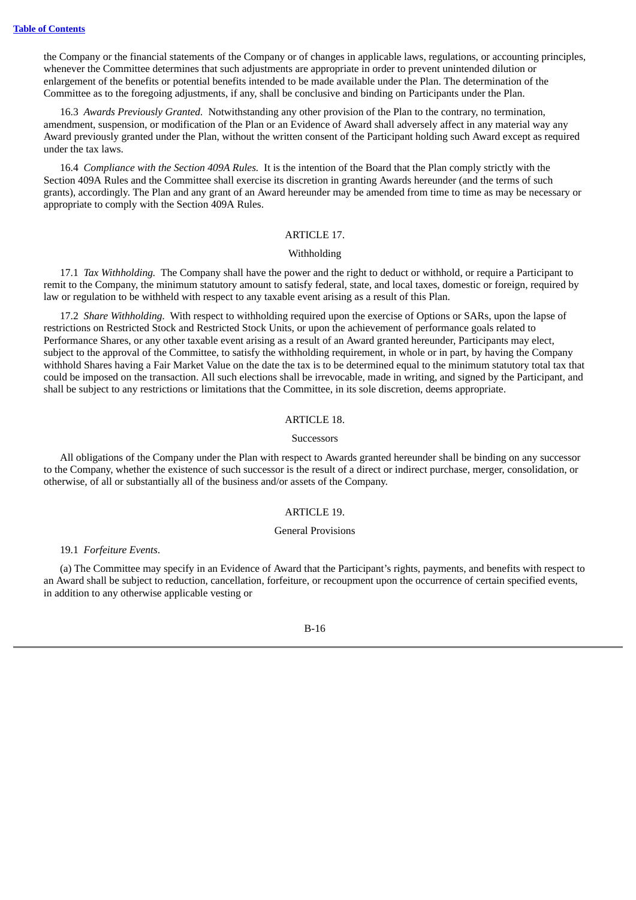the Company or the financial statements of the Company or of changes in applicable laws, regulations, or accounting principles, whenever the Committee determines that such adjustments are appropriate in order to prevent unintended dilution or enlargement of the benefits or potential benefits intended to be made available under the Plan. The determination of the Committee as to the foregoing adjustments, if any, shall be conclusive and binding on Participants under the Plan.

16.3 *Awards Previously Granted.* Notwithstanding any other provision of the Plan to the contrary, no termination, amendment, suspension, or modification of the Plan or an Evidence of Award shall adversely affect in any material way any Award previously granted under the Plan, without the written consent of the Participant holding such Award except as required under the tax laws.

16.4 *Compliance with the Section 409A Rules.* It is the intention of the Board that the Plan comply strictly with the Section 409A Rules and the Committee shall exercise its discretion in granting Awards hereunder (and the terms of such grants), accordingly. The Plan and any grant of an Award hereunder may be amended from time to time as may be necessary or appropriate to comply with the Section 409A Rules.

## ARTICLE 17.

### Withholding

17.1 *Tax Withholding.* The Company shall have the power and the right to deduct or withhold, or require a Participant to remit to the Company, the minimum statutory amount to satisfy federal, state, and local taxes, domestic or foreign, required by law or regulation to be withheld with respect to any taxable event arising as a result of this Plan.

17.2 *Share Withholding.* With respect to withholding required upon the exercise of Options or SARs, upon the lapse of restrictions on Restricted Stock and Restricted Stock Units, or upon the achievement of performance goals related to Performance Shares, or any other taxable event arising as a result of an Award granted hereunder, Participants may elect, subject to the approval of the Committee, to satisfy the withholding requirement, in whole or in part, by having the Company withhold Shares having a Fair Market Value on the date the tax is to be determined equal to the minimum statutory total tax that could be imposed on the transaction. All such elections shall be irrevocable, made in writing, and signed by the Participant, and shall be subject to any restrictions or limitations that the Committee, in its sole discretion, deems appropriate.

## ARTICLE 18.

### Successors

All obligations of the Company under the Plan with respect to Awards granted hereunder shall be binding on any successor to the Company, whether the existence of such successor is the result of a direct or indirect purchase, merger, consolidation, or otherwise, of all or substantially all of the business and/or assets of the Company.

## ARTICLE 19.

### General Provisions

19.1 *Forfeiture Events*.

(a) The Committee may specify in an Evidence of Award that the Participant's rights, payments, and benefits with respect to an Award shall be subject to reduction, cancellation, forfeiture, or recoupment upon the occurrence of certain specified events, in addition to any otherwise applicable vesting or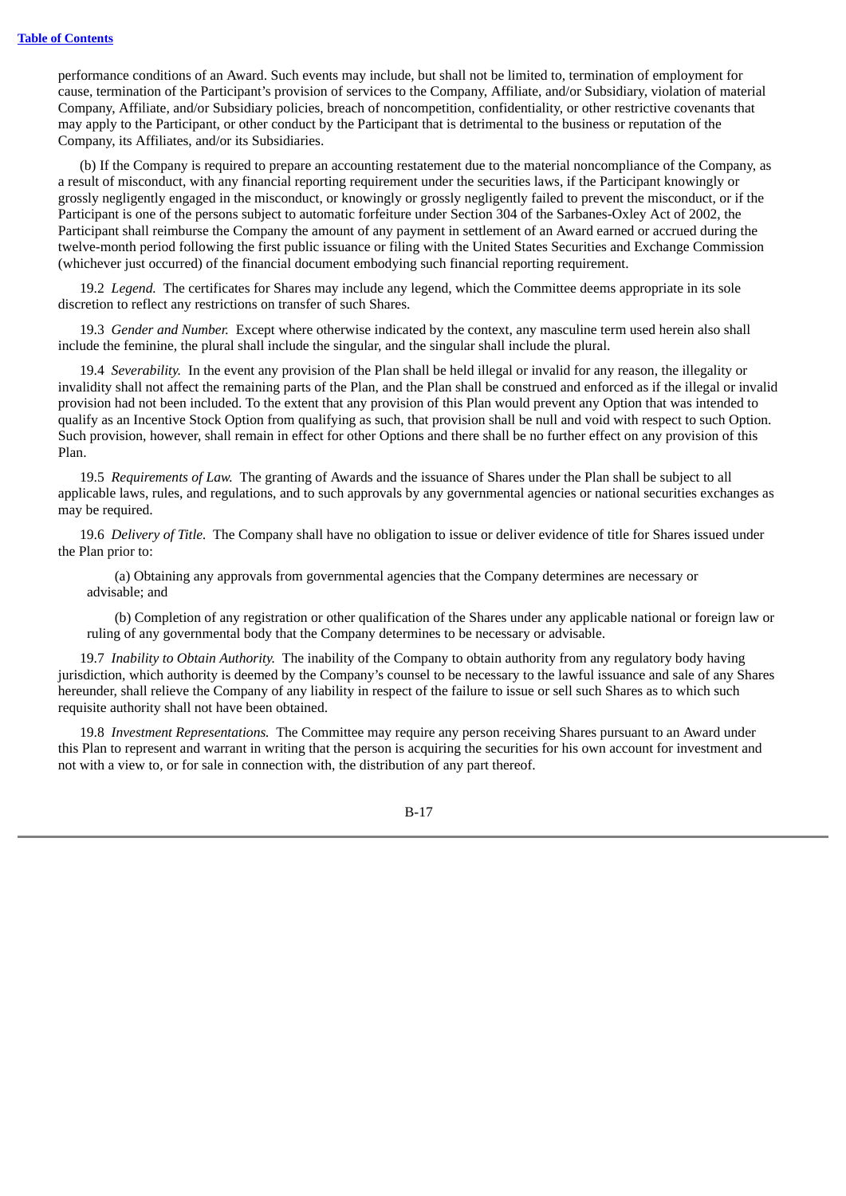performance conditions of an Award. Such events may include, but shall not be limited to, termination of employment for cause, termination of the Participant's provision of services to the Company, Affiliate, and/or Subsidiary, violation of material Company, Affiliate, and/or Subsidiary policies, breach of noncompetition, confidentiality, or other restrictive covenants that may apply to the Participant, or other conduct by the Participant that is detrimental to the business or reputation of the Company, its Affiliates, and/or its Subsidiaries.

(b) If the Company is required to prepare an accounting restatement due to the material noncompliance of the Company, as a result of misconduct, with any financial reporting requirement under the securities laws, if the Participant knowingly or grossly negligently engaged in the misconduct, or knowingly or grossly negligently failed to prevent the misconduct, or if the Participant is one of the persons subject to automatic forfeiture under Section 304 of the Sarbanes-Oxley Act of 2002, the Participant shall reimburse the Company the amount of any payment in settlement of an Award earned or accrued during the twelve-month period following the first public issuance or filing with the United States Securities and Exchange Commission (whichever just occurred) of the financial document embodying such financial reporting requirement.

19.2 *Legend.* The certificates for Shares may include any legend, which the Committee deems appropriate in its sole discretion to reflect any restrictions on transfer of such Shares.

19.3 *Gender and Number.* Except where otherwise indicated by the context, any masculine term used herein also shall include the feminine, the plural shall include the singular, and the singular shall include the plural.

19.4 *Severability.* In the event any provision of the Plan shall be held illegal or invalid for any reason, the illegality or invalidity shall not affect the remaining parts of the Plan, and the Plan shall be construed and enforced as if the illegal or invalid provision had not been included. To the extent that any provision of this Plan would prevent any Option that was intended to qualify as an Incentive Stock Option from qualifying as such, that provision shall be null and void with respect to such Option. Such provision, however, shall remain in effect for other Options and there shall be no further effect on any provision of this Plan.

19.5 *Requirements of Law.* The granting of Awards and the issuance of Shares under the Plan shall be subject to all applicable laws, rules, and regulations, and to such approvals by any governmental agencies or national securities exchanges as may be required.

19.6 *Delivery of Title.* The Company shall have no obligation to issue or deliver evidence of title for Shares issued under the Plan prior to:

(a) Obtaining any approvals from governmental agencies that the Company determines are necessary or advisable; and

(b) Completion of any registration or other qualification of the Shares under any applicable national or foreign law or ruling of any governmental body that the Company determines to be necessary or advisable.

19.7 *Inability to Obtain Authority.* The inability of the Company to obtain authority from any regulatory body having jurisdiction, which authority is deemed by the Company's counsel to be necessary to the lawful issuance and sale of any Shares hereunder, shall relieve the Company of any liability in respect of the failure to issue or sell such Shares as to which such requisite authority shall not have been obtained.

19.8 *Investment Representations.* The Committee may require any person receiving Shares pursuant to an Award under this Plan to represent and warrant in writing that the person is acquiring the securities for his own account for investment and not with a view to, or for sale in connection with, the distribution of any part thereof.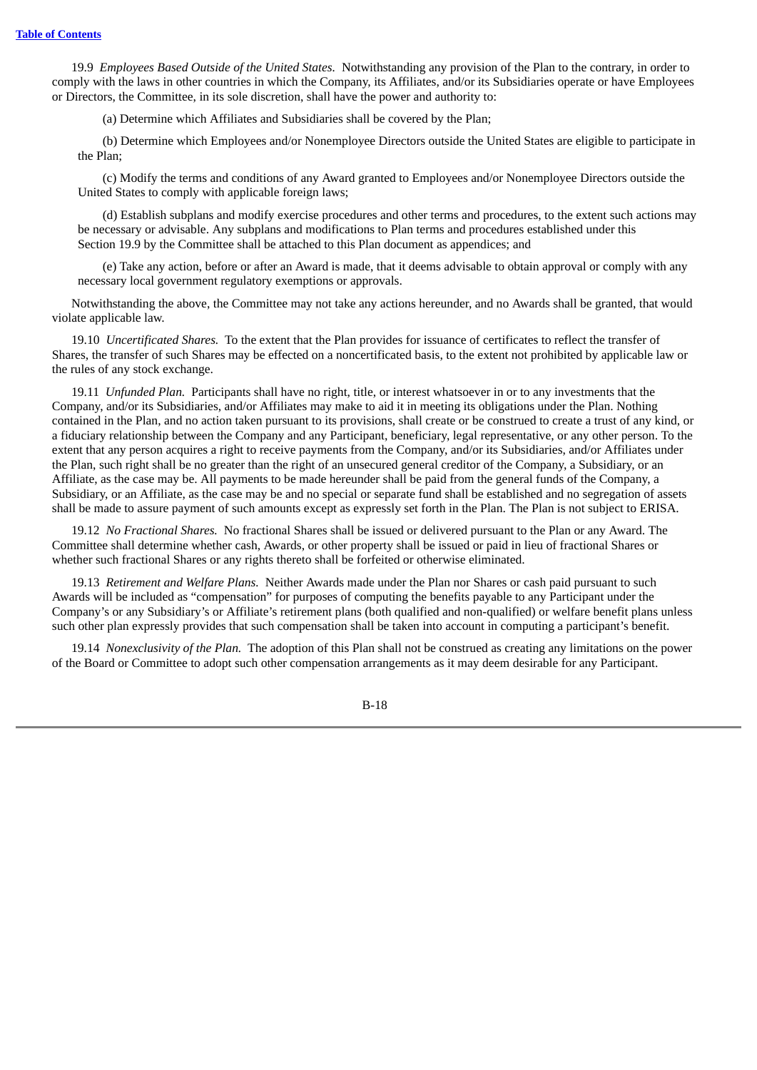19.9 *Employees Based Outside of the United States.* Notwithstanding any provision of the Plan to the contrary, in order to comply with the laws in other countries in which the Company, its Affiliates, and/or its Subsidiaries operate or have Employees or Directors, the Committee, in its sole discretion, shall have the power and authority to:

(a) Determine which Affiliates and Subsidiaries shall be covered by the Plan;

(b) Determine which Employees and/or Nonemployee Directors outside the United States are eligible to participate in the Plan;

(c) Modify the terms and conditions of any Award granted to Employees and/or Nonemployee Directors outside the United States to comply with applicable foreign laws;

(d) Establish subplans and modify exercise procedures and other terms and procedures, to the extent such actions may be necessary or advisable. Any subplans and modifications to Plan terms and procedures established under this Section 19.9 by the Committee shall be attached to this Plan document as appendices; and

(e) Take any action, before or after an Award is made, that it deems advisable to obtain approval or comply with any necessary local government regulatory exemptions or approvals.

Notwithstanding the above, the Committee may not take any actions hereunder, and no Awards shall be granted, that would violate applicable law.

19.10 *Uncertificated Shares.* To the extent that the Plan provides for issuance of certificates to reflect the transfer of Shares, the transfer of such Shares may be effected on a noncertificated basis, to the extent not prohibited by applicable law or the rules of any stock exchange.

19.11 *Unfunded Plan.* Participants shall have no right, title, or interest whatsoever in or to any investments that the Company, and/or its Subsidiaries, and/or Affiliates may make to aid it in meeting its obligations under the Plan. Nothing contained in the Plan, and no action taken pursuant to its provisions, shall create or be construed to create a trust of any kind, or a fiduciary relationship between the Company and any Participant, beneficiary, legal representative, or any other person. To the extent that any person acquires a right to receive payments from the Company, and/or its Subsidiaries, and/or Affiliates under the Plan, such right shall be no greater than the right of an unsecured general creditor of the Company, a Subsidiary, or an Affiliate, as the case may be. All payments to be made hereunder shall be paid from the general funds of the Company, a Subsidiary, or an Affiliate, as the case may be and no special or separate fund shall be established and no segregation of assets shall be made to assure payment of such amounts except as expressly set forth in the Plan. The Plan is not subject to ERISA.

19.12 *No Fractional Shares.* No fractional Shares shall be issued or delivered pursuant to the Plan or any Award. The Committee shall determine whether cash, Awards, or other property shall be issued or paid in lieu of fractional Shares or whether such fractional Shares or any rights thereto shall be forfeited or otherwise eliminated.

19.13 *Retirement and Welfare Plans.* Neither Awards made under the Plan nor Shares or cash paid pursuant to such Awards will be included as "compensation" for purposes of computing the benefits payable to any Participant under the Company's or any Subsidiary's or Affiliate's retirement plans (both qualified and non-qualified) or welfare benefit plans unless such other plan expressly provides that such compensation shall be taken into account in computing a participant's benefit.

19.14 *Nonexclusivity of the Plan.* The adoption of this Plan shall not be construed as creating any limitations on the power of the Board or Committee to adopt such other compensation arrangements as it may deem desirable for any Participant.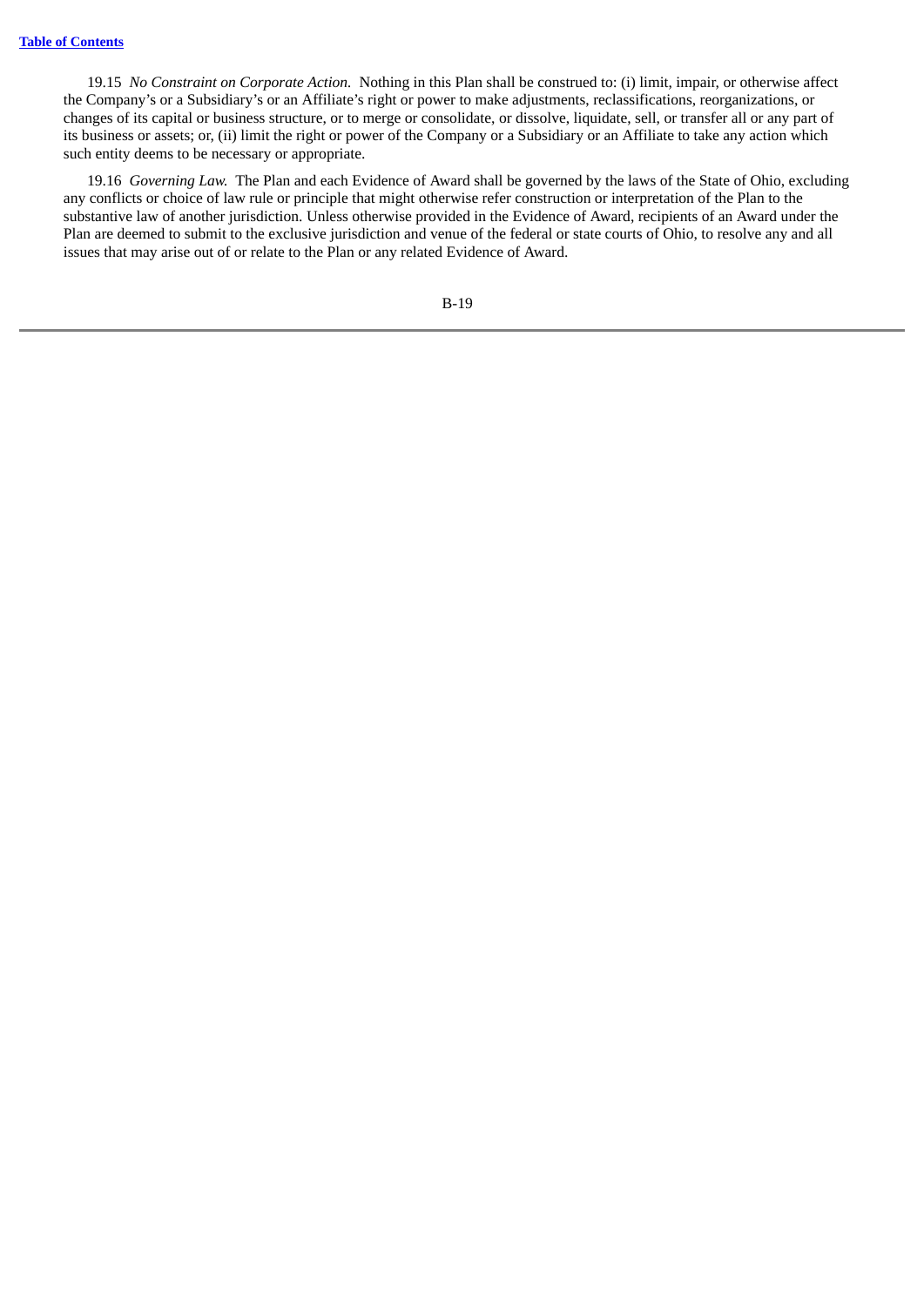19.15 *No Constraint on Corporate Action.* Nothing in this Plan shall be construed to: (i) limit, impair, or otherwise affect the Company's or a Subsidiary's or an Affiliate's right or power to make adjustments, reclassifications, reorganizations, or changes of its capital or business structure, or to merge or consolidate, or dissolve, liquidate, sell, or transfer all or any part of its business or assets; or, (ii) limit the right or power of the Company or a Subsidiary or an Affiliate to take any action which such entity deems to be necessary or appropriate.

19.16 *Governing Law.* The Plan and each Evidence of Award shall be governed by the laws of the State of Ohio, excluding any conflicts or choice of law rule or principle that might otherwise refer construction or interpretation of the Plan to the substantive law of another jurisdiction. Unless otherwise provided in the Evidence of Award, recipients of an Award under the Plan are deemed to submit to the exclusive jurisdiction and venue of the federal or state courts of Ohio, to resolve any and all issues that may arise out of or relate to the Plan or any related Evidence of Award.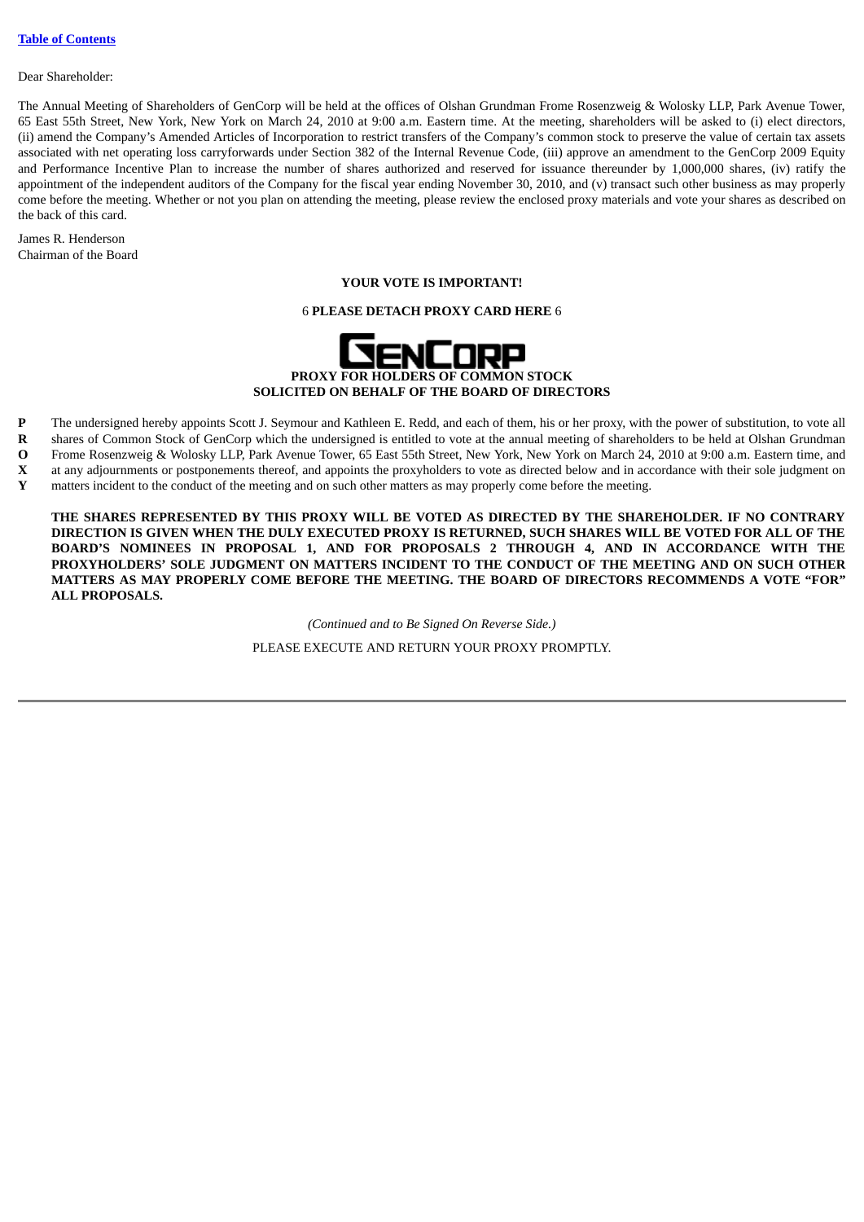[Table of Contents]

Dear Shareholder:

The Annual Meeting of Shareholders of GenCorp will be held at the offices of Olshan Grundman Frome Rosenzweig & Wolosky LLP, Park Avenue Tower, 65 East 55th Street, New York, New York on March 24, 2010 at 9:00 a.m. Eastern time. At the meeting, shareholders will be asked to (i) elect directors, (ii) amend the Company's Amended Articles of Incorporation to restrict transfers of the Company's common stock to preserve the value of certain tax assets associated with net operating loss carryforwards under Section 382 of the Internal Revenue Code, (iii) approve an amendment to the GenCorp 2009 Equity and Performance Incentive Plan to increase the number of shares authorized and reserved for issuance thereunder by 1,000,000 shares, (iv) ratify the appointment of the independent auditors of the Company for the fiscal year ending November 30, 2010, and (v) transact such other business as may properly come before the meeting. Whether or not you plan on attending the meeting, please review the enclosed proxy materials and vote your shares as described on the back of this card.

James R. Henderson
Chairman of the Board

**YOUR VOTE IS IMPORTANT!**

6 **PLEASE DETACH PROXY CARD HERE** 6

**GENCORP**

**PROXY FOR HOLDERS OF COMMON STOCK**
**SOLICITED ON BEHALF OF THE BOARD OF DIRECTORS**

**PROXY**

The undersigned hereby appoints Scott J. Seymour and Kathleen E. Redd, and each of them, his or her proxy, with the power of substitution, to vote all shares of Common Stock of GenCorp which the undersigned is entitled to vote at the annual meeting of shareholders to be held at Olshan Grundman Frome Rosenzweig & Wolosky LLP, Park Avenue Tower, 65 East 55th Street, New York, New York on March 24, 2010 at 9:00 a.m. Eastern time, and at any adjournments or postponements thereof, and appoints the proxyholders to vote as directed below and in accordance with their sole judgment on matters incident to the conduct of the meeting and on such other matters as may properly come before the meeting.

**THE SHARES REPRESENTED BY THIS PROXY WILL BE VOTED AS DIRECTED BY THE SHAREHOLDER. IF NO CONTRARY DIRECTION IS GIVEN WHEN THE DULY EXECUTED PROXY IS RETURNED, SUCH SHARES WILL BE VOTED FOR ALL OF THE BOARD'S NOMINEES IN PROPOSAL 1, AND FOR PROPOSALS 2 THROUGH 4, AND IN ACCORDANCE WITH THE PROXYHOLDERS' SOLE JUDGMENT ON MATTERS INCIDENT TO THE CONDUCT OF THE MEETING AND ON SUCH OTHER MATTERS AS MAY PROPERLY COME BEFORE THE MEETING. THE BOARD OF DIRECTORS RECOMMENDS A VOTE "FOR" ALL PROPOSALS.**

*(Continued and to Be Signed On Reverse Side.)*

PLEASE EXECUTE AND RETURN YOUR PROXY PROMPTLY.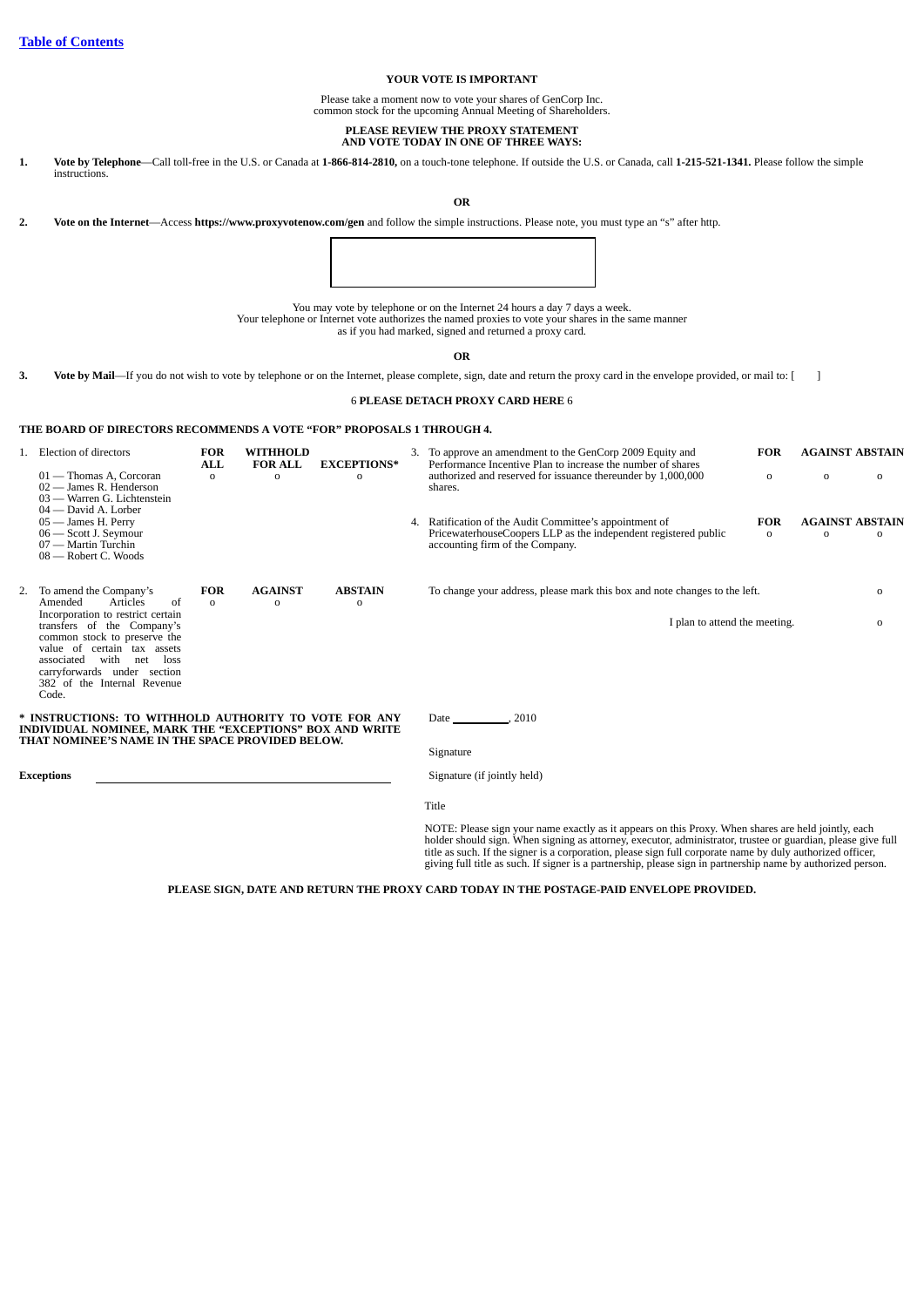**YOUR VOTE IS IMPORTANT**

Please take a moment now to vote your shares of GenCorp Inc.
common stock for the upcoming Annual Meeting of Shareholders.

**PLEASE REVIEW THE PROXY STATEMENT**
**AND VOTE TODAY IN ONE OF THREE WAYS:**

1. **Vote by Telephone**—Call toll-free in the U.S. or Canada at **1-866-814-2810,** on a touch-tone telephone. If outside the U.S. or Canada, call **1-215-521-1341.** Please follow the simple instructions.

**OR**

2. **Vote on the Internet**—Access **https://www.proxyvotenow.com/gen** and follow the simple instructions. Please note, you must type an "s" after http.

You may vote by telephone or on the Internet 24 hours a day 7 days a week.
Your telephone or Internet vote authorizes the named proxies to vote your shares in the same manner
as if you had marked, signed and returned a proxy card.

**OR**

3. **Vote by Mail**—If you do not wish to vote by telephone or on the Internet, please complete, sign, date and return the proxy card in the envelope provided, or mail to: [ ]

6 **PLEASE DETACH PROXY CARD HERE** 6

**THE BOARD OF DIRECTORS RECOMMENDS A VOTE "FOR" PROPOSALS 1 THROUGH 4.**

| | **FOR ALL** | **WITHHOLD FOR ALL** | **EXCEPTIONS*** |
|---|---|---|---|
| 1. Election of directors<br>01 — Thomas A. Corcoran<br>02 — James R. Henderson<br>03 — Warren G. Lichtenstein<br>04 — David A. Lorber<br>05 — James H. Perry<br>06 — Scott J. Seymour<br>07 — Martin Turchin<br>08 — Robert C. Woods | o | o | o |

| | **FOR** | **AGAINST** | **ABSTAIN** |
|---|---|---|---|
| 2. To amend the Company's Amended Articles of Incorporation to restrict certain transfers of the Company's common stock to preserve the value of certain tax assets associated with net loss carryforwards under section 382 of the Internal Revenue Code. | o | o | o |
| 3. To approve an amendment to the GenCorp 2009 Equity and Performance Incentive Plan to increase the number of shares authorized and reserved for issuance thereunder by 1,000,000 shares. | o | o | o |
| 4. Ratification of the Audit Committee's appointment of PricewaterhouseCoopers LLP as the independent registered public accounting firm of the Company. | o | o | o |

**\* INSTRUCTIONS: TO WITHHOLD AUTHORITY TO VOTE FOR ANY INDIVIDUAL NOMINEE, MARK THE "EXCEPTIONS" BOX AND WRITE THAT NOMINEE'S NAME IN THE SPACE PROVIDED BELOW.**

**Exceptions** ______________________________

To change your address, please mark this box and note changes to the left. o

I plan to attend the meeting. o

Date __________, 2010

Signature

Signature (if jointly held)

Title

NOTE: Please sign your name exactly as it appears on this Proxy. When shares are held jointly, each holder should sign. When signing as attorney, executor, administrator, trustee or guardian, please give full title as such. If the signer is a corporation, please sign full corporate name by duly authorized officer, giving full title as such. If signer is a partnership, please sign in partnership name by authorized person.

**PLEASE SIGN, DATE AND RETURN THE PROXY CARD TODAY IN THE POSTAGE-PAID ENVELOPE PROVIDED.**